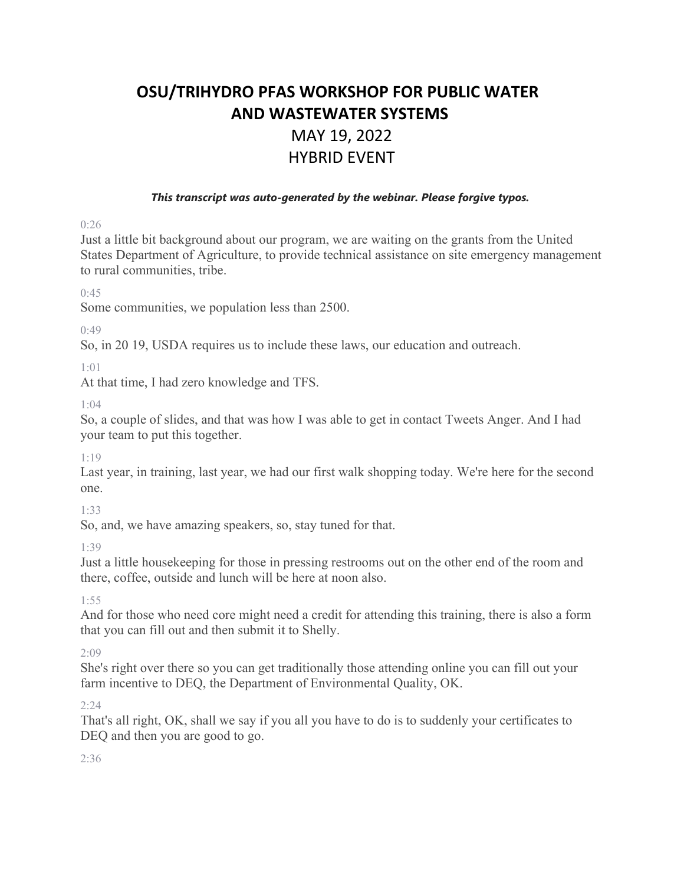# OSU/TRIHYDRO PFAS WORKSHOP FOR PUBLIC WATER AND WASTEWATER SYSTEMS

## MAY 19, 2022

## HYBRID EVENT

***This transcript was auto-generated by the webinar. Please forgive typos.***

0:26

Just a little bit background about our program, we are waiting on the grants from the United States Department of Agriculture, to provide technical assistance on site emergency management to rural communities, tribe.

0:45

Some communities, we population less than 2500.

0:49

So, in 20 19, USDA requires us to include these laws, our education and outreach.

1:01

At that time, I had zero knowledge and TFS.

1:04

So, a couple of slides, and that was how I was able to get in contact Tweets Anger. And I had your team to put this together.

1:19

Last year, in training, last year, we had our first walk shopping today. We're here for the second one.

1:33

So, and, we have amazing speakers, so, stay tuned for that.

1:39

Just a little housekeeping for those in pressing restrooms out on the other end of the room and there, coffee, outside and lunch will be here at noon also.

1:55

And for those who need core might need a credit for attending this training, there is also a form that you can fill out and then submit it to Shelly.

2:09

She's right over there so you can get traditionally those attending online you can fill out your farm incentive to DEQ, the Department of Environmental Quality, OK.

2:24

That's all right, OK, shall we say if you all you have to do is to suddenly your certificates to DEQ and then you are good to go.

2:36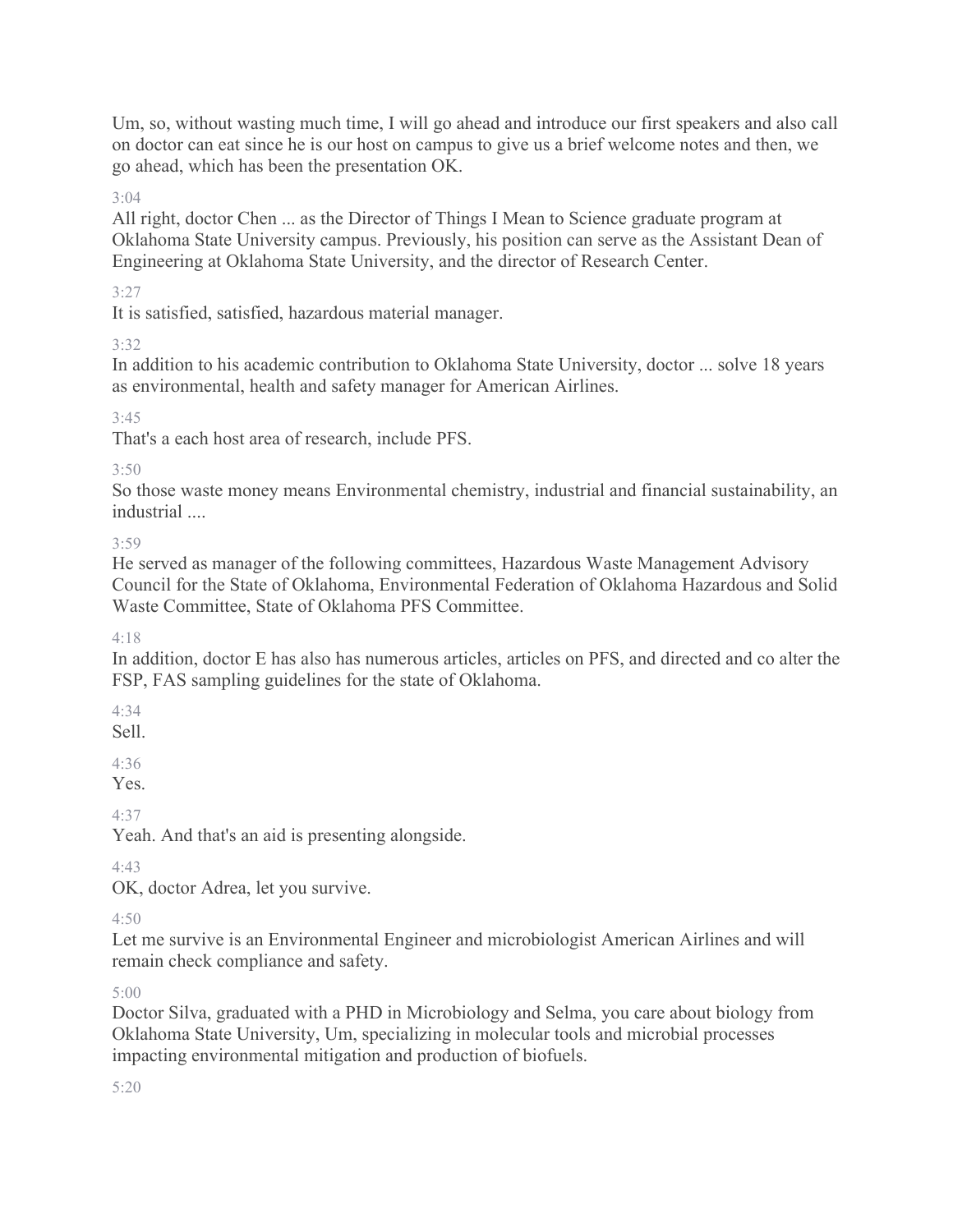Um, so, without wasting much time, I will go ahead and introduce our first speakers and also call on doctor can eat since he is our host on campus to give us a brief welcome notes and then, we go ahead, which has been the presentation OK.

3:04

All right, doctor Chen ... as the Director of Things I Mean to Science graduate program at Oklahoma State University campus. Previously, his position can serve as the Assistant Dean of Engineering at Oklahoma State University, and the director of Research Center.

3:27

It is satisfied, satisfied, hazardous material manager.

3:32

In addition to his academic contribution to Oklahoma State University, doctor ... solve 18 years as environmental, health and safety manager for American Airlines.

3:45

That's a each host area of research, include PFS.

3:50

So those waste money means Environmental chemistry, industrial and financial sustainability, an industrial ....

3:59

He served as manager of the following committees, Hazardous Waste Management Advisory Council for the State of Oklahoma, Environmental Federation of Oklahoma Hazardous and Solid Waste Committee, State of Oklahoma PFS Committee.

4:18

In addition, doctor E has also has numerous articles, articles on PFS, and directed and co alter the FSP, FAS sampling guidelines for the state of Oklahoma.

4:34

Sell.

4:36

Yes.

4:37

Yeah. And that's an aid is presenting alongside.

4:43

OK, doctor Adrea, let you survive.

4:50

Let me survive is an Environmental Engineer and microbiologist American Airlines and will remain check compliance and safety.

5:00

Doctor Silva, graduated with a PHD in Microbiology and Selma, you care about biology from Oklahoma State University, Um, specializing in molecular tools and microbial processes impacting environmental mitigation and production of biofuels.

5:20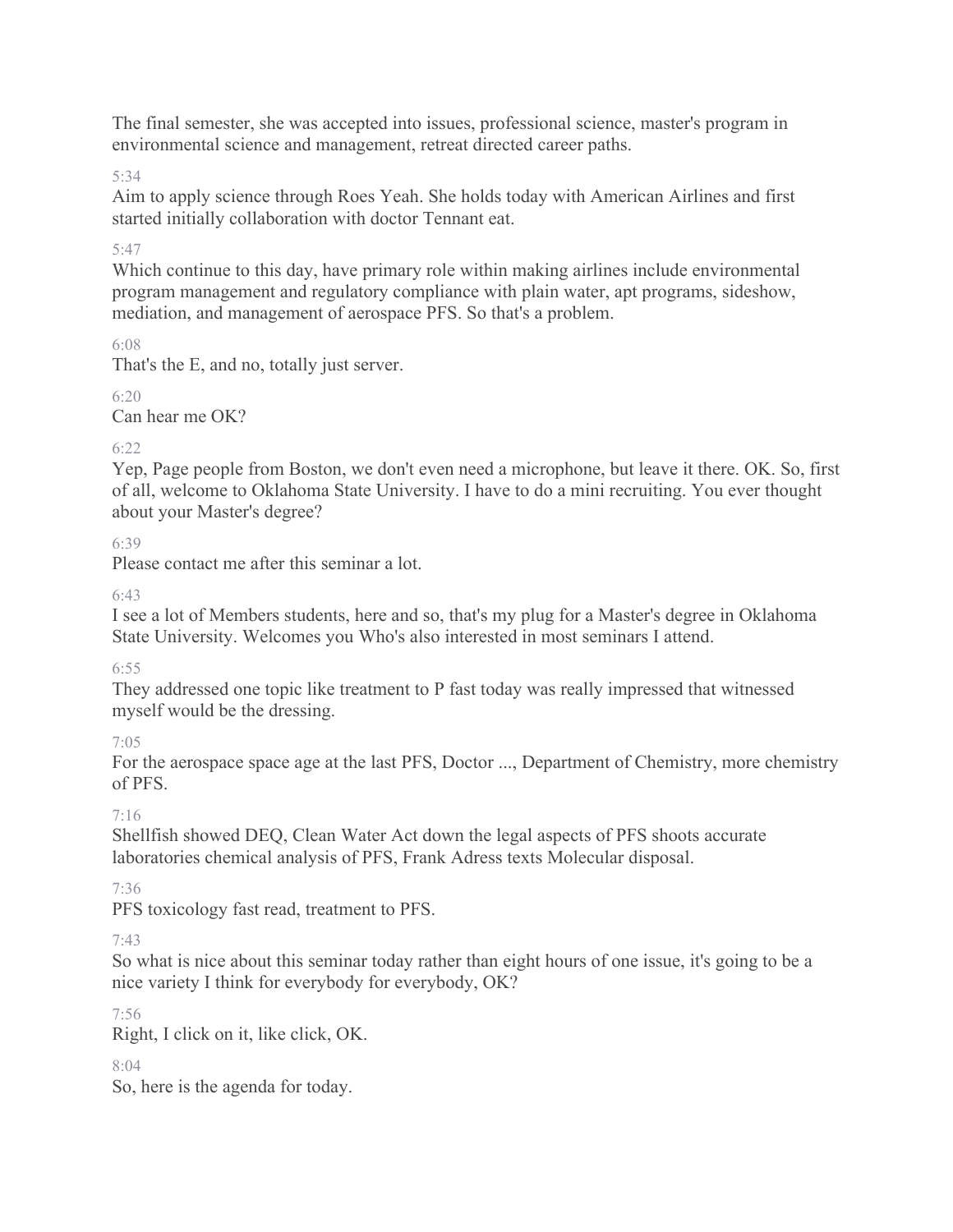The final semester, she was accepted into issues, professional science, master's program in environmental science and management, retreat directed career paths.

5:34

Aim to apply science through Roes Yeah. She holds today with American Airlines and first started initially collaboration with doctor Tennant eat.

5:47

Which continue to this day, have primary role within making airlines include environmental program management and regulatory compliance with plain water, apt programs, sideshow, mediation, and management of aerospace PFS. So that's a problem.

6:08

That's the E, and no, totally just server.

6:20

Can hear me OK?

6:22

Yep, Page people from Boston, we don't even need a microphone, but leave it there. OK. So, first of all, welcome to Oklahoma State University. I have to do a mini recruiting. You ever thought about your Master's degree?

6:39

Please contact me after this seminar a lot.

6:43

I see a lot of Members students, here and so, that's my plug for a Master's degree in Oklahoma State University. Welcomes you Who's also interested in most seminars I attend.

6:55

They addressed one topic like treatment to P fast today was really impressed that witnessed myself would be the dressing.

7:05

For the aerospace space age at the last PFS, Doctor ..., Department of Chemistry, more chemistry of PFS.

7:16

Shellfish showed DEQ, Clean Water Act down the legal aspects of PFS shoots accurate laboratories chemical analysis of PFS, Frank Adress texts Molecular disposal.

7:36

PFS toxicology fast read, treatment to PFS.

7:43

So what is nice about this seminar today rather than eight hours of one issue, it's going to be a nice variety I think for everybody for everybody, OK?

7:56

Right, I click on it, like click, OK.

8:04

So, here is the agenda for today.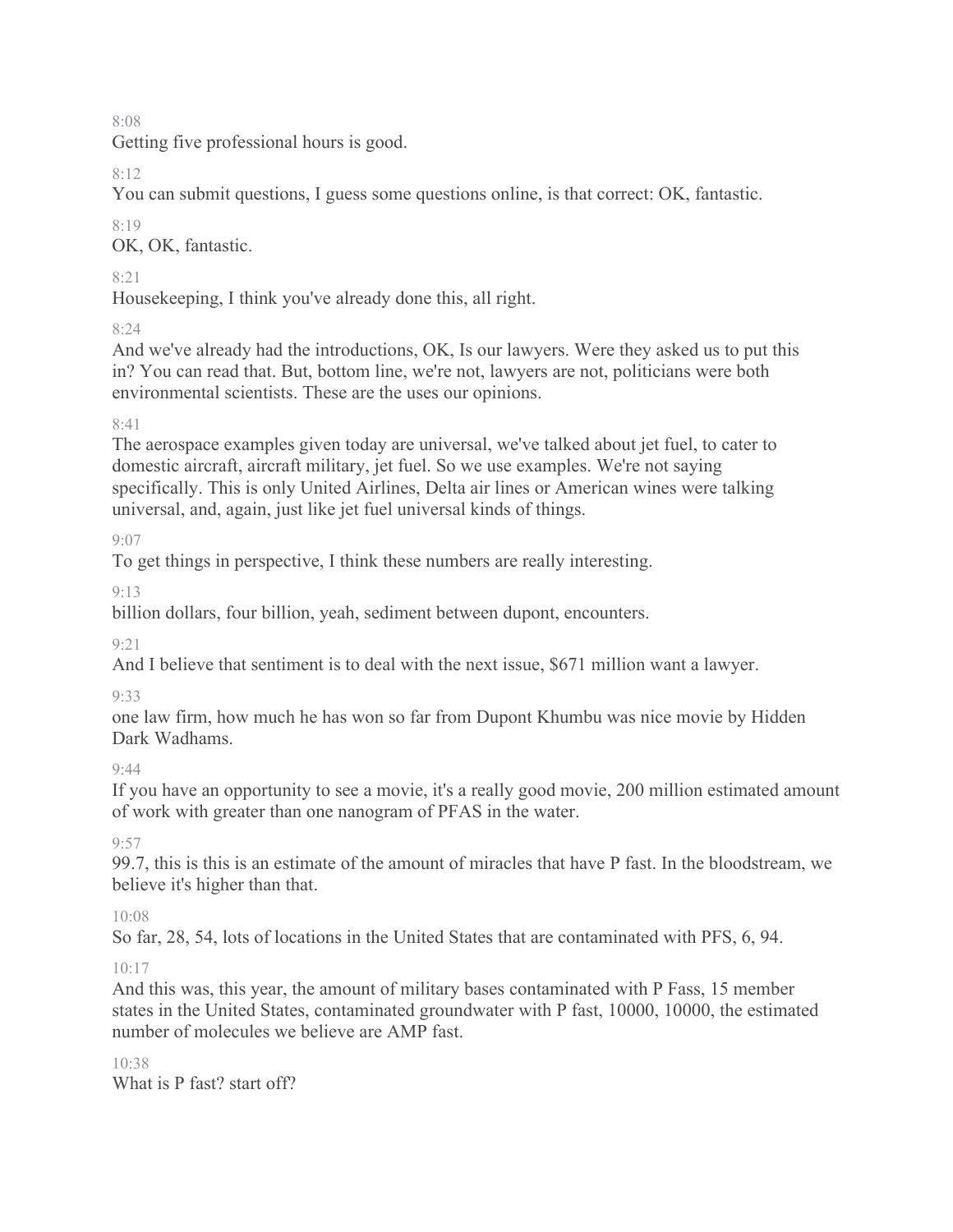8:08

Getting five professional hours is good.

8:12

You can submit questions, I guess some questions online, is that correct: OK, fantastic.

8:19

OK, OK, fantastic.

8:21

Housekeeping, I think you've already done this, all right.

8:24

And we've already had the introductions, OK, Is our lawyers. Were they asked us to put this in? You can read that. But, bottom line, we're not, lawyers are not, politicians were both environmental scientists. These are the uses our opinions.

8:41

The aerospace examples given today are universal, we've talked about jet fuel, to cater to domestic aircraft, aircraft military, jet fuel. So we use examples. We're not saying specifically. This is only United Airlines, Delta air lines or American wines were talking universal, and, again, just like jet fuel universal kinds of things.

9:07

To get things in perspective, I think these numbers are really interesting.

9:13

billion dollars, four billion, yeah, sediment between dupont, encounters.

9:21

And I believe that sentiment is to deal with the next issue, $671 million want a lawyer.

9:33

one law firm, how much he has won so far from Dupont Khumbu was nice movie by Hidden Dark Wadhams.

9:44

If you have an opportunity to see a movie, it's a really good movie, 200 million estimated amount of work with greater than one nanogram of PFAS in the water.

9:57

99.7, this is this is an estimate of the amount of miracles that have P fast. In the bloodstream, we believe it's higher than that.

10:08

So far, 28, 54, lots of locations in the United States that are contaminated with PFS, 6, 94.

10:17

And this was, this year, the amount of military bases contaminated with P Fass, 15 member states in the United States, contaminated groundwater with P fast, 10000, 10000, the estimated number of molecules we believe are AMP fast.

10:38

What is P fast? start off?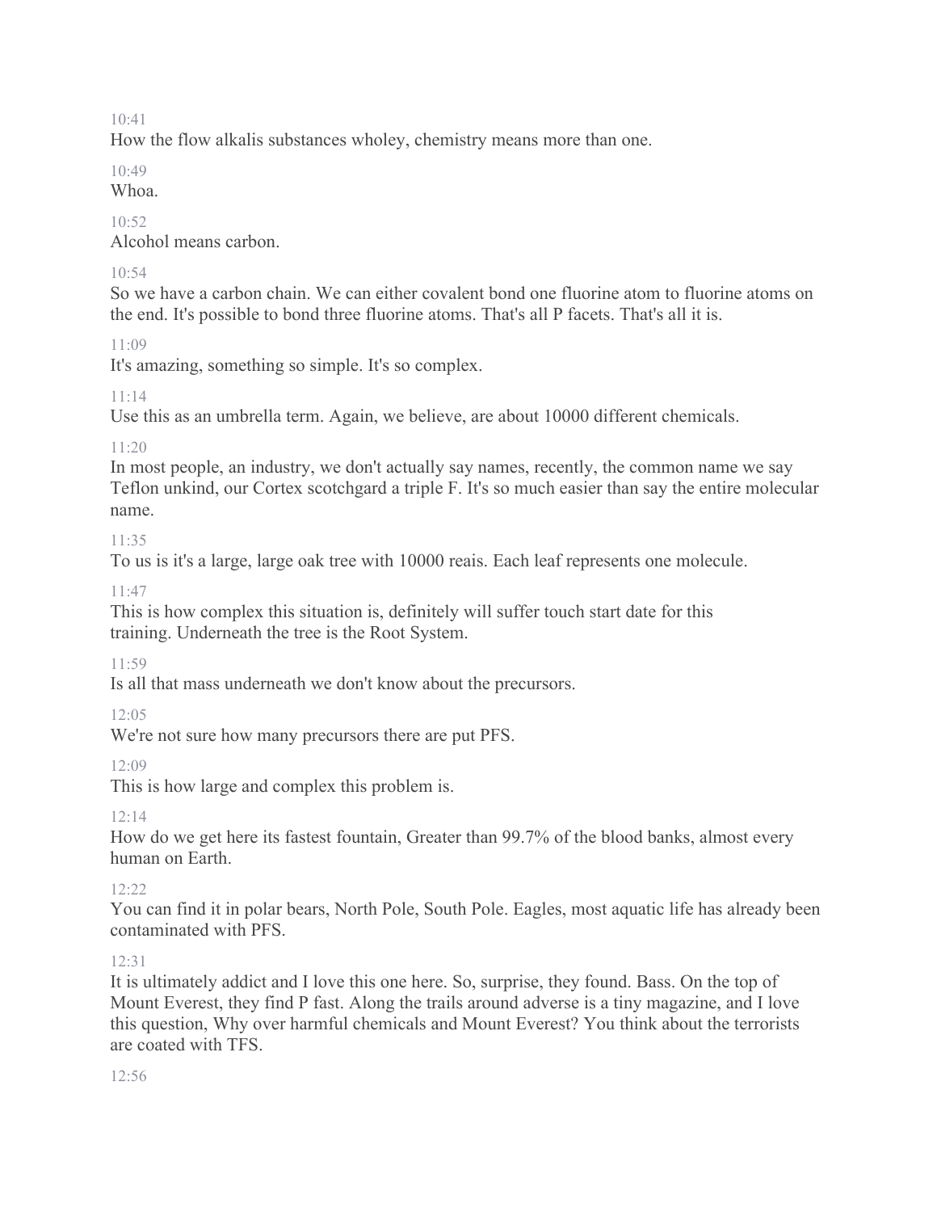10:41

How the flow alkalis substances wholey, chemistry means more than one.

10:49

Whoa.

10:52

Alcohol means carbon.

10:54

So we have a carbon chain. We can either covalent bond one fluorine atom to fluorine atoms on the end. It's possible to bond three fluorine atoms. That's all P facets. That's all it is.

11:09

It's amazing, something so simple. It's so complex.

11:14

Use this as an umbrella term. Again, we believe, are about 10000 different chemicals.

11:20

In most people, an industry, we don't actually say names, recently, the common name we say Teflon unkind, our Cortex scotchgard a triple F. It's so much easier than say the entire molecular name.

11:35

To us is it's a large, large oak tree with 10000 reais. Each leaf represents one molecule.

11:47

This is how complex this situation is, definitely will suffer touch start date for this training. Underneath the tree is the Root System.

11:59

Is all that mass underneath we don't know about the precursors.

12:05

We're not sure how many precursors there are put PFS.

12:09

This is how large and complex this problem is.

12:14

How do we get here its fastest fountain, Greater than 99.7% of the blood banks, almost every human on Earth.

12:22

You can find it in polar bears, North Pole, South Pole. Eagles, most aquatic life has already been contaminated with PFS.

12:31

It is ultimately addict and I love this one here. So, surprise, they found. Bass. On the top of Mount Everest, they find P fast. Along the trails around adverse is a tiny magazine, and I love this question, Why over harmful chemicals and Mount Everest? You think about the terrorists are coated with TFS.

12:56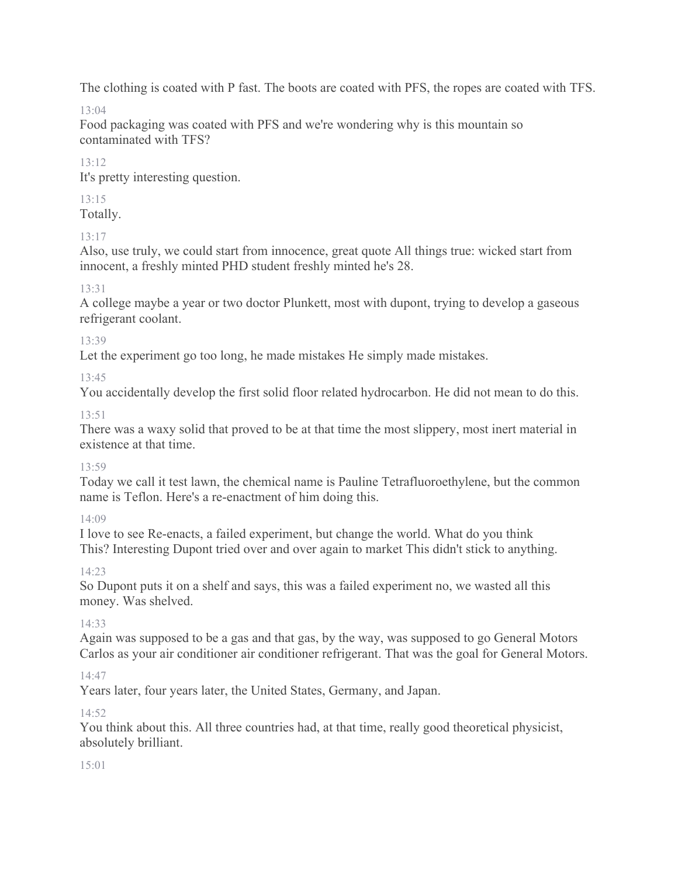The clothing is coated with P fast. The boots are coated with PFS, the ropes are coated with TFS.

13:04

Food packaging was coated with PFS and we're wondering why is this mountain so contaminated with TFS?

13:12

It's pretty interesting question.

13:15

Totally.

13:17

Also, use truly, we could start from innocence, great quote All things true: wicked start from innocent, a freshly minted PHD student freshly minted he's 28.

13:31

A college maybe a year or two doctor Plunkett, most with dupont, trying to develop a gaseous refrigerant coolant.

13:39

Let the experiment go too long, he made mistakes He simply made mistakes.

13:45

You accidentally develop the first solid floor related hydrocarbon. He did not mean to do this.

13:51

There was a waxy solid that proved to be at that time the most slippery, most inert material in existence at that time.

13:59

Today we call it test lawn, the chemical name is Pauline Tetrafluoroethylene, but the common name is Teflon. Here's a re-enactment of him doing this.

14:09

I love to see Re-enacts, a failed experiment, but change the world. What do you think This? Interesting Dupont tried over and over again to market This didn't stick to anything.

14:23

So Dupont puts it on a shelf and says, this was a failed experiment no, we wasted all this money. Was shelved.

14:33

Again was supposed to be a gas and that gas, by the way, was supposed to go General Motors Carlos as your air conditioner air conditioner refrigerant. That was the goal for General Motors.

14:47

Years later, four years later, the United States, Germany, and Japan.

14:52

You think about this. All three countries had, at that time, really good theoretical physicist, absolutely brilliant.

15:01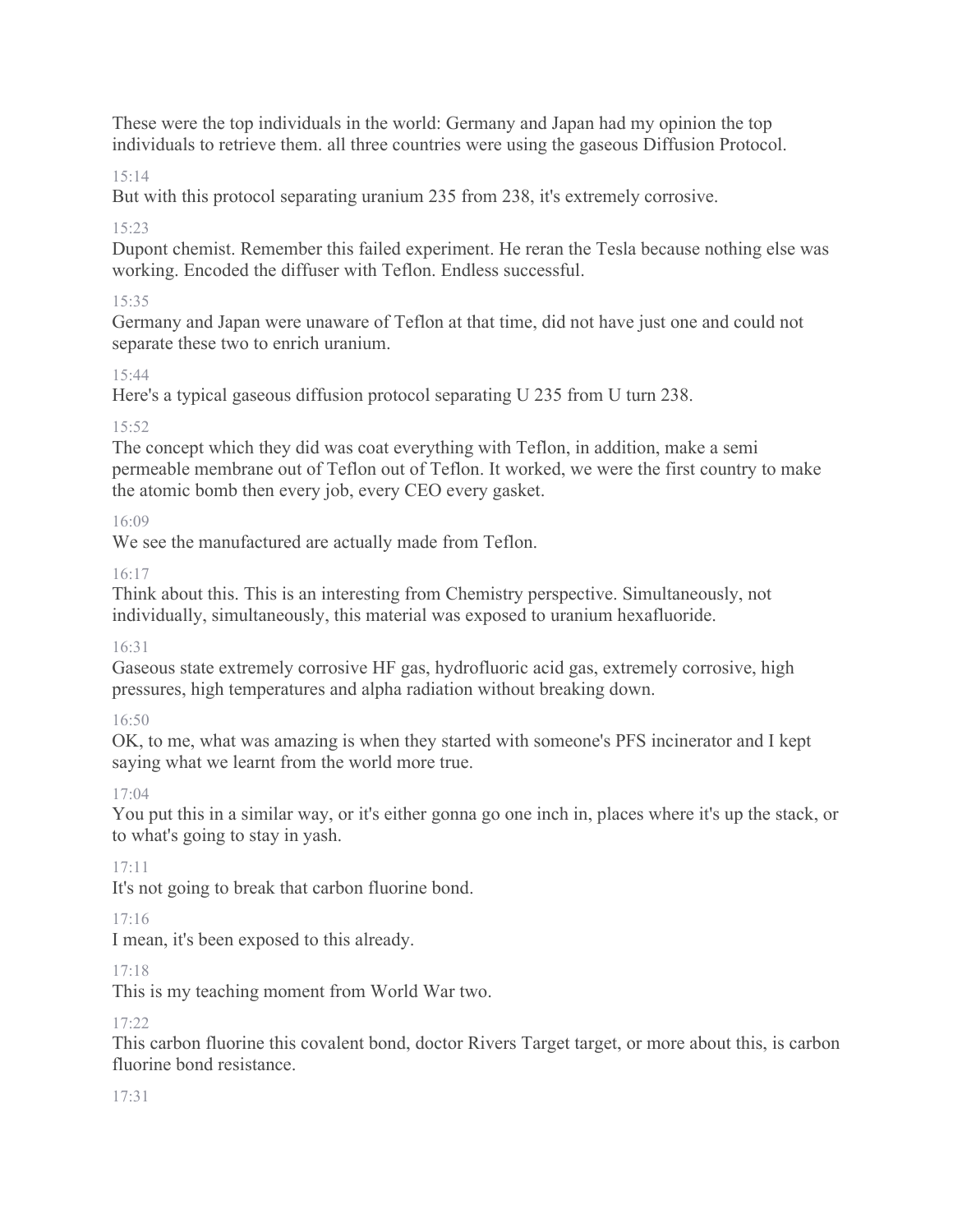These were the top individuals in the world: Germany and Japan had my opinion the top individuals to retrieve them. all three countries were using the gaseous Diffusion Protocol.

15:14

But with this protocol separating uranium 235 from 238, it's extremely corrosive.

15:23

Dupont chemist. Remember this failed experiment. He reran the Tesla because nothing else was working. Encoded the diffuser with Teflon. Endless successful.

15:35

Germany and Japan were unaware of Teflon at that time, did not have just one and could not separate these two to enrich uranium.

15:44

Here's a typical gaseous diffusion protocol separating U 235 from U turn 238.

15:52

The concept which they did was coat everything with Teflon, in addition, make a semi permeable membrane out of Teflon out of Teflon. It worked, we were the first country to make the atomic bomb then every job, every CEO every gasket.

16:09

We see the manufactured are actually made from Teflon.

16:17

Think about this. This is an interesting from Chemistry perspective. Simultaneously, not individually, simultaneously, this material was exposed to uranium hexafluoride.

16:31

Gaseous state extremely corrosive HF gas, hydrofluoric acid gas, extremely corrosive, high pressures, high temperatures and alpha radiation without breaking down.

16:50

OK, to me, what was amazing is when they started with someone's PFS incinerator and I kept saying what we learnt from the world more true.

17:04

You put this in a similar way, or it's either gonna go one inch in, places where it's up the stack, or to what's going to stay in yash.

17:11

It's not going to break that carbon fluorine bond.

17:16

I mean, it's been exposed to this already.

17:18

This is my teaching moment from World War two.

17:22

This carbon fluorine this covalent bond, doctor Rivers Target target, or more about this, is carbon fluorine bond resistance.

17:31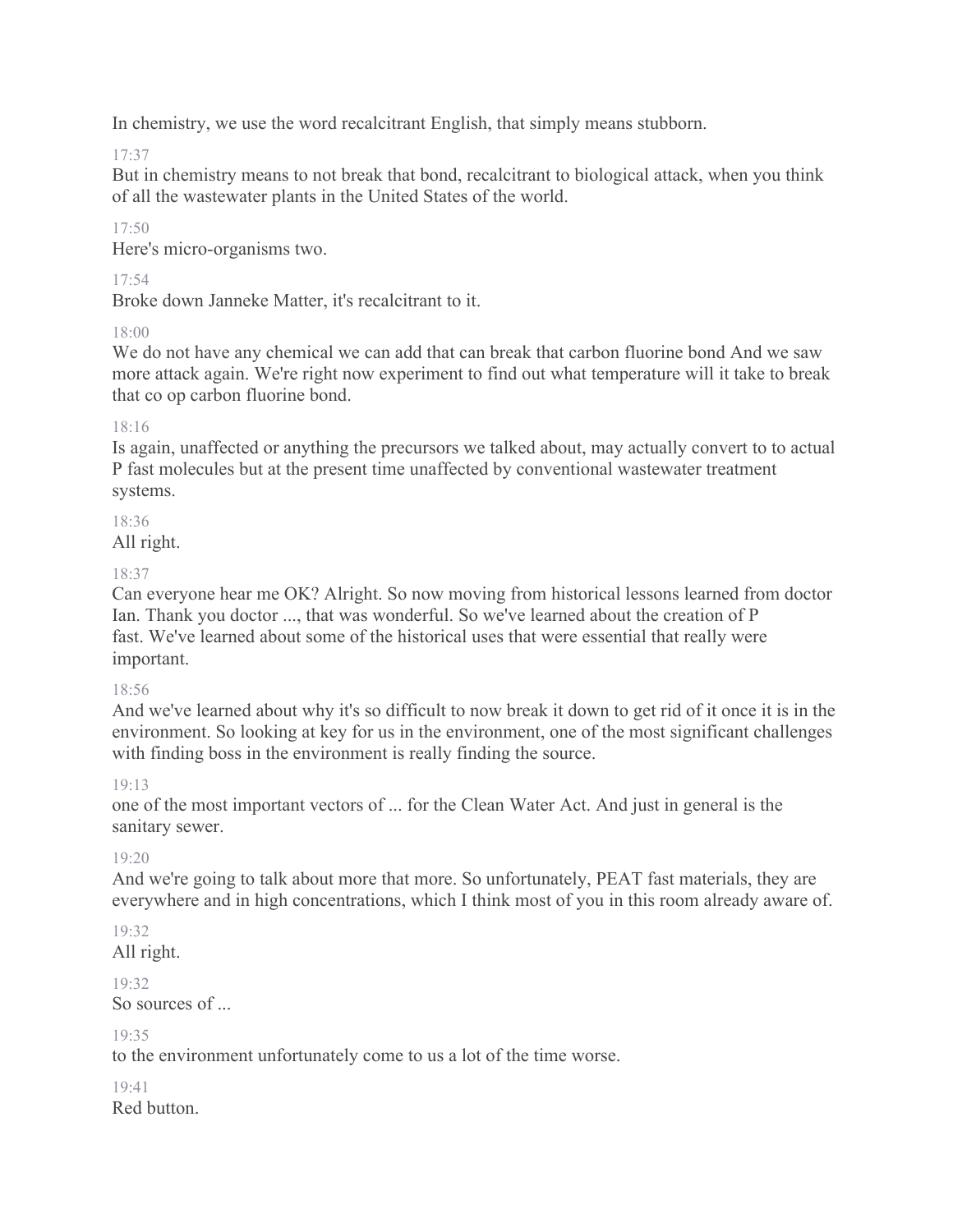In chemistry, we use the word recalcitrant English, that simply means stubborn.

17:37

But in chemistry means to not break that bond, recalcitrant to biological attack, when you think of all the wastewater plants in the United States of the world.

17:50

Here's micro-organisms two.

17:54

Broke down Janneke Matter, it's recalcitrant to it.

18:00

We do not have any chemical we can add that can break that carbon fluorine bond And we saw more attack again. We're right now experiment to find out what temperature will it take to break that co op carbon fluorine bond.

18:16

Is again, unaffected or anything the precursors we talked about, may actually convert to to actual P fast molecules but at the present time unaffected by conventional wastewater treatment systems.

18:36

All right.

18:37

Can everyone hear me OK? Alright. So now moving from historical lessons learned from doctor Ian. Thank you doctor ..., that was wonderful. So we've learned about the creation of P fast. We've learned about some of the historical uses that were essential that really were important.

18:56

And we've learned about why it's so difficult to now break it down to get rid of it once it is in the environment. So looking at key for us in the environment, one of the most significant challenges with finding boss in the environment is really finding the source.

19:13

one of the most important vectors of ... for the Clean Water Act. And just in general is the sanitary sewer.

19:20

And we're going to talk about more that more. So unfortunately, PEAT fast materials, they are everywhere and in high concentrations, which I think most of you in this room already aware of.

19:32

All right.

19:32

So sources of ...

19:35

to the environment unfortunately come to us a lot of the time worse.

19:41

Red button.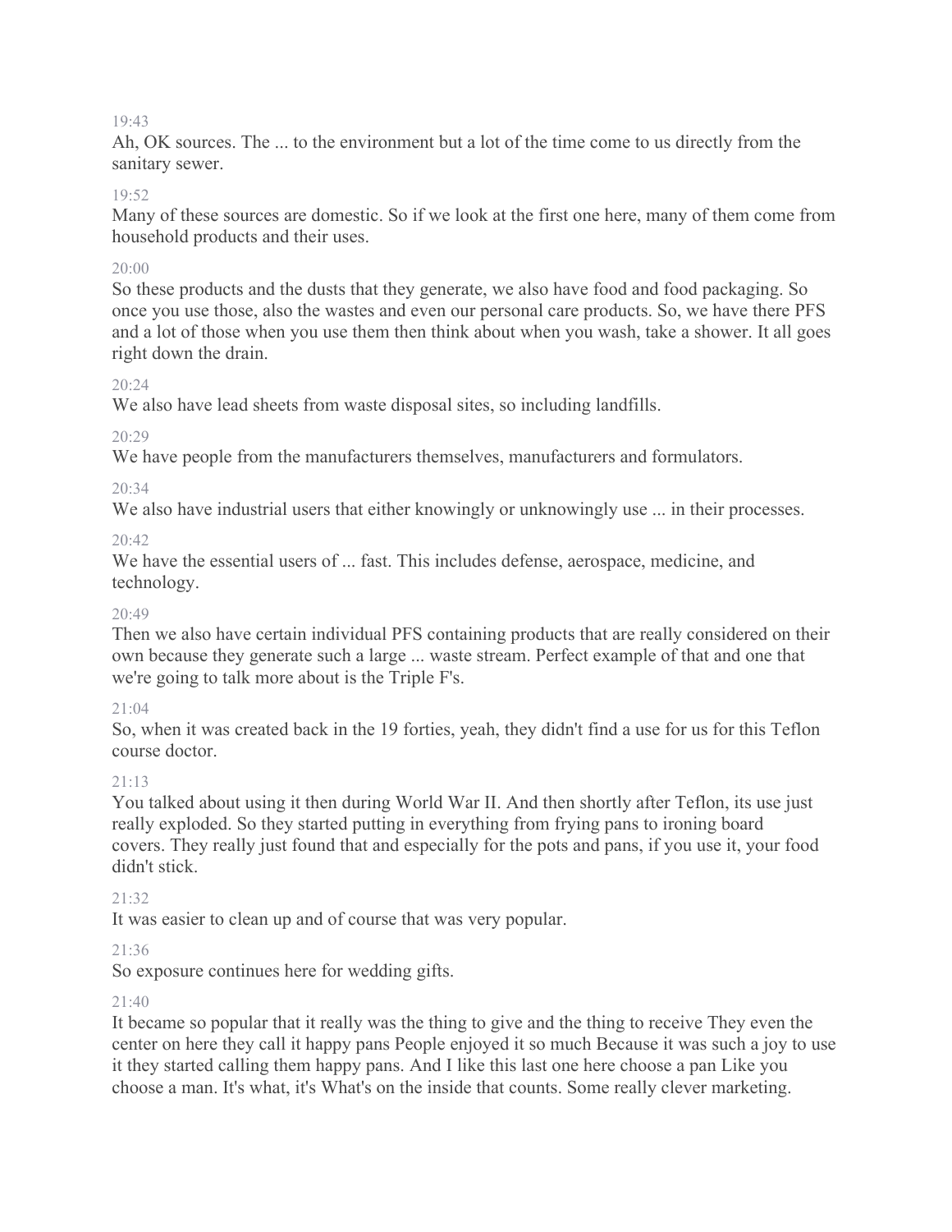19:43

Ah, OK sources. The ... to the environment but a lot of the time come to us directly from the sanitary sewer.

19:52

Many of these sources are domestic. So if we look at the first one here, many of them come from household products and their uses.

20:00

So these products and the dusts that they generate, we also have food and food packaging. So once you use those, also the wastes and even our personal care products. So, we have there PFS and a lot of those when you use them then think about when you wash, take a shower. It all goes right down the drain.

20:24

We also have lead sheets from waste disposal sites, so including landfills.

20:29

We have people from the manufacturers themselves, manufacturers and formulators.

20:34

We also have industrial users that either knowingly or unknowingly use ... in their processes.

20:42

We have the essential users of ... fast. This includes defense, aerospace, medicine, and technology.

20:49

Then we also have certain individual PFS containing products that are really considered on their own because they generate such a large ... waste stream. Perfect example of that and one that we're going to talk more about is the Triple F's.

21:04

So, when it was created back in the 19 forties, yeah, they didn't find a use for us for this Teflon course doctor.

21:13

You talked about using it then during World War II. And then shortly after Teflon, its use just really exploded. So they started putting in everything from frying pans to ironing board covers. They really just found that and especially for the pots and pans, if you use it, your food didn't stick.

21:32

It was easier to clean up and of course that was very popular.

21:36

So exposure continues here for wedding gifts.

21:40

It became so popular that it really was the thing to give and the thing to receive They even the center on here they call it happy pans People enjoyed it so much Because it was such a joy to use it they started calling them happy pans. And I like this last one here choose a pan Like you choose a man. It's what, it's What's on the inside that counts. Some really clever marketing.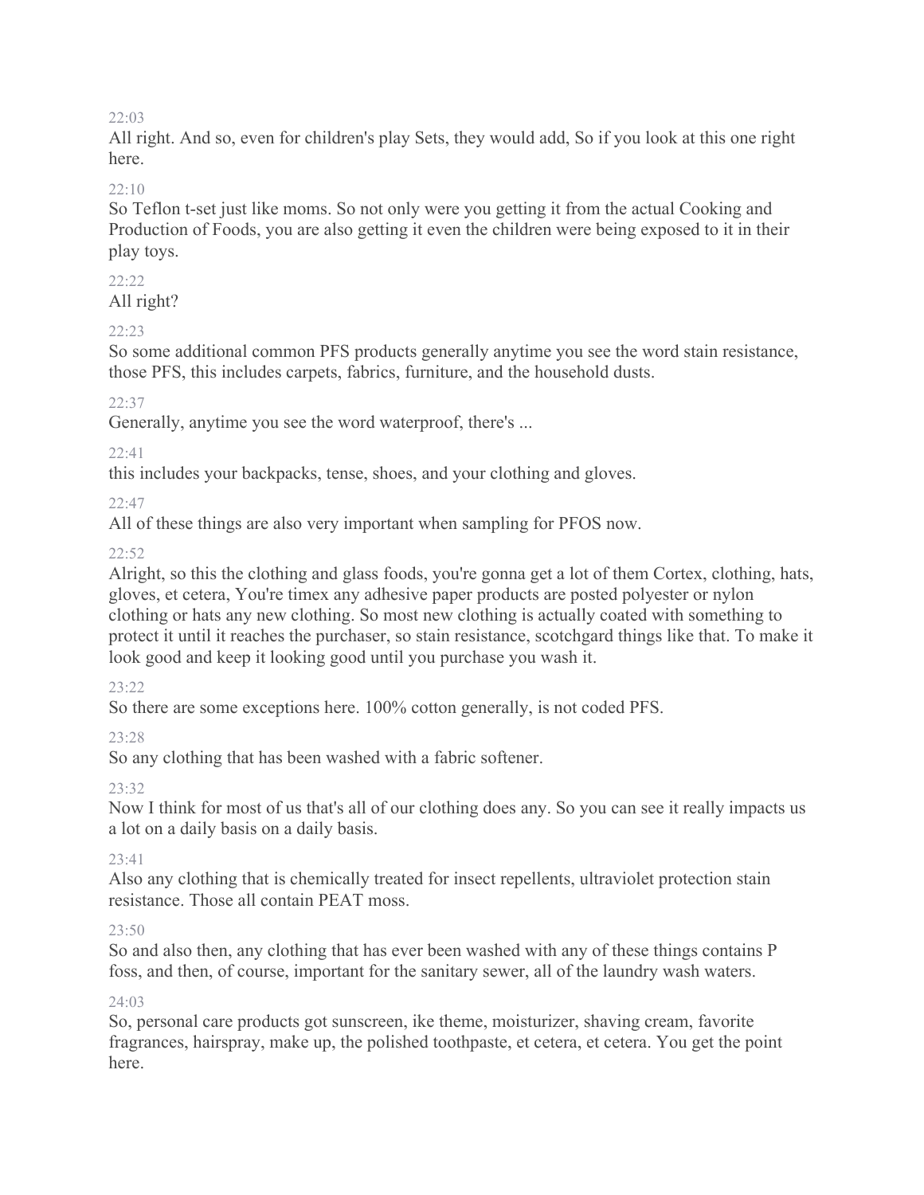22:03

All right. And so, even for children's play Sets, they would add, So if you look at this one right here.

22:10

So Teflon t-set just like moms. So not only were you getting it from the actual Cooking and Production of Foods, you are also getting it even the children were being exposed to it in their play toys.

22:22

All right?

22:23

So some additional common PFS products generally anytime you see the word stain resistance, those PFS, this includes carpets, fabrics, furniture, and the household dusts.

22:37

Generally, anytime you see the word waterproof, there's ...

22:41

this includes your backpacks, tense, shoes, and your clothing and gloves.

22:47

All of these things are also very important when sampling for PFOS now.

22:52

Alright, so this the clothing and glass foods, you're gonna get a lot of them Cortex, clothing, hats, gloves, et cetera, You're timex any adhesive paper products are posted polyester or nylon clothing or hats any new clothing. So most new clothing is actually coated with something to protect it until it reaches the purchaser, so stain resistance, scotchgard things like that. To make it look good and keep it looking good until you purchase you wash it.

23:22

So there are some exceptions here. 100% cotton generally, is not coded PFS.

23:28

So any clothing that has been washed with a fabric softener.

23:32

Now I think for most of us that's all of our clothing does any. So you can see it really impacts us a lot on a daily basis on a daily basis.

23:41

Also any clothing that is chemically treated for insect repellents, ultraviolet protection stain resistance. Those all contain PEAT moss.

23:50

So and also then, any clothing that has ever been washed with any of these things contains P foss, and then, of course, important for the sanitary sewer, all of the laundry wash waters.

24:03

So, personal care products got sunscreen, ike theme, moisturizer, shaving cream, favorite fragrances, hairspray, make up, the polished toothpaste, et cetera, et cetera. You get the point here.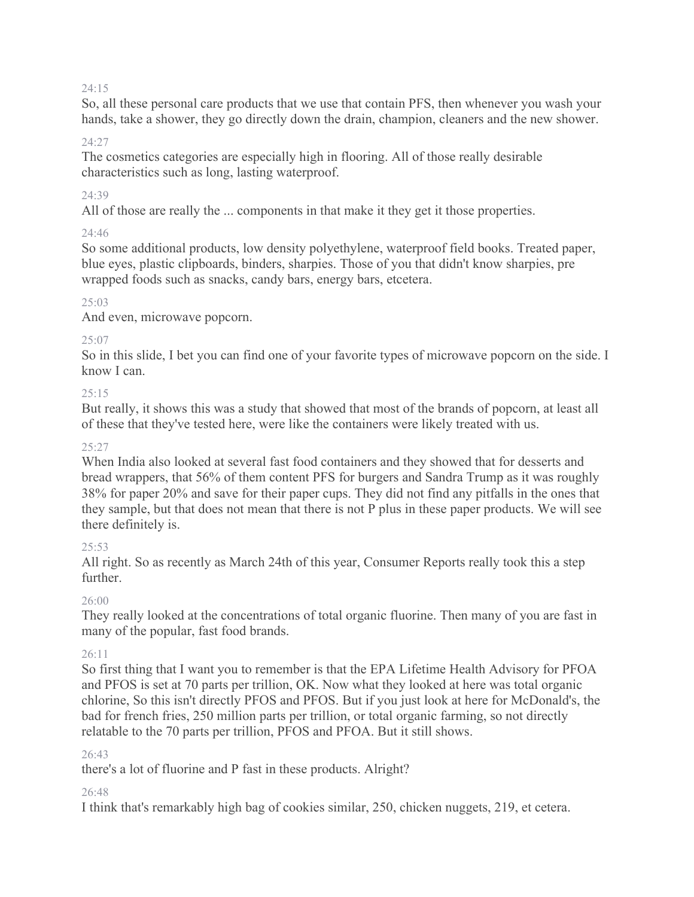24:15

So, all these personal care products that we use that contain PFS, then whenever you wash your hands, take a shower, they go directly down the drain, champion, cleaners and the new shower.

24:27

The cosmetics categories are especially high in flooring. All of those really desirable characteristics such as long, lasting waterproof.

24:39

All of those are really the ... components in that make it they get it those properties.

24:46

So some additional products, low density polyethylene, waterproof field books. Treated paper, blue eyes, plastic clipboards, binders, sharpies. Those of you that didn't know sharpies, pre wrapped foods such as snacks, candy bars, energy bars, etcetera.

25:03

And even, microwave popcorn.

25:07

So in this slide, I bet you can find one of your favorite types of microwave popcorn on the side. I know I can.

25:15

But really, it shows this was a study that showed that most of the brands of popcorn, at least all of these that they've tested here, were like the containers were likely treated with us.

25:27

When India also looked at several fast food containers and they showed that for desserts and bread wrappers, that 56% of them content PFS for burgers and Sandra Trump as it was roughly 38% for paper 20% and save for their paper cups. They did not find any pitfalls in the ones that they sample, but that does not mean that there is not P plus in these paper products. We will see there definitely is.

25:53

All right. So as recently as March 24th of this year, Consumer Reports really took this a step further.

26:00

They really looked at the concentrations of total organic fluorine. Then many of you are fast in many of the popular, fast food brands.

26:11

So first thing that I want you to remember is that the EPA Lifetime Health Advisory for PFOA and PFOS is set at 70 parts per trillion, OK. Now what they looked at here was total organic chlorine, So this isn't directly PFOS and PFOS. But if you just look at here for McDonald's, the bad for french fries, 250 million parts per trillion, or total organic farming, so not directly relatable to the 70 parts per trillion, PFOS and PFOA. But it still shows.

26:43

there's a lot of fluorine and P fast in these products. Alright?

26:48

I think that's remarkably high bag of cookies similar, 250, chicken nuggets, 219, et cetera.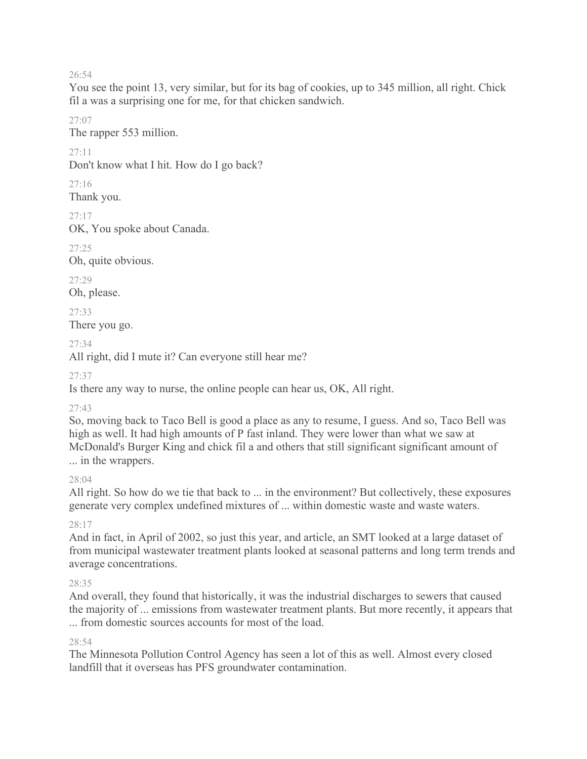26:54

You see the point 13, very similar, but for its bag of cookies, up to 345 million, all right. Chick fil a was a surprising one for me, for that chicken sandwich.

27:07

The rapper 553 million.

27:11

Don't know what I hit. How do I go back?

27:16

Thank you.

27:17

OK, You spoke about Canada.

27:25

Oh, quite obvious.

27:29

Oh, please.

27:33

There you go.

27:34

All right, did I mute it? Can everyone still hear me?

27:37

Is there any way to nurse, the online people can hear us, OK, All right.

27:43

So, moving back to Taco Bell is good a place as any to resume, I guess. And so, Taco Bell was high as well. It had high amounts of P fast inland. They were lower than what we saw at McDonald's Burger King and chick fil a and others that still significant significant amount of ... in the wrappers.

28:04

All right. So how do we tie that back to ... in the environment? But collectively, these exposures generate very complex undefined mixtures of ... within domestic waste and waste waters.

28:17

And in fact, in April of 2002, so just this year, and article, an SMT looked at a large dataset of from municipal wastewater treatment plants looked at seasonal patterns and long term trends and average concentrations.

28:35

And overall, they found that historically, it was the industrial discharges to sewers that caused the majority of ... emissions from wastewater treatment plants. But more recently, it appears that ... from domestic sources accounts for most of the load.

28:54

The Minnesota Pollution Control Agency has seen a lot of this as well. Almost every closed landfill that it overseas has PFS groundwater contamination.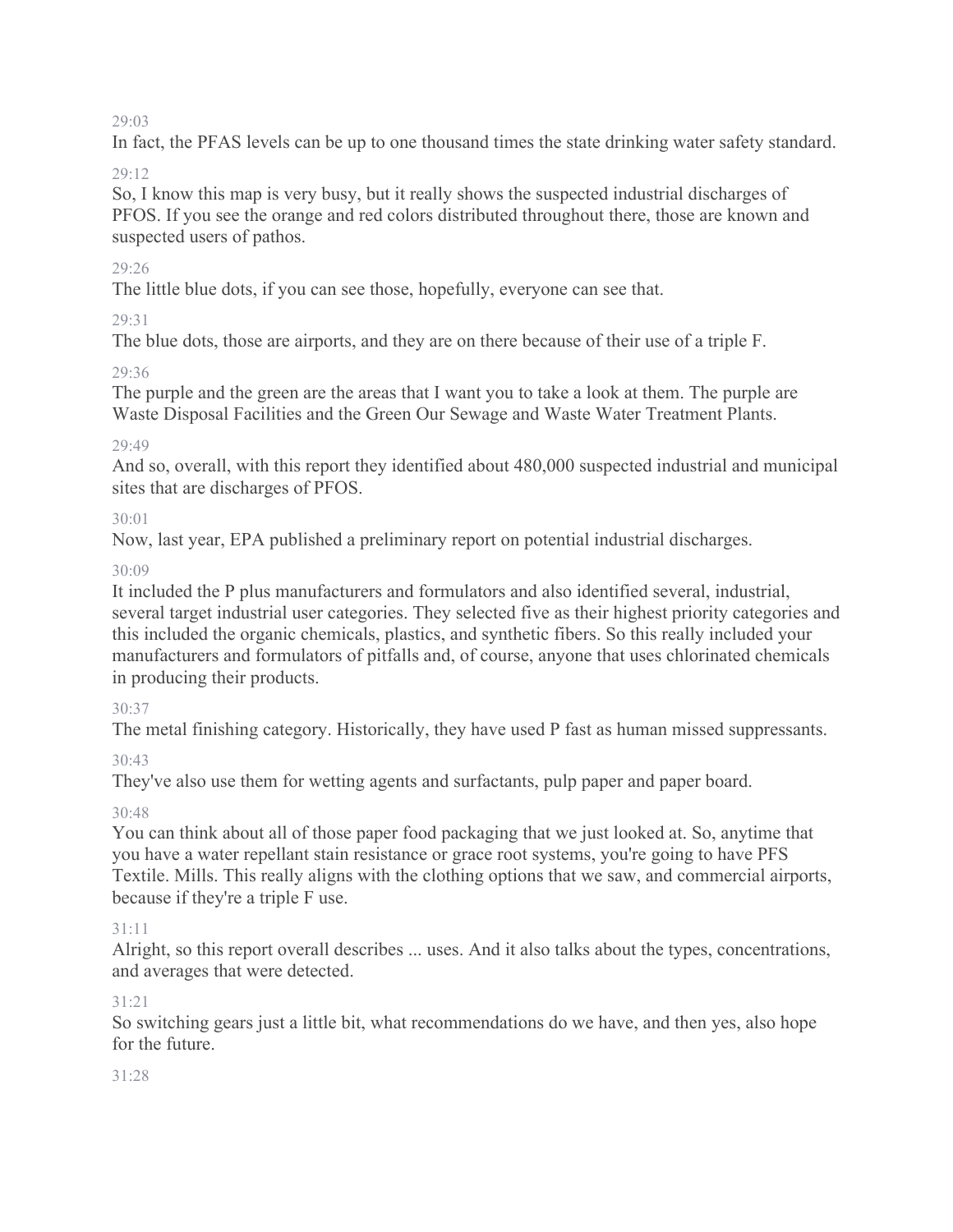29:03

In fact, the PFAS levels can be up to one thousand times the state drinking water safety standard.

29:12

So, I know this map is very busy, but it really shows the suspected industrial discharges of PFOS. If you see the orange and red colors distributed throughout there, those are known and suspected users of pathos.

29:26

The little blue dots, if you can see those, hopefully, everyone can see that.

29:31

The blue dots, those are airports, and they are on there because of their use of a triple F.

29:36

The purple and the green are the areas that I want you to take a look at them. The purple are Waste Disposal Facilities and the Green Our Sewage and Waste Water Treatment Plants.

29:49

And so, overall, with this report they identified about 480,000 suspected industrial and municipal sites that are discharges of PFOS.

30:01

Now, last year, EPA published a preliminary report on potential industrial discharges.

30:09

It included the P plus manufacturers and formulators and also identified several, industrial, several target industrial user categories. They selected five as their highest priority categories and this included the organic chemicals, plastics, and synthetic fibers. So this really included your manufacturers and formulators of pitfalls and, of course, anyone that uses chlorinated chemicals in producing their products.

30:37

The metal finishing category. Historically, they have used P fast as human missed suppressants.

30:43

They've also use them for wetting agents and surfactants, pulp paper and paper board.

30:48

You can think about all of those paper food packaging that we just looked at. So, anytime that you have a water repellant stain resistance or grace root systems, you're going to have PFS Textile. Mills. This really aligns with the clothing options that we saw, and commercial airports, because if they're a triple F use.

31:11

Alright, so this report overall describes ... uses. And it also talks about the types, concentrations, and averages that were detected.

31:21

So switching gears just a little bit, what recommendations do we have, and then yes, also hope for the future.

31:28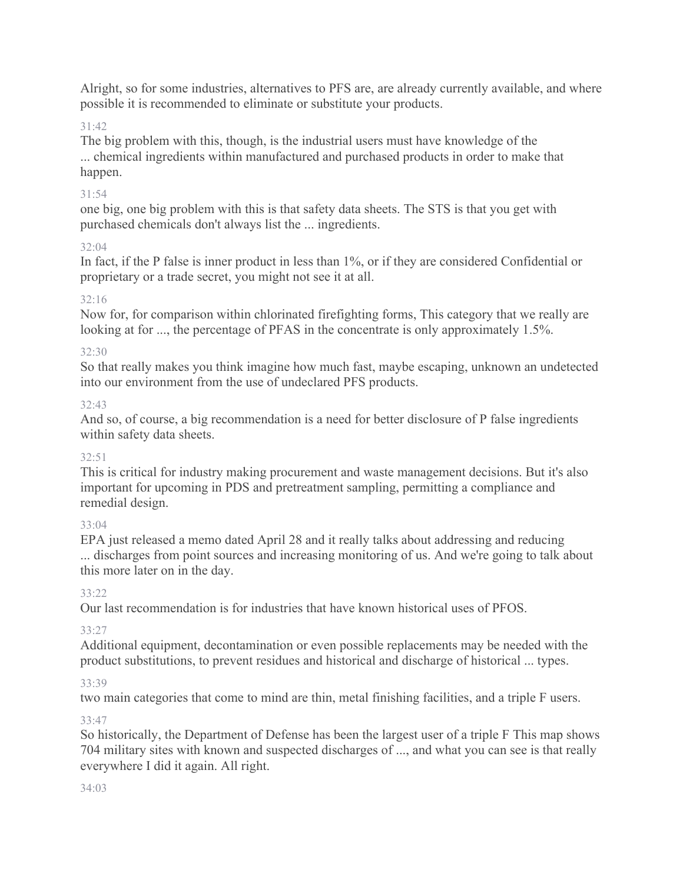Alright, so for some industries, alternatives to PFS are, are already currently available, and where possible it is recommended to eliminate or substitute your products.

31:42

The big problem with this, though, is the industrial users must have knowledge of the ... chemical ingredients within manufactured and purchased products in order to make that happen.

31:54

one big, one big problem with this is that safety data sheets. The STS is that you get with purchased chemicals don't always list the ... ingredients.

32:04

In fact, if the P false is inner product in less than 1%, or if they are considered Confidential or proprietary or a trade secret, you might not see it at all.

32:16

Now for, for comparison within chlorinated firefighting forms, This category that we really are looking at for ..., the percentage of PFAS in the concentrate is only approximately 1.5%.

32:30

So that really makes you think imagine how much fast, maybe escaping, unknown an undetected into our environment from the use of undeclared PFS products.

32:43

And so, of course, a big recommendation is a need for better disclosure of P false ingredients within safety data sheets.

32:51

This is critical for industry making procurement and waste management decisions. But it's also important for upcoming in PDS and pretreatment sampling, permitting a compliance and remedial design.

33:04

EPA just released a memo dated April 28 and it really talks about addressing and reducing ... discharges from point sources and increasing monitoring of us. And we're going to talk about this more later on in the day.

33:22

Our last recommendation is for industries that have known historical uses of PFOS.

33:27

Additional equipment, decontamination or even possible replacements may be needed with the product substitutions, to prevent residues and historical and discharge of historical ... types.

33:39

two main categories that come to mind are thin, metal finishing facilities, and a triple F users.

33:47

So historically, the Department of Defense has been the largest user of a triple F This map shows 704 military sites with known and suspected discharges of ..., and what you can see is that really everywhere I did it again. All right.

34:03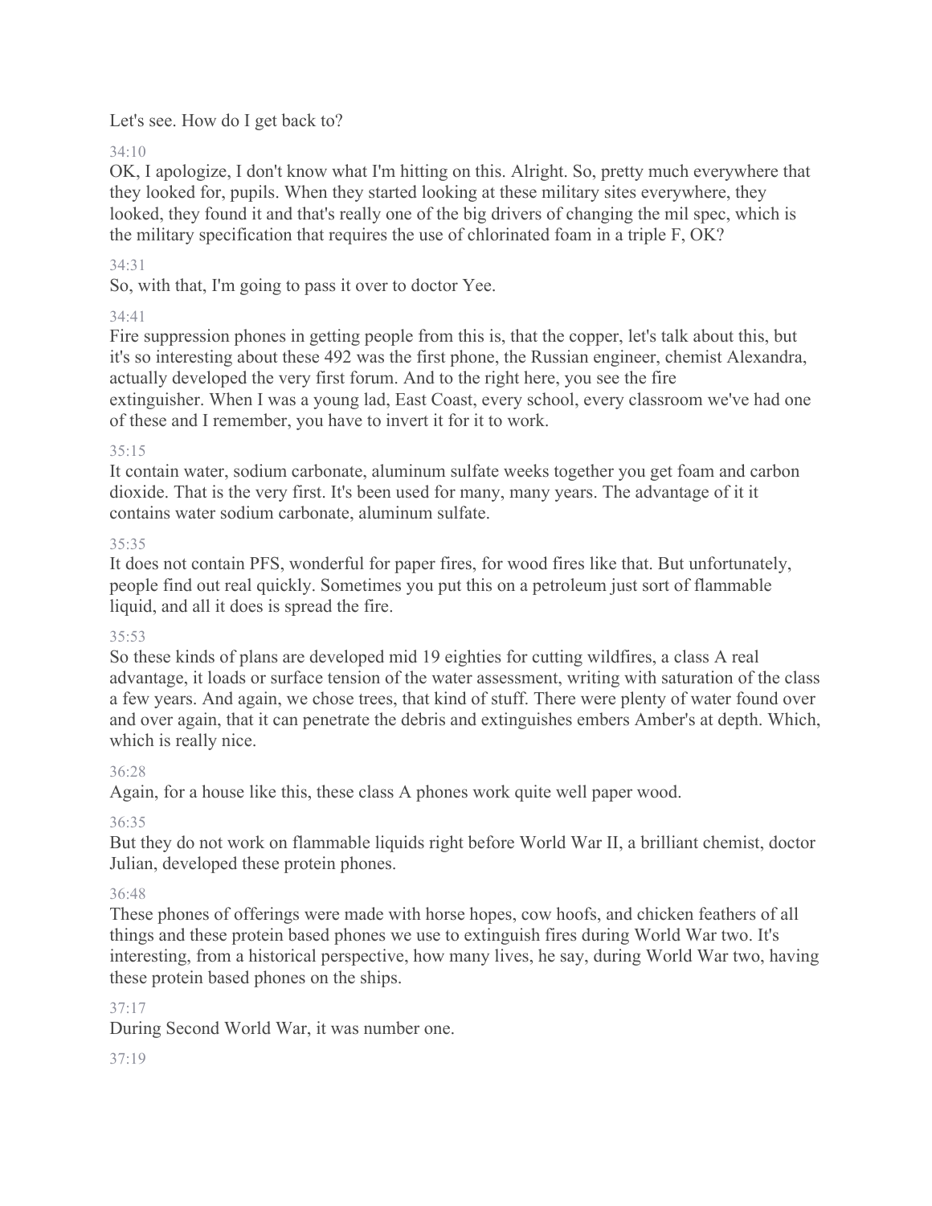Let's see. How do I get back to?

34:10

OK, I apologize, I don't know what I'm hitting on this. Alright. So, pretty much everywhere that they looked for, pupils. When they started looking at these military sites everywhere, they looked, they found it and that's really one of the big drivers of changing the mil spec, which is the military specification that requires the use of chlorinated foam in a triple F, OK?

34:31

So, with that, I'm going to pass it over to doctor Yee.

34:41

Fire suppression phones in getting people from this is, that the copper, let's talk about this, but it's so interesting about these 492 was the first phone, the Russian engineer, chemist Alexandra, actually developed the very first forum. And to the right here, you see the fire extinguisher. When I was a young lad, East Coast, every school, every classroom we've had one of these and I remember, you have to invert it for it to work.

35:15

It contain water, sodium carbonate, aluminum sulfate weeks together you get foam and carbon dioxide. That is the very first. It's been used for many, many years. The advantage of it it contains water sodium carbonate, aluminum sulfate.

35:35

It does not contain PFS, wonderful for paper fires, for wood fires like that. But unfortunately, people find out real quickly. Sometimes you put this on a petroleum just sort of flammable liquid, and all it does is spread the fire.

35:53

So these kinds of plans are developed mid 19 eighties for cutting wildfires, a class A real advantage, it loads or surface tension of the water assessment, writing with saturation of the class a few years. And again, we chose trees, that kind of stuff. There were plenty of water found over and over again, that it can penetrate the debris and extinguishes embers Amber's at depth. Which, which is really nice.

36:28

Again, for a house like this, these class A phones work quite well paper wood.

36:35

But they do not work on flammable liquids right before World War II, a brilliant chemist, doctor Julian, developed these protein phones.

36:48

These phones of offerings were made with horse hopes, cow hoofs, and chicken feathers of all things and these protein based phones we use to extinguish fires during World War two. It's interesting, from a historical perspective, how many lives, he say, during World War two, having these protein based phones on the ships.

37:17

During Second World War, it was number one.

37:19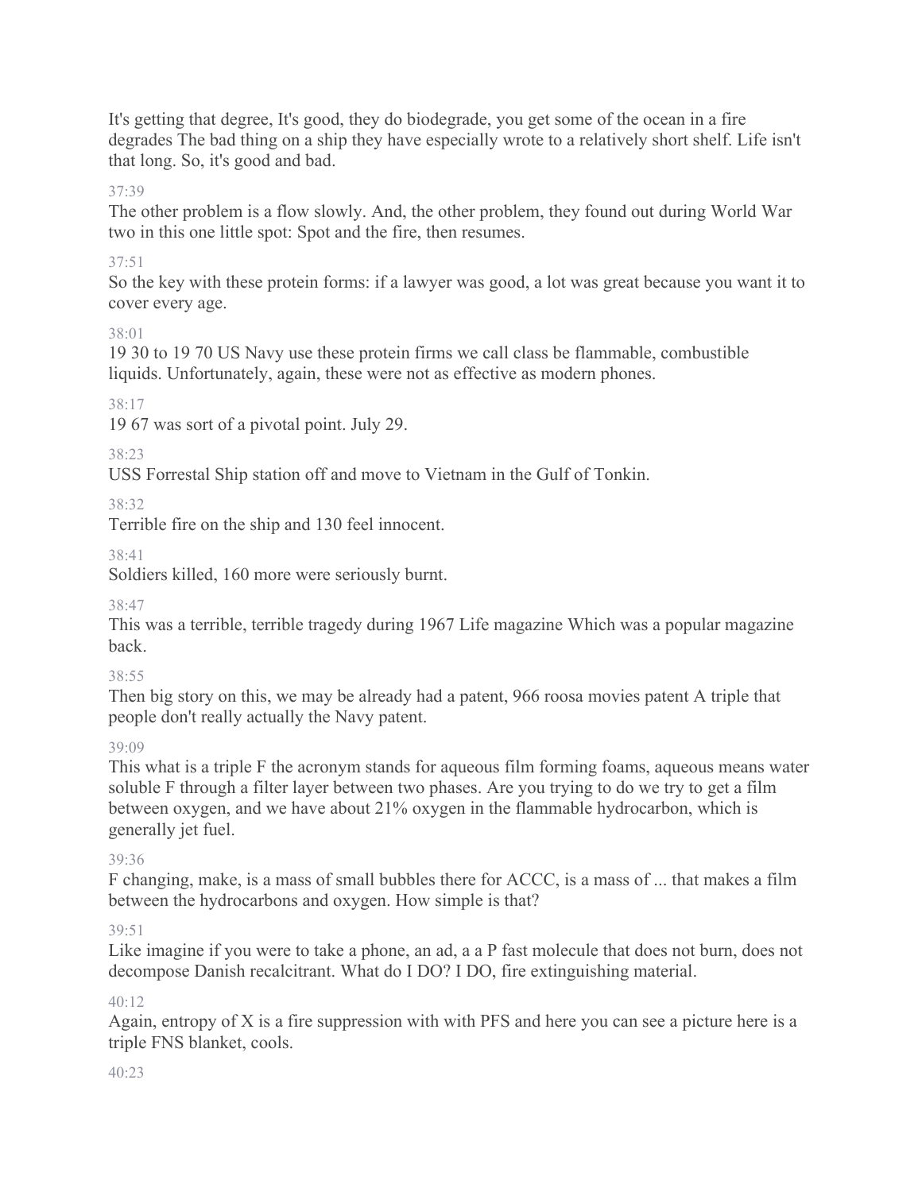It's getting that degree, It's good, they do biodegrade, you get some of the ocean in a fire degrades The bad thing on a ship they have especially wrote to a relatively short shelf. Life isn't that long. So, it's good and bad.

37:39

The other problem is a flow slowly. And, the other problem, they found out during World War two in this one little spot: Spot and the fire, then resumes.

37:51

So the key with these protein forms: if a lawyer was good, a lot was great because you want it to cover every age.

38:01

19 30 to 19 70 US Navy use these protein firms we call class be flammable, combustible liquids. Unfortunately, again, these were not as effective as modern phones.

38:17

19 67 was sort of a pivotal point. July 29.

38:23

USS Forrestal Ship station off and move to Vietnam in the Gulf of Tonkin.

38:32

Terrible fire on the ship and 130 feel innocent.

38:41

Soldiers killed, 160 more were seriously burnt.

38:47

This was a terrible, terrible tragedy during 1967 Life magazine Which was a popular magazine back.

38:55

Then big story on this, we may be already had a patent, 966 roosa movies patent A triple that people don't really actually the Navy patent.

39:09

This what is a triple F the acronym stands for aqueous film forming foams, aqueous means water soluble F through a filter layer between two phases. Are you trying to do we try to get a film between oxygen, and we have about 21% oxygen in the flammable hydrocarbon, which is generally jet fuel.

39:36

F changing, make, is a mass of small bubbles there for ACCC, is a mass of ... that makes a film between the hydrocarbons and oxygen. How simple is that?

39:51

Like imagine if you were to take a phone, an ad, a a P fast molecule that does not burn, does not decompose Danish recalcitrant. What do I DO? I DO, fire extinguishing material.

40:12

Again, entropy of X is a fire suppression with with PFS and here you can see a picture here is a triple FNS blanket, cools.

40:23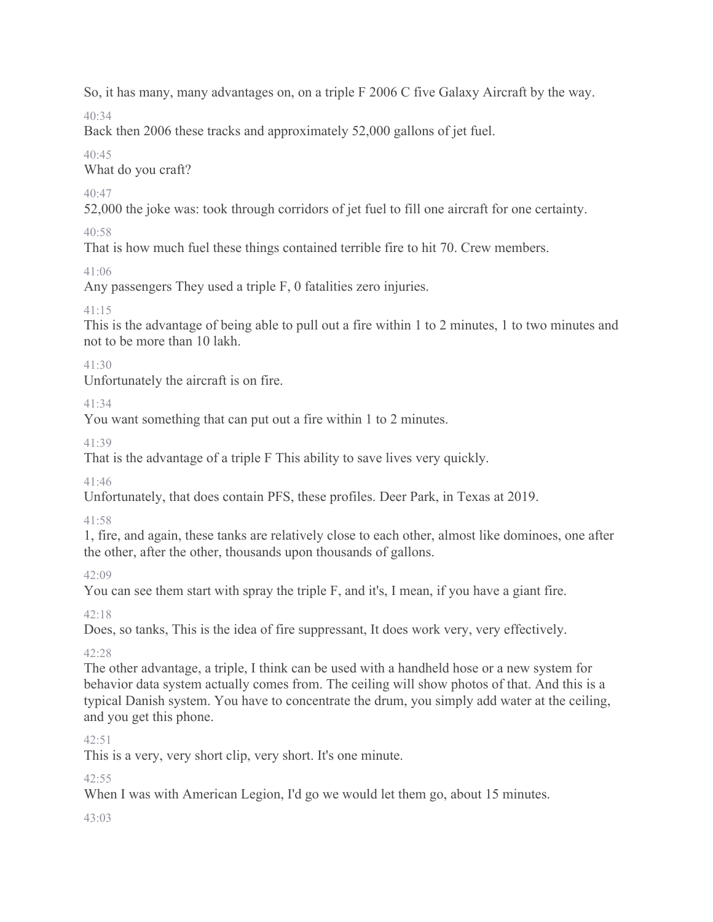So, it has many, many advantages on, on a triple F 2006 C five Galaxy Aircraft by the way.

40:34

Back then 2006 these tracks and approximately 52,000 gallons of jet fuel.

40:45

What do you craft?

40:47

52,000 the joke was: took through corridors of jet fuel to fill one aircraft for one certainty.

40:58

That is how much fuel these things contained terrible fire to hit 70. Crew members.

41:06

Any passengers They used a triple F, 0 fatalities zero injuries.

41:15

This is the advantage of being able to pull out a fire within 1 to 2 minutes, 1 to two minutes and not to be more than 10 lakh.

41:30

Unfortunately the aircraft is on fire.

41:34

You want something that can put out a fire within 1 to 2 minutes.

41:39

That is the advantage of a triple F This ability to save lives very quickly.

41:46

Unfortunately, that does contain PFS, these profiles. Deer Park, in Texas at 2019.

41:58

1, fire, and again, these tanks are relatively close to each other, almost like dominoes, one after the other, after the other, thousands upon thousands of gallons.

42:09

You can see them start with spray the triple F, and it's, I mean, if you have a giant fire.

42:18

Does, so tanks, This is the idea of fire suppressant, It does work very, very effectively.

42:28

The other advantage, a triple, I think can be used with a handheld hose or a new system for behavior data system actually comes from. The ceiling will show photos of that. And this is a typical Danish system. You have to concentrate the drum, you simply add water at the ceiling, and you get this phone.

42:51

This is a very, very short clip, very short. It's one minute.

42:55

When I was with American Legion, I'd go we would let them go, about 15 minutes.

43:03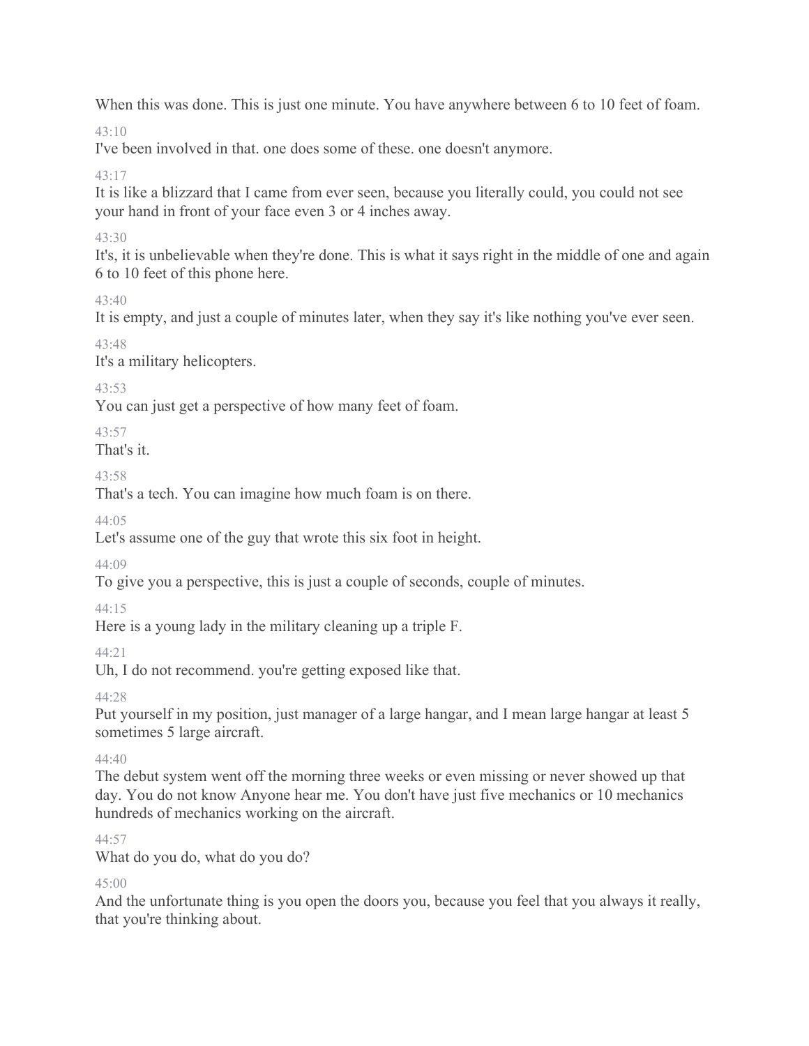When this was done. This is just one minute. You have anywhere between 6 to 10 feet of foam.

43:10

I've been involved in that. one does some of these. one doesn't anymore.

43:17

It is like a blizzard that I came from ever seen, because you literally could, you could not see your hand in front of your face even 3 or 4 inches away.

43:30

It's, it is unbelievable when they're done. This is what it says right in the middle of one and again 6 to 10 feet of this phone here.

43:40

It is empty, and just a couple of minutes later, when they say it's like nothing you've ever seen.

43:48

It's a military helicopters.

43:53

You can just get a perspective of how many feet of foam.

43:57

That's it.

43:58

That's a tech. You can imagine how much foam is on there.

44:05

Let's assume one of the guy that wrote this six foot in height.

44:09

To give you a perspective, this is just a couple of seconds, couple of minutes.

44:15

Here is a young lady in the military cleaning up a triple F.

44:21

Uh, I do not recommend. you're getting exposed like that.

44:28

Put yourself in my position, just manager of a large hangar, and I mean large hangar at least 5 sometimes 5 large aircraft.

44:40

The debut system went off the morning three weeks or even missing or never showed up that day. You do not know Anyone hear me. You don't have just five mechanics or 10 mechanics hundreds of mechanics working on the aircraft.

44:57

What do you do, what do you do?

45:00

And the unfortunate thing is you open the doors you, because you feel that you always it really, that you're thinking about.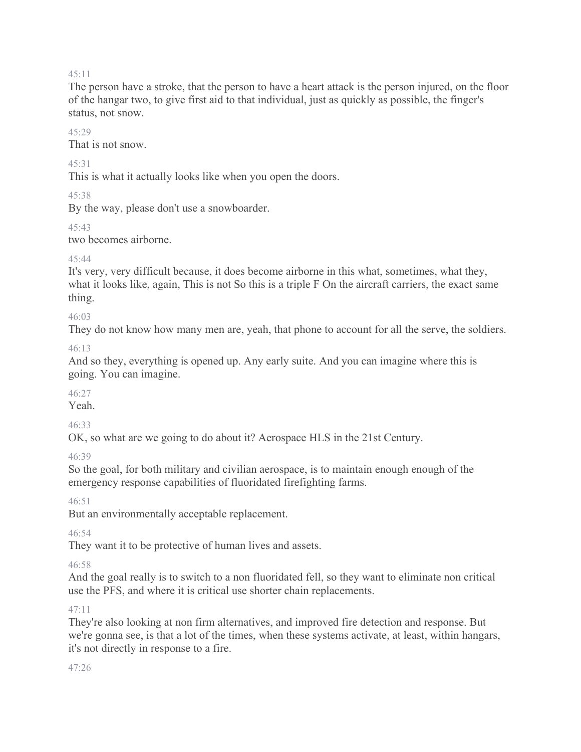45:11

The person have a stroke, that the person to have a heart attack is the person injured, on the floor of the hangar two, to give first aid to that individual, just as quickly as possible, the finger's status, not snow.

45:29

That is not snow.

45:31

This is what it actually looks like when you open the doors.

45:38

By the way, please don't use a snowboarder.

45:43

two becomes airborne.

45:44

It's very, very difficult because, it does become airborne in this what, sometimes, what they, what it looks like, again, This is not So this is a triple F On the aircraft carriers, the exact same thing.

46:03

They do not know how many men are, yeah, that phone to account for all the serve, the soldiers.

46:13

And so they, everything is opened up. Any early suite. And you can imagine where this is going. You can imagine.

46:27

Yeah.

46:33

OK, so what are we going to do about it? Aerospace HLS in the 21st Century.

46:39

So the goal, for both military and civilian aerospace, is to maintain enough enough of the emergency response capabilities of fluoridated firefighting farms.

46:51

But an environmentally acceptable replacement.

46:54

They want it to be protective of human lives and assets.

46:58

And the goal really is to switch to a non fluoridated fell, so they want to eliminate non critical use the PFS, and where it is critical use shorter chain replacements.

47:11

They're also looking at non firm alternatives, and improved fire detection and response. But we're gonna see, is that a lot of the times, when these systems activate, at least, within hangars, it's not directly in response to a fire.

47:26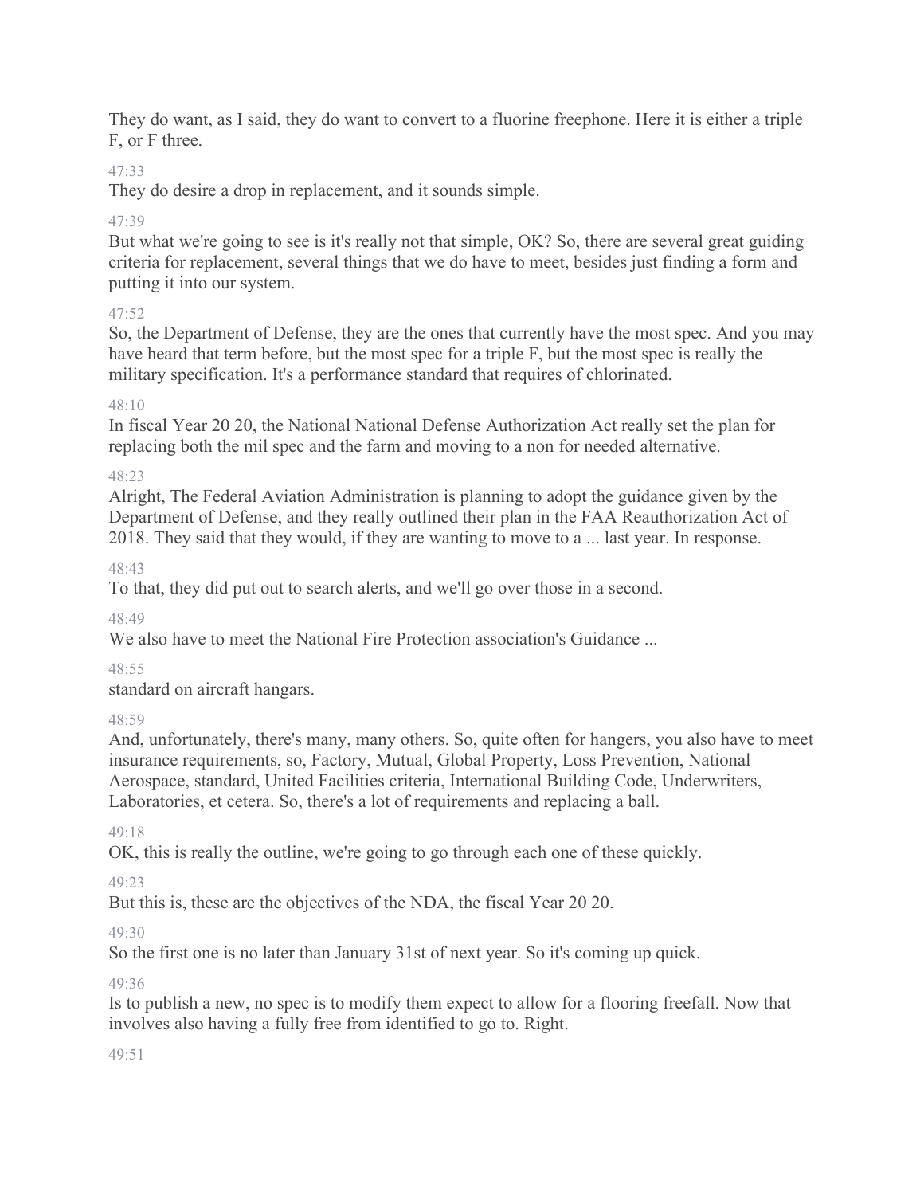They do want, as I said, they do want to convert to a fluorine freephone. Here it is either a triple F, or F three.

47:33

They do desire a drop in replacement, and it sounds simple.

47:39

But what we're going to see is it's really not that simple, OK? So, there are several great guiding criteria for replacement, several things that we do have to meet, besides just finding a form and putting it into our system.

47:52

So, the Department of Defense, they are the ones that currently have the most spec. And you may have heard that term before, but the most spec for a triple F, but the most spec is really the military specification. It's a performance standard that requires of chlorinated.

48:10

In fiscal Year 20 20, the National National Defense Authorization Act really set the plan for replacing both the mil spec and the farm and moving to a non for needed alternative.

48:23

Alright, The Federal Aviation Administration is planning to adopt the guidance given by the Department of Defense, and they really outlined their plan in the FAA Reauthorization Act of 2018. They said that they would, if they are wanting to move to a ... last year. In response.

48:43

To that, they did put out to search alerts, and we'll go over those in a second.

48:49

We also have to meet the National Fire Protection association's Guidance ...

48:55

standard on aircraft hangars.

48:59

And, unfortunately, there's many, many others. So, quite often for hangers, you also have to meet insurance requirements, so, Factory, Mutual, Global Property, Loss Prevention, National Aerospace, standard, United Facilities criteria, International Building Code, Underwriters, Laboratories, et cetera. So, there's a lot of requirements and replacing a ball.

49:18

OK, this is really the outline, we're going to go through each one of these quickly.

49:23

But this is, these are the objectives of the NDA, the fiscal Year 20 20.

49:30

So the first one is no later than January 31st of next year. So it's coming up quick.

49:36

Is to publish a new, no spec is to modify them expect to allow for a flooring freefall. Now that involves also having a fully free from identified to go to. Right.

49:51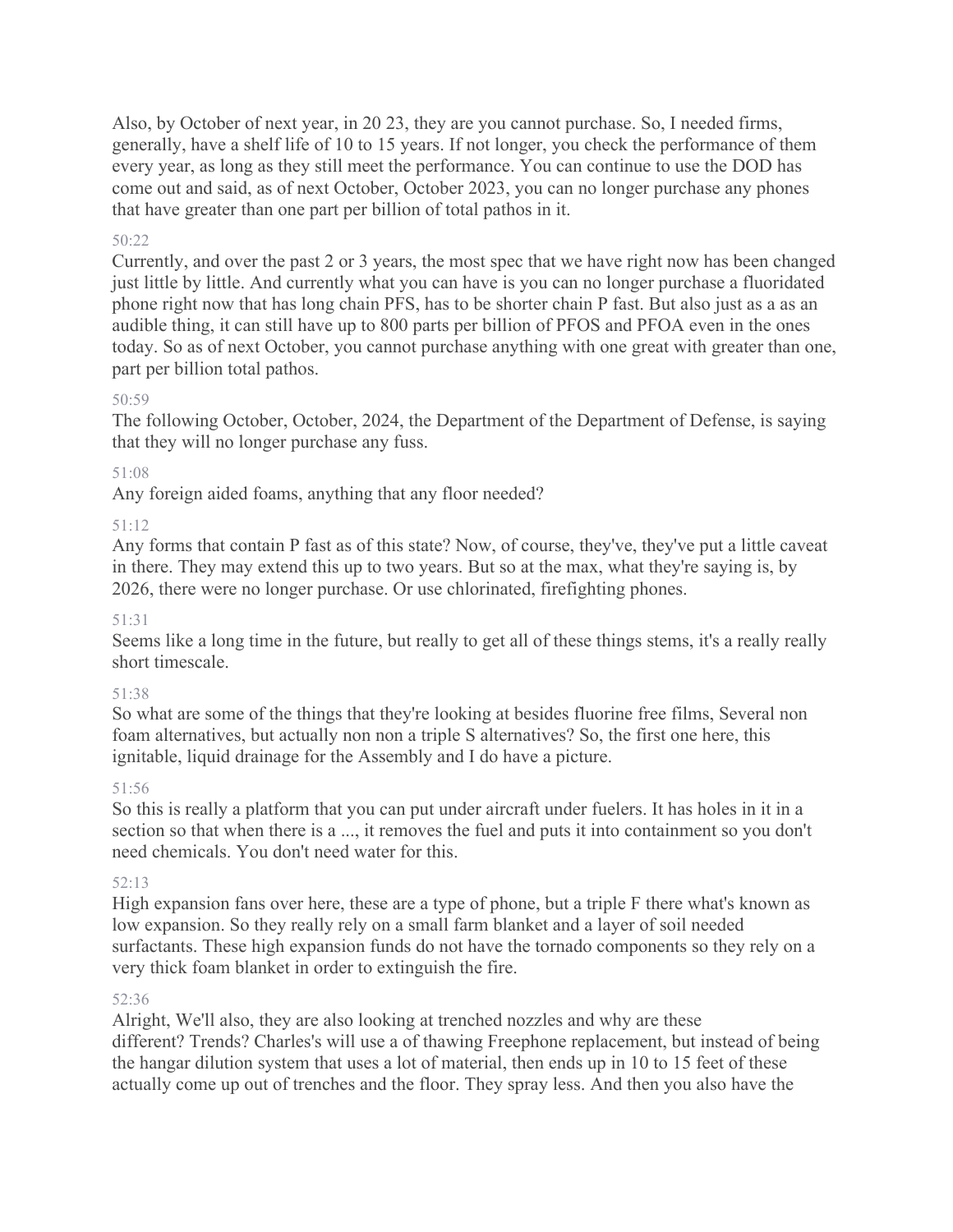Also, by October of next year, in 20 23, they are you cannot purchase. So, I needed firms, generally, have a shelf life of 10 to 15 years. If not longer, you check the performance of them every year, as long as they still meet the performance. You can continue to use the DOD has come out and said, as of next October, October 2023, you can no longer purchase any phones that have greater than one part per billion of total pathos in it.

50:22

Currently, and over the past 2 or 3 years, the most spec that we have right now has been changed just little by little. And currently what you can have is you can no longer purchase a fluoridated phone right now that has long chain PFS, has to be shorter chain P fast. But also just as a as an audible thing, it can still have up to 800 parts per billion of PFOS and PFOA even in the ones today. So as of next October, you cannot purchase anything with one great with greater than one, part per billion total pathos.

50:59

The following October, October, 2024, the Department of the Department of Defense, is saying that they will no longer purchase any fuss.

51:08

Any foreign aided foams, anything that any floor needed?

51:12

Any forms that contain P fast as of this state? Now, of course, they've, they've put a little caveat in there. They may extend this up to two years. But so at the max, what they're saying is, by 2026, there were no longer purchase. Or use chlorinated, firefighting phones.

51:31

Seems like a long time in the future, but really to get all of these things stems, it's a really really short timescale.

51:38

So what are some of the things that they're looking at besides fluorine free films, Several non foam alternatives, but actually non non a triple S alternatives? So, the first one here, this ignitable, liquid drainage for the Assembly and I do have a picture.

51:56

So this is really a platform that you can put under aircraft under fuelers. It has holes in it in a section so that when there is a ..., it removes the fuel and puts it into containment so you don't need chemicals. You don't need water for this.

52:13

High expansion fans over here, these are a type of phone, but a triple F there what's known as low expansion. So they really rely on a small farm blanket and a layer of soil needed surfactants. These high expansion funds do not have the tornado components so they rely on a very thick foam blanket in order to extinguish the fire.

52:36

Alright, We'll also, they are also looking at trenched nozzles and why are these different? Trends? Charles's will use a of thawing Freephone replacement, but instead of being the hangar dilution system that uses a lot of material, then ends up in 10 to 15 feet of these actually come up out of trenches and the floor. They spray less. And then you also have the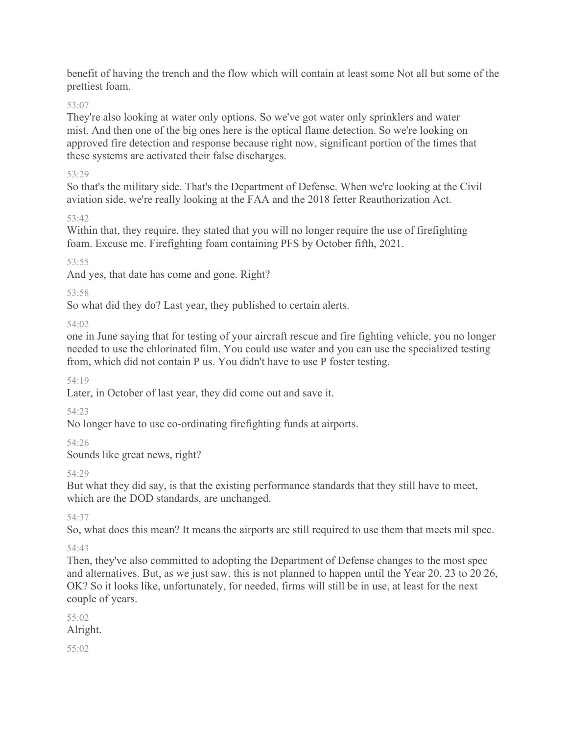benefit of having the trench and the flow which will contain at least some Not all but some of the prettiest foam.

53:07

They're also looking at water only options. So we've got water only sprinklers and water mist. And then one of the big ones here is the optical flame detection. So we're looking on approved fire detection and response because right now, significant portion of the times that these systems are activated their false discharges.

53:29

So that's the military side. That's the Department of Defense. When we're looking at the Civil aviation side, we're really looking at the FAA and the 2018 fetter Reauthorization Act.

53:42

Within that, they require. they stated that you will no longer require the use of firefighting foam. Excuse me. Firefighting foam containing PFS by October fifth, 2021.

53:55

And yes, that date has come and gone. Right?

53:58

So what did they do? Last year, they published to certain alerts.

54:02

one in June saying that for testing of your aircraft rescue and fire fighting vehicle, you no longer needed to use the chlorinated film. You could use water and you can use the specialized testing from, which did not contain P us. You didn't have to use P foster testing.

54:19

Later, in October of last year, they did come out and save it.

54:23

No longer have to use co-ordinating firefighting funds at airports.

54:26

Sounds like great news, right?

54:29

But what they did say, is that the existing performance standards that they still have to meet, which are the DOD standards, are unchanged.

54:37

So, what does this mean? It means the airports are still required to use them that meets mil spec.

54:43

Then, they've also committed to adopting the Department of Defense changes to the most spec and alternatives. But, as we just saw, this is not planned to happen until the Year 20, 23 to 20 26, OK? So it looks like, unfortunately, for needed, firms will still be in use, at least for the next couple of years.

55:02

Alright.

55:02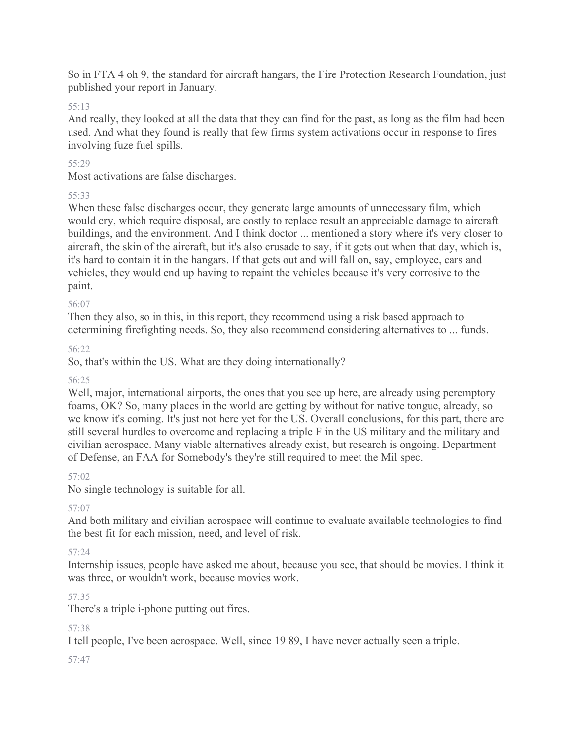So in FTA 4 oh 9, the standard for aircraft hangars, the Fire Protection Research Foundation, just published your report in January.

55:13

And really, they looked at all the data that they can find for the past, as long as the film had been used. And what they found is really that few firms system activations occur in response to fires involving fuze fuel spills.

55:29

Most activations are false discharges.

55:33

When these false discharges occur, they generate large amounts of unnecessary film, which would cry, which require disposal, are costly to replace result an appreciable damage to aircraft buildings, and the environment. And I think doctor ... mentioned a story where it's very closer to aircraft, the skin of the aircraft, but it's also crusade to say, if it gets out when that day, which is, it's hard to contain it in the hangars. If that gets out and will fall on, say, employee, cars and vehicles, they would end up having to repaint the vehicles because it's very corrosive to the paint.

56:07

Then they also, so in this, in this report, they recommend using a risk based approach to determining firefighting needs. So, they also recommend considering alternatives to ... funds.

56:22

So, that's within the US. What are they doing internationally?

56:25

Well, major, international airports, the ones that you see up here, are already using peremptory foams, OK? So, many places in the world are getting by without for native tongue, already, so we know it's coming. It's just not here yet for the US. Overall conclusions, for this part, there are still several hurdles to overcome and replacing a triple F in the US military and the military and civilian aerospace. Many viable alternatives already exist, but research is ongoing. Department of Defense, an FAA for Somebody's they're still required to meet the Mil spec.

57:02

No single technology is suitable for all.

57:07

And both military and civilian aerospace will continue to evaluate available technologies to find the best fit for each mission, need, and level of risk.

57:24

Internship issues, people have asked me about, because you see, that should be movies. I think it was three, or wouldn't work, because movies work.

57:35

There's a triple i-phone putting out fires.

57:38

I tell people, I've been aerospace. Well, since 19 89, I have never actually seen a triple.

57:47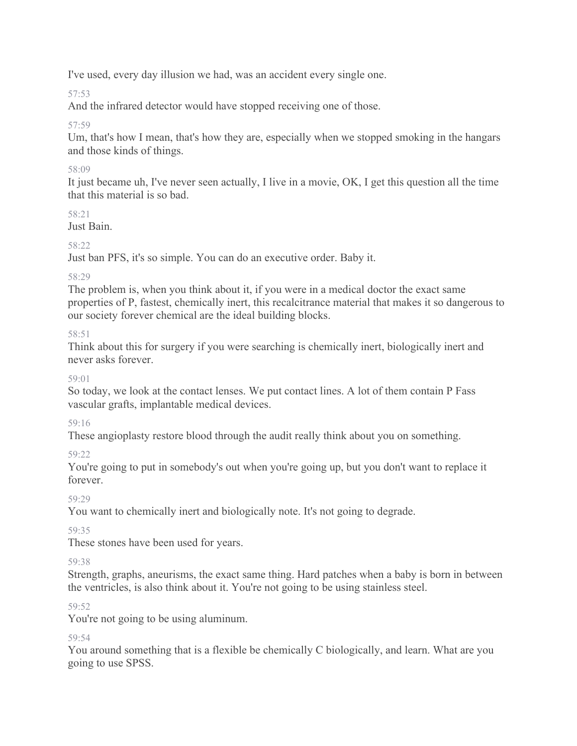I've used, every day illusion we had, was an accident every single one.

57:53

And the infrared detector would have stopped receiving one of those.

57:59

Um, that's how I mean, that's how they are, especially when we stopped smoking in the hangars and those kinds of things.

58:09

It just became uh, I've never seen actually, I live in a movie, OK, I get this question all the time that this material is so bad.

58:21

Just Bain.

58:22

Just ban PFS, it's so simple. You can do an executive order. Baby it.

58:29

The problem is, when you think about it, if you were in a medical doctor the exact same properties of P, fastest, chemically inert, this recalcitrance material that makes it so dangerous to our society forever chemical are the ideal building blocks.

58:51

Think about this for surgery if you were searching is chemically inert, biologically inert and never asks forever.

59:01

So today, we look at the contact lenses. We put contact lines. A lot of them contain P Fass vascular grafts, implantable medical devices.

59:16

These angioplasty restore blood through the audit really think about you on something.

59:22

You're going to put in somebody's out when you're going up, but you don't want to replace it forever.

59:29

You want to chemically inert and biologically note. It's not going to degrade.

59:35

These stones have been used for years.

59:38

Strength, graphs, aneurisms, the exact same thing. Hard patches when a baby is born in between the ventricles, is also think about it. You're not going to be using stainless steel.

59:52

You're not going to be using aluminum.

59:54

You around something that is a flexible be chemically C biologically, and learn. What are you going to use SPSS.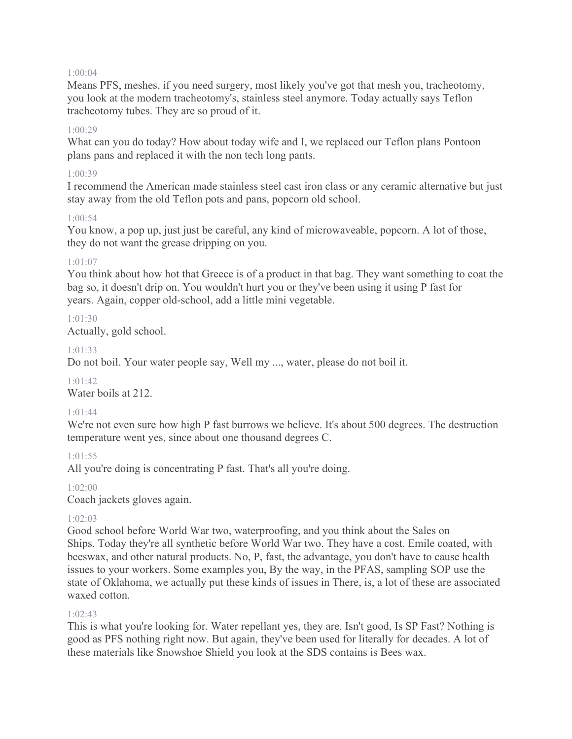1:00:04
Means PFS, meshes, if you need surgery, most likely you've got that mesh you, tracheotomy, you look at the modern tracheotomy's, stainless steel anymore. Today actually says Teflon tracheotomy tubes. They are so proud of it.

1:00:29
What can you do today? How about today wife and I, we replaced our Teflon plans Pontoon plans pans and replaced it with the non tech long pants.

1:00:39
I recommend the American made stainless steel cast iron class or any ceramic alternative but just stay away from the old Teflon pots and pans, popcorn old school.

1:00:54
You know, a pop up, just just be careful, any kind of microwaveable, popcorn. A lot of those, they do not want the grease dripping on you.

1:01:07
You think about how hot that Greece is of a product in that bag. They want something to coat the bag so, it doesn't drip on. You wouldn't hurt you or they've been using it using P fast for years. Again, copper old-school, add a little mini vegetable.

1:01:30
Actually, gold school.

1:01:33
Do not boil. Your water people say, Well my ..., water, please do not boil it.

1:01:42
Water boils at 212.

1:01:44
We're not even sure how high P fast burrows we believe. It's about 500 degrees. The destruction temperature went yes, since about one thousand degrees C.

1:01:55
All you're doing is concentrating P fast. That's all you're doing.

1:02:00
Coach jackets gloves again.

1:02:03
Good school before World War two, waterproofing, and you think about the Sales on Ships. Today they're all synthetic before World War two. They have a cost. Emile coated, with beeswax, and other natural products. No, P, fast, the advantage, you don't have to cause health issues to your workers. Some examples you, By the way, in the PFAS, sampling SOP use the state of Oklahoma, we actually put these kinds of issues in There, is, a lot of these are associated waxed cotton.

1:02:43
This is what you're looking for. Water repellant yes, they are. Isn't good, Is SP Fast? Nothing is good as PFS nothing right now. But again, they've been used for literally for decades. A lot of these materials like Snowshoe Shield you look at the SDS contains is Bees wax.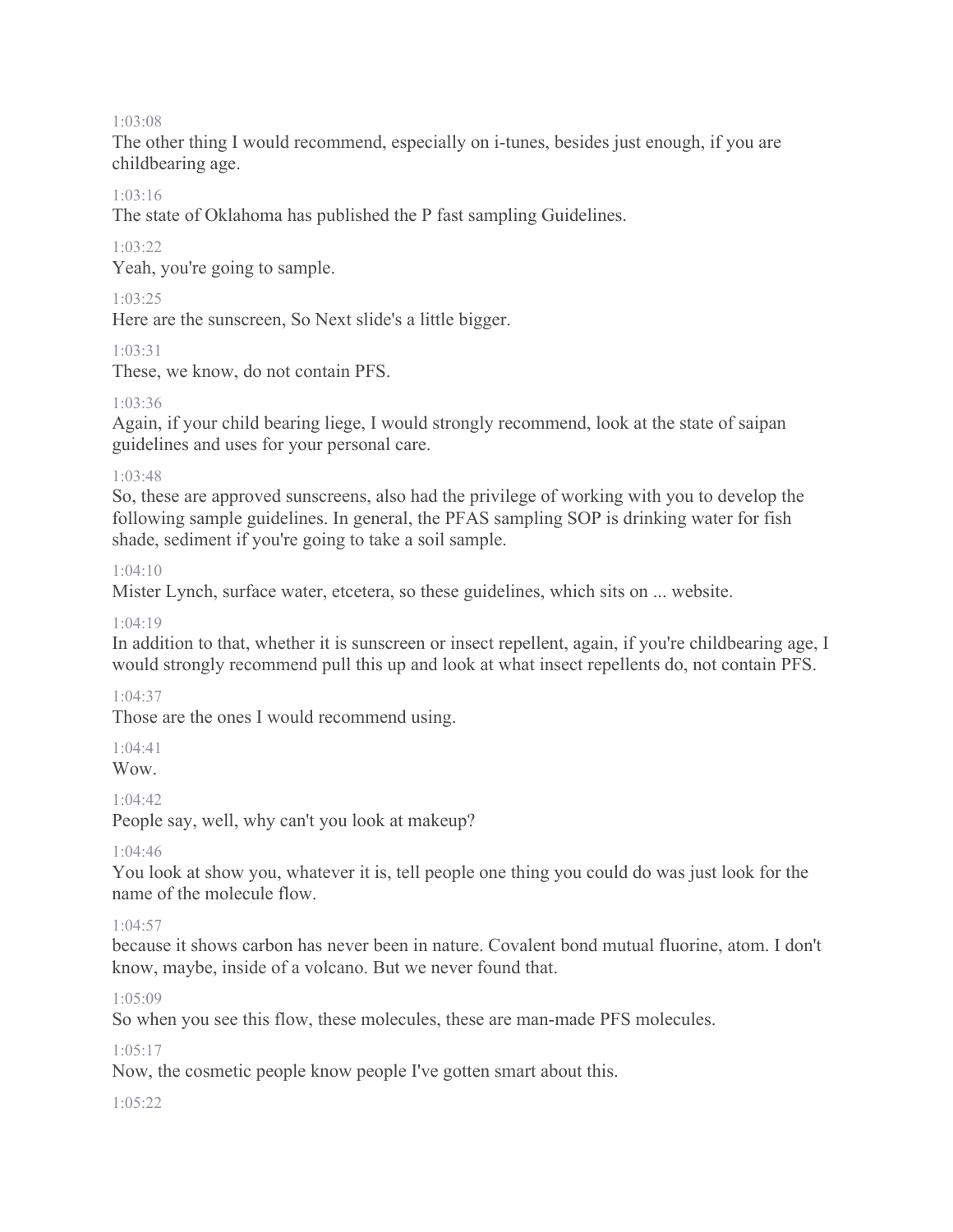1:03:08

The other thing I would recommend, especially on i-tunes, besides just enough, if you are childbearing age.

1:03:16

The state of Oklahoma has published the P fast sampling Guidelines.

1:03:22

Yeah, you're going to sample.

1:03:25

Here are the sunscreen, So Next slide's a little bigger.

1:03:31

These, we know, do not contain PFS.

1:03:36

Again, if your child bearing liege, I would strongly recommend, look at the state of saipan guidelines and uses for your personal care.

1:03:48

So, these are approved sunscreens, also had the privilege of working with you to develop the following sample guidelines. In general, the PFAS sampling SOP is drinking water for fish shade, sediment if you're going to take a soil sample.

1:04:10

Mister Lynch, surface water, etcetera, so these guidelines, which sits on ... website.

1:04:19

In addition to that, whether it is sunscreen or insect repellent, again, if you're childbearing age, I would strongly recommend pull this up and look at what insect repellents do, not contain PFS.

1:04:37

Those are the ones I would recommend using.

1:04:41

Wow.

1:04:42

People say, well, why can't you look at makeup?

1:04:46

You look at show you, whatever it is, tell people one thing you could do was just look for the name of the molecule flow.

1:04:57

because it shows carbon has never been in nature. Covalent bond mutual fluorine, atom. I don't know, maybe, inside of a volcano. But we never found that.

1:05:09

So when you see this flow, these molecules, these are man-made PFS molecules.

1:05:17

Now, the cosmetic people know people I've gotten smart about this.

1:05:22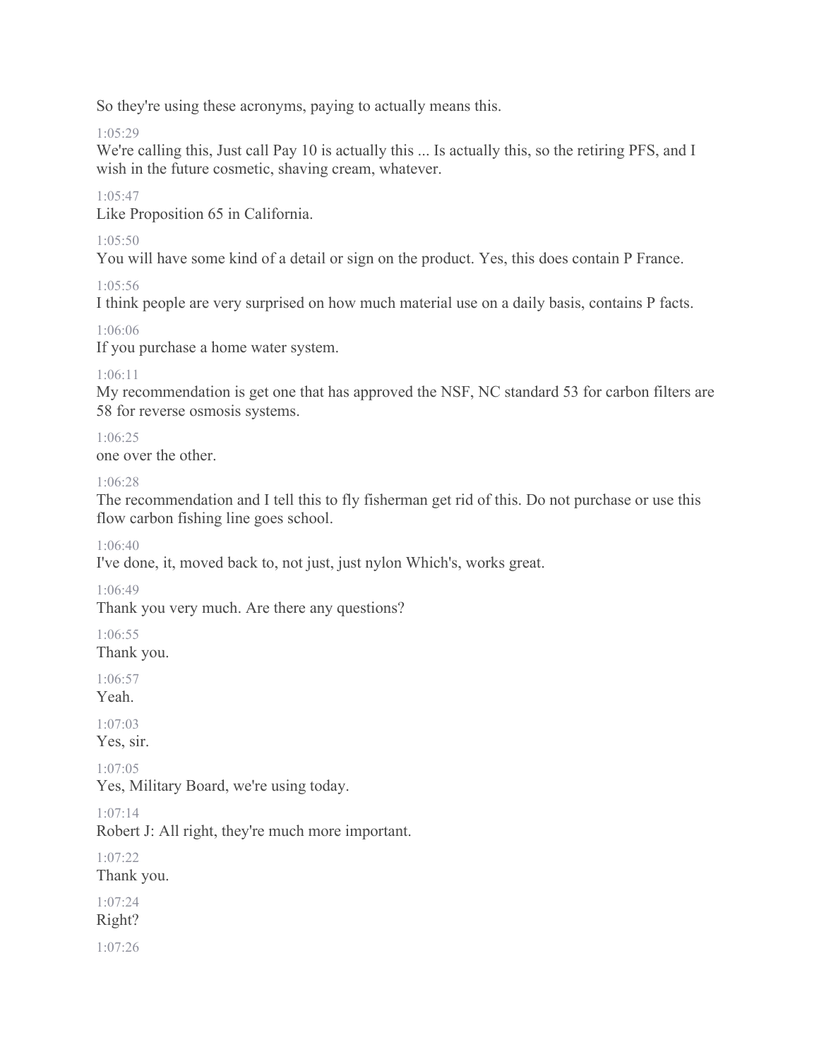So they're using these acronyms, paying to actually means this.

1:05:29

We're calling this, Just call Pay 10 is actually this ... Is actually this, so the retiring PFS, and I wish in the future cosmetic, shaving cream, whatever.

1:05:47

Like Proposition 65 in California.

1:05:50

You will have some kind of a detail or sign on the product. Yes, this does contain P France.

1:05:56

I think people are very surprised on how much material use on a daily basis, contains P facts.

1:06:06

If you purchase a home water system.

1:06:11

My recommendation is get one that has approved the NSF, NC standard 53 for carbon filters are 58 for reverse osmosis systems.

1:06:25

one over the other.

1:06:28

The recommendation and I tell this to fly fisherman get rid of this. Do not purchase or use this flow carbon fishing line goes school.

1:06:40

I've done, it, moved back to, not just, just nylon Which's, works great.

1:06:49

Thank you very much. Are there any questions?

1:06:55

Thank you.

1:06:57

Yeah.

1:07:03

Yes, sir.

1:07:05

Yes, Military Board, we're using today.

1:07:14

Robert J: All right, they're much more important.

1:07:22

Thank you.

1:07:24

Right?

1:07:26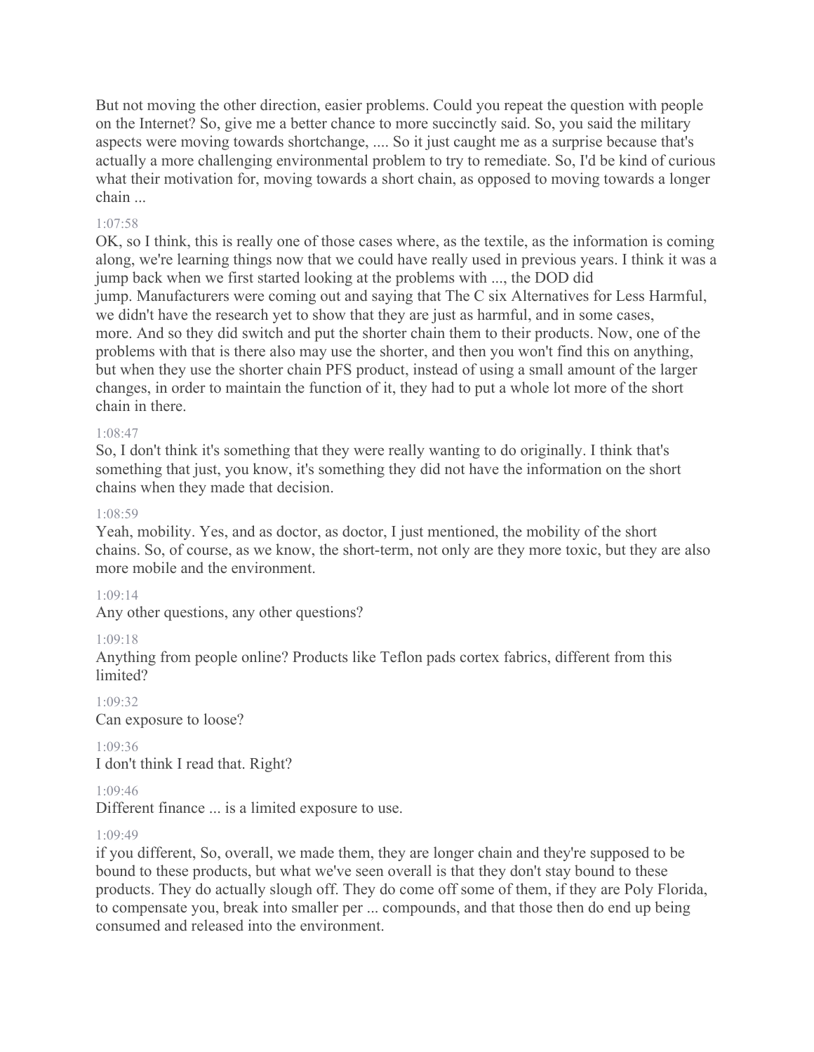But not moving the other direction, easier problems. Could you repeat the question with people on the Internet? So, give me a better chance to more succinctly said. So, you said the military aspects were moving towards shortchange, .... So it just caught me as a surprise because that's actually a more challenging environmental problem to try to remediate. So, I'd be kind of curious what their motivation for, moving towards a short chain, as opposed to moving towards a longer chain ...

1:07:58

OK, so I think, this is really one of those cases where, as the textile, as the information is coming along, we're learning things now that we could have really used in previous years. I think it was a jump back when we first started looking at the problems with ..., the DOD did jump. Manufacturers were coming out and saying that The C six Alternatives for Less Harmful, we didn't have the research yet to show that they are just as harmful, and in some cases, more. And so they did switch and put the shorter chain them to their products. Now, one of the problems with that is there also may use the shorter, and then you won't find this on anything, but when they use the shorter chain PFS product, instead of using a small amount of the larger changes, in order to maintain the function of it, they had to put a whole lot more of the short chain in there.

1:08:47

So, I don't think it's something that they were really wanting to do originally. I think that's something that just, you know, it's something they did not have the information on the short chains when they made that decision.

1:08:59

Yeah, mobility. Yes, and as doctor, as doctor, I just mentioned, the mobility of the short chains. So, of course, as we know, the short-term, not only are they more toxic, but they are also more mobile and the environment.

1:09:14

Any other questions, any other questions?

1:09:18

Anything from people online? Products like Teflon pads cortex fabrics, different from this limited?

1:09:32

Can exposure to loose?

1:09:36

I don't think I read that. Right?

1:09:46

Different finance ... is a limited exposure to use.

1:09:49

if you different, So, overall, we made them, they are longer chain and they're supposed to be bound to these products, but what we've seen overall is that they don't stay bound to these products. They do actually slough off. They do come off some of them, if they are Poly Florida, to compensate you, break into smaller per ... compounds, and that those then do end up being consumed and released into the environment.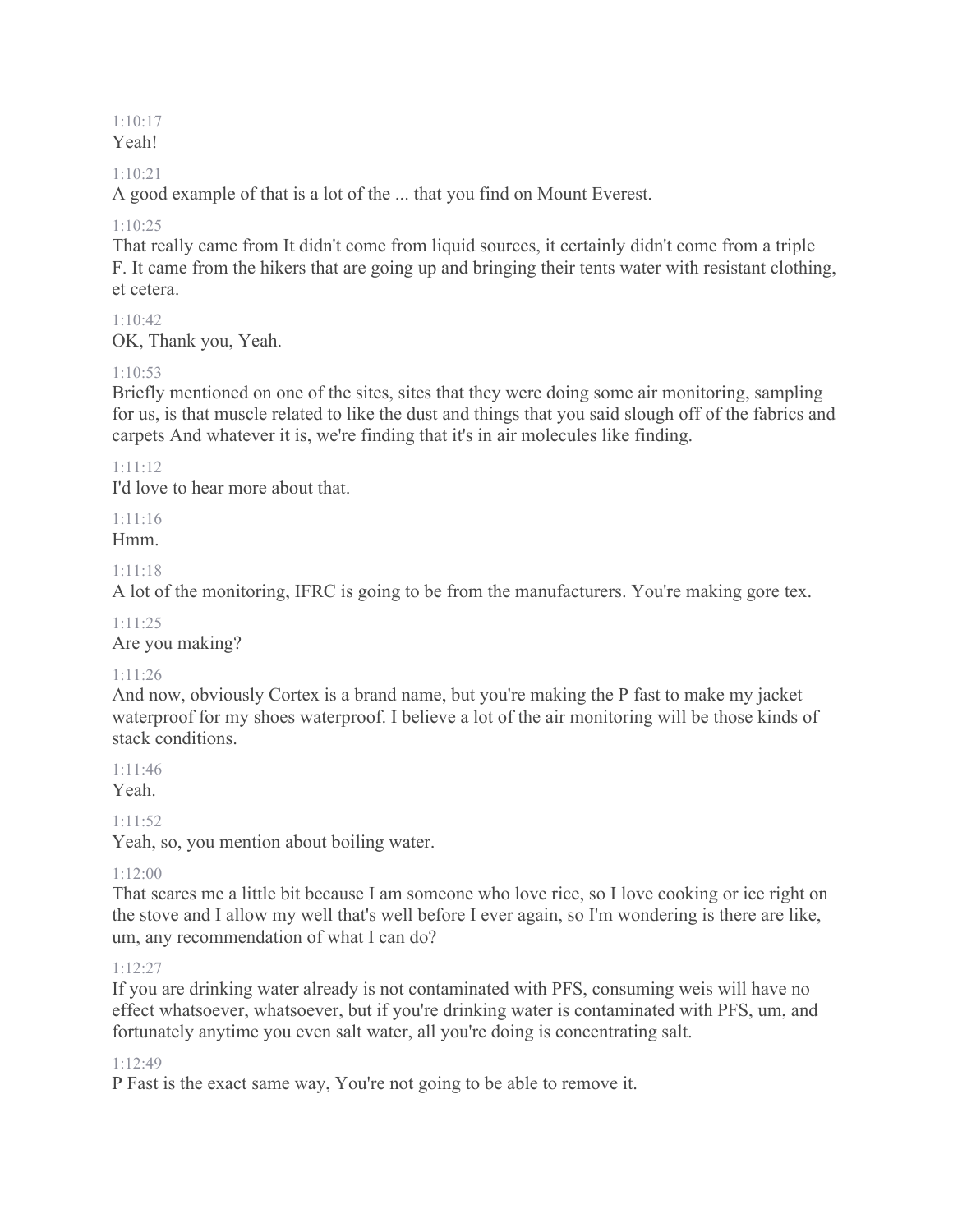1:10:17
Yeah!

1:10:21
A good example of that is a lot of the ... that you find on Mount Everest.

1:10:25
That really came from It didn't come from liquid sources, it certainly didn't come from a triple F. It came from the hikers that are going up and bringing their tents water with resistant clothing, et cetera.

1:10:42
OK, Thank you, Yeah.

1:10:53
Briefly mentioned on one of the sites, sites that they were doing some air monitoring, sampling for us, is that muscle related to like the dust and things that you said slough off of the fabrics and carpets And whatever it is, we're finding that it's in air molecules like finding.

1:11:12
I'd love to hear more about that.

1:11:16
Hmm.

1:11:18
A lot of the monitoring, IFRC is going to be from the manufacturers. You're making gore tex.

1:11:25
Are you making?

1:11:26
And now, obviously Cortex is a brand name, but you're making the P fast to make my jacket waterproof for my shoes waterproof. I believe a lot of the air monitoring will be those kinds of stack conditions.

1:11:46
Yeah.

1:11:52
Yeah, so, you mention about boiling water.

1:12:00
That scares me a little bit because I am someone who love rice, so I love cooking or ice right on the stove and I allow my well that's well before I ever again, so I'm wondering is there are like, um, any recommendation of what I can do?

1:12:27
If you are drinking water already is not contaminated with PFS, consuming weis will have no effect whatsoever, whatsoever, but if you're drinking water is contaminated with PFS, um, and fortunately anytime you even salt water, all you're doing is concentrating salt.

1:12:49
P Fast is the exact same way, You're not going to be able to remove it.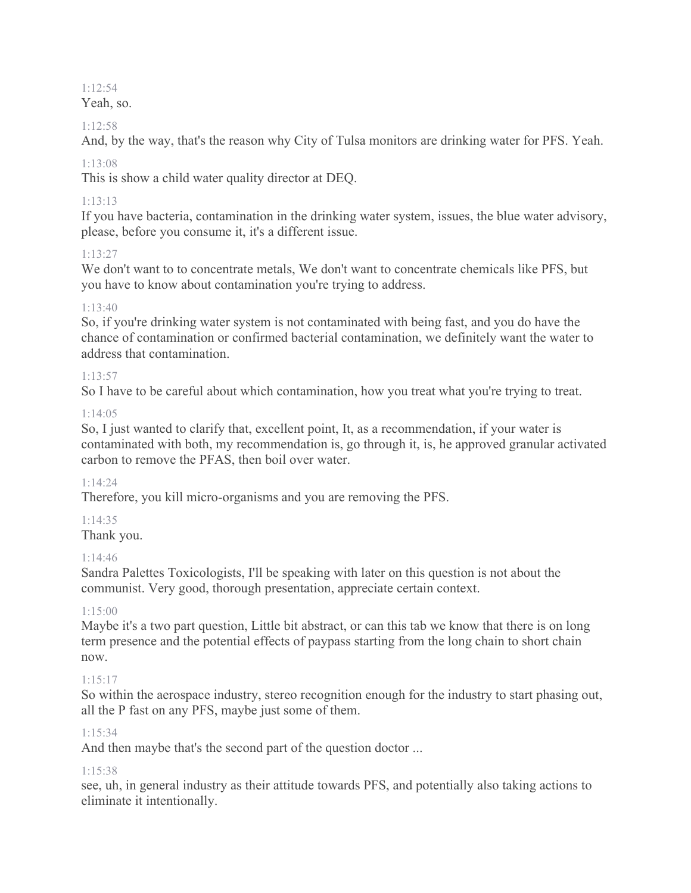1:12:54

Yeah, so.

1:12:58

And, by the way, that's the reason why City of Tulsa monitors are drinking water for PFS. Yeah.

1:13:08

This is show a child water quality director at DEQ.

1:13:13

If you have bacteria, contamination in the drinking water system, issues, the blue water advisory, please, before you consume it, it's a different issue.

1:13:27

We don't want to to concentrate metals, We don't want to concentrate chemicals like PFS, but you have to know about contamination you're trying to address.

1:13:40

So, if you're drinking water system is not contaminated with being fast, and you do have the chance of contamination or confirmed bacterial contamination, we definitely want the water to address that contamination.

1:13:57

So I have to be careful about which contamination, how you treat what you're trying to treat.

1:14:05

So, I just wanted to clarify that, excellent point, It, as a recommendation, if your water is contaminated with both, my recommendation is, go through it, is, he approved granular activated carbon to remove the PFAS, then boil over water.

1:14:24

Therefore, you kill micro-organisms and you are removing the PFS.

1:14:35

Thank you.

1:14:46

Sandra Palettes Toxicologists, I'll be speaking with later on this question is not about the communist. Very good, thorough presentation, appreciate certain context.

1:15:00

Maybe it's a two part question, Little bit abstract, or can this tab we know that there is on long term presence and the potential effects of paypass starting from the long chain to short chain now.

1:15:17

So within the aerospace industry, stereo recognition enough for the industry to start phasing out, all the P fast on any PFS, maybe just some of them.

1:15:34

And then maybe that's the second part of the question doctor ...

1:15:38

see, uh, in general industry as their attitude towards PFS, and potentially also taking actions to eliminate it intentionally.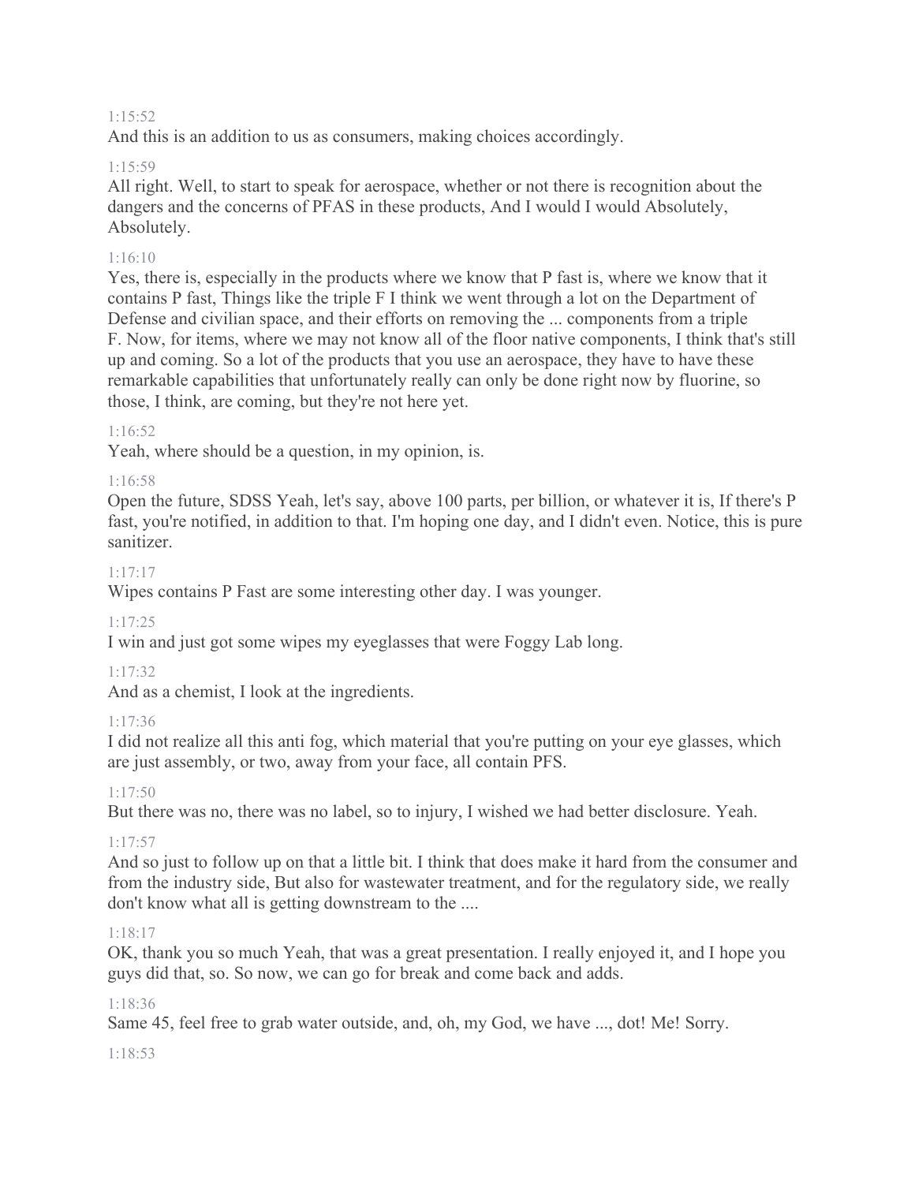1:15:52

And this is an addition to us as consumers, making choices accordingly.

1:15:59

All right. Well, to start to speak for aerospace, whether or not there is recognition about the dangers and the concerns of PFAS in these products, And I would I would Absolutely, Absolutely.

1:16:10

Yes, there is, especially in the products where we know that P fast is, where we know that it contains P fast, Things like the triple F I think we went through a lot on the Department of Defense and civilian space, and their efforts on removing the ... components from a triple F. Now, for items, where we may not know all of the floor native components, I think that's still up and coming. So a lot of the products that you use an aerospace, they have to have these remarkable capabilities that unfortunately really can only be done right now by fluorine, so those, I think, are coming, but they're not here yet.

1:16:52

Yeah, where should be a question, in my opinion, is.

1:16:58

Open the future, SDSS Yeah, let's say, above 100 parts, per billion, or whatever it is, If there's P fast, you're notified, in addition to that. I'm hoping one day, and I didn't even. Notice, this is pure sanitizer.

1:17:17

Wipes contains P Fast are some interesting other day. I was younger.

1:17:25

I win and just got some wipes my eyeglasses that were Foggy Lab long.

1:17:32

And as a chemist, I look at the ingredients.

1:17:36

I did not realize all this anti fog, which material that you're putting on your eye glasses, which are just assembly, or two, away from your face, all contain PFS.

1:17:50

But there was no, there was no label, so to injury, I wished we had better disclosure. Yeah.

1:17:57

And so just to follow up on that a little bit. I think that does make it hard from the consumer and from the industry side, But also for wastewater treatment, and for the regulatory side, we really don't know what all is getting downstream to the ....

1:18:17

OK, thank you so much Yeah, that was a great presentation. I really enjoyed it, and I hope you guys did that, so. So now, we can go for break and come back and adds.

1:18:36

Same 45, feel free to grab water outside, and, oh, my God, we have ..., dot! Me! Sorry.

1:18:53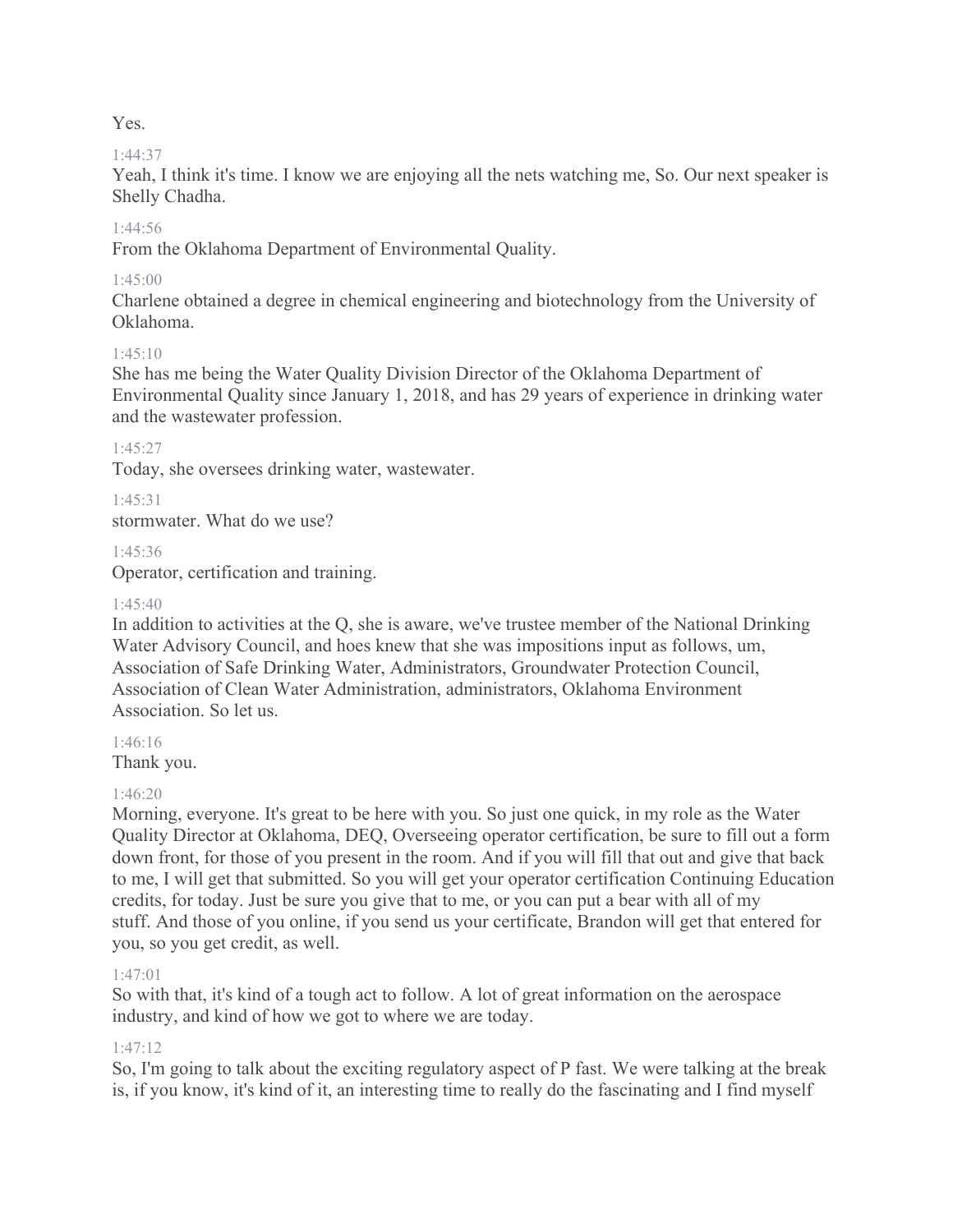Yes.

1:44:37

Yeah, I think it's time. I know we are enjoying all the nets watching me, So. Our next speaker is Shelly Chadha.

1:44:56

From the Oklahoma Department of Environmental Quality.

1:45:00

Charlene obtained a degree in chemical engineering and biotechnology from the University of Oklahoma.

1:45:10

She has me being the Water Quality Division Director of the Oklahoma Department of Environmental Quality since January 1, 2018, and has 29 years of experience in drinking water and the wastewater profession.

1:45:27

Today, she oversees drinking water, wastewater.

1:45:31

stormwater. What do we use?

1:45:36

Operator, certification and training.

1:45:40

In addition to activities at the Q, she is aware, we've trustee member of the National Drinking Water Advisory Council, and hoes knew that she was impositions input as follows, um, Association of Safe Drinking Water, Administrators, Groundwater Protection Council, Association of Clean Water Administration, administrators, Oklahoma Environment Association. So let us.

1:46:16

Thank you.

1:46:20

Morning, everyone. It's great to be here with you. So just one quick, in my role as the Water Quality Director at Oklahoma, DEQ, Overseeing operator certification, be sure to fill out a form down front, for those of you present in the room. And if you will fill that out and give that back to me, I will get that submitted. So you will get your operator certification Continuing Education credits, for today. Just be sure you give that to me, or you can put a bear with all of my stuff. And those of you online, if you send us your certificate, Brandon will get that entered for you, so you get credit, as well.

1:47:01

So with that, it's kind of a tough act to follow. A lot of great information on the aerospace industry, and kind of how we got to where we are today.

1:47:12

So, I'm going to talk about the exciting regulatory aspect of P fast. We were talking at the break is, if you know, it's kind of it, an interesting time to really do the fascinating and I find myself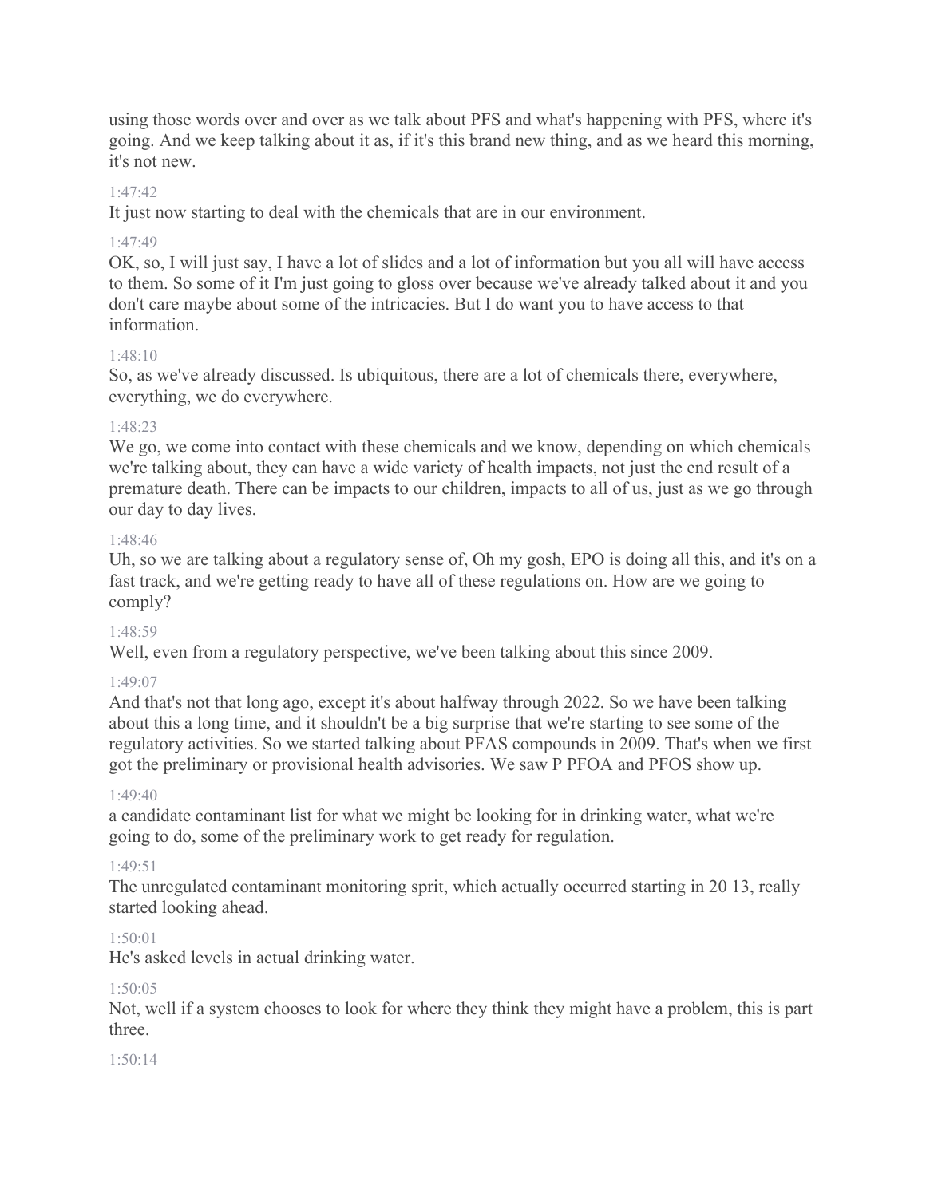using those words over and over as we talk about PFS and what's happening with PFS, where it's going. And we keep talking about it as, if it's this brand new thing, and as we heard this morning, it's not new.

1:47:42

It just now starting to deal with the chemicals that are in our environment.

1:47:49

OK, so, I will just say, I have a lot of slides and a lot of information but you all will have access to them. So some of it I'm just going to gloss over because we've already talked about it and you don't care maybe about some of the intricacies. But I do want you to have access to that information.

1:48:10

So, as we've already discussed. Is ubiquitous, there are a lot of chemicals there, everywhere, everything, we do everywhere.

1:48:23

We go, we come into contact with these chemicals and we know, depending on which chemicals we're talking about, they can have a wide variety of health impacts, not just the end result of a premature death. There can be impacts to our children, impacts to all of us, just as we go through our day to day lives.

1:48:46

Uh, so we are talking about a regulatory sense of, Oh my gosh, EPO is doing all this, and it's on a fast track, and we're getting ready to have all of these regulations on. How are we going to comply?

1:48:59

Well, even from a regulatory perspective, we've been talking about this since 2009.

1:49:07

And that's not that long ago, except it's about halfway through 2022. So we have been talking about this a long time, and it shouldn't be a big surprise that we're starting to see some of the regulatory activities. So we started talking about PFAS compounds in 2009. That's when we first got the preliminary or provisional health advisories. We saw P PFOA and PFOS show up.

1:49:40

a candidate contaminant list for what we might be looking for in drinking water, what we're going to do, some of the preliminary work to get ready for regulation.

1:49:51

The unregulated contaminant monitoring sprit, which actually occurred starting in 20 13, really started looking ahead.

1:50:01

He's asked levels in actual drinking water.

1:50:05

Not, well if a system chooses to look for where they think they might have a problem, this is part three.

1:50:14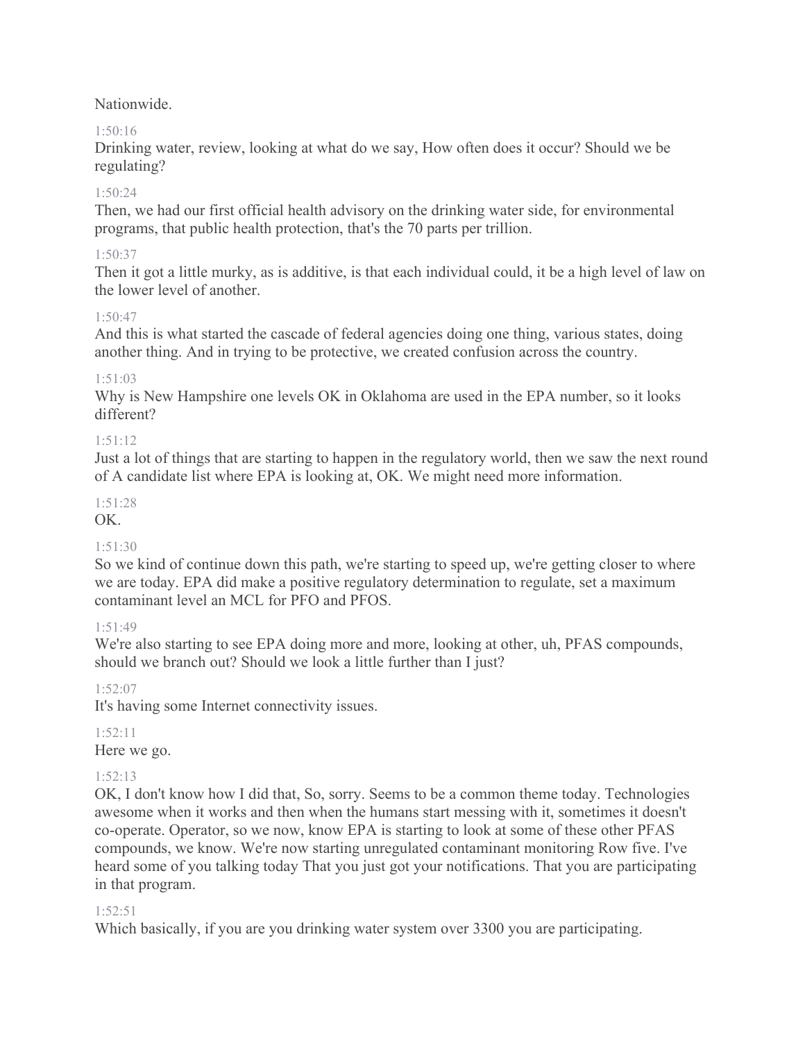Nationwide.

1:50:16

Drinking water, review, looking at what do we say, How often does it occur? Should we be regulating?

1:50:24

Then, we had our first official health advisory on the drinking water side, for environmental programs, that public health protection, that's the 70 parts per trillion.

1:50:37

Then it got a little murky, as is additive, is that each individual could, it be a high level of law on the lower level of another.

1:50:47

And this is what started the cascade of federal agencies doing one thing, various states, doing another thing. And in trying to be protective, we created confusion across the country.

1:51:03

Why is New Hampshire one levels OK in Oklahoma are used in the EPA number, so it looks different?

1:51:12

Just a lot of things that are starting to happen in the regulatory world, then we saw the next round of A candidate list where EPA is looking at, OK. We might need more information.

1:51:28

OK.

1:51:30

So we kind of continue down this path, we're starting to speed up, we're getting closer to where we are today. EPA did make a positive regulatory determination to regulate, set a maximum contaminant level an MCL for PFO and PFOS.

1:51:49

We're also starting to see EPA doing more and more, looking at other, uh, PFAS compounds, should we branch out? Should we look a little further than I just?

1:52:07

It's having some Internet connectivity issues.

1:52:11

Here we go.

1:52:13

OK, I don't know how I did that, So, sorry. Seems to be a common theme today. Technologies awesome when it works and then when the humans start messing with it, sometimes it doesn't co-operate. Operator, so we now, know EPA is starting to look at some of these other PFAS compounds, we know. We're now starting unregulated contaminant monitoring Row five. I've heard some of you talking today That you just got your notifications. That you are participating in that program.

1:52:51

Which basically, if you are you drinking water system over 3300 you are participating.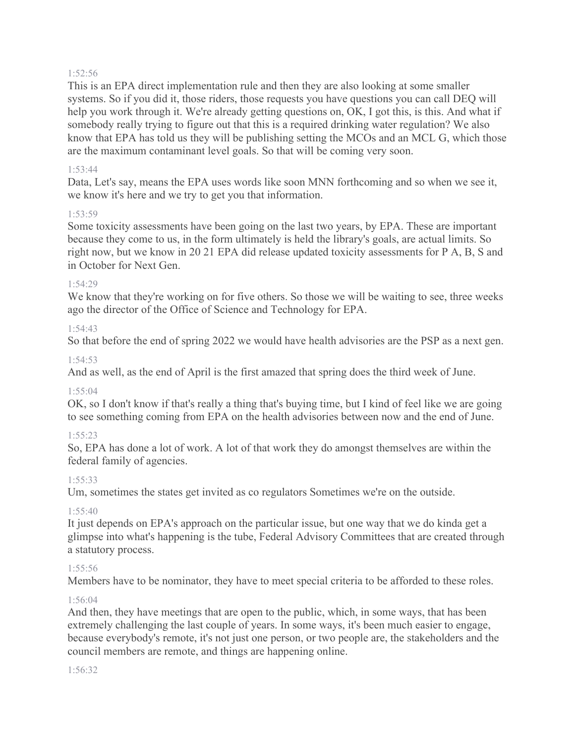1:52:56

This is an EPA direct implementation rule and then they are also looking at some smaller systems. So if you did it, those riders, those requests you have questions you can call DEQ will help you work through it. We're already getting questions on, OK, I got this, is this. And what if somebody really trying to figure out that this is a required drinking water regulation? We also know that EPA has told us they will be publishing setting the MCOs and an MCL G, which those are the maximum contaminant level goals. So that will be coming very soon.

1:53:44

Data, Let's say, means the EPA uses words like soon MNN forthcoming and so when we see it, we know it's here and we try to get you that information.

1:53:59

Some toxicity assessments have been going on the last two years, by EPA. These are important because they come to us, in the form ultimately is held the library's goals, are actual limits. So right now, but we know in 20 21 EPA did release updated toxicity assessments for P A, B, S and in October for Next Gen.

1:54:29

We know that they're working on for five others. So those we will be waiting to see, three weeks ago the director of the Office of Science and Technology for EPA.

1:54:43

So that before the end of spring 2022 we would have health advisories are the PSP as a next gen.

1:54:53

And as well, as the end of April is the first amazed that spring does the third week of June.

1:55:04

OK, so I don't know if that's really a thing that's buying time, but I kind of feel like we are going to see something coming from EPA on the health advisories between now and the end of June.

1:55:23

So, EPA has done a lot of work. A lot of that work they do amongst themselves are within the federal family of agencies.

1:55:33

Um, sometimes the states get invited as co regulators Sometimes we're on the outside.

1:55:40

It just depends on EPA's approach on the particular issue, but one way that we do kinda get a glimpse into what's happening is the tube, Federal Advisory Committees that are created through a statutory process.

1:55:56

Members have to be nominator, they have to meet special criteria to be afforded to these roles.

1:56:04

And then, they have meetings that are open to the public, which, in some ways, that has been extremely challenging the last couple of years. In some ways, it's been much easier to engage, because everybody's remote, it's not just one person, or two people are, the stakeholders and the council members are remote, and things are happening online.

1:56:32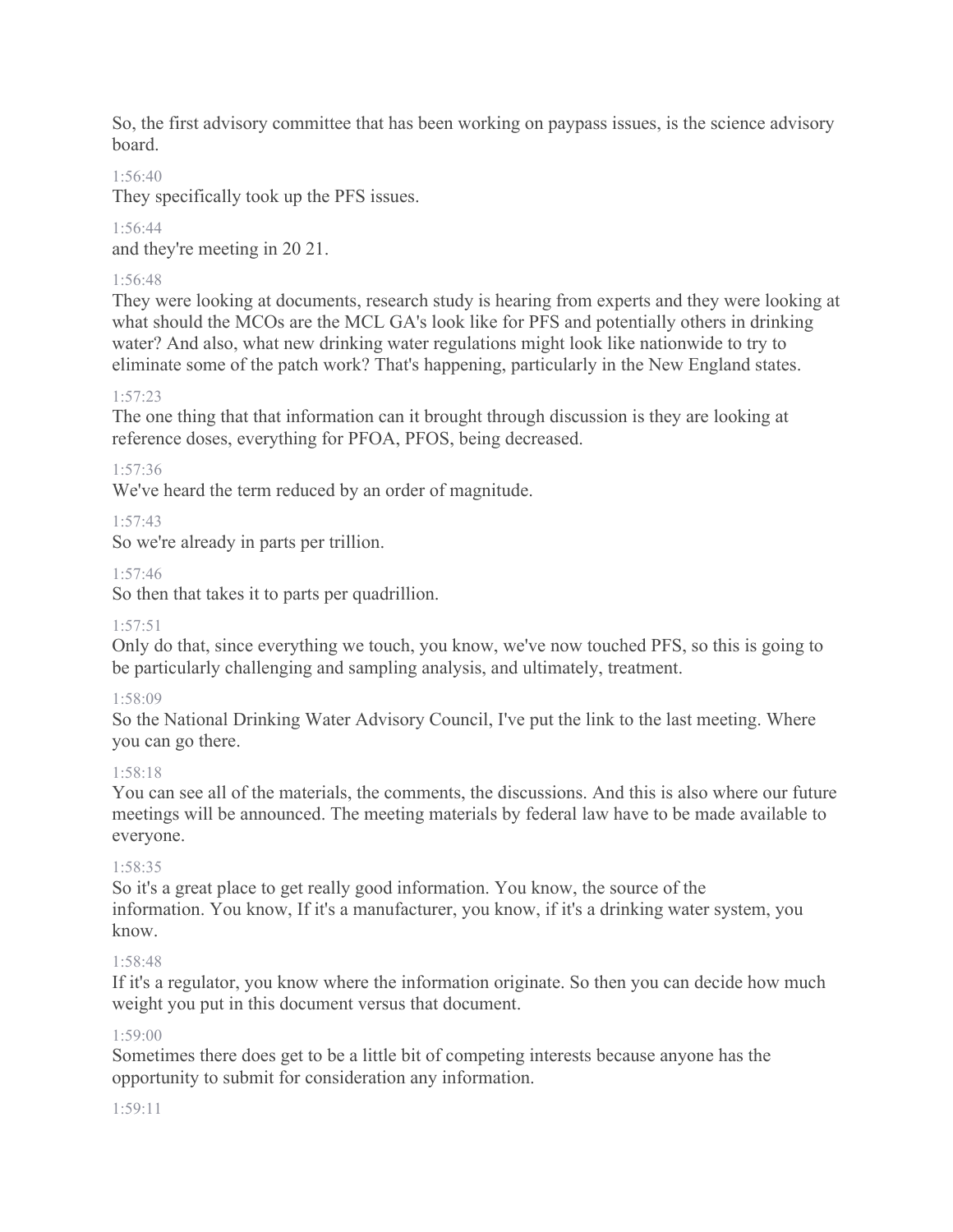So, the first advisory committee that has been working on paypass issues, is the science advisory board.

1:56:40

They specifically took up the PFS issues.

1:56:44

and they're meeting in 20 21.

1:56:48

They were looking at documents, research study is hearing from experts and they were looking at what should the MCOs are the MCL GA's look like for PFS and potentially others in drinking water? And also, what new drinking water regulations might look like nationwide to try to eliminate some of the patch work? That's happening, particularly in the New England states.

1:57:23

The one thing that that information can it brought through discussion is they are looking at reference doses, everything for PFOA, PFOS, being decreased.

1:57:36

We've heard the term reduced by an order of magnitude.

1:57:43

So we're already in parts per trillion.

1:57:46

So then that takes it to parts per quadrillion.

1:57:51

Only do that, since everything we touch, you know, we've now touched PFS, so this is going to be particularly challenging and sampling analysis, and ultimately, treatment.

1:58:09

So the National Drinking Water Advisory Council, I've put the link to the last meeting. Where you can go there.

1:58:18

You can see all of the materials, the comments, the discussions. And this is also where our future meetings will be announced. The meeting materials by federal law have to be made available to everyone.

1:58:35

So it's a great place to get really good information. You know, the source of the information. You know, If it's a manufacturer, you know, if it's a drinking water system, you know.

1:58:48

If it's a regulator, you know where the information originate. So then you can decide how much weight you put in this document versus that document.

1:59:00

Sometimes there does get to be a little bit of competing interests because anyone has the opportunity to submit for consideration any information.

1:59:11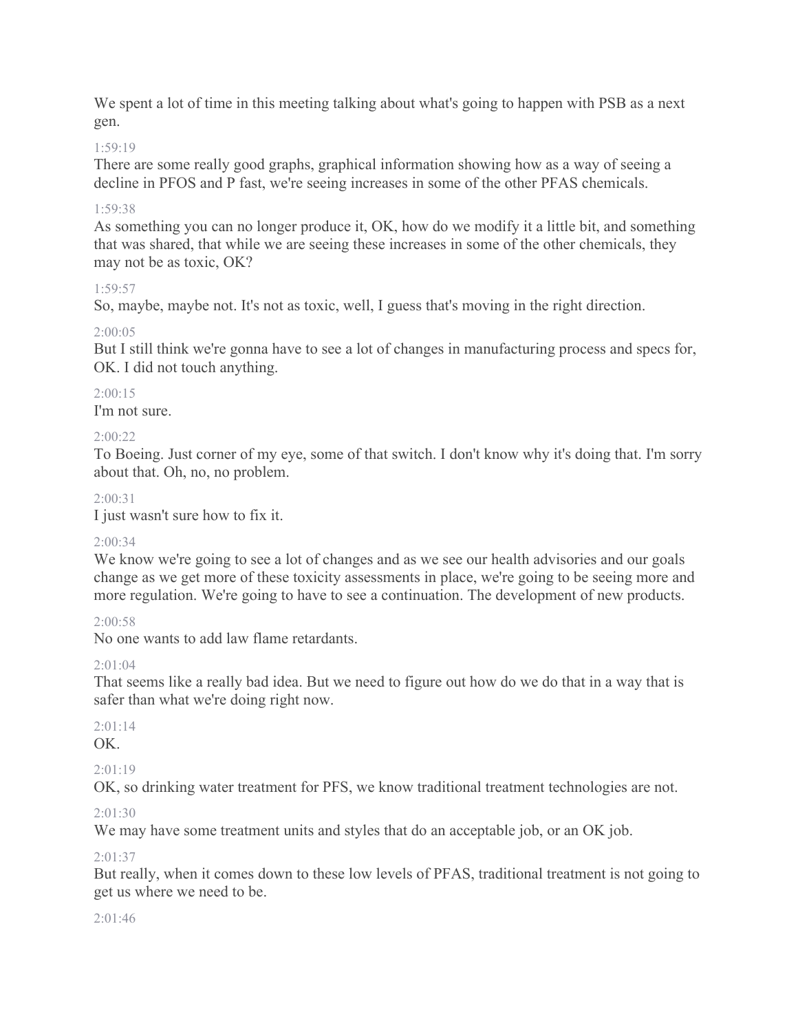We spent a lot of time in this meeting talking about what's going to happen with PSB as a next gen.

1:59:19

There are some really good graphs, graphical information showing how as a way of seeing a decline in PFOS and P fast, we're seeing increases in some of the other PFAS chemicals.

1:59:38

As something you can no longer produce it, OK, how do we modify it a little bit, and something that was shared, that while we are seeing these increases in some of the other chemicals, they may not be as toxic, OK?

1:59:57

So, maybe, maybe not. It's not as toxic, well, I guess that's moving in the right direction.

2:00:05

But I still think we're gonna have to see a lot of changes in manufacturing process and specs for, OK. I did not touch anything.

2:00:15

I'm not sure.

2:00:22

To Boeing. Just corner of my eye, some of that switch. I don't know why it's doing that. I'm sorry about that. Oh, no, no problem.

2:00:31

I just wasn't sure how to fix it.

2:00:34

We know we're going to see a lot of changes and as we see our health advisories and our goals change as we get more of these toxicity assessments in place, we're going to be seeing more and more regulation. We're going to have to see a continuation. The development of new products.

2:00:58

No one wants to add law flame retardants.

2:01:04

That seems like a really bad idea. But we need to figure out how do we do that in a way that is safer than what we're doing right now.

2:01:14

OK.

2:01:19

OK, so drinking water treatment for PFS, we know traditional treatment technologies are not.

2:01:30

We may have some treatment units and styles that do an acceptable job, or an OK job.

2:01:37

But really, when it comes down to these low levels of PFAS, traditional treatment is not going to get us where we need to be.

2:01:46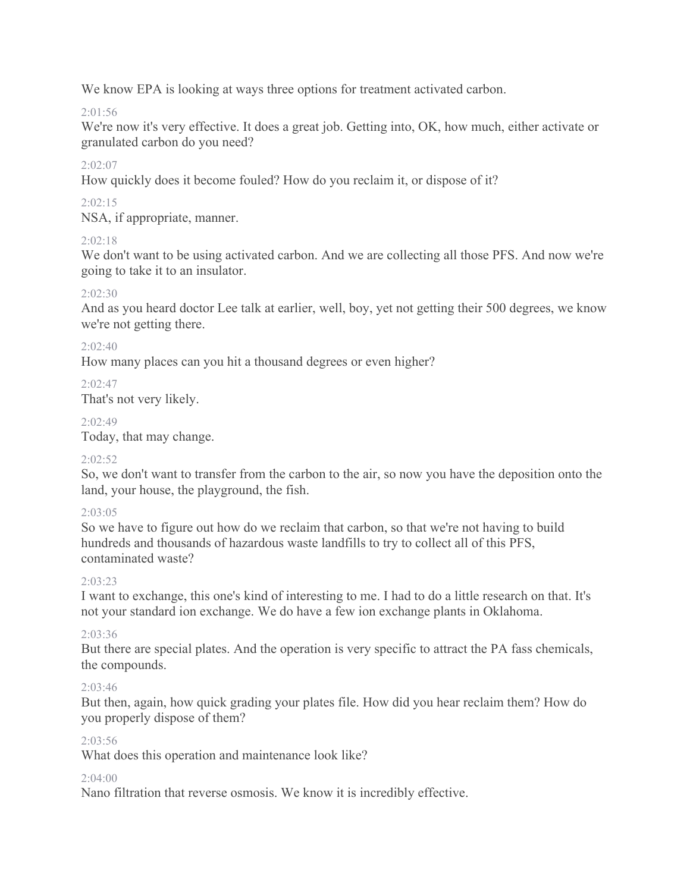We know EPA is looking at ways three options for treatment activated carbon.

2:01:56

We're now it's very effective. It does a great job. Getting into, OK, how much, either activate or granulated carbon do you need?

2:02:07

How quickly does it become fouled? How do you reclaim it, or dispose of it?

2:02:15

NSA, if appropriate, manner.

2:02:18

We don't want to be using activated carbon. And we are collecting all those PFS. And now we're going to take it to an insulator.

2:02:30

And as you heard doctor Lee talk at earlier, well, boy, yet not getting their 500 degrees, we know we're not getting there.

2:02:40

How many places can you hit a thousand degrees or even higher?

2:02:47

That's not very likely.

2:02:49

Today, that may change.

2:02:52

So, we don't want to transfer from the carbon to the air, so now you have the deposition onto the land, your house, the playground, the fish.

2:03:05

So we have to figure out how do we reclaim that carbon, so that we're not having to build hundreds and thousands of hazardous waste landfills to try to collect all of this PFS, contaminated waste?

2:03:23

I want to exchange, this one's kind of interesting to me. I had to do a little research on that. It's not your standard ion exchange. We do have a few ion exchange plants in Oklahoma.

2:03:36

But there are special plates. And the operation is very specific to attract the PA fass chemicals, the compounds.

2:03:46

But then, again, how quick grading your plates file. How did you hear reclaim them? How do you properly dispose of them?

2:03:56

What does this operation and maintenance look like?

2:04:00

Nano filtration that reverse osmosis. We know it is incredibly effective.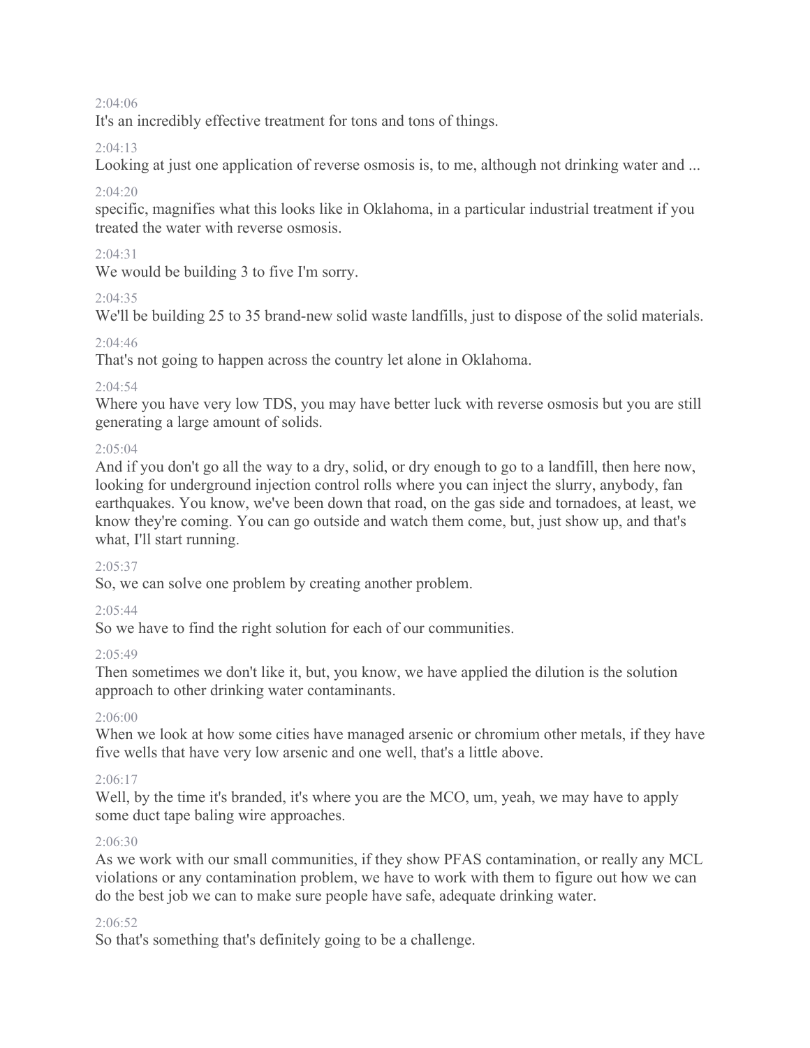2:04:06

It's an incredibly effective treatment for tons and tons of things.

2:04:13

Looking at just one application of reverse osmosis is, to me, although not drinking water and ...

2:04:20

specific, magnifies what this looks like in Oklahoma, in a particular industrial treatment if you treated the water with reverse osmosis.

2:04:31

We would be building 3 to five I'm sorry.

2:04:35

We'll be building 25 to 35 brand-new solid waste landfills, just to dispose of the solid materials.

2:04:46

That's not going to happen across the country let alone in Oklahoma.

2:04:54

Where you have very low TDS, you may have better luck with reverse osmosis but you are still generating a large amount of solids.

2:05:04

And if you don't go all the way to a dry, solid, or dry enough to go to a landfill, then here now, looking for underground injection control rolls where you can inject the slurry, anybody, fan earthquakes. You know, we've been down that road, on the gas side and tornadoes, at least, we know they're coming. You can go outside and watch them come, but, just show up, and that's what, I'll start running.

2:05:37

So, we can solve one problem by creating another problem.

2:05:44

So we have to find the right solution for each of our communities.

2:05:49

Then sometimes we don't like it, but, you know, we have applied the dilution is the solution approach to other drinking water contaminants.

2:06:00

When we look at how some cities have managed arsenic or chromium other metals, if they have five wells that have very low arsenic and one well, that's a little above.

2:06:17

Well, by the time it's branded, it's where you are the MCO, um, yeah, we may have to apply some duct tape baling wire approaches.

2:06:30

As we work with our small communities, if they show PFAS contamination, or really any MCL violations or any contamination problem, we have to work with them to figure out how we can do the best job we can to make sure people have safe, adequate drinking water.

2:06:52

So that's something that's definitely going to be a challenge.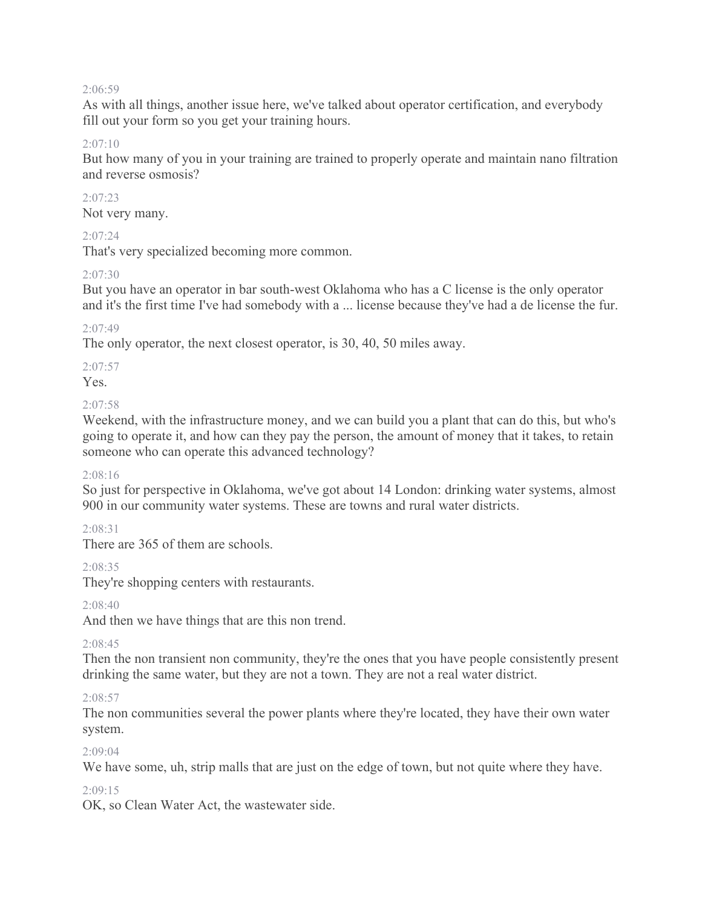2:06:59

As with all things, another issue here, we've talked about operator certification, and everybody fill out your form so you get your training hours.

2:07:10

But how many of you in your training are trained to properly operate and maintain nano filtration and reverse osmosis?

2:07:23

Not very many.

2:07:24

That's very specialized becoming more common.

2:07:30

But you have an operator in bar south-west Oklahoma who has a C license is the only operator and it's the first time I've had somebody with a ... license because they've had a de license the fur.

2:07:49

The only operator, the next closest operator, is 30, 40, 50 miles away.

2:07:57

Yes.

2:07:58

Weekend, with the infrastructure money, and we can build you a plant that can do this, but who's going to operate it, and how can they pay the person, the amount of money that it takes, to retain someone who can operate this advanced technology?

2:08:16

So just for perspective in Oklahoma, we've got about 14 London: drinking water systems, almost 900 in our community water systems. These are towns and rural water districts.

2:08:31

There are 365 of them are schools.

2:08:35

They're shopping centers with restaurants.

2:08:40

And then we have things that are this non trend.

2:08:45

Then the non transient non community, they're the ones that you have people consistently present drinking the same water, but they are not a town. They are not a real water district.

2:08:57

The non communities several the power plants where they're located, they have their own water system.

2:09:04

We have some, uh, strip malls that are just on the edge of town, but not quite where they have.

2:09:15

OK, so Clean Water Act, the wastewater side.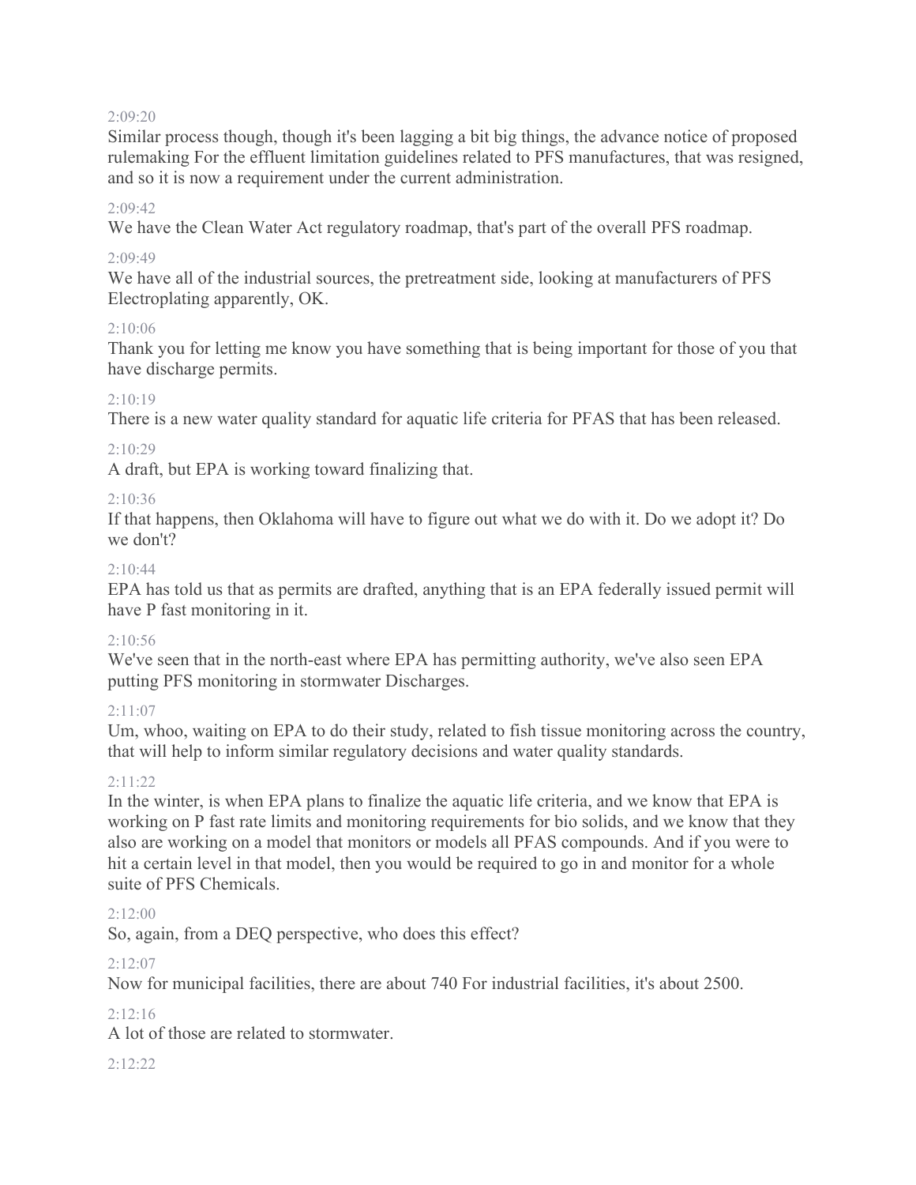2:09:20

Similar process though, though it's been lagging a bit big things, the advance notice of proposed rulemaking For the effluent limitation guidelines related to PFS manufactures, that was resigned, and so it is now a requirement under the current administration.

2:09:42

We have the Clean Water Act regulatory roadmap, that's part of the overall PFS roadmap.

2:09:49

We have all of the industrial sources, the pretreatment side, looking at manufacturers of PFS Electroplating apparently, OK.

2:10:06

Thank you for letting me know you have something that is being important for those of you that have discharge permits.

2:10:19

There is a new water quality standard for aquatic life criteria for PFAS that has been released.

2:10:29

A draft, but EPA is working toward finalizing that.

2:10:36

If that happens, then Oklahoma will have to figure out what we do with it. Do we adopt it? Do we don't?

2:10:44

EPA has told us that as permits are drafted, anything that is an EPA federally issued permit will have P fast monitoring in it.

2:10:56

We've seen that in the north-east where EPA has permitting authority, we've also seen EPA putting PFS monitoring in stormwater Discharges.

2:11:07

Um, whoo, waiting on EPA to do their study, related to fish tissue monitoring across the country, that will help to inform similar regulatory decisions and water quality standards.

2:11:22

In the winter, is when EPA plans to finalize the aquatic life criteria, and we know that EPA is working on P fast rate limits and monitoring requirements for bio solids, and we know that they also are working on a model that monitors or models all PFAS compounds. And if you were to hit a certain level in that model, then you would be required to go in and monitor for a whole suite of PFS Chemicals.

2:12:00

So, again, from a DEQ perspective, who does this effect?

2:12:07

Now for municipal facilities, there are about 740 For industrial facilities, it's about 2500.

2:12:16

A lot of those are related to stormwater.

2:12:22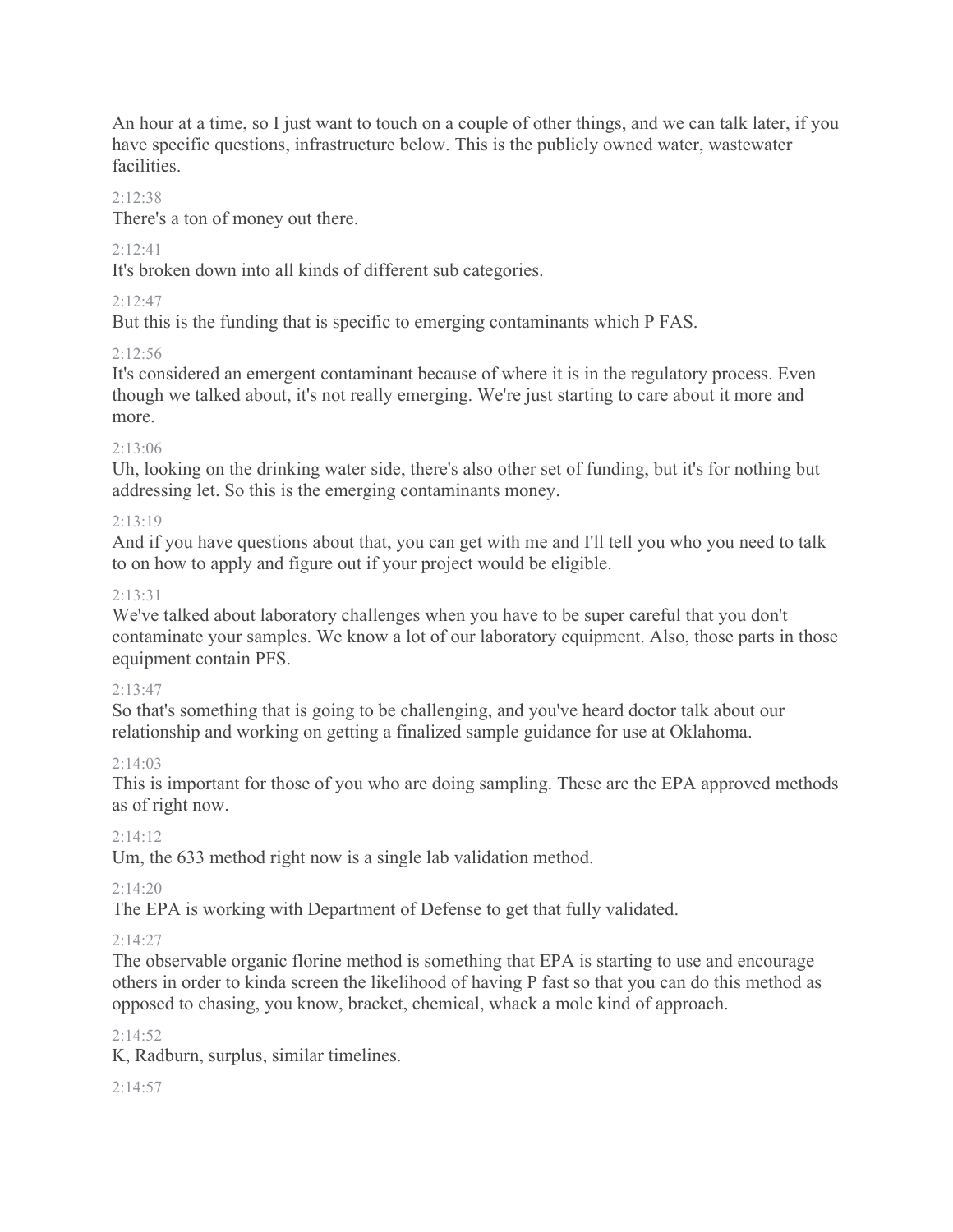An hour at a time, so I just want to touch on a couple of other things, and we can talk later, if you have specific questions, infrastructure below. This is the publicly owned water, wastewater facilities.

2:12:38

There's a ton of money out there.

2:12:41

It's broken down into all kinds of different sub categories.

2:12:47

But this is the funding that is specific to emerging contaminants which P FAS.

2:12:56

It's considered an emergent contaminant because of where it is in the regulatory process. Even though we talked about, it's not really emerging. We're just starting to care about it more and more.

2:13:06

Uh, looking on the drinking water side, there's also other set of funding, but it's for nothing but addressing let. So this is the emerging contaminants money.

2:13:19

And if you have questions about that, you can get with me and I'll tell you who you need to talk to on how to apply and figure out if your project would be eligible.

2:13:31

We've talked about laboratory challenges when you have to be super careful that you don't contaminate your samples. We know a lot of our laboratory equipment. Also, those parts in those equipment contain PFS.

2:13:47

So that's something that is going to be challenging, and you've heard doctor talk about our relationship and working on getting a finalized sample guidance for use at Oklahoma.

2:14:03

This is important for those of you who are doing sampling. These are the EPA approved methods as of right now.

2:14:12

Um, the 633 method right now is a single lab validation method.

2:14:20

The EPA is working with Department of Defense to get that fully validated.

2:14:27

The observable organic florine method is something that EPA is starting to use and encourage others in order to kinda screen the likelihood of having P fast so that you can do this method as opposed to chasing, you know, bracket, chemical, whack a mole kind of approach.

2:14:52

K, Radburn, surplus, similar timelines.

2:14:57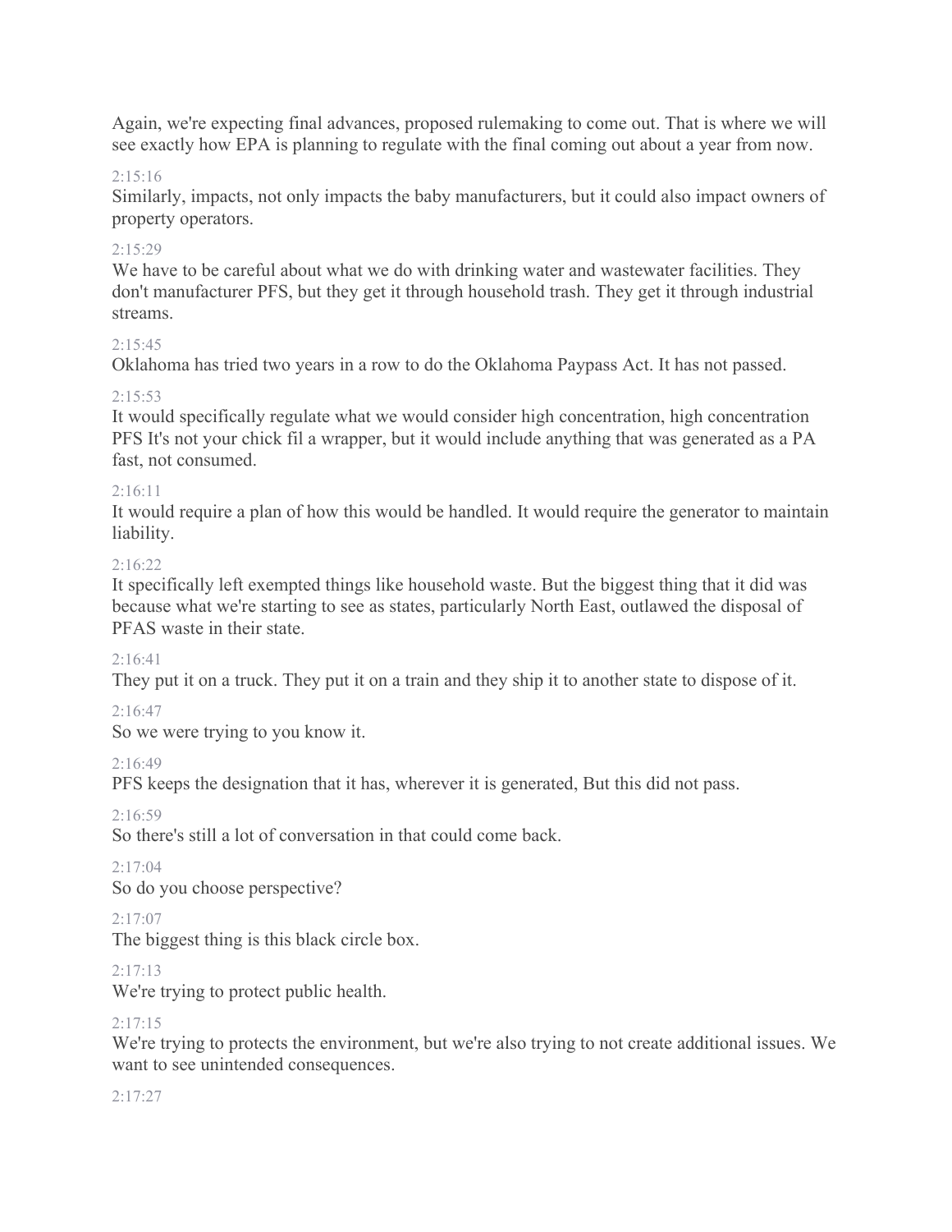Again, we're expecting final advances, proposed rulemaking to come out. That is where we will see exactly how EPA is planning to regulate with the final coming out about a year from now.

2:15:16

Similarly, impacts, not only impacts the baby manufacturers, but it could also impact owners of property operators.

2:15:29

We have to be careful about what we do with drinking water and wastewater facilities. They don't manufacturer PFS, but they get it through household trash. They get it through industrial streams.

2:15:45

Oklahoma has tried two years in a row to do the Oklahoma Paypass Act. It has not passed.

2:15:53

It would specifically regulate what we would consider high concentration, high concentration PFS It's not your chick fil a wrapper, but it would include anything that was generated as a PA fast, not consumed.

2:16:11

It would require a plan of how this would be handled. It would require the generator to maintain liability.

2:16:22

It specifically left exempted things like household waste. But the biggest thing that it did was because what we're starting to see as states, particularly North East, outlawed the disposal of PFAS waste in their state.

2:16:41

They put it on a truck. They put it on a train and they ship it to another state to dispose of it.

2:16:47

So we were trying to you know it.

2:16:49

PFS keeps the designation that it has, wherever it is generated, But this did not pass.

2:16:59

So there's still a lot of conversation in that could come back.

2:17:04

So do you choose perspective?

2:17:07

The biggest thing is this black circle box.

2:17:13

We're trying to protect public health.

2:17:15

We're trying to protects the environment, but we're also trying to not create additional issues. We want to see unintended consequences.

2:17:27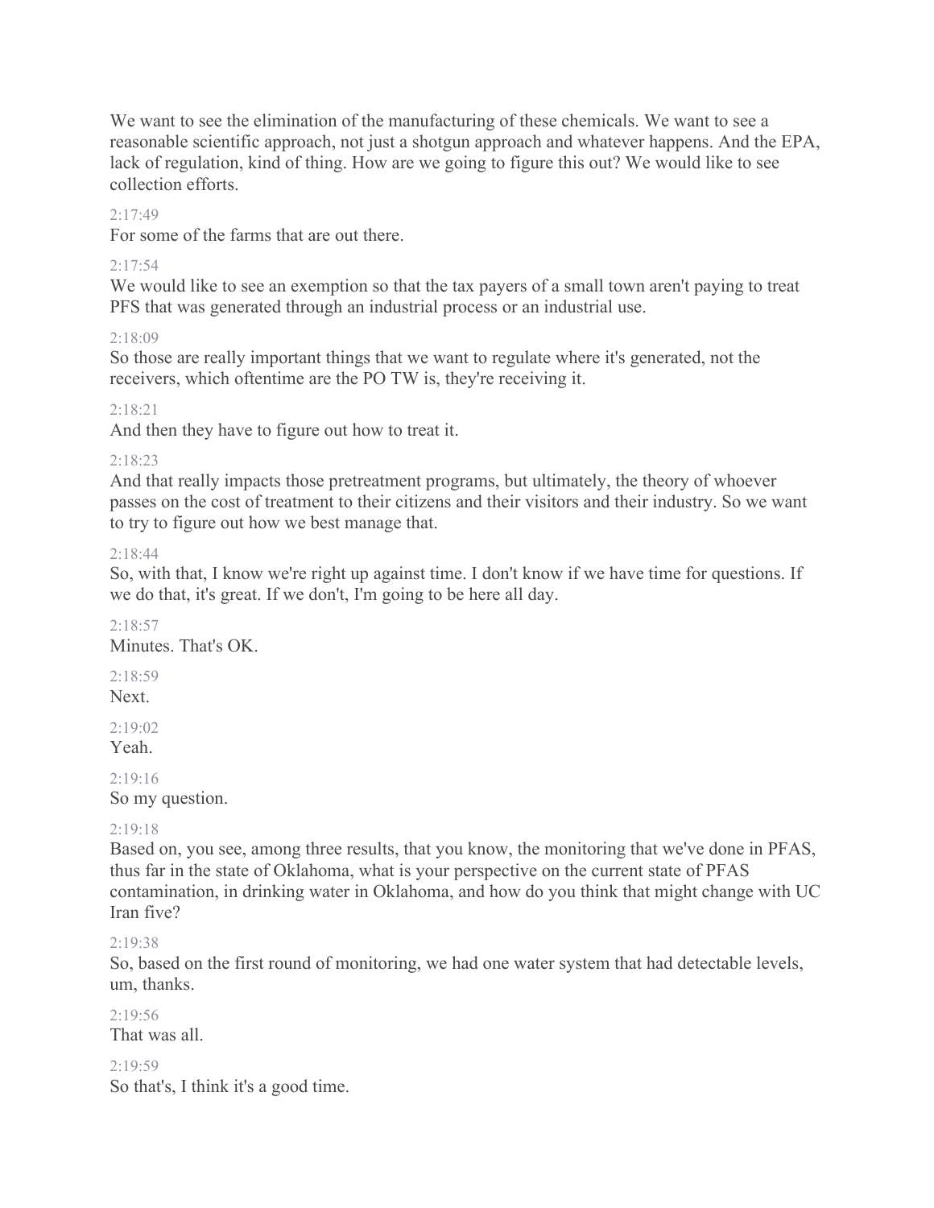We want to see the elimination of the manufacturing of these chemicals. We want to see a reasonable scientific approach, not just a shotgun approach and whatever happens. And the EPA, lack of regulation, kind of thing. How are we going to figure this out? We would like to see collection efforts.

2:17:49

For some of the farms that are out there.

2:17:54

We would like to see an exemption so that the tax payers of a small town aren't paying to treat PFS that was generated through an industrial process or an industrial use.

2:18:09

So those are really important things that we want to regulate where it's generated, not the receivers, which oftentime are the PO TW is, they're receiving it.

2:18:21

And then they have to figure out how to treat it.

2:18:23

And that really impacts those pretreatment programs, but ultimately, the theory of whoever passes on the cost of treatment to their citizens and their visitors and their industry. So we want to try to figure out how we best manage that.

2:18:44

So, with that, I know we're right up against time. I don't know if we have time for questions. If we do that, it's great. If we don't, I'm going to be here all day.

2:18:57

Minutes. That's OK.

2:18:59

Next.

2:19:02

Yeah.

2:19:16

So my question.

2:19:18

Based on, you see, among three results, that you know, the monitoring that we've done in PFAS, thus far in the state of Oklahoma, what is your perspective on the current state of PFAS contamination, in drinking water in Oklahoma, and how do you think that might change with UC Iran five?

2:19:38

So, based on the first round of monitoring, we had one water system that had detectable levels, um, thanks.

2:19:56

That was all.

2:19:59

So that's, I think it's a good time.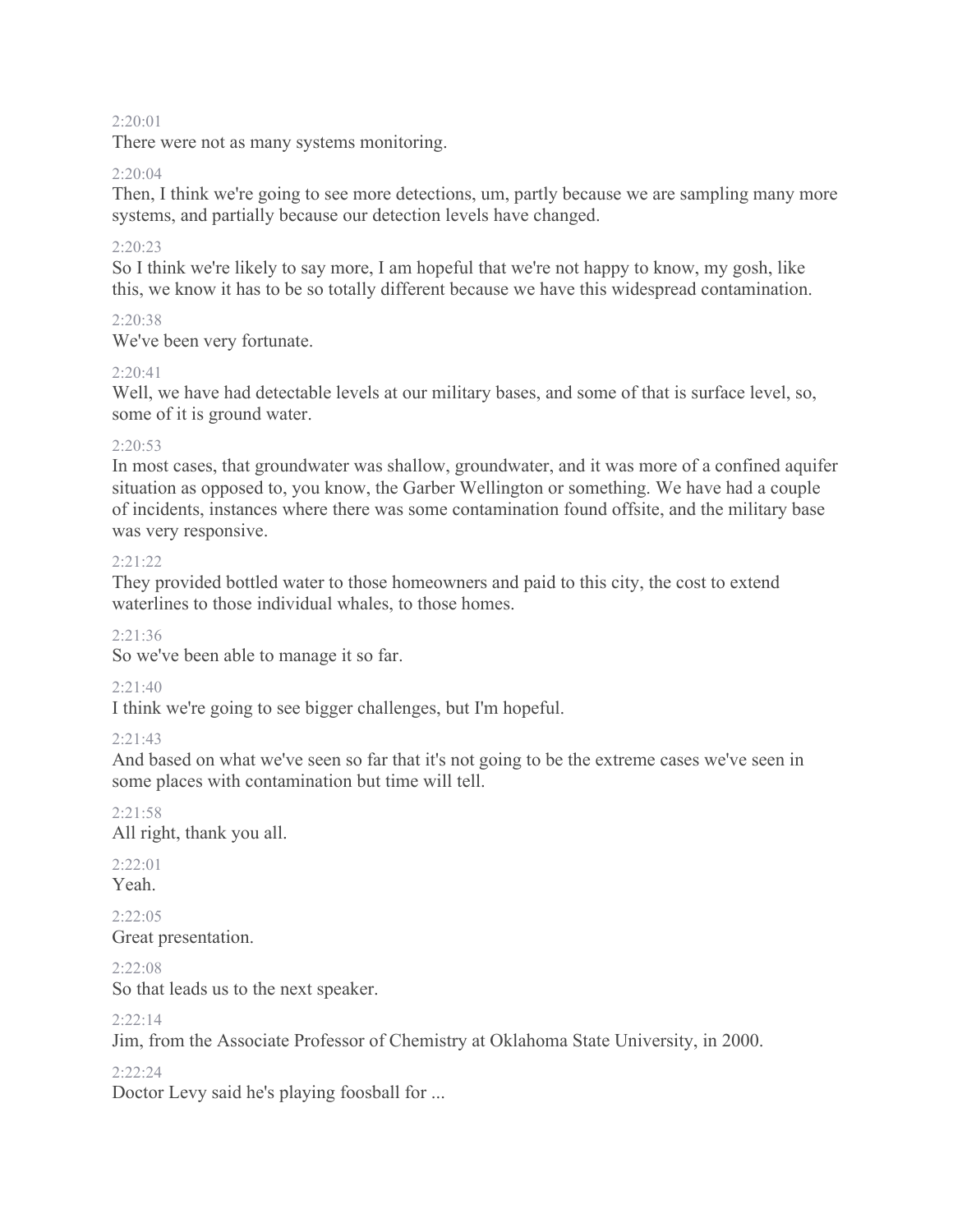2:20:01

There were not as many systems monitoring.

2:20:04

Then, I think we're going to see more detections, um, partly because we are sampling many more systems, and partially because our detection levels have changed.

2:20:23

So I think we're likely to say more, I am hopeful that we're not happy to know, my gosh, like this, we know it has to be so totally different because we have this widespread contamination.

2:20:38

We've been very fortunate.

2:20:41

Well, we have had detectable levels at our military bases, and some of that is surface level, so, some of it is ground water.

2:20:53

In most cases, that groundwater was shallow, groundwater, and it was more of a confined aquifer situation as opposed to, you know, the Garber Wellington or something. We have had a couple of incidents, instances where there was some contamination found offsite, and the military base was very responsive.

2:21:22

They provided bottled water to those homeowners and paid to this city, the cost to extend waterlines to those individual whales, to those homes.

2:21:36

So we've been able to manage it so far.

2:21:40

I think we're going to see bigger challenges, but I'm hopeful.

2:21:43

And based on what we've seen so far that it's not going to be the extreme cases we've seen in some places with contamination but time will tell.

2:21:58

All right, thank you all.

2:22:01

Yeah.

2:22:05

Great presentation.

2:22:08

So that leads us to the next speaker.

2:22:14

Jim, from the Associate Professor of Chemistry at Oklahoma State University, in 2000.

2:22:24

Doctor Levy said he's playing foosball for ...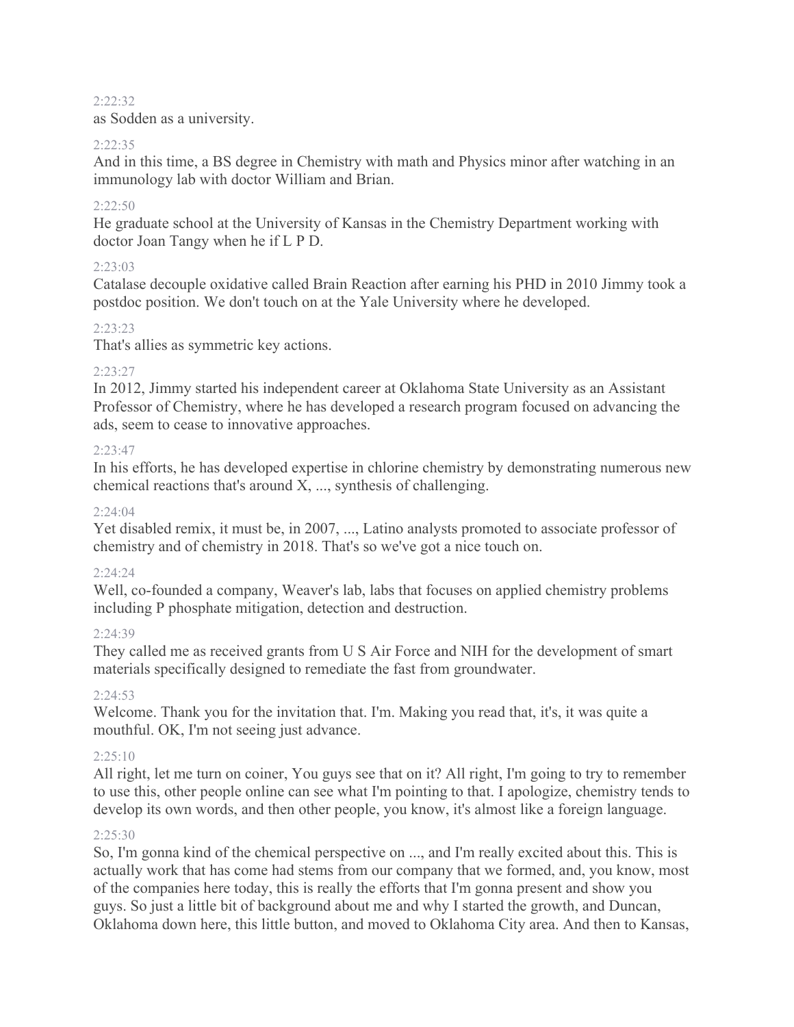2:22:32

as Sodden as a university.

2:22:35

And in this time, a BS degree in Chemistry with math and Physics minor after watching in an immunology lab with doctor William and Brian.

2:22:50

He graduate school at the University of Kansas in the Chemistry Department working with doctor Joan Tangy when he if L P D.

2:23:03

Catalase decouple oxidative called Brain Reaction after earning his PHD in 2010 Jimmy took a postdoc position. We don't touch on at the Yale University where he developed.

2:23:23

That's allies as symmetric key actions.

2:23:27

In 2012, Jimmy started his independent career at Oklahoma State University as an Assistant Professor of Chemistry, where he has developed a research program focused on advancing the ads, seem to cease to innovative approaches.

2:23:47

In his efforts, he has developed expertise in chlorine chemistry by demonstrating numerous new chemical reactions that's around X, ..., synthesis of challenging.

2:24:04

Yet disabled remix, it must be, in 2007, ..., Latino analysts promoted to associate professor of chemistry and of chemistry in 2018. That's so we've got a nice touch on.

2:24:24

Well, co-founded a company, Weaver's lab, labs that focuses on applied chemistry problems including P phosphate mitigation, detection and destruction.

2:24:39

They called me as received grants from U S Air Force and NIH for the development of smart materials specifically designed to remediate the fast from groundwater.

2:24:53

Welcome. Thank you for the invitation that. I'm. Making you read that, it's, it was quite a mouthful. OK, I'm not seeing just advance.

2:25:10

All right, let me turn on coiner, You guys see that on it? All right, I'm going to try to remember to use this, other people online can see what I'm pointing to that. I apologize, chemistry tends to develop its own words, and then other people, you know, it's almost like a foreign language.

2:25:30

So, I'm gonna kind of the chemical perspective on ..., and I'm really excited about this. This is actually work that has come had stems from our company that we formed, and, you know, most of the companies here today, this is really the efforts that I'm gonna present and show you guys. So just a little bit of background about me and why I started the growth, and Duncan, Oklahoma down here, this little button, and moved to Oklahoma City area. And then to Kansas,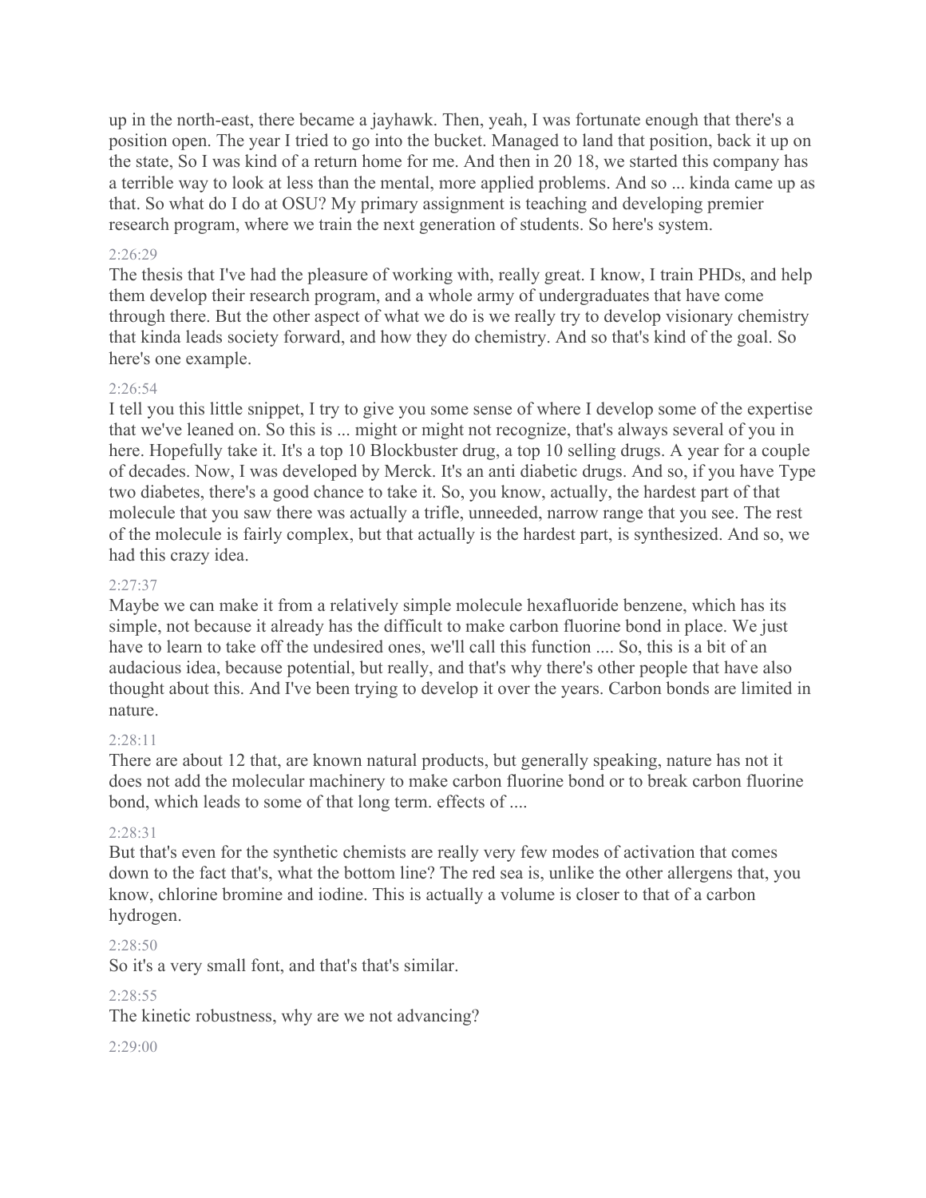up in the north-east, there became a jayhawk. Then, yeah, I was fortunate enough that there's a position open. The year I tried to go into the bucket. Managed to land that position, back it up on the state, So I was kind of a return home for me. And then in 20 18, we started this company has a terrible way to look at less than the mental, more applied problems. And so ... kinda came up as that. So what do I do at OSU? My primary assignment is teaching and developing premier research program, where we train the next generation of students. So here's system.

2:26:29

The thesis that I've had the pleasure of working with, really great. I know, I train PHDs, and help them develop their research program, and a whole army of undergraduates that have come through there. But the other aspect of what we do is we really try to develop visionary chemistry that kinda leads society forward, and how they do chemistry. And so that's kind of the goal. So here's one example.

2:26:54

I tell you this little snippet, I try to give you some sense of where I develop some of the expertise that we've leaned on. So this is ... might or might not recognize, that's always several of you in here. Hopefully take it. It's a top 10 Blockbuster drug, a top 10 selling drugs. A year for a couple of decades. Now, I was developed by Merck. It's an anti diabetic drugs. And so, if you have Type two diabetes, there's a good chance to take it. So, you know, actually, the hardest part of that molecule that you saw there was actually a trifle, unneeded, narrow range that you see. The rest of the molecule is fairly complex, but that actually is the hardest part, is synthesized. And so, we had this crazy idea.

2:27:37

Maybe we can make it from a relatively simple molecule hexafluoride benzene, which has its simple, not because it already has the difficult to make carbon fluorine bond in place. We just have to learn to take off the undesired ones, we'll call this function .... So, this is a bit of an audacious idea, because potential, but really, and that's why there's other people that have also thought about this. And I've been trying to develop it over the years. Carbon bonds are limited in nature.

2:28:11

There are about 12 that, are known natural products, but generally speaking, nature has not it does not add the molecular machinery to make carbon fluorine bond or to break carbon fluorine bond, which leads to some of that long term. effects of ....

2:28:31

But that's even for the synthetic chemists are really very few modes of activation that comes down to the fact that's, what the bottom line? The red sea is, unlike the other allergens that, you know, chlorine bromine and iodine. This is actually a volume is closer to that of a carbon hydrogen.

2:28:50

So it's a very small font, and that's that's similar.

2:28:55

The kinetic robustness, why are we not advancing?

2:29:00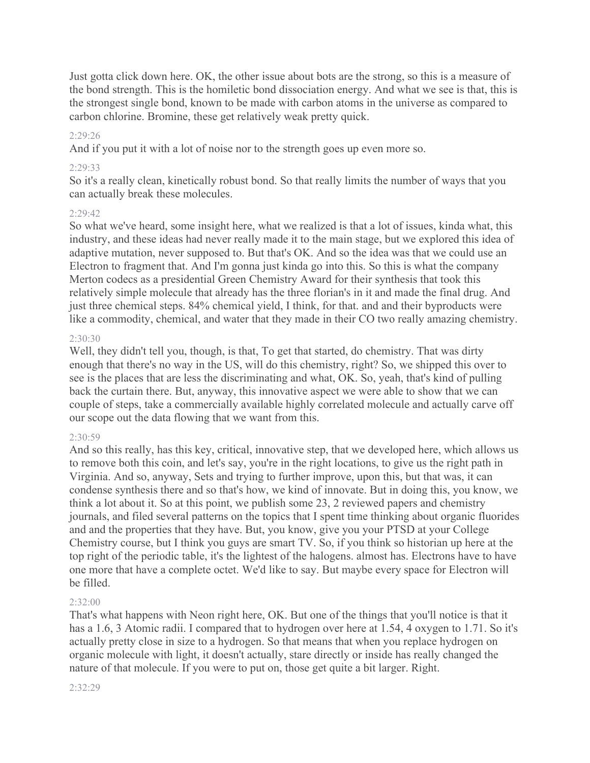Just gotta click down here. OK, the other issue about bots are the strong, so this is a measure of the bond strength. This is the homiletic bond dissociation energy. And what we see is that, this is the strongest single bond, known to be made with carbon atoms in the universe as compared to carbon chlorine. Bromine, these get relatively weak pretty quick.

2:29:26

And if you put it with a lot of noise nor to the strength goes up even more so.

2:29:33

So it's a really clean, kinetically robust bond. So that really limits the number of ways that you can actually break these molecules.

2:29:42

So what we've heard, some insight here, what we realized is that a lot of issues, kinda what, this industry, and these ideas had never really made it to the main stage, but we explored this idea of adaptive mutation, never supposed to. But that's OK. And so the idea was that we could use an Electron to fragment that. And I'm gonna just kinda go into this. So this is what the company Merton codecs as a presidential Green Chemistry Award for their synthesis that took this relatively simple molecule that already has the three florian's in it and made the final drug. And just three chemical steps. 84% chemical yield, I think, for that. and and their byproducts were like a commodity, chemical, and water that they made in their CO two really amazing chemistry.

2:30:30

Well, they didn't tell you, though, is that, To get that started, do chemistry. That was dirty enough that there's no way in the US, will do this chemistry, right? So, we shipped this over to see is the places that are less the discriminating and what, OK. So, yeah, that's kind of pulling back the curtain there. But, anyway, this innovative aspect we were able to show that we can couple of steps, take a commercially available highly correlated molecule and actually carve off our scope out the data flowing that we want from this.

2:30:59

And so this really, has this key, critical, innovative step, that we developed here, which allows us to remove both this coin, and let's say, you're in the right locations, to give us the right path in Virginia. And so, anyway, Sets and trying to further improve, upon this, but that was, it can condense synthesis there and so that's how, we kind of innovate. But in doing this, you know, we think a lot about it. So at this point, we publish some 23, 2 reviewed papers and chemistry journals, and filed several patterns on the topics that I spent time thinking about organic fluorides and and the properties that they have. But, you know, give you your PTSD at your College Chemistry course, but I think you guys are smart TV. So, if you think so historian up here at the top right of the periodic table, it's the lightest of the halogens. almost has. Electrons have to have one more that have a complete octet. We'd like to say. But maybe every space for Electron will be filled.

2:32:00

That's what happens with Neon right here, OK. But one of the things that you'll notice is that it has a 1.6, 3 Atomic radii. I compared that to hydrogen over here at 1.54, 4 oxygen to 1.71. So it's actually pretty close in size to a hydrogen. So that means that when you replace hydrogen on organic molecule with light, it doesn't actually, stare directly or inside has really changed the nature of that molecule. If you were to put on, those get quite a bit larger. Right.

2:32:29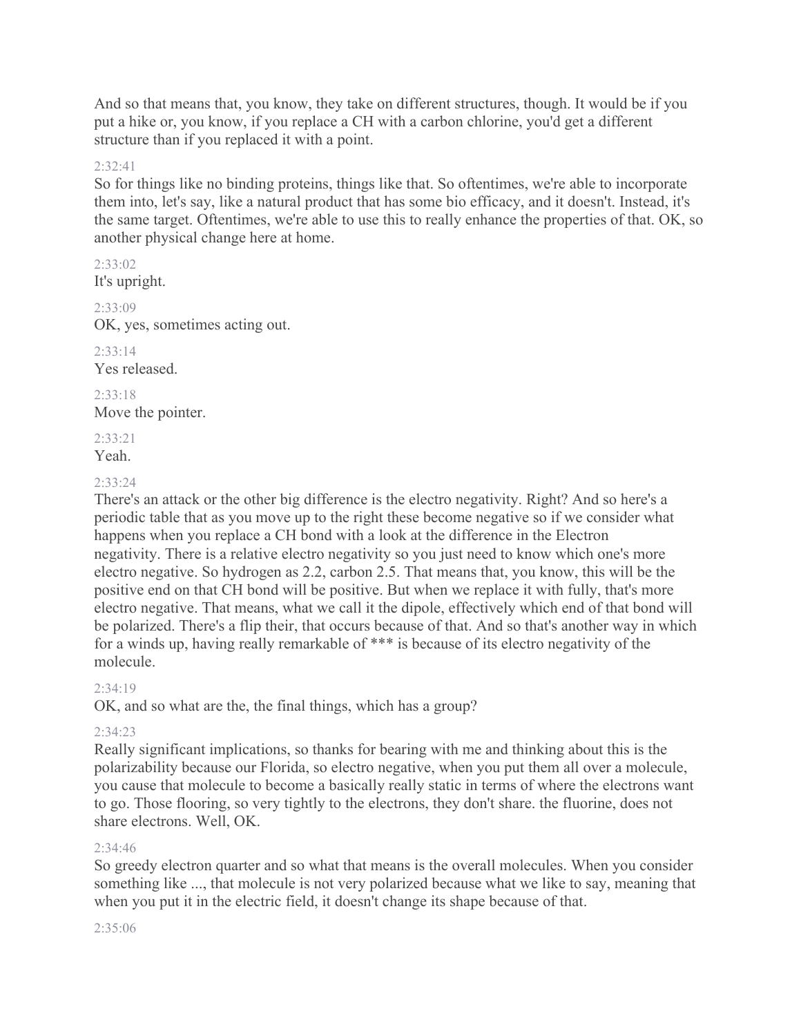And so that means that, you know, they take on different structures, though. It would be if you put a hike or, you know, if you replace a CH with a carbon chlorine, you'd get a different structure than if you replaced it with a point.

2:32:41

So for things like no binding proteins, things like that. So oftentimes, we're able to incorporate them into, let's say, like a natural product that has some bio efficacy, and it doesn't. Instead, it's the same target. Oftentimes, we're able to use this to really enhance the properties of that. OK, so another physical change here at home.

2:33:02

It's upright.

2:33:09

OK, yes, sometimes acting out.

2:33:14

Yes released.

2:33:18

Move the pointer.

2:33:21

Yeah.

2:33:24

There's an attack or the other big difference is the electro negativity. Right? And so here's a periodic table that as you move up to the right these become negative so if we consider what happens when you replace a CH bond with a look at the difference in the Electron negativity. There is a relative electro negativity so you just need to know which one's more electro negative. So hydrogen as 2.2, carbon 2.5. That means that, you know, this will be the positive end on that CH bond will be positive. But when we replace it with fully, that's more electro negative. That means, what we call it the dipole, effectively which end of that bond will be polarized. There's a flip their, that occurs because of that. And so that's another way in which for a winds up, having really remarkable of *** is because of its electro negativity of the molecule.

2:34:19

OK, and so what are the, the final things, which has a group?

2:34:23

Really significant implications, so thanks for bearing with me and thinking about this is the polarizability because our Florida, so electro negative, when you put them all over a molecule, you cause that molecule to become a basically really static in terms of where the electrons want to go. Those flooring, so very tightly to the electrons, they don't share. the fluorine, does not share electrons. Well, OK.

2:34:46

So greedy electron quarter and so what that means is the overall molecules. When you consider something like ..., that molecule is not very polarized because what we like to say, meaning that when you put it in the electric field, it doesn't change its shape because of that.

2:35:06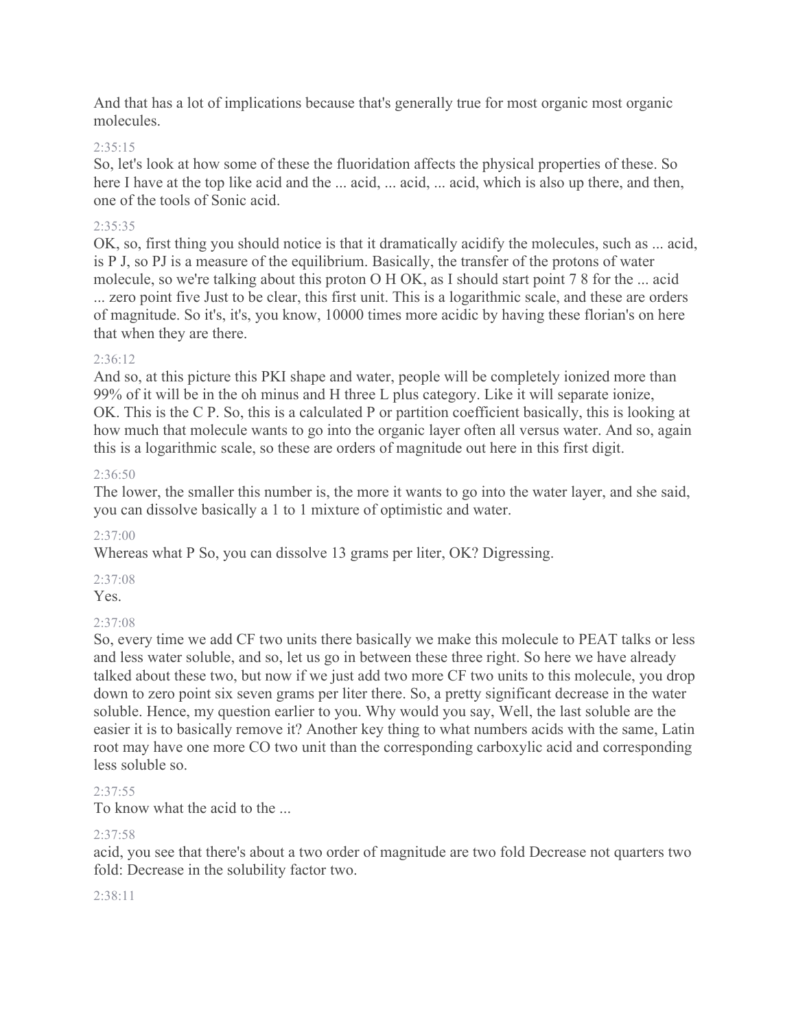And that has a lot of implications because that's generally true for most organic most organic molecules.

2:35:15

So, let's look at how some of these the fluoridation affects the physical properties of these. So here I have at the top like acid and the ... acid, ... acid, ... acid, which is also up there, and then, one of the tools of Sonic acid.

2:35:35

OK, so, first thing you should notice is that it dramatically acidify the molecules, such as ... acid, is P J, so PJ is a measure of the equilibrium. Basically, the transfer of the protons of water molecule, so we're talking about this proton O H OK, as I should start point 7 8 for the ... acid ... zero point five Just to be clear, this first unit. This is a logarithmic scale, and these are orders of magnitude. So it's, it's, you know, 10000 times more acidic by having these florian's on here that when they are there.

2:36:12

And so, at this picture this PKI shape and water, people will be completely ionized more than 99% of it will be in the oh minus and H three L plus category. Like it will separate ionize, OK. This is the C P. So, this is a calculated P or partition coefficient basically, this is looking at how much that molecule wants to go into the organic layer often all versus water. And so, again this is a logarithmic scale, so these are orders of magnitude out here in this first digit.

2:36:50

The lower, the smaller this number is, the more it wants to go into the water layer, and she said, you can dissolve basically a 1 to 1 mixture of optimistic and water.

2:37:00

Whereas what P So, you can dissolve 13 grams per liter, OK? Digressing.

2:37:08

Yes.

2:37:08

So, every time we add CF two units there basically we make this molecule to PEAT talks or less and less water soluble, and so, let us go in between these three right. So here we have already talked about these two, but now if we just add two more CF two units to this molecule, you drop down to zero point six seven grams per liter there. So, a pretty significant decrease in the water soluble. Hence, my question earlier to you. Why would you say, Well, the last soluble are the easier it is to basically remove it? Another key thing to what numbers acids with the same, Latin root may have one more CO two unit than the corresponding carboxylic acid and corresponding less soluble so.

2:37:55

To know what the acid to the ...

2:37:58

acid, you see that there's about a two order of magnitude are two fold Decrease not quarters two fold: Decrease in the solubility factor two.

2:38:11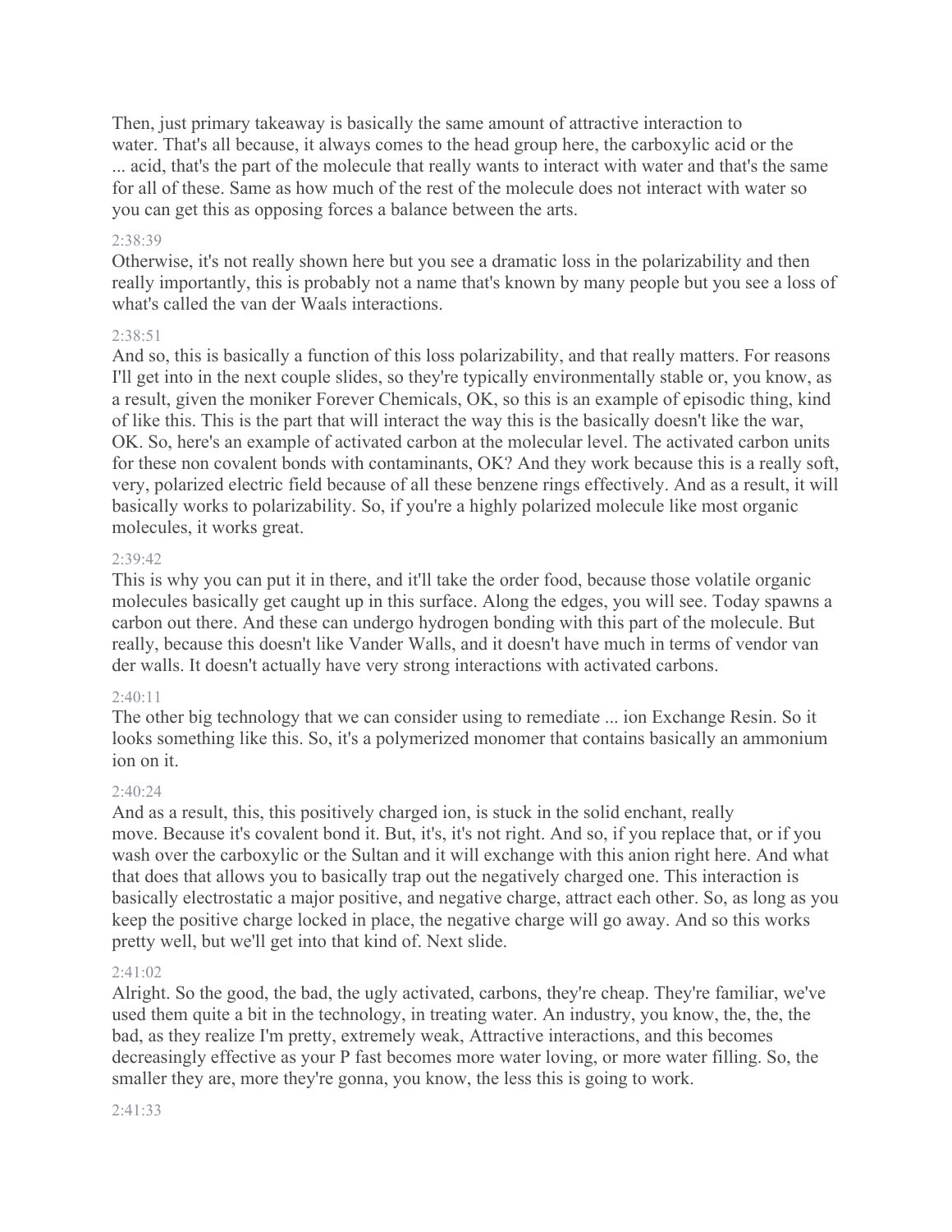Then, just primary takeaway is basically the same amount of attractive interaction to water. That's all because, it always comes to the head group here, the carboxylic acid or the ... acid, that's the part of the molecule that really wants to interact with water and that's the same for all of these. Same as how much of the rest of the molecule does not interact with water so you can get this as opposing forces a balance between the arts.

2:38:39

Otherwise, it's not really shown here but you see a dramatic loss in the polarizability and then really importantly, this is probably not a name that's known by many people but you see a loss of what's called the van der Waals interactions.

2:38:51

And so, this is basically a function of this loss polarizability, and that really matters. For reasons I'll get into in the next couple slides, so they're typically environmentally stable or, you know, as a result, given the moniker Forever Chemicals, OK, so this is an example of episodic thing, kind of like this. This is the part that will interact the way this is the basically doesn't like the war, OK. So, here's an example of activated carbon at the molecular level. The activated carbon units for these non covalent bonds with contaminants, OK? And they work because this is a really soft, very, polarized electric field because of all these benzene rings effectively. And as a result, it will basically works to polarizability. So, if you're a highly polarized molecule like most organic molecules, it works great.

2:39:42

This is why you can put it in there, and it'll take the order food, because those volatile organic molecules basically get caught up in this surface. Along the edges, you will see. Today spawns a carbon out there. And these can undergo hydrogen bonding with this part of the molecule. But really, because this doesn't like Vander Walls, and it doesn't have much in terms of vendor van der walls. It doesn't actually have very strong interactions with activated carbons.

2:40:11

The other big technology that we can consider using to remediate ... ion Exchange Resin. So it looks something like this. So, it's a polymerized monomer that contains basically an ammonium ion on it.

2:40:24

And as a result, this, this positively charged ion, is stuck in the solid enchant, really move. Because it's covalent bond it. But, it's, it's not right. And so, if you replace that, or if you wash over the carboxylic or the Sultan and it will exchange with this anion right here. And what that does that allows you to basically trap out the negatively charged one. This interaction is basically electrostatic a major positive, and negative charge, attract each other. So, as long as you keep the positive charge locked in place, the negative charge will go away. And so this works pretty well, but we'll get into that kind of. Next slide.

2:41:02

Alright. So the good, the bad, the ugly activated, carbons, they're cheap. They're familiar, we've used them quite a bit in the technology, in treating water. An industry, you know, the, the, the bad, as they realize I'm pretty, extremely weak, Attractive interactions, and this becomes decreasingly effective as your P fast becomes more water loving, or more water filling. So, the smaller they are, more they're gonna, you know, the less this is going to work.

2:41:33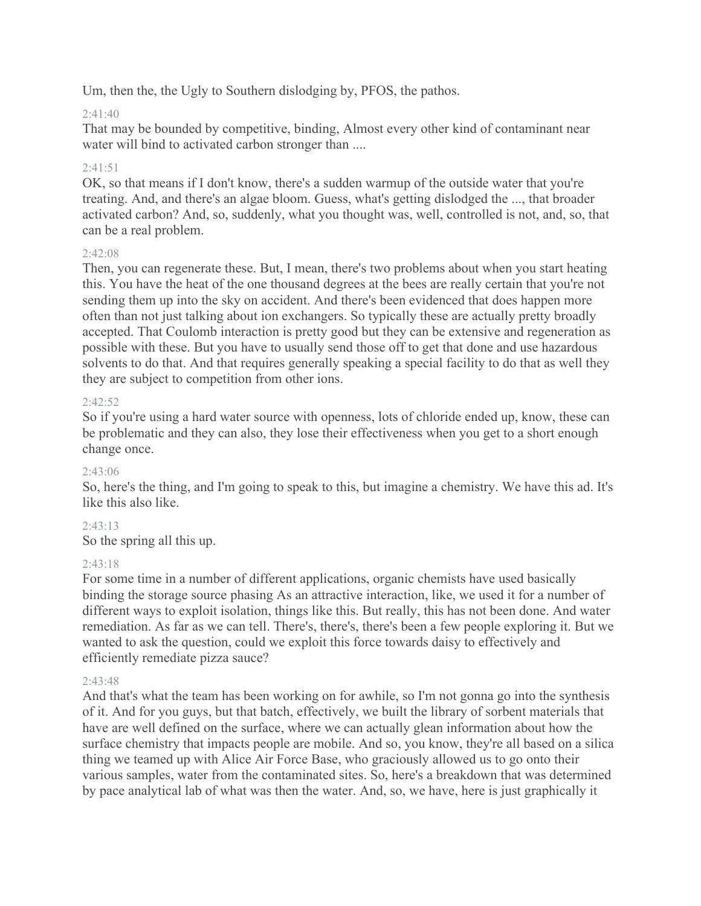Um, then the, the Ugly to Southern dislodging by, PFOS, the pathos.

2:41:40

That may be bounded by competitive, binding, Almost every other kind of contaminant near water will bind to activated carbon stronger than ....

2:41:51

OK, so that means if I don't know, there's a sudden warmup of the outside water that you're treating. And, and there's an algae bloom. Guess, what's getting dislodged the ..., that broader activated carbon? And, so, suddenly, what you thought was, well, controlled is not, and, so, that can be a real problem.

2:42:08

Then, you can regenerate these. But, I mean, there's two problems about when you start heating this. You have the heat of the one thousand degrees at the bees are really certain that you're not sending them up into the sky on accident. And there's been evidenced that does happen more often than not just talking about ion exchangers. So typically these are actually pretty broadly accepted. That Coulomb interaction is pretty good but they can be extensive and regeneration as possible with these. But you have to usually send those off to get that done and use hazardous solvents to do that. And that requires generally speaking a special facility to do that as well they they are subject to competition from other ions.

2:42:52

So if you're using a hard water source with openness, lots of chloride ended up, know, these can be problematic and they can also, they lose their effectiveness when you get to a short enough change once.

2:43:06

So, here's the thing, and I'm going to speak to this, but imagine a chemistry. We have this ad. It's like this also like.

2:43:13

So the spring all this up.

2:43:18

For some time in a number of different applications, organic chemists have used basically binding the storage source phasing As an attractive interaction, like, we used it for a number of different ways to exploit isolation, things like this. But really, this has not been done. And water remediation. As far as we can tell. There's, there's, there's been a few people exploring it. But we wanted to ask the question, could we exploit this force towards daisy to effectively and efficiently remediate pizza sauce?

2:43:48

And that's what the team has been working on for awhile, so I'm not gonna go into the synthesis of it. And for you guys, but that batch, effectively, we built the library of sorbent materials that have are well defined on the surface, where we can actually glean information about how the surface chemistry that impacts people are mobile. And so, you know, they're all based on a silica thing we teamed up with Alice Air Force Base, who graciously allowed us to go onto their various samples, water from the contaminated sites. So, here's a breakdown that was determined by pace analytical lab of what was then the water. And, so, we have, here is just graphically it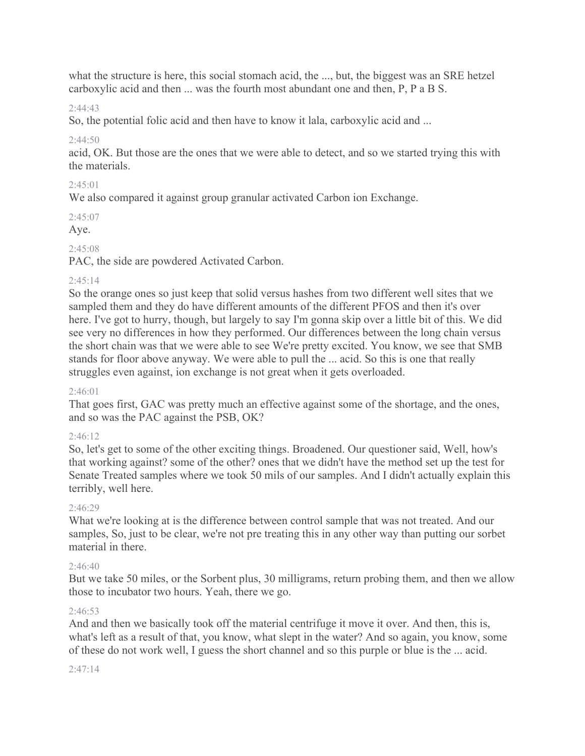what the structure is here, this social stomach acid, the ..., but, the biggest was an SRE hetzel carboxylic acid and then ... was the fourth most abundant one and then, P, P a B S.

2:44:43

So, the potential folic acid and then have to know it lala, carboxylic acid and ...

2:44:50

acid, OK. But those are the ones that we were able to detect, and so we started trying this with the materials.

2:45:01

We also compared it against group granular activated Carbon ion Exchange.

2:45:07

Aye.

2:45:08

PAC, the side are powdered Activated Carbon.

2:45:14

So the orange ones so just keep that solid versus hashes from two different well sites that we sampled them and they do have different amounts of the different PFOS and then it's over here. I've got to hurry, though, but largely to say I'm gonna skip over a little bit of this. We did see very no differences in how they performed. Our differences between the long chain versus the short chain was that we were able to see We're pretty excited. You know, we see that SMB stands for floor above anyway. We were able to pull the ... acid. So this is one that really struggles even against, ion exchange is not great when it gets overloaded.

2:46:01

That goes first, GAC was pretty much an effective against some of the shortage, and the ones, and so was the PAC against the PSB, OK?

2:46:12

So, let's get to some of the other exciting things. Broadened. Our questioner said, Well, how's that working against? some of the other? ones that we didn't have the method set up the test for Senate Treated samples where we took 50 mils of our samples. And I didn't actually explain this terribly, well here.

2:46:29

What we're looking at is the difference between control sample that was not treated. And our samples, So, just to be clear, we're not pre treating this in any other way than putting our sorbet material in there.

2:46:40

But we take 50 miles, or the Sorbent plus, 30 milligrams, return probing them, and then we allow those to incubator two hours. Yeah, there we go.

2:46:53

And and then we basically took off the material centrifuge it move it over. And then, this is, what's left as a result of that, you know, what slept in the water? And so again, you know, some of these do not work well, I guess the short channel and so this purple or blue is the ... acid.

2:47:14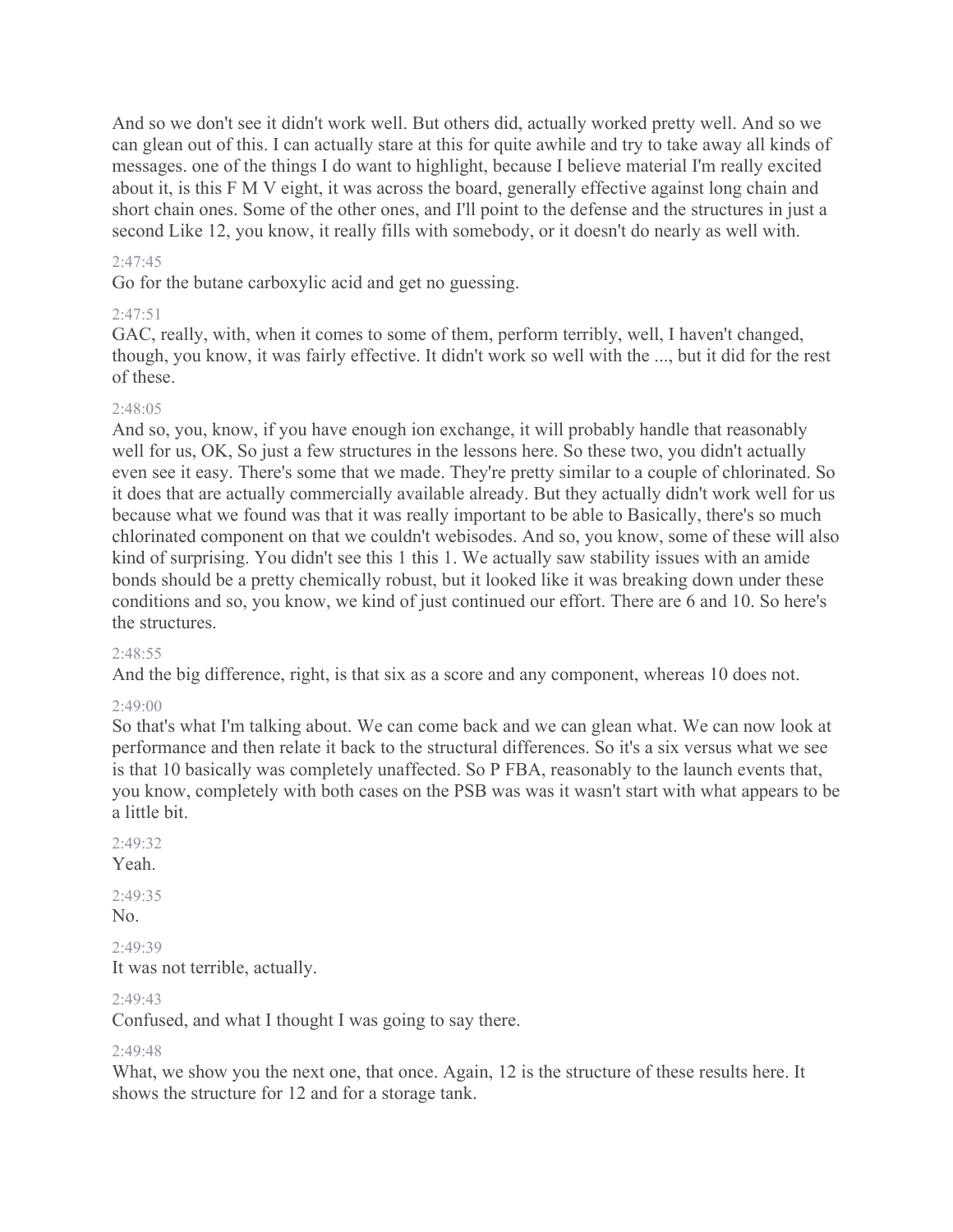And so we don't see it didn't work well. But others did, actually worked pretty well. And so we can glean out of this. I can actually stare at this for quite awhile and try to take away all kinds of messages. one of the things I do want to highlight, because I believe material I'm really excited about it, is this F M V eight, it was across the board, generally effective against long chain and short chain ones. Some of the other ones, and I'll point to the defense and the structures in just a second Like 12, you know, it really fills with somebody, or it doesn't do nearly as well with.

2:47:45

Go for the butane carboxylic acid and get no guessing.

2:47:51

GAC, really, with, when it comes to some of them, perform terribly, well, I haven't changed, though, you know, it was fairly effective. It didn't work so well with the ..., but it did for the rest of these.

2:48:05

And so, you, know, if you have enough ion exchange, it will probably handle that reasonably well for us, OK, So just a few structures in the lessons here. So these two, you didn't actually even see it easy. There's some that we made. They're pretty similar to a couple of chlorinated. So it does that are actually commercially available already. But they actually didn't work well for us because what we found was that it was really important to be able to Basically, there's so much chlorinated component on that we couldn't webisodes. And so, you know, some of these will also kind of surprising. You didn't see this 1 this 1. We actually saw stability issues with an amide bonds should be a pretty chemically robust, but it looked like it was breaking down under these conditions and so, you know, we kind of just continued our effort. There are 6 and 10. So here's the structures.

2:48:55

And the big difference, right, is that six as a score and any component, whereas 10 does not.

2:49:00

So that's what I'm talking about. We can come back and we can glean what. We can now look at performance and then relate it back to the structural differences. So it's a six versus what we see is that 10 basically was completely unaffected. So P FBA, reasonably to the launch events that, you know, completely with both cases on the PSB was was it wasn't start with what appears to be a little bit.

2:49:32

Yeah.

2:49:35

No.

2:49:39

It was not terrible, actually.

2:49:43

Confused, and what I thought I was going to say there.

2:49:48

What, we show you the next one, that once. Again, 12 is the structure of these results here. It shows the structure for 12 and for a storage tank.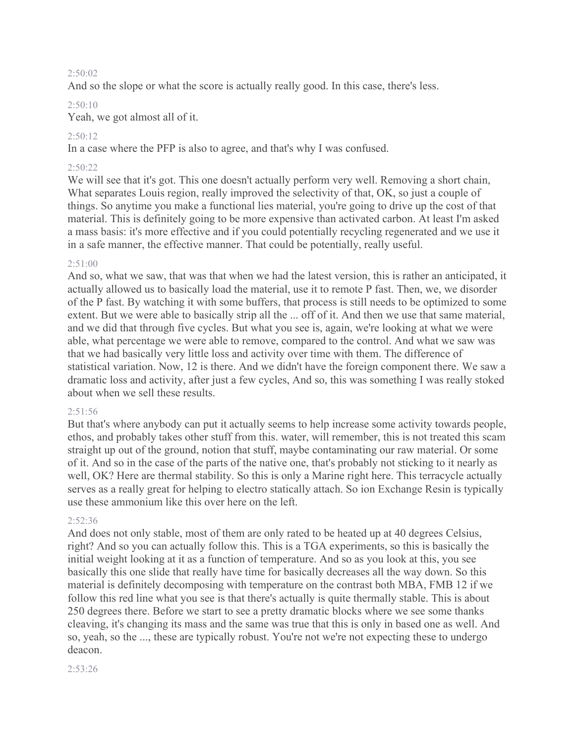2:50:02

And so the slope or what the score is actually really good. In this case, there's less.

2:50:10

Yeah, we got almost all of it.

2:50:12

In a case where the PFP is also to agree, and that's why I was confused.

2:50:22

We will see that it's got. This one doesn't actually perform very well. Removing a short chain, What separates Louis region, really improved the selectivity of that, OK, so just a couple of things. So anytime you make a functional lies material, you're going to drive up the cost of that material. This is definitely going to be more expensive than activated carbon. At least I'm asked a mass basis: it's more effective and if you could potentially recycling regenerated and we use it in a safe manner, the effective manner. That could be potentially, really useful.

2:51:00

And so, what we saw, that was that when we had the latest version, this is rather an anticipated, it actually allowed us to basically load the material, use it to remote P fast. Then, we, we disorder of the P fast. By watching it with some buffers, that process is still needs to be optimized to some extent. But we were able to basically strip all the ... off of it. And then we use that same material, and we did that through five cycles. But what you see is, again, we're looking at what we were able, what percentage we were able to remove, compared to the control. And what we saw was that we had basically very little loss and activity over time with them. The difference of statistical variation. Now, 12 is there. And we didn't have the foreign component there. We saw a dramatic loss and activity, after just a few cycles, And so, this was something I was really stoked about when we sell these results.

2:51:56

But that's where anybody can put it actually seems to help increase some activity towards people, ethos, and probably takes other stuff from this. water, will remember, this is not treated this scam straight up out of the ground, notion that stuff, maybe contaminating our raw material. Or some of it. And so in the case of the parts of the native one, that's probably not sticking to it nearly as well, OK? Here are thermal stability. So this is only a Marine right here. This terracycle actually serves as a really great for helping to electro statically attach. So ion Exchange Resin is typically use these ammonium like this over here on the left.

2:52:36

And does not only stable, most of them are only rated to be heated up at 40 degrees Celsius, right? And so you can actually follow this. This is a TGA experiments, so this is basically the initial weight looking at it as a function of temperature. And so as you look at this, you see basically this one slide that really have time for basically decreases all the way down. So this material is definitely decomposing with temperature on the contrast both MBA, FMB 12 if we follow this red line what you see is that there's actually is quite thermally stable. This is about 250 degrees there. Before we start to see a pretty dramatic blocks where we see some thanks cleaving, it's changing its mass and the same was true that this is only in based one as well. And so, yeah, so the ..., these are typically robust. You're not we're not expecting these to undergo deacon.

2:53:26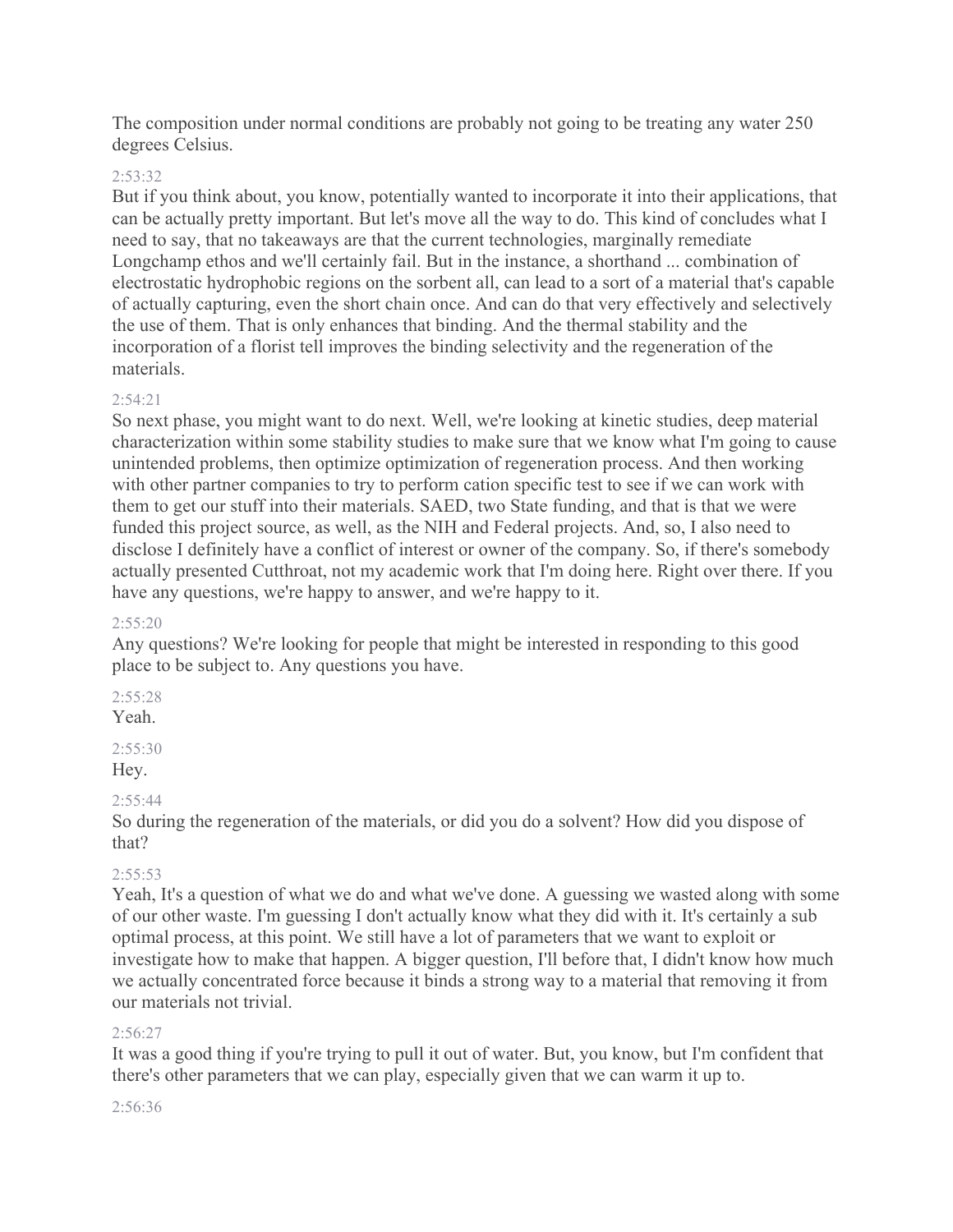The composition under normal conditions are probably not going to be treating any water 250 degrees Celsius.

2:53:32

But if you think about, you know, potentially wanted to incorporate it into their applications, that can be actually pretty important. But let's move all the way to do. This kind of concludes what I need to say, that no takeaways are that the current technologies, marginally remediate Longchamp ethos and we'll certainly fail. But in the instance, a shorthand ... combination of electrostatic hydrophobic regions on the sorbent all, can lead to a sort of a material that's capable of actually capturing, even the short chain once. And can do that very effectively and selectively the use of them. That is only enhances that binding. And the thermal stability and the incorporation of a florist tell improves the binding selectivity and the regeneration of the materials.

2:54:21

So next phase, you might want to do next. Well, we're looking at kinetic studies, deep material characterization within some stability studies to make sure that we know what I'm going to cause unintended problems, then optimize optimization of regeneration process. And then working with other partner companies to try to perform cation specific test to see if we can work with them to get our stuff into their materials. SAED, two State funding, and that is that we were funded this project source, as well, as the NIH and Federal projects. And, so, I also need to disclose I definitely have a conflict of interest or owner of the company. So, if there's somebody actually presented Cutthroat, not my academic work that I'm doing here. Right over there. If you have any questions, we're happy to answer, and we're happy to it.

2:55:20

Any questions? We're looking for people that might be interested in responding to this good place to be subject to. Any questions you have.

2:55:28

Yeah.

2:55:30

Hey.

2:55:44

So during the regeneration of the materials, or did you do a solvent? How did you dispose of that?

2:55:53

Yeah, It's a question of what we do and what we've done. A guessing we wasted along with some of our other waste. I'm guessing I don't actually know what they did with it. It's certainly a sub optimal process, at this point. We still have a lot of parameters that we want to exploit or investigate how to make that happen. A bigger question, I'll before that, I didn't know how much we actually concentrated force because it binds a strong way to a material that removing it from our materials not trivial.

2:56:27

It was a good thing if you're trying to pull it out of water. But, you know, but I'm confident that there's other parameters that we can play, especially given that we can warm it up to.

2:56:36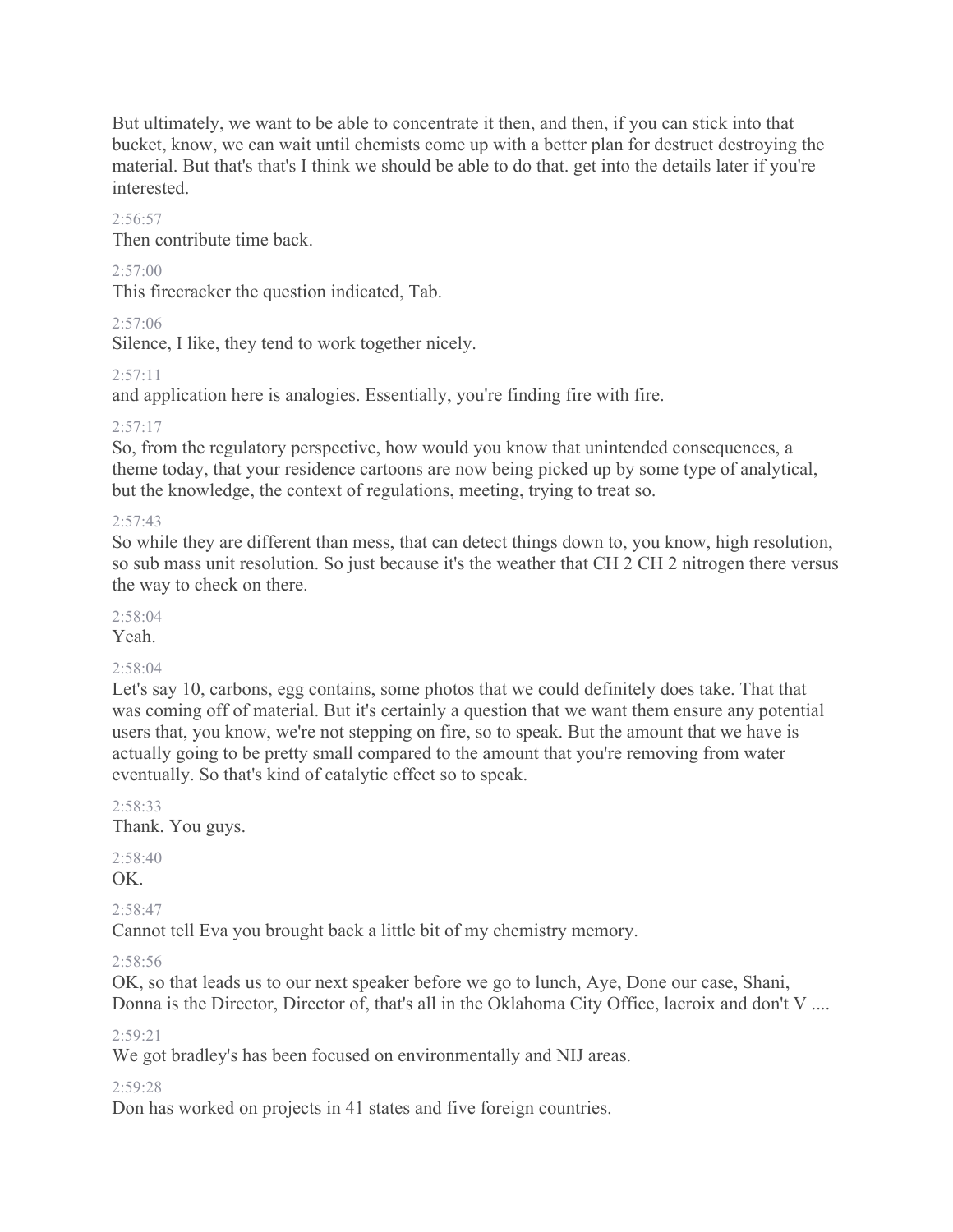But ultimately, we want to be able to concentrate it then, and then, if you can stick into that bucket, know, we can wait until chemists come up with a better plan for destruct destroying the material. But that's that's I think we should be able to do that. get into the details later if you're interested.

2:56:57

Then contribute time back.

2:57:00

This firecracker the question indicated, Tab.

2:57:06

Silence, I like, they tend to work together nicely.

2:57:11

and application here is analogies. Essentially, you're finding fire with fire.

2:57:17

So, from the regulatory perspective, how would you know that unintended consequences, a theme today, that your residence cartoons are now being picked up by some type of analytical, but the knowledge, the context of regulations, meeting, trying to treat so.

2:57:43

So while they are different than mess, that can detect things down to, you know, high resolution, so sub mass unit resolution. So just because it's the weather that CH 2 CH 2 nitrogen there versus the way to check on there.

2:58:04

Yeah.

2:58:04

Let's say 10, carbons, egg contains, some photos that we could definitely does take. That that was coming off of material. But it's certainly a question that we want them ensure any potential users that, you know, we're not stepping on fire, so to speak. But the amount that we have is actually going to be pretty small compared to the amount that you're removing from water eventually. So that's kind of catalytic effect so to speak.

2:58:33

Thank. You guys.

2:58:40

OK.

2:58:47

Cannot tell Eva you brought back a little bit of my chemistry memory.

2:58:56

OK, so that leads us to our next speaker before we go to lunch, Aye, Done our case, Shani, Donna is the Director, Director of, that's all in the Oklahoma City Office, lacroix and don't V ....

2:59:21

We got bradley's has been focused on environmentally and NIJ areas.

2:59:28

Don has worked on projects in 41 states and five foreign countries.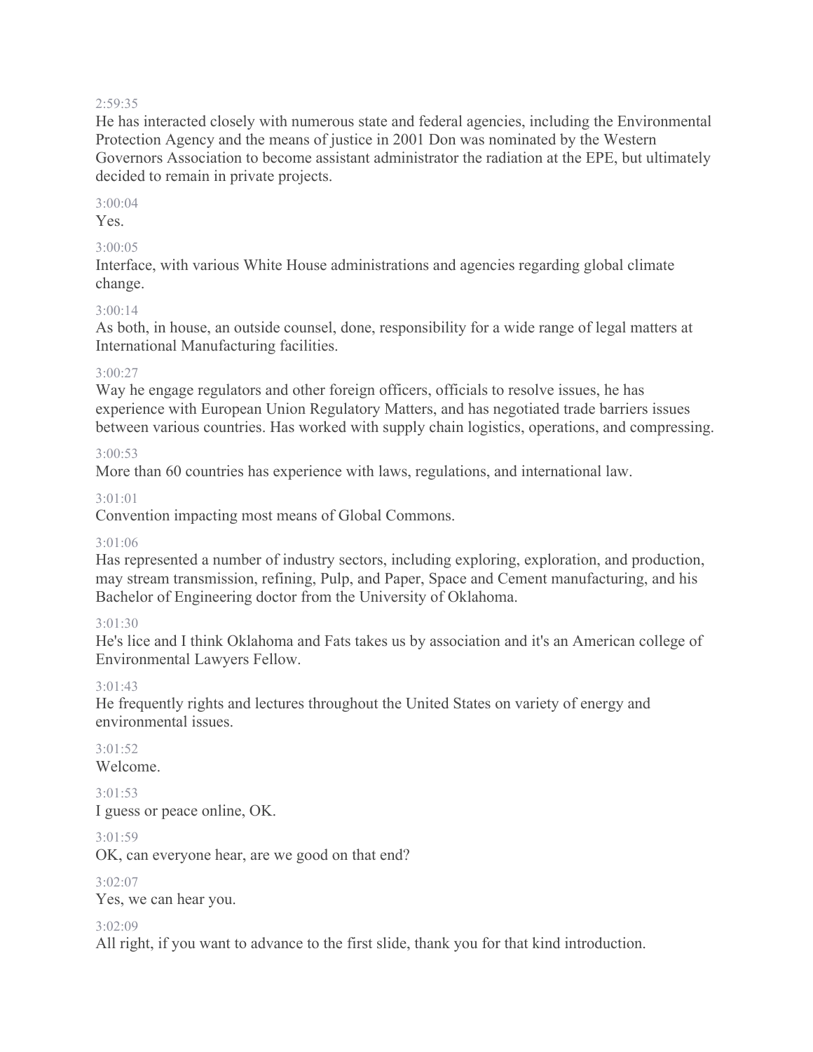2:59:35

He has interacted closely with numerous state and federal agencies, including the Environmental Protection Agency and the means of justice in 2001 Don was nominated by the Western Governors Association to become assistant administrator the radiation at the EPE, but ultimately decided to remain in private projects.

3:00:04

Yes.

3:00:05

Interface, with various White House administrations and agencies regarding global climate change.

3:00:14

As both, in house, an outside counsel, done, responsibility for a wide range of legal matters at International Manufacturing facilities.

3:00:27

Way he engage regulators and other foreign officers, officials to resolve issues, he has experience with European Union Regulatory Matters, and has negotiated trade barriers issues between various countries. Has worked with supply chain logistics, operations, and compressing.

3:00:53

More than 60 countries has experience with laws, regulations, and international law.

3:01:01

Convention impacting most means of Global Commons.

3:01:06

Has represented a number of industry sectors, including exploring, exploration, and production, may stream transmission, refining, Pulp, and Paper, Space and Cement manufacturing, and his Bachelor of Engineering doctor from the University of Oklahoma.

3:01:30

He's lice and I think Oklahoma and Fats takes us by association and it's an American college of Environmental Lawyers Fellow.

3:01:43

He frequently rights and lectures throughout the United States on variety of energy and environmental issues.

3:01:52

Welcome.

3:01:53

I guess or peace online, OK.

3:01:59

OK, can everyone hear, are we good on that end?

3:02:07

Yes, we can hear you.

3:02:09

All right, if you want to advance to the first slide, thank you for that kind introduction.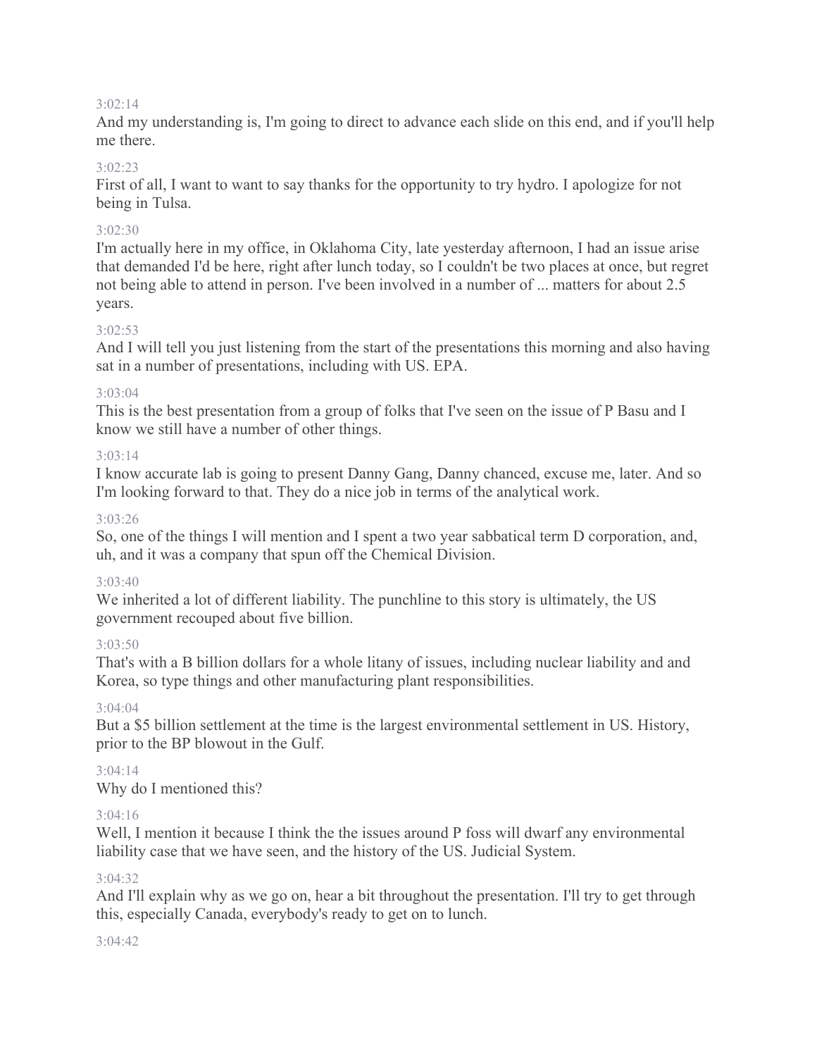3:02:14

And my understanding is, I'm going to direct to advance each slide on this end, and if you'll help me there.

3:02:23

First of all, I want to want to say thanks for the opportunity to try hydro. I apologize for not being in Tulsa.

3:02:30

I'm actually here in my office, in Oklahoma City, late yesterday afternoon, I had an issue arise that demanded I'd be here, right after lunch today, so I couldn't be two places at once, but regret not being able to attend in person. I've been involved in a number of ... matters for about 2.5 years.

3:02:53

And I will tell you just listening from the start of the presentations this morning and also having sat in a number of presentations, including with US. EPA.

3:03:04

This is the best presentation from a group of folks that I've seen on the issue of P Basu and I know we still have a number of other things.

3:03:14

I know accurate lab is going to present Danny Gang, Danny chanced, excuse me, later. And so I'm looking forward to that. They do a nice job in terms of the analytical work.

3:03:26

So, one of the things I will mention and I spent a two year sabbatical term D corporation, and, uh, and it was a company that spun off the Chemical Division.

3:03:40

We inherited a lot of different liability. The punchline to this story is ultimately, the US government recouped about five billion.

3:03:50

That's with a B billion dollars for a whole litany of issues, including nuclear liability and and Korea, so type things and other manufacturing plant responsibilities.

3:04:04

But a $5 billion settlement at the time is the largest environmental settlement in US. History, prior to the BP blowout in the Gulf.

3:04:14

Why do I mentioned this?

3:04:16

Well, I mention it because I think the the issues around P foss will dwarf any environmental liability case that we have seen, and the history of the US. Judicial System.

3:04:32

And I'll explain why as we go on, hear a bit throughout the presentation. I'll try to get through this, especially Canada, everybody's ready to get on to lunch.

3:04:42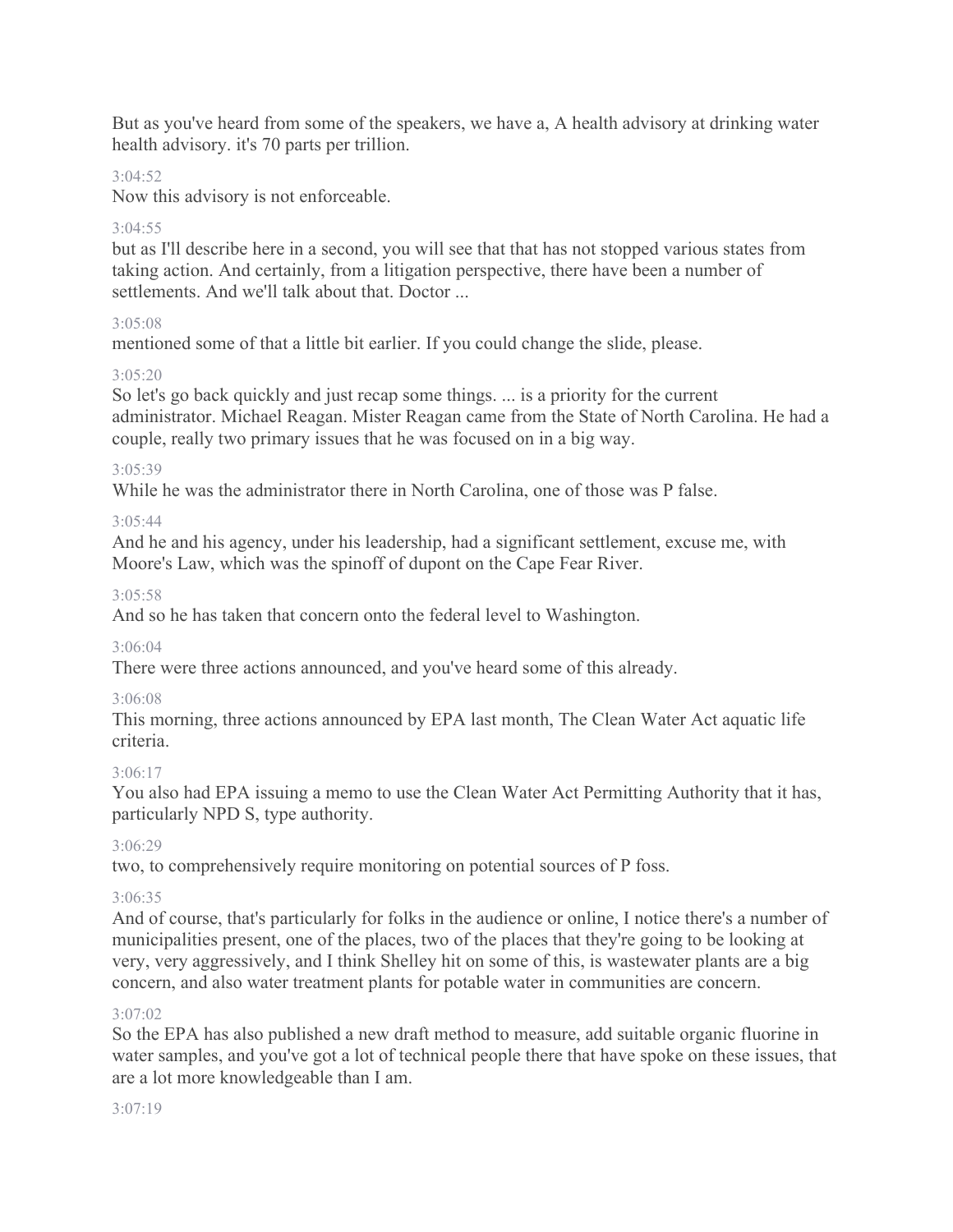But as you've heard from some of the speakers, we have a, A health advisory at drinking water health advisory. it's 70 parts per trillion.

3:04:52

Now this advisory is not enforceable.

3:04:55

but as I'll describe here in a second, you will see that that has not stopped various states from taking action. And certainly, from a litigation perspective, there have been a number of settlements. And we'll talk about that. Doctor ...

3:05:08

mentioned some of that a little bit earlier. If you could change the slide, please.

3:05:20

So let's go back quickly and just recap some things. ... is a priority for the current administrator. Michael Reagan. Mister Reagan came from the State of North Carolina. He had a couple, really two primary issues that he was focused on in a big way.

3:05:39

While he was the administrator there in North Carolina, one of those was P false.

3:05:44

And he and his agency, under his leadership, had a significant settlement, excuse me, with Moore's Law, which was the spinoff of dupont on the Cape Fear River.

3:05:58

And so he has taken that concern onto the federal level to Washington.

3:06:04

There were three actions announced, and you've heard some of this already.

3:06:08

This morning, three actions announced by EPA last month, The Clean Water Act aquatic life criteria.

3:06:17

You also had EPA issuing a memo to use the Clean Water Act Permitting Authority that it has, particularly NPD S, type authority.

3:06:29

two, to comprehensively require monitoring on potential sources of P foss.

3:06:35

And of course, that's particularly for folks in the audience or online, I notice there's a number of municipalities present, one of the places, two of the places that they're going to be looking at very, very aggressively, and I think Shelley hit on some of this, is wastewater plants are a big concern, and also water treatment plants for potable water in communities are concern.

3:07:02

So the EPA has also published a new draft method to measure, add suitable organic fluorine in water samples, and you've got a lot of technical people there that have spoke on these issues, that are a lot more knowledgeable than I am.

3:07:19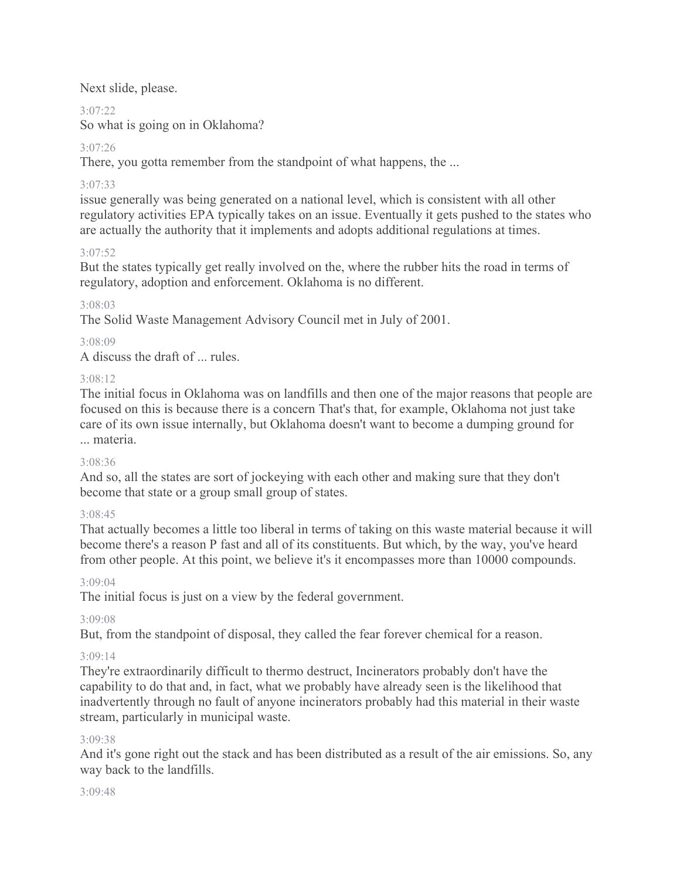Next slide, please.

3:07:22

So what is going on in Oklahoma?

3:07:26

There, you gotta remember from the standpoint of what happens, the ...

3:07:33

issue generally was being generated on a national level, which is consistent with all other regulatory activities EPA typically takes on an issue. Eventually it gets pushed to the states who are actually the authority that it implements and adopts additional regulations at times.

3:07:52

But the states typically get really involved on the, where the rubber hits the road in terms of regulatory, adoption and enforcement. Oklahoma is no different.

3:08:03

The Solid Waste Management Advisory Council met in July of 2001.

3:08:09

A discuss the draft of ... rules.

3:08:12

The initial focus in Oklahoma was on landfills and then one of the major reasons that people are focused on this is because there is a concern That's that, for example, Oklahoma not just take care of its own issue internally, but Oklahoma doesn't want to become a dumping ground for ... materia.

3:08:36

And so, all the states are sort of jockeying with each other and making sure that they don't become that state or a group small group of states.

3:08:45

That actually becomes a little too liberal in terms of taking on this waste material because it will become there's a reason P fast and all of its constituents. But which, by the way, you've heard from other people. At this point, we believe it's it encompasses more than 10000 compounds.

3:09:04

The initial focus is just on a view by the federal government.

3:09:08

But, from the standpoint of disposal, they called the fear forever chemical for a reason.

3:09:14

They're extraordinarily difficult to thermo destruct, Incinerators probably don't have the capability to do that and, in fact, what we probably have already seen is the likelihood that inadvertently through no fault of anyone incinerators probably had this material in their waste stream, particularly in municipal waste.

3:09:38

And it's gone right out the stack and has been distributed as a result of the air emissions. So, any way back to the landfills.

3:09:48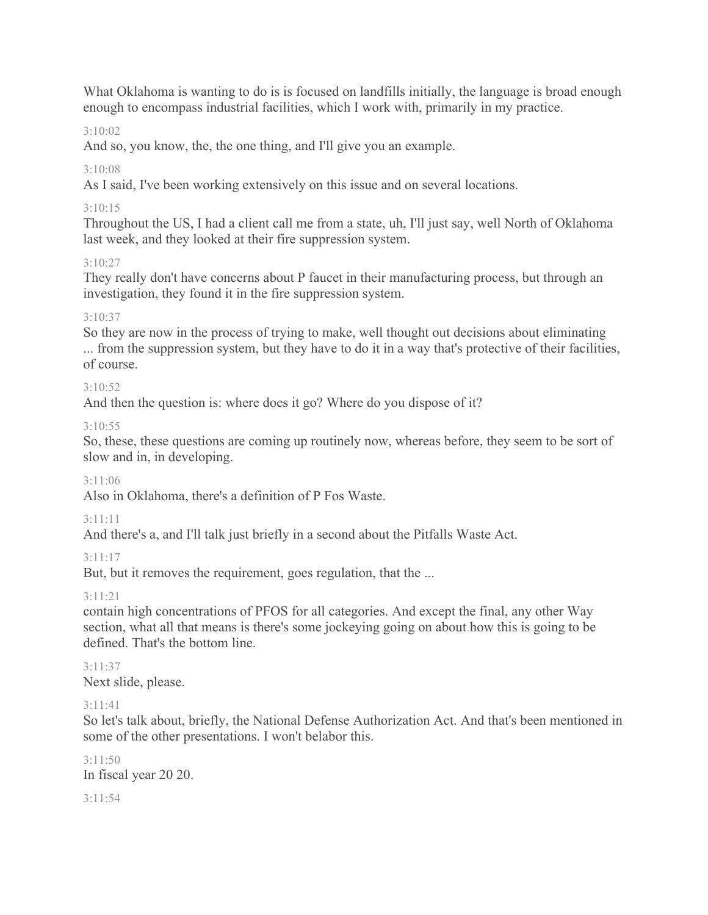What Oklahoma is wanting to do is is focused on landfills initially, the language is broad enough enough to encompass industrial facilities, which I work with, primarily in my practice.

3:10:02

And so, you know, the, the one thing, and I'll give you an example.

3:10:08

As I said, I've been working extensively on this issue and on several locations.

3:10:15

Throughout the US, I had a client call me from a state, uh, I'll just say, well North of Oklahoma last week, and they looked at their fire suppression system.

3:10:27

They really don't have concerns about P faucet in their manufacturing process, but through an investigation, they found it in the fire suppression system.

3:10:37

So they are now in the process of trying to make, well thought out decisions about eliminating ... from the suppression system, but they have to do it in a way that's protective of their facilities, of course.

3:10:52

And then the question is: where does it go? Where do you dispose of it?

3:10:55

So, these, these questions are coming up routinely now, whereas before, they seem to be sort of slow and in, in developing.

3:11:06

Also in Oklahoma, there's a definition of P Fos Waste.

3:11:11

And there's a, and I'll talk just briefly in a second about the Pitfalls Waste Act.

3:11:17

But, but it removes the requirement, goes regulation, that the ...

3:11:21

contain high concentrations of PFOS for all categories. And except the final, any other Way section, what all that means is there's some jockeying going on about how this is going to be defined. That's the bottom line.

3:11:37

Next slide, please.

3:11:41

So let's talk about, briefly, the National Defense Authorization Act. And that's been mentioned in some of the other presentations. I won't belabor this.

3:11:50

In fiscal year 20 20.

3:11:54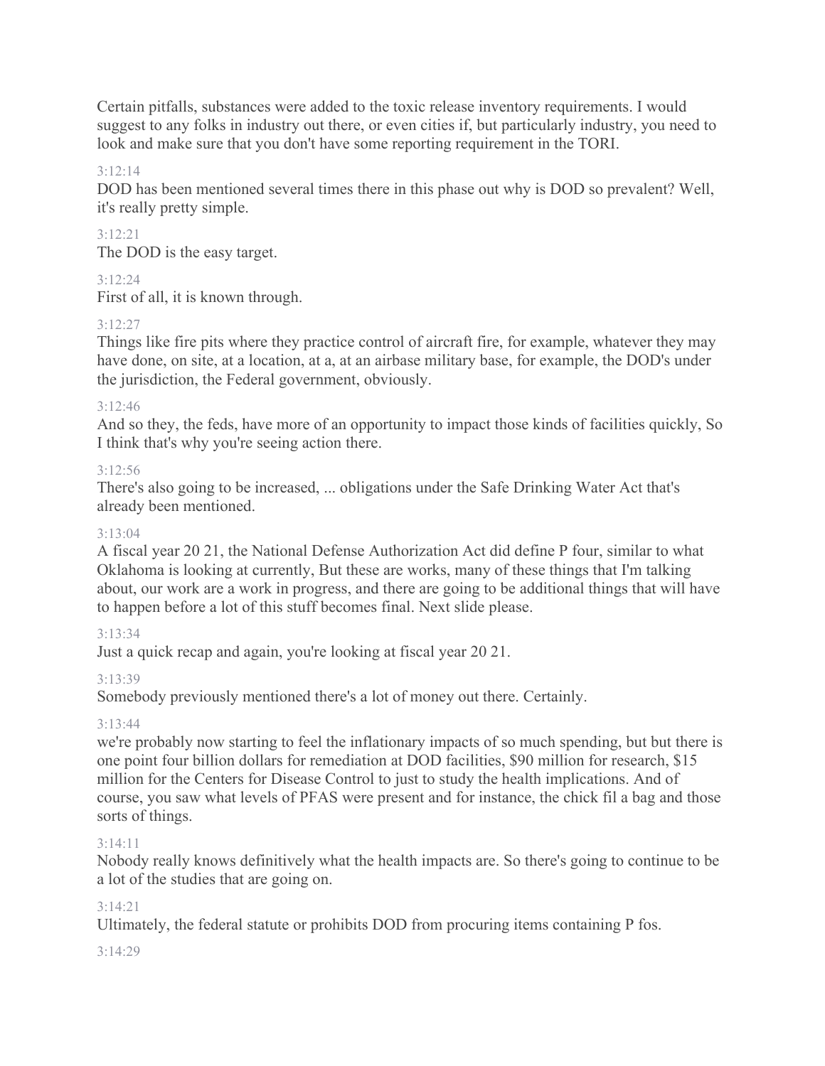Certain pitfalls, substances were added to the toxic release inventory requirements. I would suggest to any folks in industry out there, or even cities if, but particularly industry, you need to look and make sure that you don't have some reporting requirement in the TORI.

3:12:14

DOD has been mentioned several times there in this phase out why is DOD so prevalent? Well, it's really pretty simple.

3:12:21

The DOD is the easy target.

3:12:24

First of all, it is known through.

3:12:27

Things like fire pits where they practice control of aircraft fire, for example, whatever they may have done, on site, at a location, at a, at an airbase military base, for example, the DOD's under the jurisdiction, the Federal government, obviously.

3:12:46

And so they, the feds, have more of an opportunity to impact those kinds of facilities quickly, So I think that's why you're seeing action there.

3:12:56

There's also going to be increased, ... obligations under the Safe Drinking Water Act that's already been mentioned.

3:13:04

A fiscal year 20 21, the National Defense Authorization Act did define P four, similar to what Oklahoma is looking at currently, But these are works, many of these things that I'm talking about, our work are a work in progress, and there are going to be additional things that will have to happen before a lot of this stuff becomes final. Next slide please.

3:13:34

Just a quick recap and again, you're looking at fiscal year 20 21.

3:13:39

Somebody previously mentioned there's a lot of money out there. Certainly.

3:13:44

we're probably now starting to feel the inflationary impacts of so much spending, but but there is one point four billion dollars for remediation at DOD facilities, $90 million for research, $15 million for the Centers for Disease Control to just to study the health implications. And of course, you saw what levels of PFAS were present and for instance, the chick fil a bag and those sorts of things.

3:14:11

Nobody really knows definitively what the health impacts are. So there's going to continue to be a lot of the studies that are going on.

3:14:21

Ultimately, the federal statute or prohibits DOD from procuring items containing P fos.

3:14:29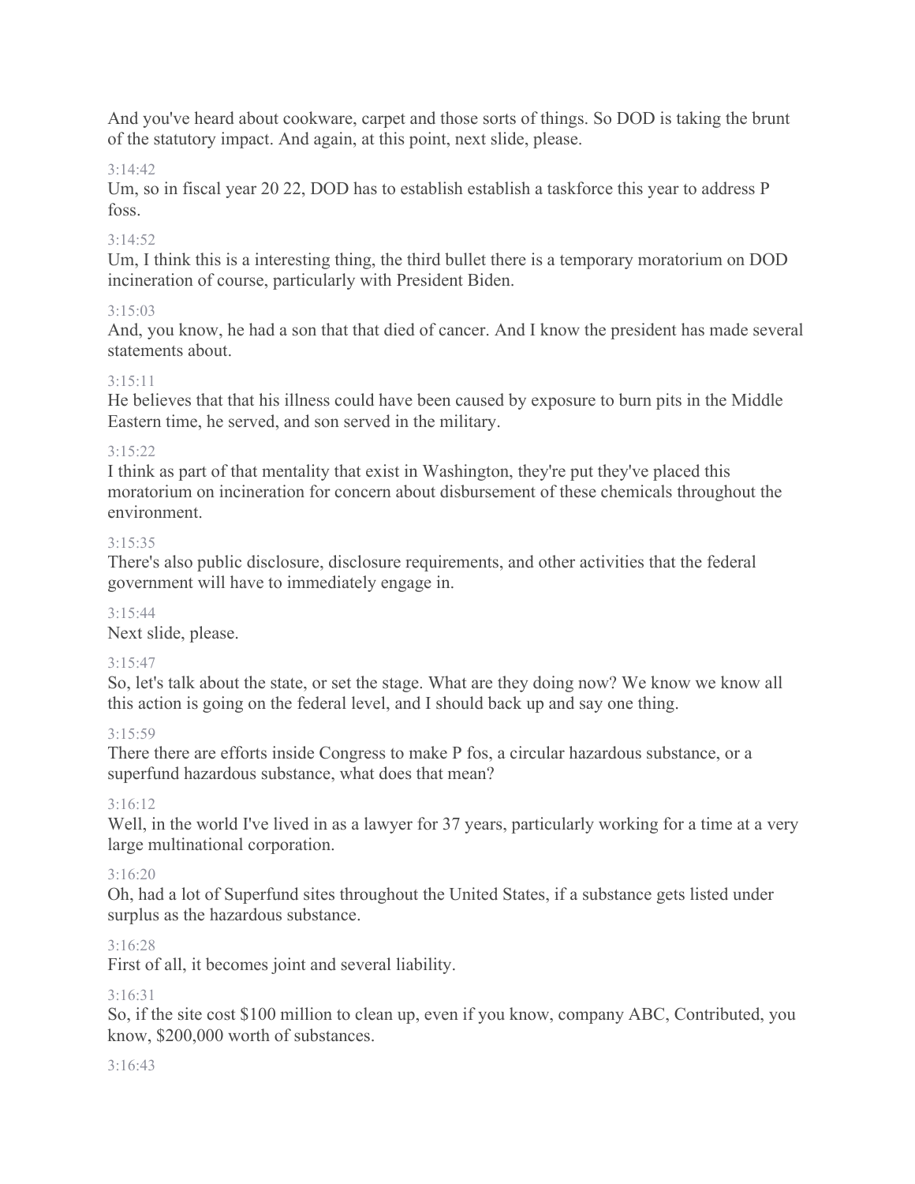And you've heard about cookware, carpet and those sorts of things. So DOD is taking the brunt of the statutory impact. And again, at this point, next slide, please.

3:14:42

Um, so in fiscal year 20 22, DOD has to establish establish a taskforce this year to address P foss.

3:14:52

Um, I think this is a interesting thing, the third bullet there is a temporary moratorium on DOD incineration of course, particularly with President Biden.

3:15:03

And, you know, he had a son that that died of cancer. And I know the president has made several statements about.

3:15:11

He believes that that his illness could have been caused by exposure to burn pits in the Middle Eastern time, he served, and son served in the military.

3:15:22

I think as part of that mentality that exist in Washington, they're put they've placed this moratorium on incineration for concern about disbursement of these chemicals throughout the environment.

3:15:35

There's also public disclosure, disclosure requirements, and other activities that the federal government will have to immediately engage in.

3:15:44

Next slide, please.

3:15:47

So, let's talk about the state, or set the stage. What are they doing now? We know we know all this action is going on the federal level, and I should back up and say one thing.

3:15:59

There there are efforts inside Congress to make P fos, a circular hazardous substance, or a superfund hazardous substance, what does that mean?

3:16:12

Well, in the world I've lived in as a lawyer for 37 years, particularly working for a time at a very large multinational corporation.

3:16:20

Oh, had a lot of Superfund sites throughout the United States, if a substance gets listed under surplus as the hazardous substance.

3:16:28

First of all, it becomes joint and several liability.

3:16:31

So, if the site cost $100 million to clean up, even if you know, company ABC, Contributed, you know, $200,000 worth of substances.

3:16:43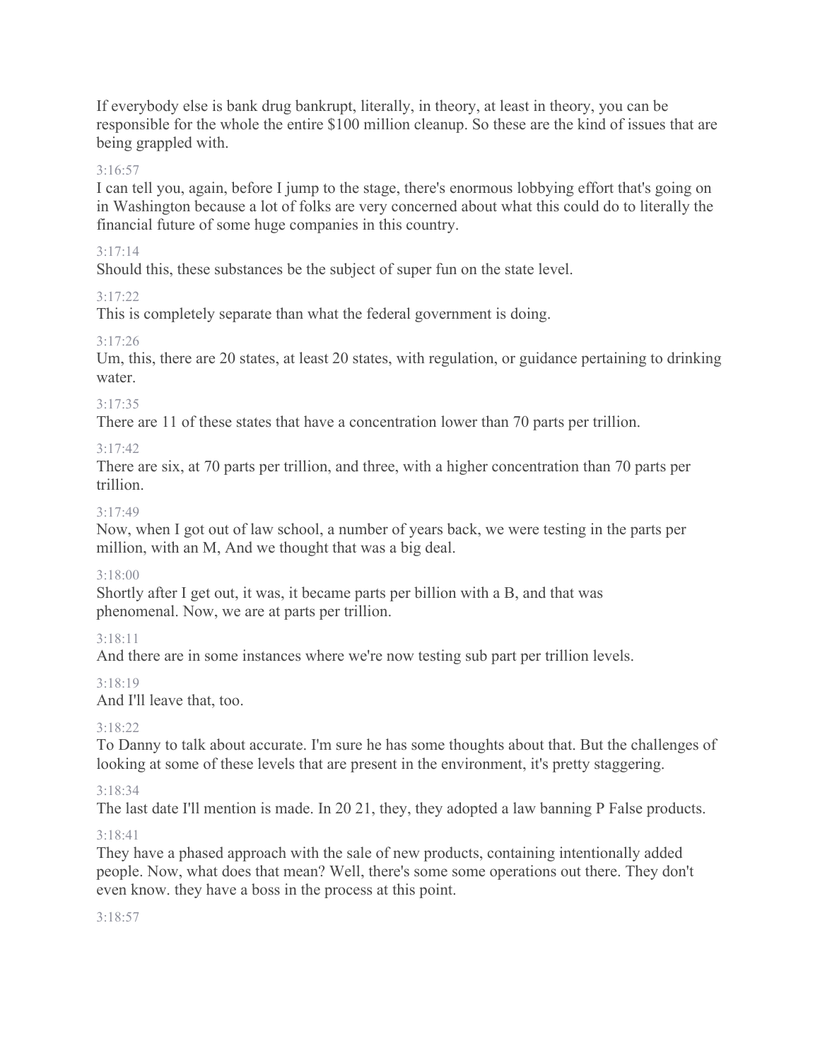If everybody else is bank drug bankrupt, literally, in theory, at least in theory, you can be responsible for the whole the entire $100 million cleanup. So these are the kind of issues that are being grappled with.

3:16:57

I can tell you, again, before I jump to the stage, there's enormous lobbying effort that's going on in Washington because a lot of folks are very concerned about what this could do to literally the financial future of some huge companies in this country.

3:17:14

Should this, these substances be the subject of super fun on the state level.

3:17:22

This is completely separate than what the federal government is doing.

3:17:26

Um, this, there are 20 states, at least 20 states, with regulation, or guidance pertaining to drinking water.

3:17:35

There are 11 of these states that have a concentration lower than 70 parts per trillion.

3:17:42

There are six, at 70 parts per trillion, and three, with a higher concentration than 70 parts per trillion.

3:17:49

Now, when I got out of law school, a number of years back, we were testing in the parts per million, with an M, And we thought that was a big deal.

3:18:00

Shortly after I get out, it was, it became parts per billion with a B, and that was phenomenal. Now, we are at parts per trillion.

3:18:11

And there are in some instances where we're now testing sub part per trillion levels.

3:18:19

And I'll leave that, too.

3:18:22

To Danny to talk about accurate. I'm sure he has some thoughts about that. But the challenges of looking at some of these levels that are present in the environment, it's pretty staggering.

3:18:34

The last date I'll mention is made. In 20 21, they, they adopted a law banning P False products.

3:18:41

They have a phased approach with the sale of new products, containing intentionally added people. Now, what does that mean? Well, there's some some operations out there. They don't even know. they have a boss in the process at this point.

3:18:57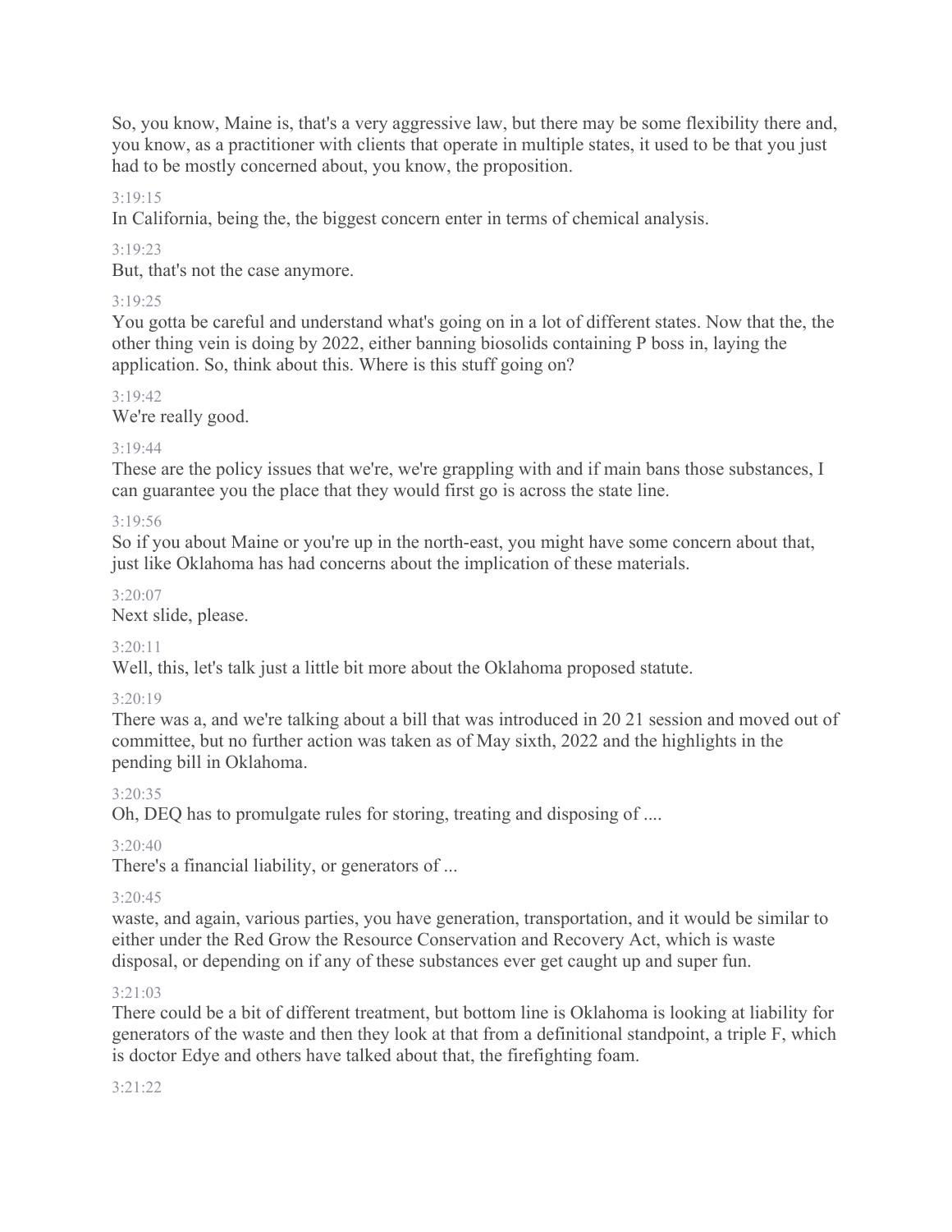So, you know, Maine is, that's a very aggressive law, but there may be some flexibility there and, you know, as a practitioner with clients that operate in multiple states, it used to be that you just had to be mostly concerned about, you know, the proposition.

3:19:15

In California, being the, the biggest concern enter in terms of chemical analysis.

3:19:23

But, that's not the case anymore.

3:19:25

You gotta be careful and understand what's going on in a lot of different states. Now that the, the other thing vein is doing by 2022, either banning biosolids containing P boss in, laying the application. So, think about this. Where is this stuff going on?

3:19:42

We're really good.

3:19:44

These are the policy issues that we're, we're grappling with and if main bans those substances, I can guarantee you the place that they would first go is across the state line.

3:19:56

So if you about Maine or you're up in the north-east, you might have some concern about that, just like Oklahoma has had concerns about the implication of these materials.

3:20:07

Next slide, please.

3:20:11

Well, this, let's talk just a little bit more about the Oklahoma proposed statute.

3:20:19

There was a, and we're talking about a bill that was introduced in 20 21 session and moved out of committee, but no further action was taken as of May sixth, 2022 and the highlights in the pending bill in Oklahoma.

3:20:35

Oh, DEQ has to promulgate rules for storing, treating and disposing of ....

3:20:40

There's a financial liability, or generators of ...

3:20:45

waste, and again, various parties, you have generation, transportation, and it would be similar to either under the Red Grow the Resource Conservation and Recovery Act, which is waste disposal, or depending on if any of these substances ever get caught up and super fun.

3:21:03

There could be a bit of different treatment, but bottom line is Oklahoma is looking at liability for generators of the waste and then they look at that from a definitional standpoint, a triple F, which is doctor Edye and others have talked about that, the firefighting foam.

3:21:22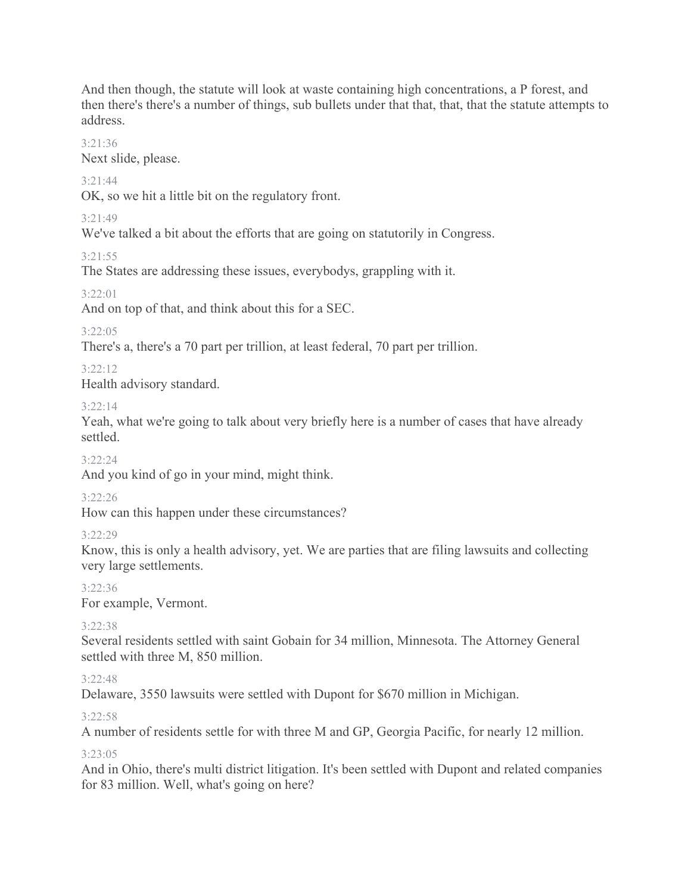And then though, the statute will look at waste containing high concentrations, a P forest, and then there's there's a number of things, sub bullets under that that, that, that the statute attempts to address.

3:21:36

Next slide, please.

3:21:44

OK, so we hit a little bit on the regulatory front.

3:21:49

We've talked a bit about the efforts that are going on statutorily in Congress.

3:21:55

The States are addressing these issues, everybodys, grappling with it.

3:22:01

And on top of that, and think about this for a SEC.

3:22:05

There's a, there's a 70 part per trillion, at least federal, 70 part per trillion.

3:22:12

Health advisory standard.

3:22:14

Yeah, what we're going to talk about very briefly here is a number of cases that have already settled.

3:22:24

And you kind of go in your mind, might think.

3:22:26

How can this happen under these circumstances?

3:22:29

Know, this is only a health advisory, yet. We are parties that are filing lawsuits and collecting very large settlements.

3:22:36

For example, Vermont.

3:22:38

Several residents settled with saint Gobain for 34 million, Minnesota. The Attorney General settled with three M, 850 million.

3:22:48

Delaware, 3550 lawsuits were settled with Dupont for $670 million in Michigan.

3:22:58

A number of residents settle for with three M and GP, Georgia Pacific, for nearly 12 million.

3:23:05

And in Ohio, there's multi district litigation. It's been settled with Dupont and related companies for 83 million. Well, what's going on here?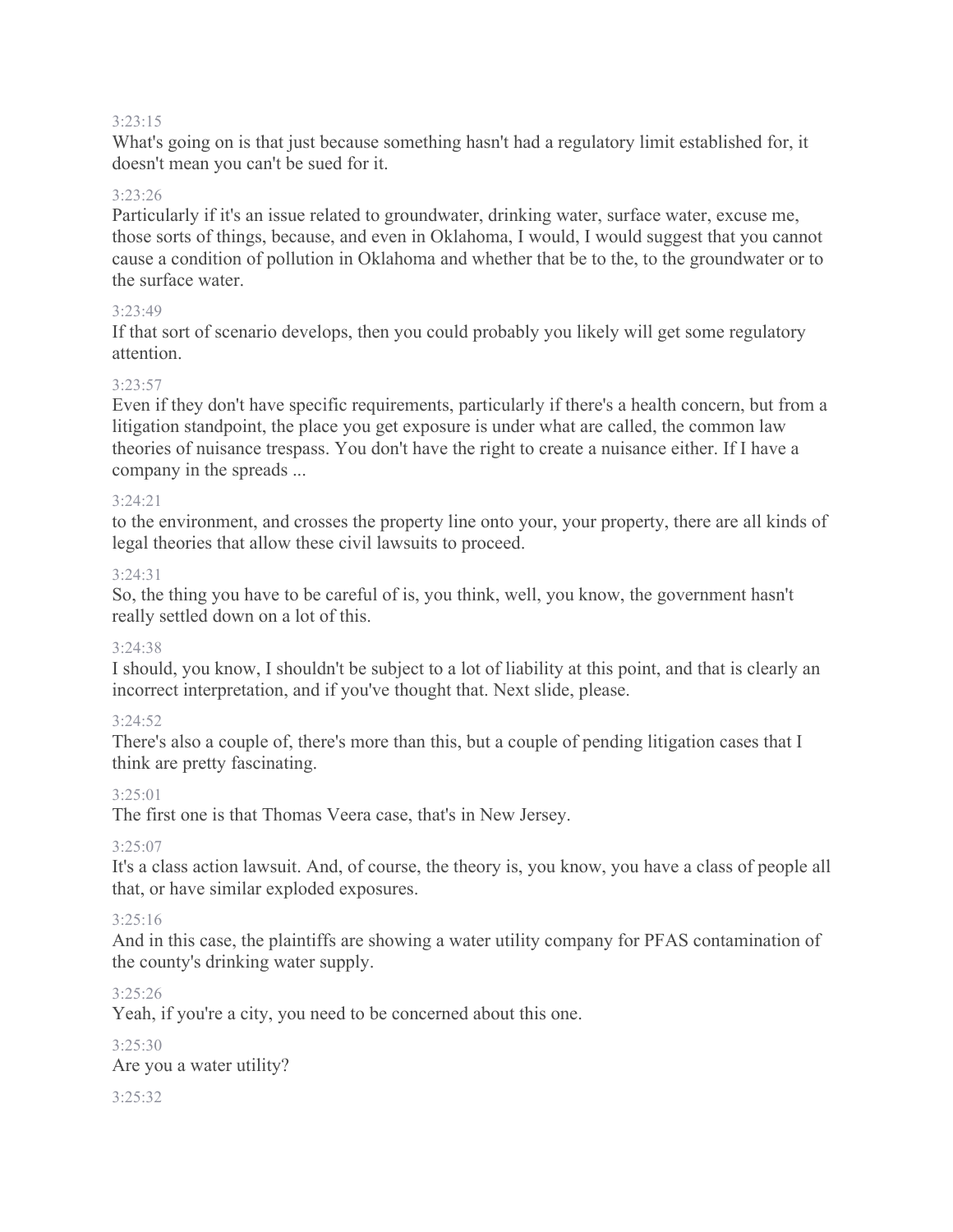3:23:15

What's going on is that just because something hasn't had a regulatory limit established for, it doesn't mean you can't be sued for it.

3:23:26

Particularly if it's an issue related to groundwater, drinking water, surface water, excuse me, those sorts of things, because, and even in Oklahoma, I would, I would suggest that you cannot cause a condition of pollution in Oklahoma and whether that be to the, to the groundwater or to the surface water.

3:23:49

If that sort of scenario develops, then you could probably you likely will get some regulatory attention.

3:23:57

Even if they don't have specific requirements, particularly if there's a health concern, but from a litigation standpoint, the place you get exposure is under what are called, the common law theories of nuisance trespass. You don't have the right to create a nuisance either. If I have a company in the spreads ...

3:24:21

to the environment, and crosses the property line onto your, your property, there are all kinds of legal theories that allow these civil lawsuits to proceed.

3:24:31

So, the thing you have to be careful of is, you think, well, you know, the government hasn't really settled down on a lot of this.

3:24:38

I should, you know, I shouldn't be subject to a lot of liability at this point, and that is clearly an incorrect interpretation, and if you've thought that. Next slide, please.

3:24:52

There's also a couple of, there's more than this, but a couple of pending litigation cases that I think are pretty fascinating.

3:25:01

The first one is that Thomas Veera case, that's in New Jersey.

3:25:07

It's a class action lawsuit. And, of course, the theory is, you know, you have a class of people all that, or have similar exploded exposures.

3:25:16

And in this case, the plaintiffs are showing a water utility company for PFAS contamination of the county's drinking water supply.

3:25:26

Yeah, if you're a city, you need to be concerned about this one.

3:25:30

Are you a water utility?

3:25:32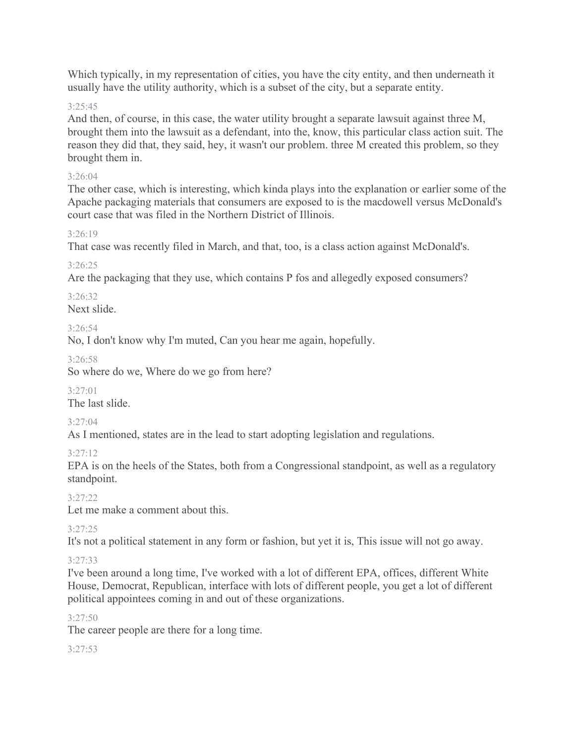Which typically, in my representation of cities, you have the city entity, and then underneath it usually have the utility authority, which is a subset of the city, but a separate entity.

3:25:45

And then, of course, in this case, the water utility brought a separate lawsuit against three M, brought them into the lawsuit as a defendant, into the, know, this particular class action suit. The reason they did that, they said, hey, it wasn't our problem. three M created this problem, so they brought them in.

3:26:04

The other case, which is interesting, which kinda plays into the explanation or earlier some of the Apache packaging materials that consumers are exposed to is the macdowell versus McDonald's court case that was filed in the Northern District of Illinois.

3:26:19

That case was recently filed in March, and that, too, is a class action against McDonald's.

3:26:25

Are the packaging that they use, which contains P fos and allegedly exposed consumers?

3:26:32

Next slide.

3:26:54

No, I don't know why I'm muted, Can you hear me again, hopefully.

3:26:58

So where do we, Where do we go from here?

3:27:01

The last slide.

3:27:04

As I mentioned, states are in the lead to start adopting legislation and regulations.

3:27:12

EPA is on the heels of the States, both from a Congressional standpoint, as well as a regulatory standpoint.

3:27:22

Let me make a comment about this.

3:27:25

It's not a political statement in any form or fashion, but yet it is, This issue will not go away.

3:27:33

I've been around a long time, I've worked with a lot of different EPA, offices, different White House, Democrat, Republican, interface with lots of different people, you get a lot of different political appointees coming in and out of these organizations.

3:27:50

The career people are there for a long time.

3:27:53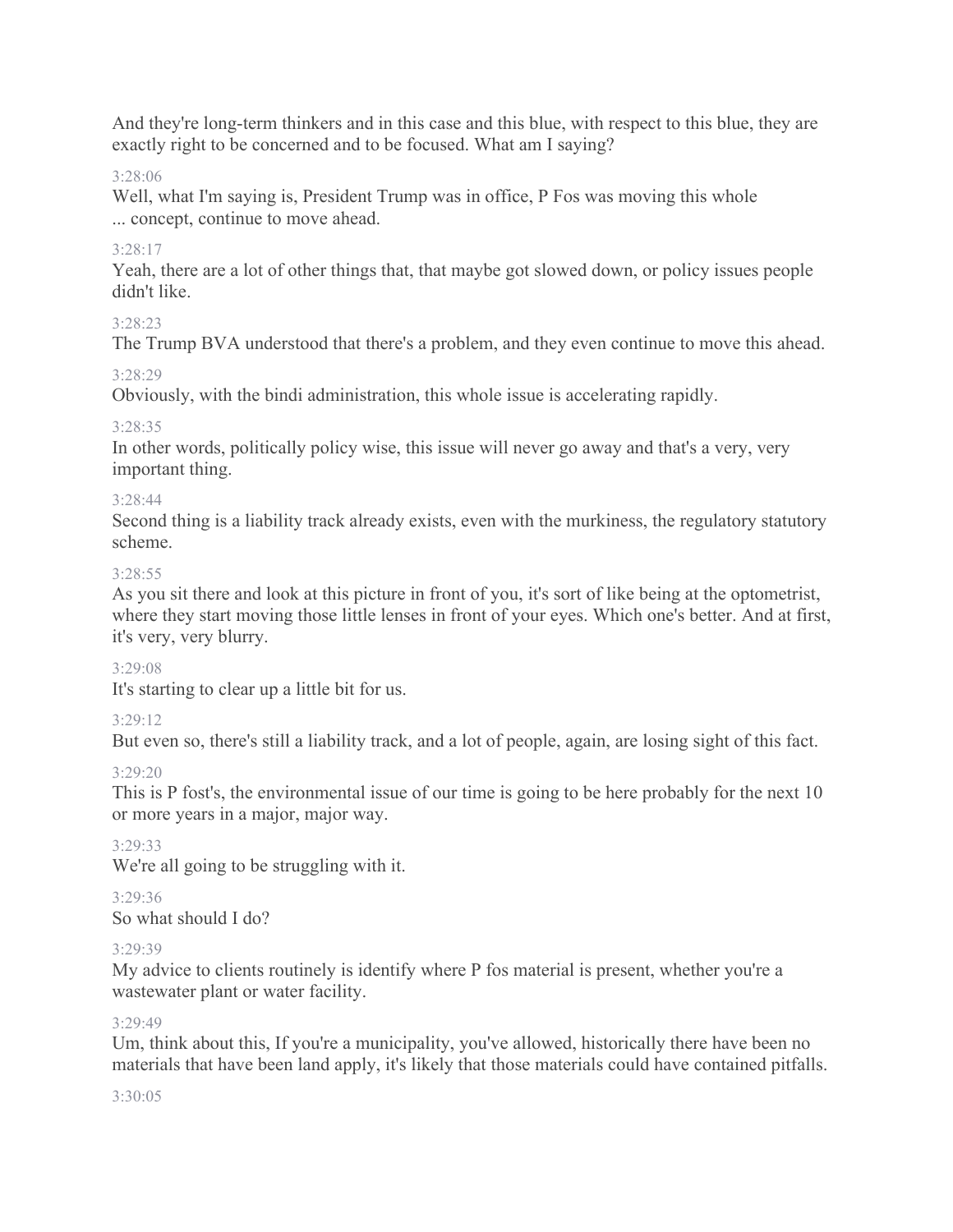And they're long-term thinkers and in this case and this blue, with respect to this blue, they are exactly right to be concerned and to be focused. What am I saying?

3:28:06

Well, what I'm saying is, President Trump was in office, P Fos was moving this whole ... concept, continue to move ahead.

3:28:17

Yeah, there are a lot of other things that, that maybe got slowed down, or policy issues people didn't like.

3:28:23

The Trump BVA understood that there's a problem, and they even continue to move this ahead.

3:28:29

Obviously, with the bindi administration, this whole issue is accelerating rapidly.

3:28:35

In other words, politically policy wise, this issue will never go away and that's a very, very important thing.

3:28:44

Second thing is a liability track already exists, even with the murkiness, the regulatory statutory scheme.

3:28:55

As you sit there and look at this picture in front of you, it's sort of like being at the optometrist, where they start moving those little lenses in front of your eyes. Which one's better. And at first, it's very, very blurry.

3:29:08

It's starting to clear up a little bit for us.

3:29:12

But even so, there's still a liability track, and a lot of people, again, are losing sight of this fact.

3:29:20

This is P fost's, the environmental issue of our time is going to be here probably for the next 10 or more years in a major, major way.

3:29:33

We're all going to be struggling with it.

3:29:36

So what should I do?

3:29:39

My advice to clients routinely is identify where P fos material is present, whether you're a wastewater plant or water facility.

3:29:49

Um, think about this, If you're a municipality, you've allowed, historically there have been no materials that have been land apply, it's likely that those materials could have contained pitfalls.

3:30:05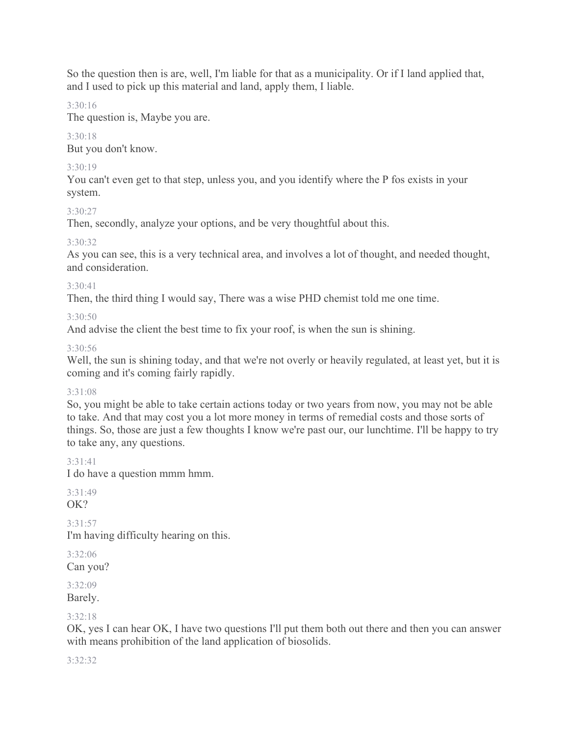So the question then is are, well, I'm liable for that as a municipality. Or if I land applied that, and I used to pick up this material and land, apply them, I liable.

3:30:16
The question is, Maybe you are.

3:30:18
But you don't know.

3:30:19
You can't even get to that step, unless you, and you identify where the P fos exists in your system.

3:30:27
Then, secondly, analyze your options, and be very thoughtful about this.

3:30:32
As you can see, this is a very technical area, and involves a lot of thought, and needed thought, and consideration.

3:30:41
Then, the third thing I would say, There was a wise PHD chemist told me one time.

3:30:50
And advise the client the best time to fix your roof, is when the sun is shining.

3:30:56
Well, the sun is shining today, and that we're not overly or heavily regulated, at least yet, but it is coming and it's coming fairly rapidly.

3:31:08
So, you might be able to take certain actions today or two years from now, you may not be able to take. And that may cost you a lot more money in terms of remedial costs and those sorts of things. So, those are just a few thoughts I know we're past our, our lunchtime. I'll be happy to try to take any, any questions.

3:31:41
I do have a question mmm hmm.

3:31:49
OK?

3:31:57
I'm having difficulty hearing on this.

3:32:06
Can you?

3:32:09
Barely.

3:32:18
OK, yes I can hear OK, I have two questions I'll put them both out there and then you can answer with means prohibition of the land application of biosolids.

3:32:32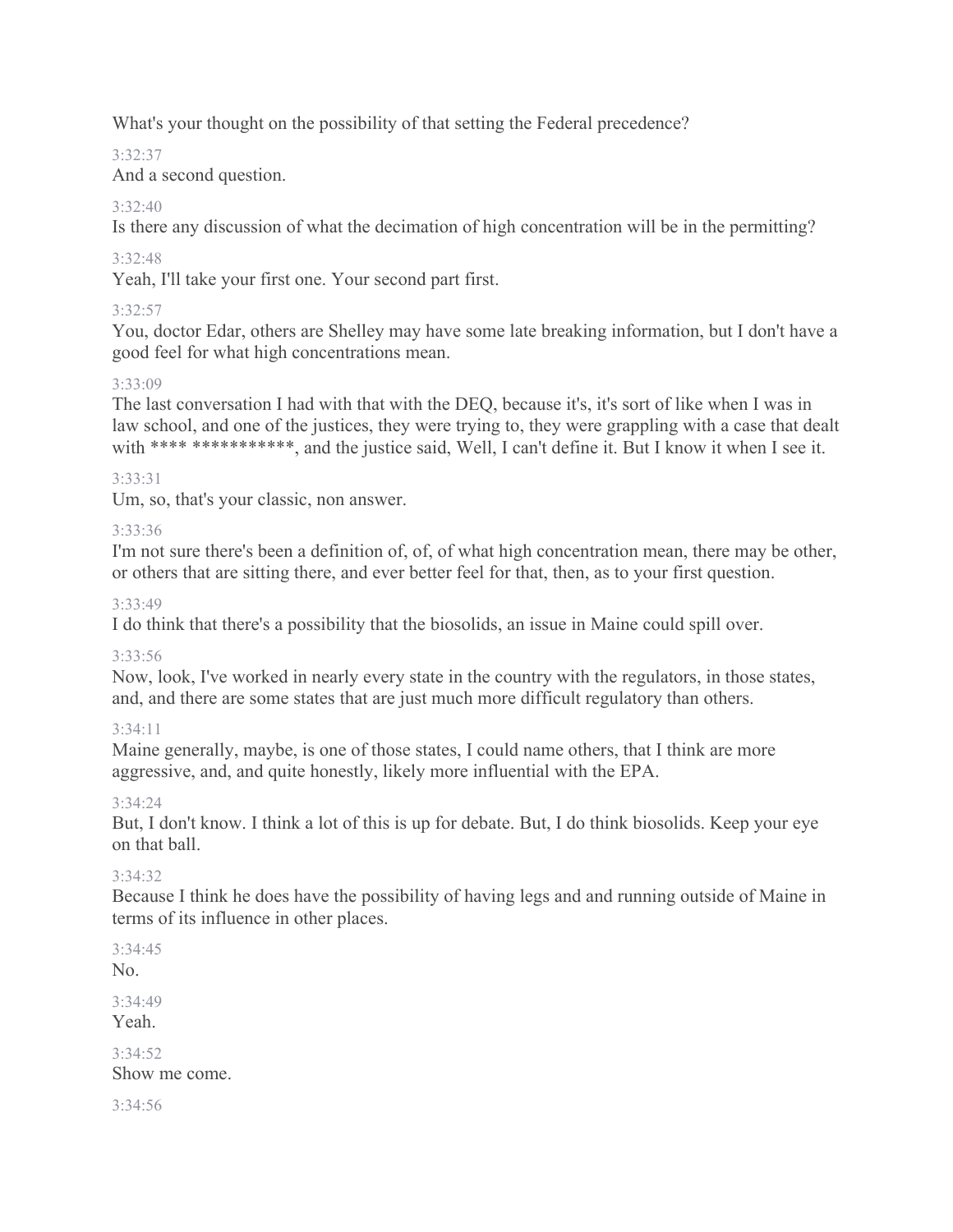What's your thought on the possibility of that setting the Federal precedence?

3:32:37
And a second question.

3:32:40
Is there any discussion of what the decimation of high concentration will be in the permitting?

3:32:48
Yeah, I'll take your first one. Your second part first.

3:32:57
You, doctor Edar, others are Shelley may have some late breaking information, but I don't have a good feel for what high concentrations mean.

3:33:09
The last conversation I had with that with the DEQ, because it's, it's sort of like when I was in law school, and one of the justices, they were trying to, they were grappling with a case that dealt with **** ***********, and the justice said, Well, I can't define it. But I know it when I see it.

3:33:31
Um, so, that's your classic, non answer.

3:33:36
I'm not sure there's been a definition of, of, of what high concentration mean, there may be other, or others that are sitting there, and ever better feel for that, then, as to your first question.

3:33:49
I do think that there's a possibility that the biosolids, an issue in Maine could spill over.

3:33:56
Now, look, I've worked in nearly every state in the country with the regulators, in those states, and, and there are some states that are just much more difficult regulatory than others.

3:34:11
Maine generally, maybe, is one of those states, I could name others, that I think are more aggressive, and, and quite honestly, likely more influential with the EPA.

3:34:24
But, I don't know. I think a lot of this is up for debate. But, I do think biosolids. Keep your eye on that ball.

3:34:32
Because I think he does have the possibility of having legs and and running outside of Maine in terms of its influence in other places.

3:34:45
No.

3:34:49
Yeah.

3:34:52
Show me come.

3:34:56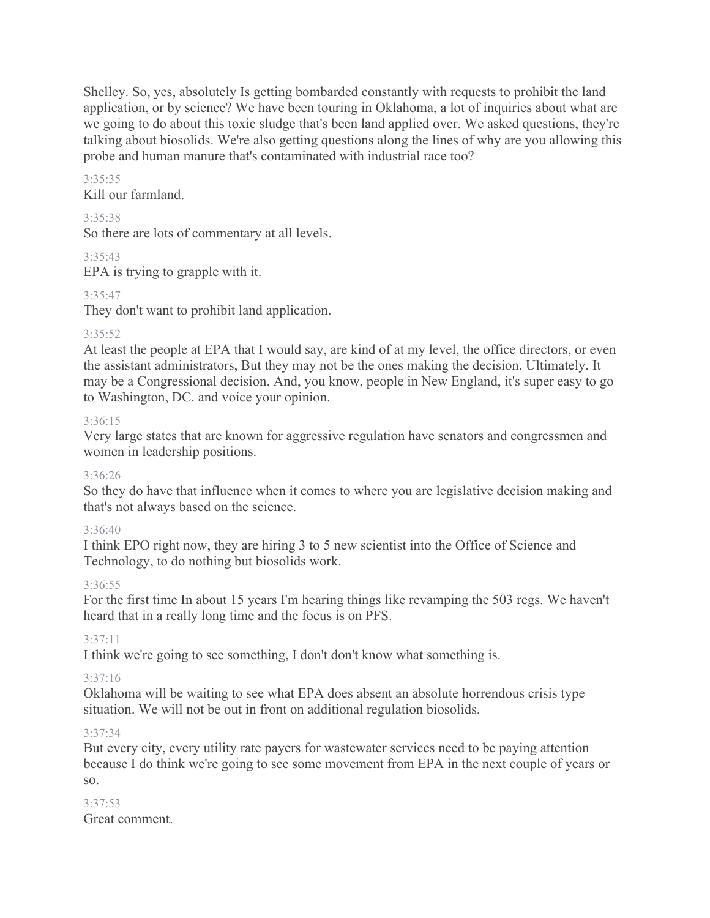Shelley. So, yes, absolutely Is getting bombarded constantly with requests to prohibit the land application, or by science? We have been touring in Oklahoma, a lot of inquiries about what are we going to do about this toxic sludge that's been land applied over. We asked questions, they're talking about biosolids. We're also getting questions along the lines of why are you allowing this probe and human manure that's contaminated with industrial race too?

3:35:35

Kill our farmland.

3:35:38

So there are lots of commentary at all levels.

3:35:43

EPA is trying to grapple with it.

3:35:47

They don't want to prohibit land application.

3:35:52

At least the people at EPA that I would say, are kind of at my level, the office directors, or even the assistant administrators, But they may not be the ones making the decision. Ultimately. It may be a Congressional decision. And, you know, people in New England, it's super easy to go to Washington, DC. and voice your opinion.

3:36:15

Very large states that are known for aggressive regulation have senators and congressmen and women in leadership positions.

3:36:26

So they do have that influence when it comes to where you are legislative decision making and that's not always based on the science.

3:36:40

I think EPO right now, they are hiring 3 to 5 new scientist into the Office of Science and Technology, to do nothing but biosolids work.

3:36:55

For the first time In about 15 years I'm hearing things like revamping the 503 regs. We haven't heard that in a really long time and the focus is on PFS.

3:37:11

I think we're going to see something, I don't don't know what something is.

3:37:16

Oklahoma will be waiting to see what EPA does absent an absolute horrendous crisis type situation. We will not be out in front on additional regulation biosolids.

3:37:34

But every city, every utility rate payers for wastewater services need to be paying attention because I do think we're going to see some movement from EPA in the next couple of years or so.

3:37:53

Great comment.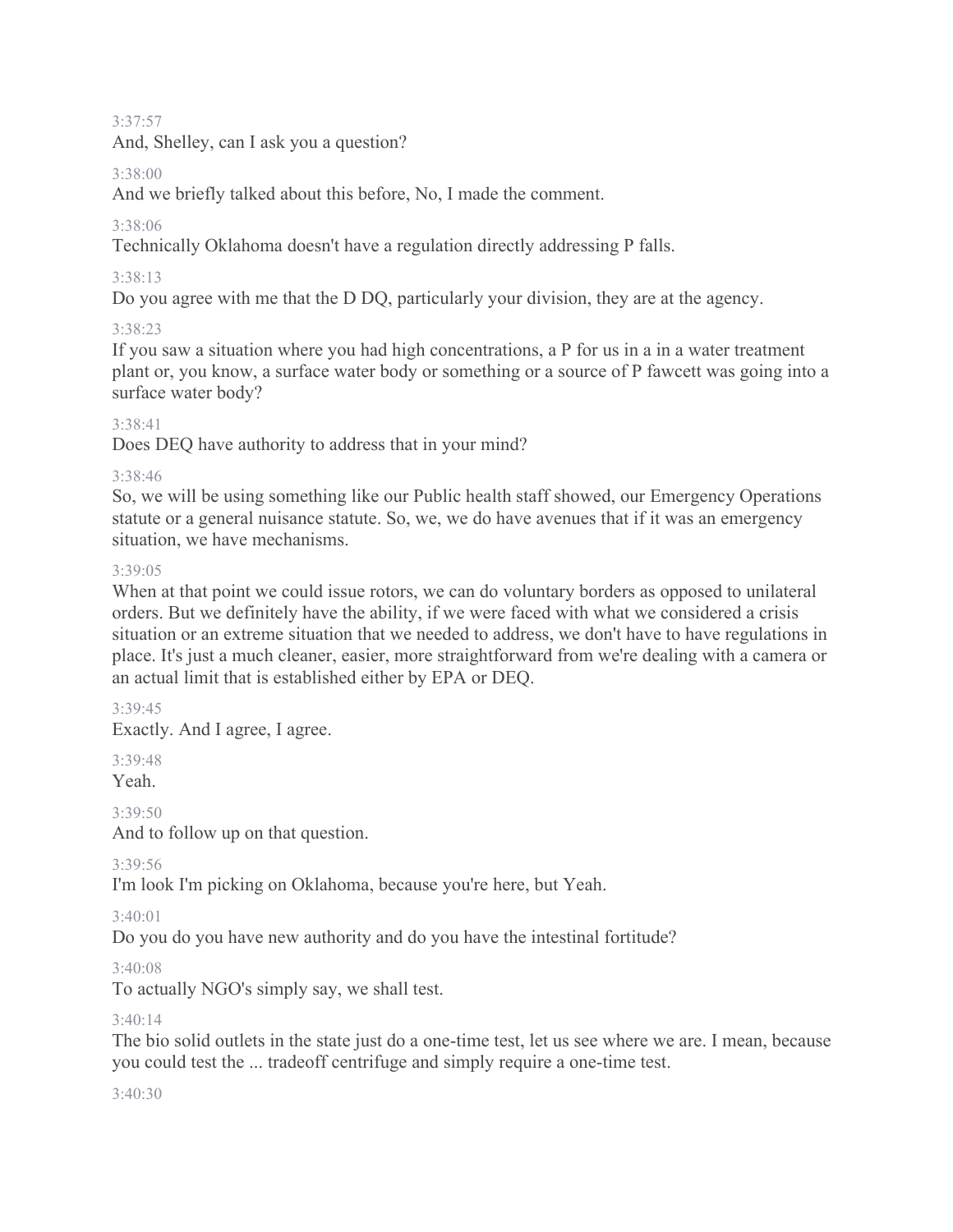3:37:57

And, Shelley, can I ask you a question?

3:38:00

And we briefly talked about this before, No, I made the comment.

3:38:06

Technically Oklahoma doesn't have a regulation directly addressing P falls.

3:38:13

Do you agree with me that the D DQ, particularly your division, they are at the agency.

3:38:23

If you saw a situation where you had high concentrations, a P for us in a in a water treatment plant or, you know, a surface water body or something or a source of P fawcett was going into a surface water body?

3:38:41

Does DEQ have authority to address that in your mind?

3:38:46

So, we will be using something like our Public health staff showed, our Emergency Operations statute or a general nuisance statute. So, we, we do have avenues that if it was an emergency situation, we have mechanisms.

3:39:05

When at that point we could issue rotors, we can do voluntary borders as opposed to unilateral orders. But we definitely have the ability, if we were faced with what we considered a crisis situation or an extreme situation that we needed to address, we don't have to have regulations in place. It's just a much cleaner, easier, more straightforward from we're dealing with a camera or an actual limit that is established either by EPA or DEQ.

3:39:45

Exactly. And I agree, I agree.

3:39:48

Yeah.

3:39:50

And to follow up on that question.

3:39:56

I'm look I'm picking on Oklahoma, because you're here, but Yeah.

3:40:01

Do you do you have new authority and do you have the intestinal fortitude?

3:40:08

To actually NGO's simply say, we shall test.

3:40:14

The bio solid outlets in the state just do a one-time test, let us see where we are. I mean, because you could test the ... tradeoff centrifuge and simply require a one-time test.

3:40:30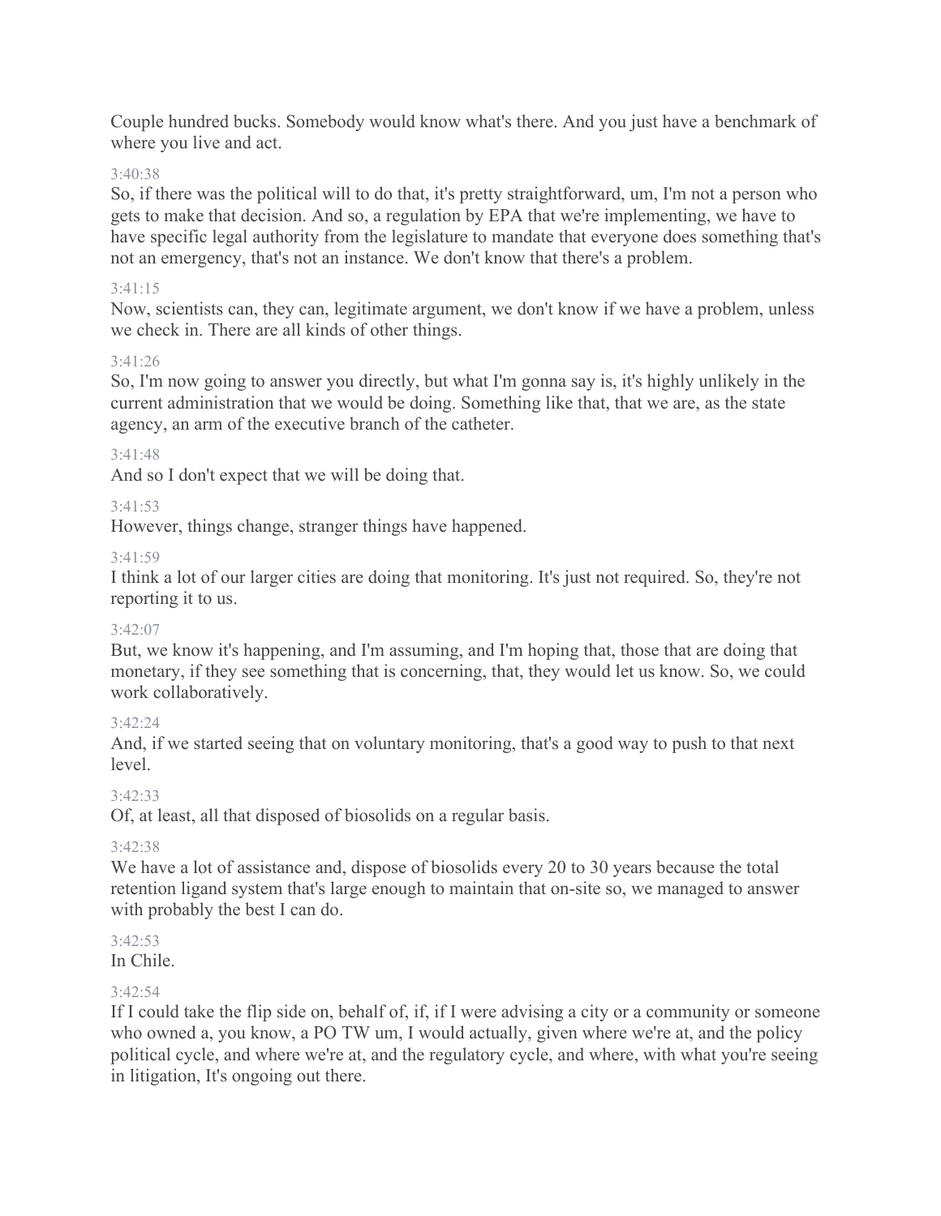Couple hundred bucks. Somebody would know what's there. And you just have a benchmark of where you live and act.

3:40:38

So, if there was the political will to do that, it's pretty straightforward, um, I'm not a person who gets to make that decision. And so, a regulation by EPA that we're implementing, we have to have specific legal authority from the legislature to mandate that everyone does something that's not an emergency, that's not an instance. We don't know that there's a problem.

3:41:15

Now, scientists can, they can, legitimate argument, we don't know if we have a problem, unless we check in. There are all kinds of other things.

3:41:26

So, I'm now going to answer you directly, but what I'm gonna say is, it's highly unlikely in the current administration that we would be doing. Something like that, that we are, as the state agency, an arm of the executive branch of the catheter.

3:41:48

And so I don't expect that we will be doing that.

3:41:53

However, things change, stranger things have happened.

3:41:59

I think a lot of our larger cities are doing that monitoring. It's just not required. So, they're not reporting it to us.

3:42:07

But, we know it's happening, and I'm assuming, and I'm hoping that, those that are doing that monetary, if they see something that is concerning, that, they would let us know. So, we could work collaboratively.

3:42:24

And, if we started seeing that on voluntary monitoring, that's a good way to push to that next level.

3:42:33

Of, at least, all that disposed of biosolids on a regular basis.

3:42:38

We have a lot of assistance and, dispose of biosolids every 20 to 30 years because the total retention ligand system that's large enough to maintain that on-site so, we managed to answer with probably the best I can do.

3:42:53

In Chile.

3:42:54

If I could take the flip side on, behalf of, if, if I were advising a city or a community or someone who owned a, you know, a PO TW um, I would actually, given where we're at, and the policy political cycle, and where we're at, and the regulatory cycle, and where, with what you're seeing in litigation, It's ongoing out there.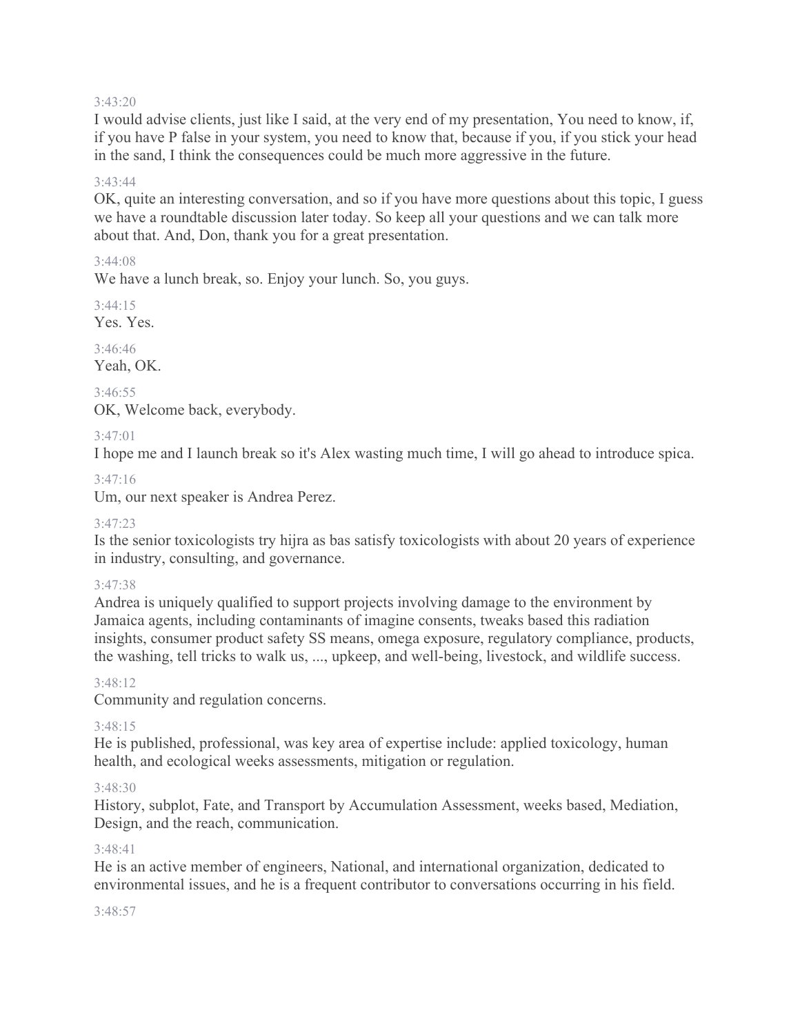3:43:20

I would advise clients, just like I said, at the very end of my presentation, You need to know, if, if you have P false in your system, you need to know that, because if you, if you stick your head in the sand, I think the consequences could be much more aggressive in the future.

3:43:44

OK, quite an interesting conversation, and so if you have more questions about this topic, I guess we have a roundtable discussion later today. So keep all your questions and we can talk more about that. And, Don, thank you for a great presentation.

3:44:08

We have a lunch break, so. Enjoy your lunch. So, you guys.

3:44:15

Yes. Yes.

3:46:46

Yeah, OK.

3:46:55

OK, Welcome back, everybody.

3:47:01

I hope me and I launch break so it's Alex wasting much time, I will go ahead to introduce spica.

3:47:16

Um, our next speaker is Andrea Perez.

3:47:23

Is the senior toxicologists try hijra as bas satisfy toxicologists with about 20 years of experience in industry, consulting, and governance.

3:47:38

Andrea is uniquely qualified to support projects involving damage to the environment by Jamaica agents, including contaminants of imagine consents, tweaks based this radiation insights, consumer product safety SS means, omega exposure, regulatory compliance, products, the washing, tell tricks to walk us, ..., upkeep, and well-being, livestock, and wildlife success.

3:48:12

Community and regulation concerns.

3:48:15

He is published, professional, was key area of expertise include: applied toxicology, human health, and ecological weeks assessments, mitigation or regulation.

3:48:30

History, subplot, Fate, and Transport by Accumulation Assessment, weeks based, Mediation, Design, and the reach, communication.

3:48:41

He is an active member of engineers, National, and international organization, dedicated to environmental issues, and he is a frequent contributor to conversations occurring in his field.

3:48:57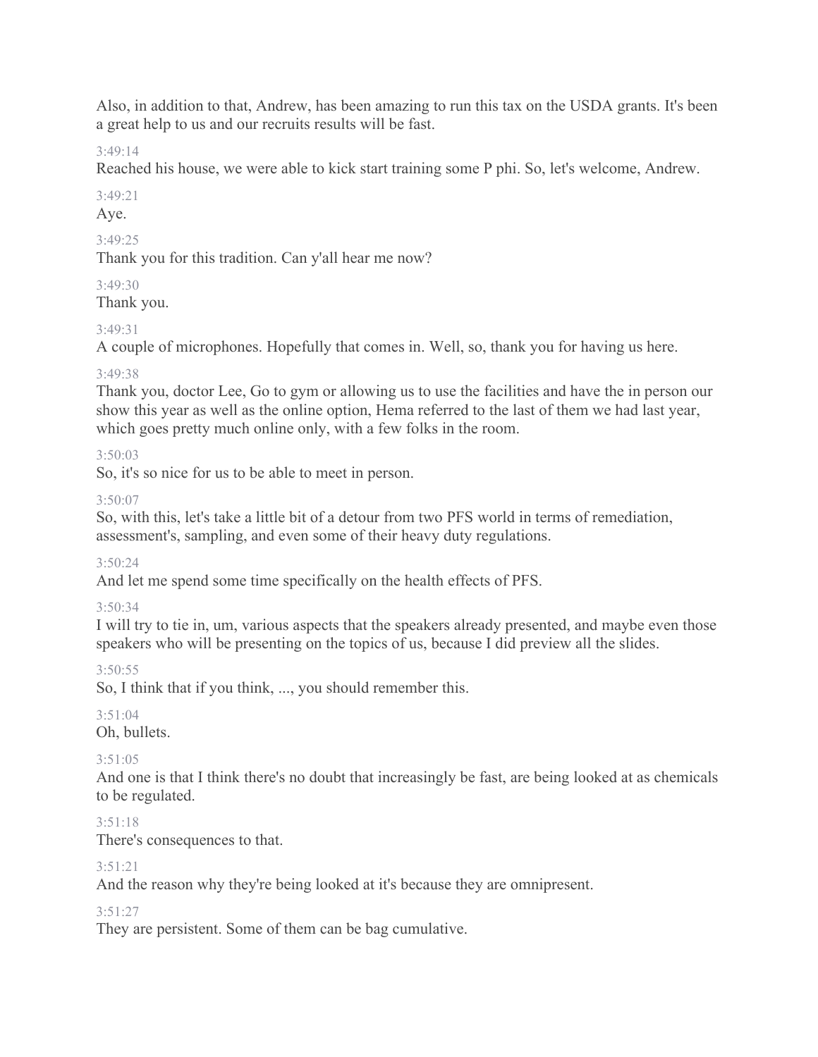Also, in addition to that, Andrew, has been amazing to run this tax on the USDA grants. It's been a great help to us and our recruits results will be fast.

3:49:14

Reached his house, we were able to kick start training some P phi. So, let's welcome, Andrew.

3:49:21

Aye.

3:49:25

Thank you for this tradition. Can y'all hear me now?

3:49:30

Thank you.

3:49:31

A couple of microphones. Hopefully that comes in. Well, so, thank you for having us here.

3:49:38

Thank you, doctor Lee, Go to gym or allowing us to use the facilities and have the in person our show this year as well as the online option, Hema referred to the last of them we had last year, which goes pretty much online only, with a few folks in the room.

3:50:03

So, it's so nice for us to be able to meet in person.

3:50:07

So, with this, let's take a little bit of a detour from two PFS world in terms of remediation, assessment's, sampling, and even some of their heavy duty regulations.

3:50:24

And let me spend some time specifically on the health effects of PFS.

3:50:34

I will try to tie in, um, various aspects that the speakers already presented, and maybe even those speakers who will be presenting on the topics of us, because I did preview all the slides.

3:50:55

So, I think that if you think, ..., you should remember this.

3:51:04

Oh, bullets.

3:51:05

And one is that I think there's no doubt that increasingly be fast, are being looked at as chemicals to be regulated.

3:51:18

There's consequences to that.

3:51:21

And the reason why they're being looked at it's because they are omnipresent.

3:51:27

They are persistent. Some of them can be bag cumulative.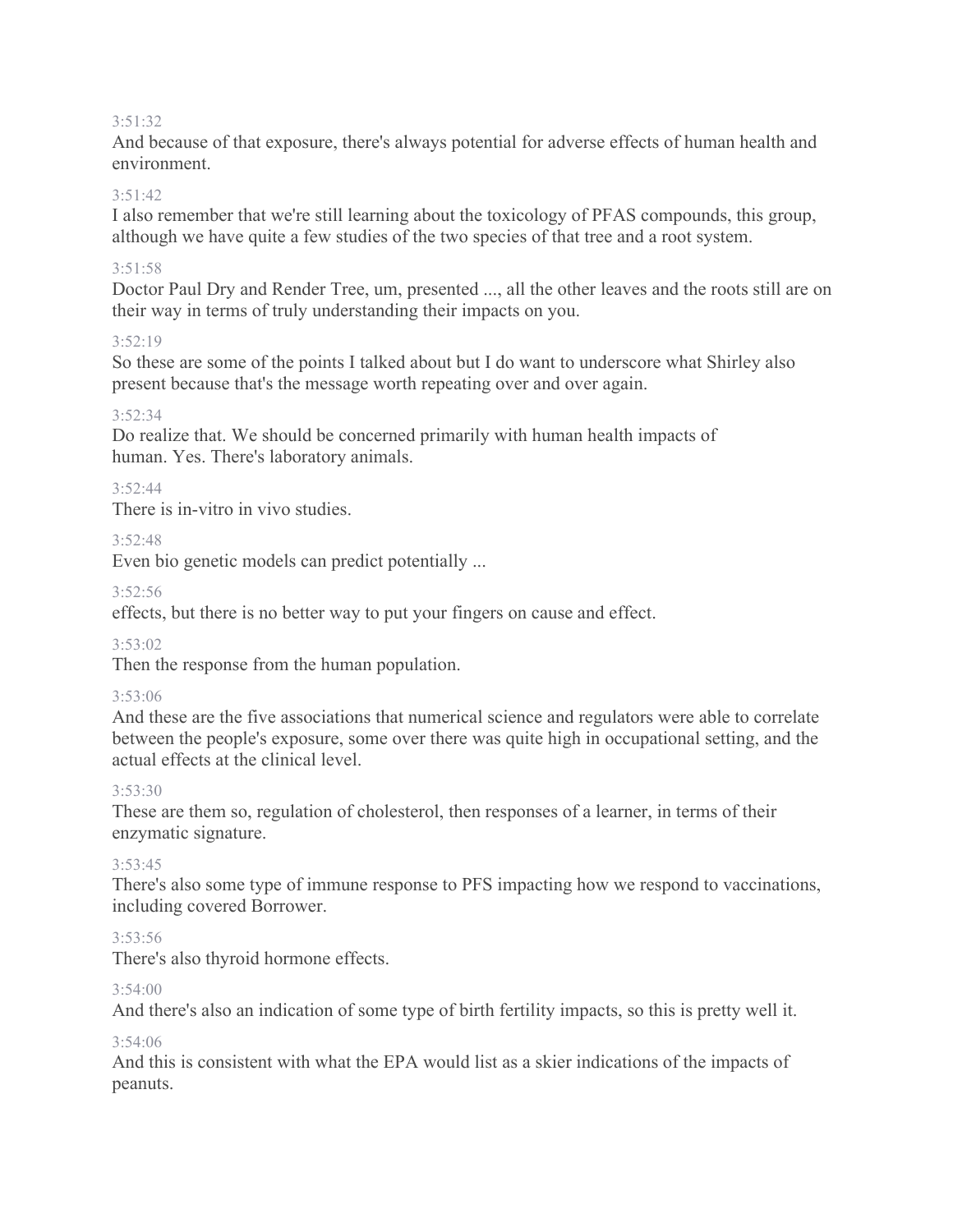3:51:32
And because of that exposure, there's always potential for adverse effects of human health and environment.

3:51:42
I also remember that we're still learning about the toxicology of PFAS compounds, this group, although we have quite a few studies of the two species of that tree and a root system.

3:51:58
Doctor Paul Dry and Render Tree, um, presented ..., all the other leaves and the roots still are on their way in terms of truly understanding their impacts on you.

3:52:19
So these are some of the points I talked about but I do want to underscore what Shirley also present because that's the message worth repeating over and over again.

3:52:34
Do realize that. We should be concerned primarily with human health impacts of human. Yes. There's laboratory animals.

3:52:44
There is in-vitro in vivo studies.

3:52:48
Even bio genetic models can predict potentially ...

3:52:56
effects, but there is no better way to put your fingers on cause and effect.

3:53:02
Then the response from the human population.

3:53:06
And these are the five associations that numerical science and regulators were able to correlate between the people's exposure, some over there was quite high in occupational setting, and the actual effects at the clinical level.

3:53:30
These are them so, regulation of cholesterol, then responses of a learner, in terms of their enzymatic signature.

3:53:45
There's also some type of immune response to PFS impacting how we respond to vaccinations, including covered Borrower.

3:53:56
There's also thyroid hormone effects.

3:54:00
And there's also an indication of some type of birth fertility impacts, so this is pretty well it.

3:54:06
And this is consistent with what the EPA would list as a skier indications of the impacts of peanuts.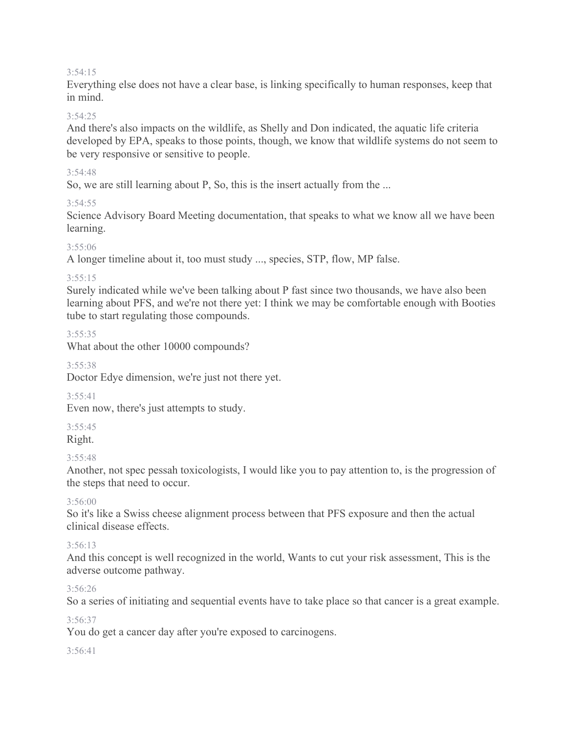3:54:15

Everything else does not have a clear base, is linking specifically to human responses, keep that in mind.

3:54:25

And there's also impacts on the wildlife, as Shelly and Don indicated, the aquatic life criteria developed by EPA, speaks to those points, though, we know that wildlife systems do not seem to be very responsive or sensitive to people.

3:54:48

So, we are still learning about P, So, this is the insert actually from the ...

3:54:55

Science Advisory Board Meeting documentation, that speaks to what we know all we have been learning.

3:55:06

A longer timeline about it, too must study ..., species, STP, flow, MP false.

3:55:15

Surely indicated while we've been talking about P fast since two thousands, we have also been learning about PFS, and we're not there yet: I think we may be comfortable enough with Booties tube to start regulating those compounds.

3:55:35

What about the other 10000 compounds?

3:55:38

Doctor Edye dimension, we're just not there yet.

3:55:41

Even now, there's just attempts to study.

3:55:45

Right.

3:55:48

Another, not spec pessah toxicologists, I would like you to pay attention to, is the progression of the steps that need to occur.

3:56:00

So it's like a Swiss cheese alignment process between that PFS exposure and then the actual clinical disease effects.

3:56:13

And this concept is well recognized in the world, Wants to cut your risk assessment, This is the adverse outcome pathway.

3:56:26

So a series of initiating and sequential events have to take place so that cancer is a great example.

3:56:37

You do get a cancer day after you're exposed to carcinogens.

3:56:41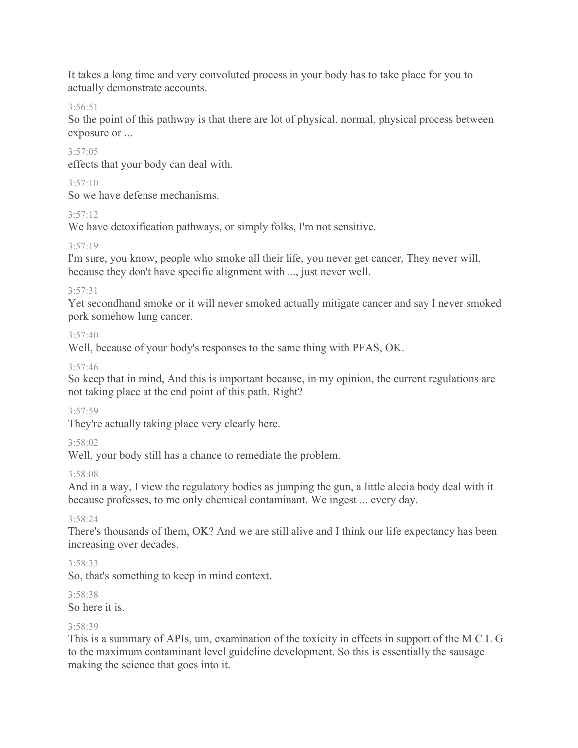It takes a long time and very convoluted process in your body has to take place for you to actually demonstrate accounts.

3:56:51

So the point of this pathway is that there are lot of physical, normal, physical process between exposure or ...

3:57:05

effects that your body can deal with.

3:57:10

So we have defense mechanisms.

3:57:12

We have detoxification pathways, or simply folks, I'm not sensitive.

3:57:19

I'm sure, you know, people who smoke all their life, you never get cancer, They never will, because they don't have specific alignment with ..., just never well.

3:57:31

Yet secondhand smoke or it will never smoked actually mitigate cancer and say I never smoked pork somehow lung cancer.

3:57:40

Well, because of your body's responses to the same thing with PFAS, OK.

3:57:46

So keep that in mind, And this is important because, in my opinion, the current regulations are not taking place at the end point of this path. Right?

3:57:59

They're actually taking place very clearly here.

3:58:02

Well, your body still has a chance to remediate the problem.

3:58:08

And in a way, I view the regulatory bodies as jumping the gun, a little alecia body deal with it because professes, to me only chemical contaminant. We ingest ... every day.

3:58:24

There's thousands of them, OK? And we are still alive and I think our life expectancy has been increasing over decades.

3:58:33

So, that's something to keep in mind context.

3:58:38

So here it is.

3:58:39

This is a summary of APIs, um, examination of the toxicity in effects in support of the M C L G to the maximum contaminant level guideline development. So this is essentially the sausage making the science that goes into it.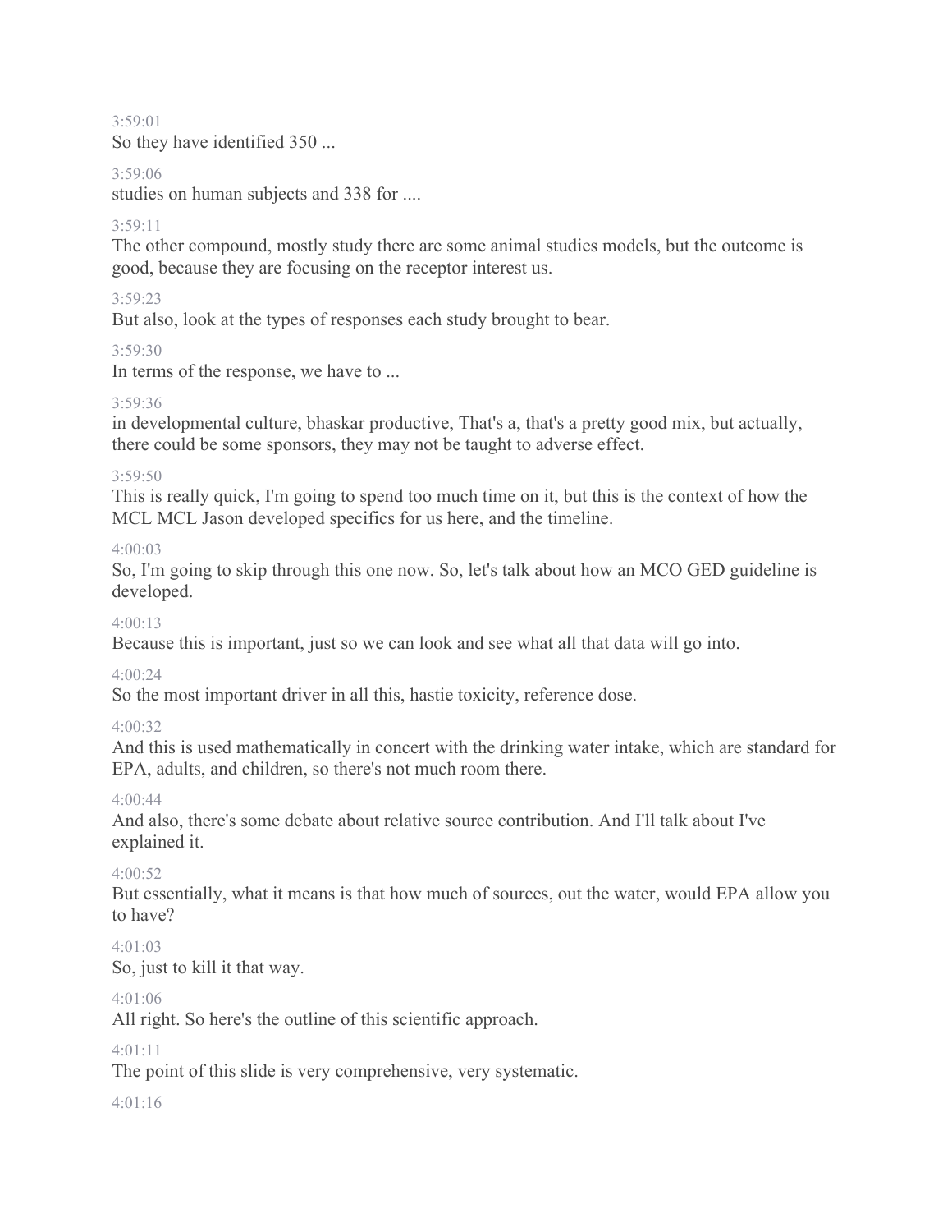3:59:01

So they have identified 350 ...

3:59:06

studies on human subjects and 338 for ....

3:59:11

The other compound, mostly study there are some animal studies models, but the outcome is good, because they are focusing on the receptor interest us.

3:59:23

But also, look at the types of responses each study brought to bear.

3:59:30

In terms of the response, we have to ...

3:59:36

in developmental culture, bhaskar productive, That's a, that's a pretty good mix, but actually, there could be some sponsors, they may not be taught to adverse effect.

3:59:50

This is really quick, I'm going to spend too much time on it, but this is the context of how the MCL MCL Jason developed specifics for us here, and the timeline.

4:00:03

So, I'm going to skip through this one now. So, let's talk about how an MCO GED guideline is developed.

4:00:13

Because this is important, just so we can look and see what all that data will go into.

4:00:24

So the most important driver in all this, hastie toxicity, reference dose.

4:00:32

And this is used mathematically in concert with the drinking water intake, which are standard for EPA, adults, and children, so there's not much room there.

4:00:44

And also, there's some debate about relative source contribution. And I'll talk about I've explained it.

4:00:52

But essentially, what it means is that how much of sources, out the water, would EPA allow you to have?

4:01:03

So, just to kill it that way.

4:01:06

All right. So here's the outline of this scientific approach.

4:01:11

The point of this slide is very comprehensive, very systematic.

4:01:16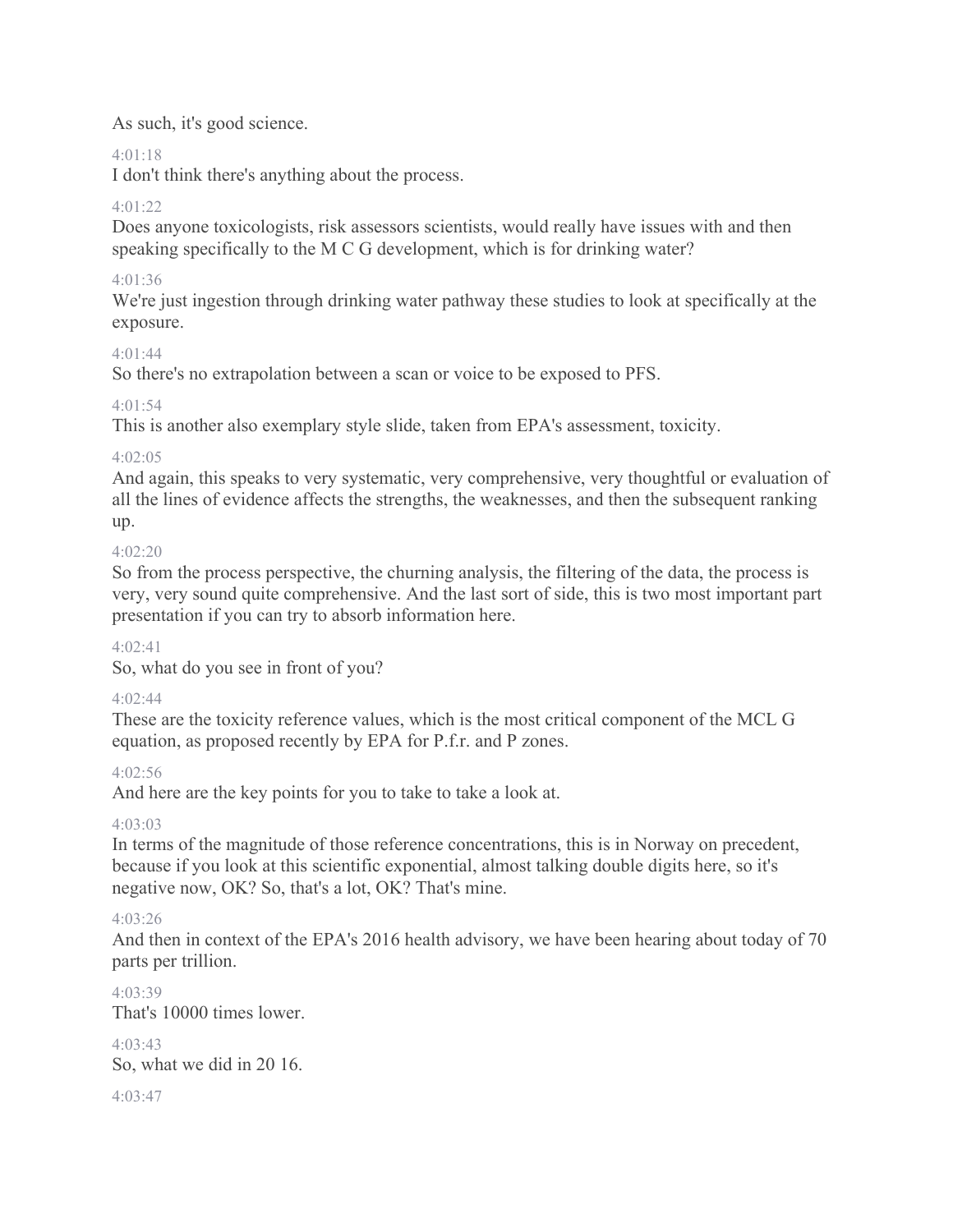As such, it's good science.

4:01:18

I don't think there's anything about the process.

4:01:22

Does anyone toxicologists, risk assessors scientists, would really have issues with and then speaking specifically to the M C G development, which is for drinking water?

4:01:36

We're just ingestion through drinking water pathway these studies to look at specifically at the exposure.

4:01:44

So there's no extrapolation between a scan or voice to be exposed to PFS.

4:01:54

This is another also exemplary style slide, taken from EPA's assessment, toxicity.

4:02:05

And again, this speaks to very systematic, very comprehensive, very thoughtful or evaluation of all the lines of evidence affects the strengths, the weaknesses, and then the subsequent ranking up.

4:02:20

So from the process perspective, the churning analysis, the filtering of the data, the process is very, very sound quite comprehensive. And the last sort of side, this is two most important part presentation if you can try to absorb information here.

4:02:41

So, what do you see in front of you?

4:02:44

These are the toxicity reference values, which is the most critical component of the MCL G equation, as proposed recently by EPA for P.f.r. and P zones.

4:02:56

And here are the key points for you to take to take a look at.

4:03:03

In terms of the magnitude of those reference concentrations, this is in Norway on precedent, because if you look at this scientific exponential, almost talking double digits here, so it's negative now, OK? So, that's a lot, OK? That's mine.

4:03:26

And then in context of the EPA's 2016 health advisory, we have been hearing about today of 70 parts per trillion.

4:03:39

That's 10000 times lower.

4:03:43

So, what we did in 20 16.

4:03:47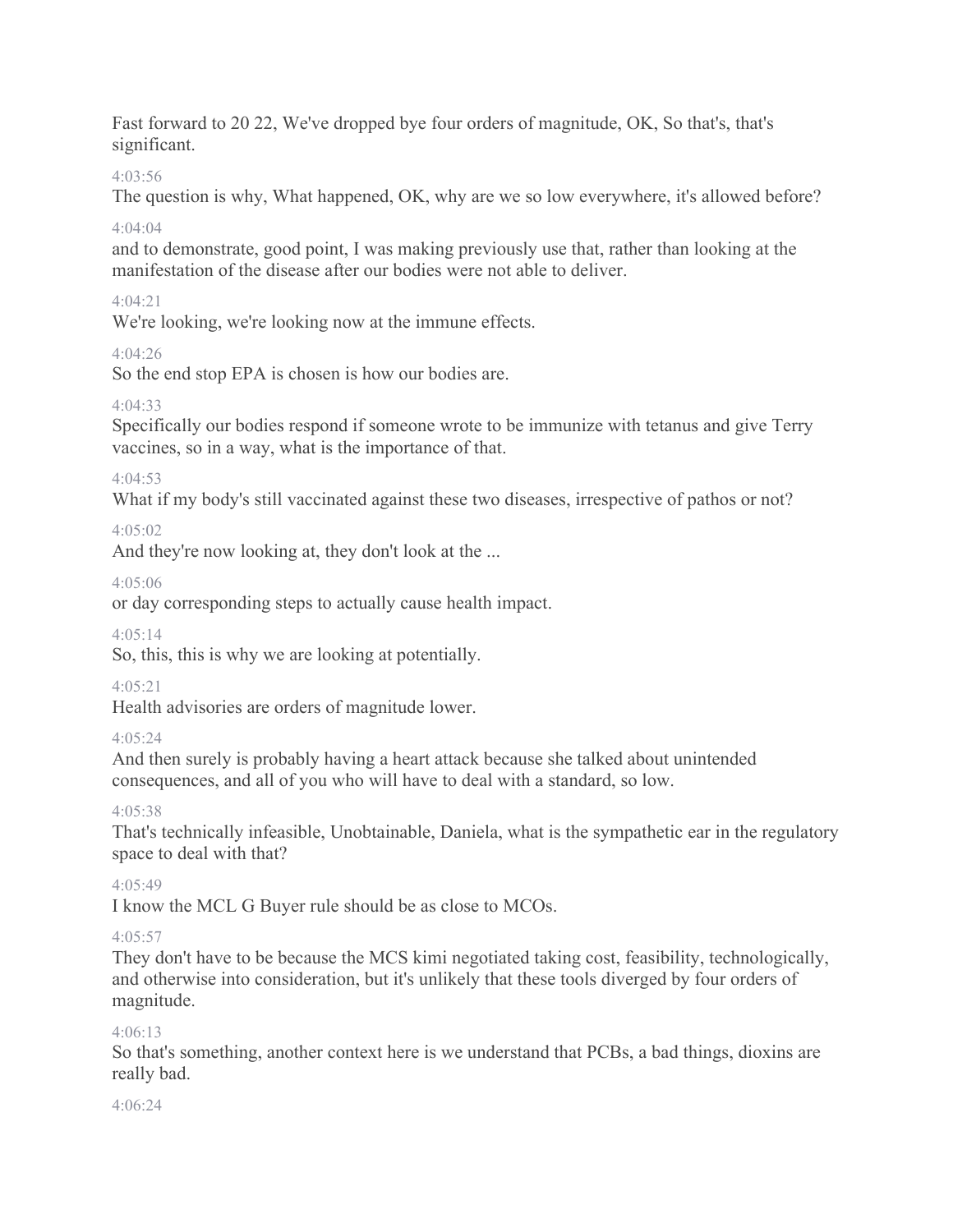Fast forward to 20 22, We've dropped bye four orders of magnitude, OK, So that's, that's significant.

4:03:56

The question is why, What happened, OK, why are we so low everywhere, it's allowed before?

4:04:04

and to demonstrate, good point, I was making previously use that, rather than looking at the manifestation of the disease after our bodies were not able to deliver.

4:04:21

We're looking, we're looking now at the immune effects.

4:04:26

So the end stop EPA is chosen is how our bodies are.

4:04:33

Specifically our bodies respond if someone wrote to be immunize with tetanus and give Terry vaccines, so in a way, what is the importance of that.

4:04:53

What if my body's still vaccinated against these two diseases, irrespective of pathos or not?

4:05:02

And they're now looking at, they don't look at the ...

4:05:06

or day corresponding steps to actually cause health impact.

4:05:14

So, this, this is why we are looking at potentially.

4:05:21

Health advisories are orders of magnitude lower.

4:05:24

And then surely is probably having a heart attack because she talked about unintended consequences, and all of you who will have to deal with a standard, so low.

4:05:38

That's technically infeasible, Unobtainable, Daniela, what is the sympathetic ear in the regulatory space to deal with that?

4:05:49

I know the MCL G Buyer rule should be as close to MCOs.

4:05:57

They don't have to be because the MCS kimi negotiated taking cost, feasibility, technologically, and otherwise into consideration, but it's unlikely that these tools diverged by four orders of magnitude.

4:06:13

So that's something, another context here is we understand that PCBs, a bad things, dioxins are really bad.

4:06:24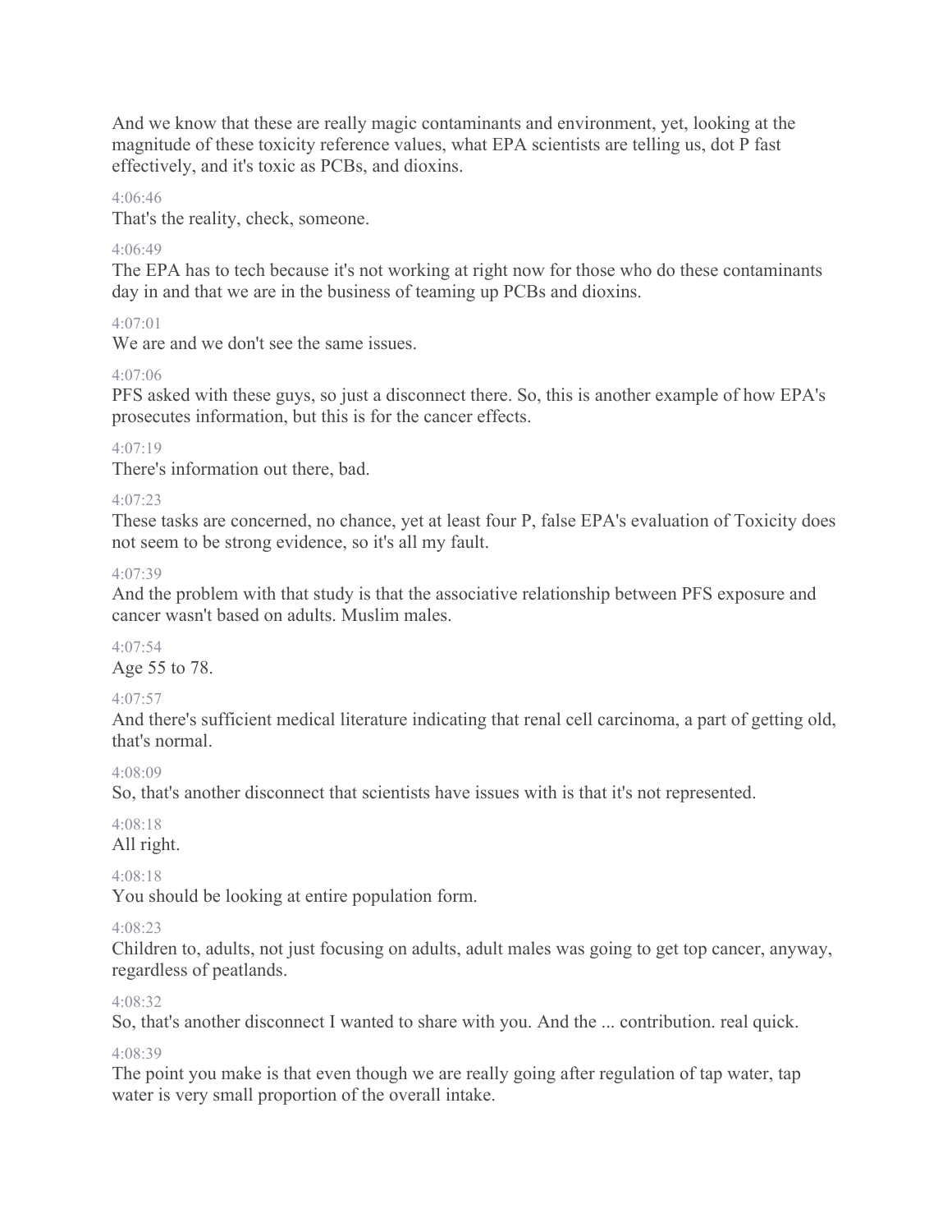And we know that these are really magic contaminants and environment, yet, looking at the magnitude of these toxicity reference values, what EPA scientists are telling us, dot P fast effectively, and it's toxic as PCBs, and dioxins.

4:06:46

That's the reality, check, someone.

4:06:49

The EPA has to tech because it's not working at right now for those who do these contaminants day in and that we are in the business of teaming up PCBs and dioxins.

4:07:01

We are and we don't see the same issues.

4:07:06

PFS asked with these guys, so just a disconnect there. So, this is another example of how EPA's prosecutes information, but this is for the cancer effects.

4:07:19

There's information out there, bad.

4:07:23

These tasks are concerned, no chance, yet at least four P, false EPA's evaluation of Toxicity does not seem to be strong evidence, so it's all my fault.

4:07:39

And the problem with that study is that the associative relationship between PFS exposure and cancer wasn't based on adults. Muslim males.

4:07:54

Age 55 to 78.

4:07:57

And there's sufficient medical literature indicating that renal cell carcinoma, a part of getting old, that's normal.

4:08:09

So, that's another disconnect that scientists have issues with is that it's not represented.

4:08:18

All right.

4:08:18

You should be looking at entire population form.

4:08:23

Children to, adults, not just focusing on adults, adult males was going to get top cancer, anyway, regardless of peatlands.

4:08:32

So, that's another disconnect I wanted to share with you. And the ... contribution. real quick.

4:08:39

The point you make is that even though we are really going after regulation of tap water, tap water is very small proportion of the overall intake.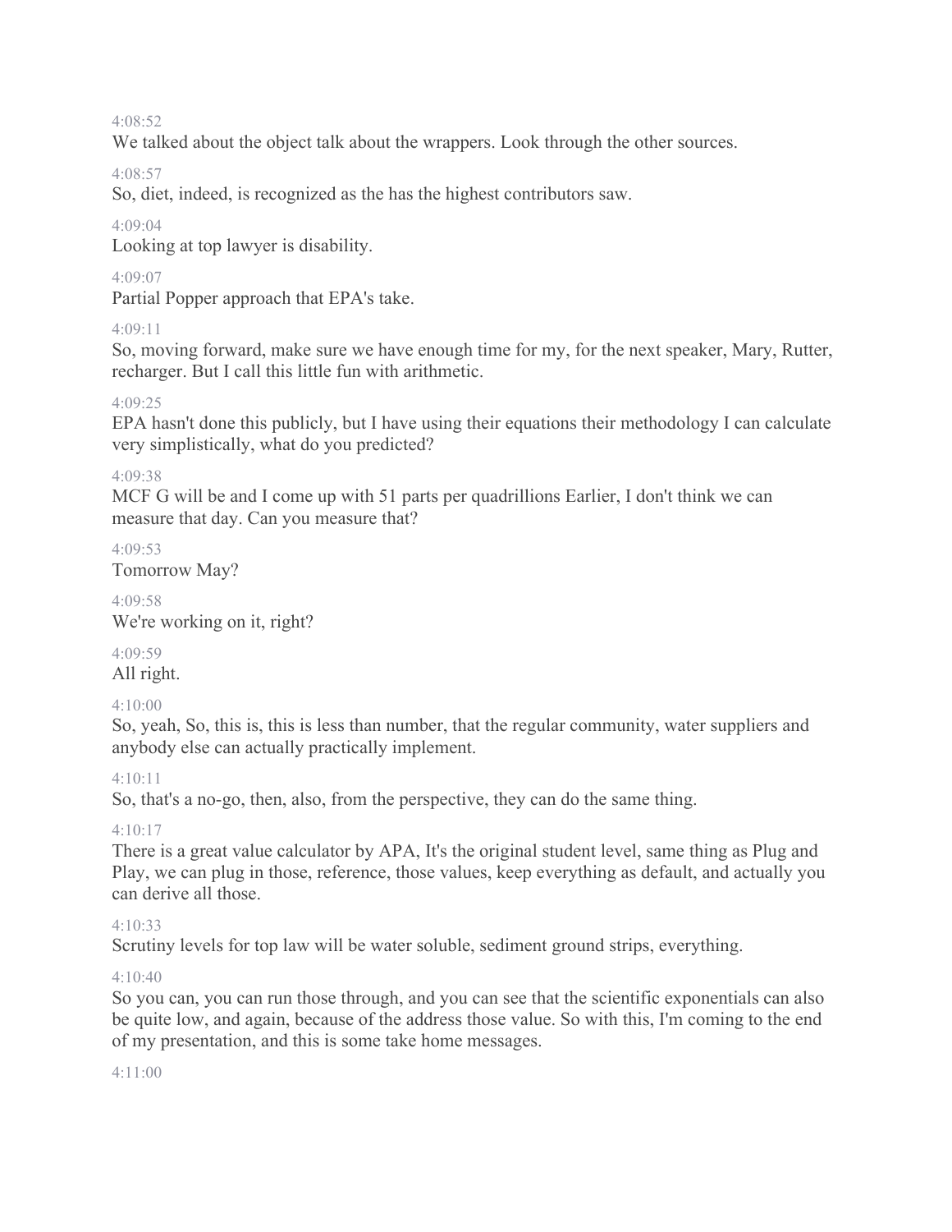4:08:52

We talked about the object talk about the wrappers. Look through the other sources.

4:08:57

So, diet, indeed, is recognized as the has the highest contributors saw.

4:09:04

Looking at top lawyer is disability.

4:09:07

Partial Popper approach that EPA's take.

4:09:11

So, moving forward, make sure we have enough time for my, for the next speaker, Mary, Rutter, recharger. But I call this little fun with arithmetic.

4:09:25

EPA hasn't done this publicly, but I have using their equations their methodology I can calculate very simplistically, what do you predicted?

4:09:38

MCF G will be and I come up with 51 parts per quadrillions Earlier, I don't think we can measure that day. Can you measure that?

4:09:53

Tomorrow May?

4:09:58

We're working on it, right?

4:09:59

All right.

4:10:00

So, yeah, So, this is, this is less than number, that the regular community, water suppliers and anybody else can actually practically implement.

4:10:11

So, that's a no-go, then, also, from the perspective, they can do the same thing.

4:10:17

There is a great value calculator by APA, It's the original student level, same thing as Plug and Play, we can plug in those, reference, those values, keep everything as default, and actually you can derive all those.

4:10:33

Scrutiny levels for top law will be water soluble, sediment ground strips, everything.

4:10:40

So you can, you can run those through, and you can see that the scientific exponentials can also be quite low, and again, because of the address those value. So with this, I'm coming to the end of my presentation, and this is some take home messages.

4:11:00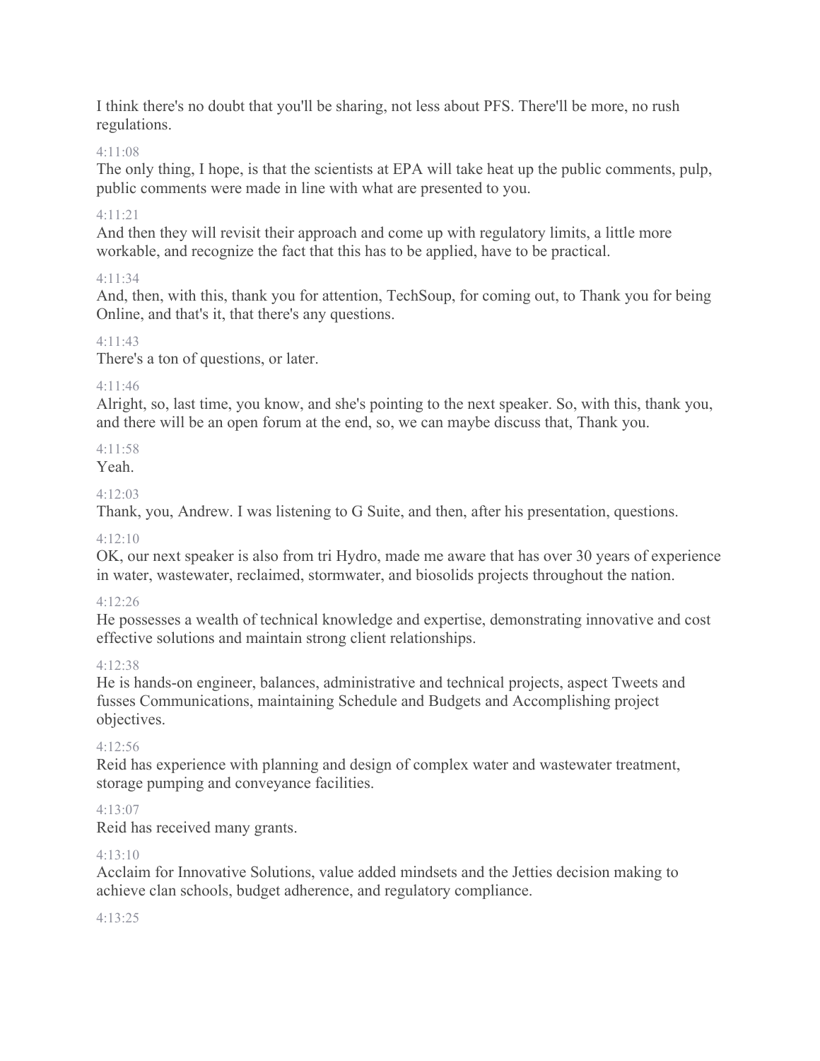I think there's no doubt that you'll be sharing, not less about PFS. There'll be more, no rush regulations.

4:11:08

The only thing, I hope, is that the scientists at EPA will take heat up the public comments, pulp, public comments were made in line with what are presented to you.

4:11:21

And then they will revisit their approach and come up with regulatory limits, a little more workable, and recognize the fact that this has to be applied, have to be practical.

4:11:34

And, then, with this, thank you for attention, TechSoup, for coming out, to Thank you for being Online, and that's it, that there's any questions.

4:11:43

There's a ton of questions, or later.

4:11:46

Alright, so, last time, you know, and she's pointing to the next speaker. So, with this, thank you, and there will be an open forum at the end, so, we can maybe discuss that, Thank you.

4:11:58

Yeah.

4:12:03

Thank, you, Andrew. I was listening to G Suite, and then, after his presentation, questions.

4:12:10

OK, our next speaker is also from tri Hydro, made me aware that has over 30 years of experience in water, wastewater, reclaimed, stormwater, and biosolids projects throughout the nation.

4:12:26

He possesses a wealth of technical knowledge and expertise, demonstrating innovative and cost effective solutions and maintain strong client relationships.

4:12:38

He is hands-on engineer, balances, administrative and technical projects, aspect Tweets and fusses Communications, maintaining Schedule and Budgets and Accomplishing project objectives.

4:12:56

Reid has experience with planning and design of complex water and wastewater treatment, storage pumping and conveyance facilities.

4:13:07

Reid has received many grants.

4:13:10

Acclaim for Innovative Solutions, value added mindsets and the Jetties decision making to achieve clan schools, budget adherence, and regulatory compliance.

4:13:25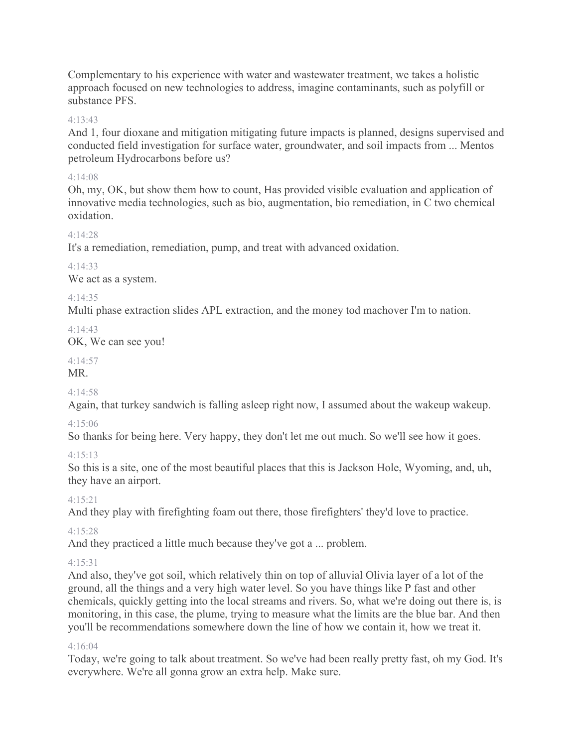Complementary to his experience with water and wastewater treatment, we takes a holistic approach focused on new technologies to address, imagine contaminants, such as polyfill or substance PFS.

4:13:43

And 1, four dioxane and mitigation mitigating future impacts is planned, designs supervised and conducted field investigation for surface water, groundwater, and soil impacts from ... Mentos petroleum Hydrocarbons before us?

4:14:08

Oh, my, OK, but show them how to count, Has provided visible evaluation and application of innovative media technologies, such as bio, augmentation, bio remediation, in C two chemical oxidation.

4:14:28

It's a remediation, remediation, pump, and treat with advanced oxidation.

4:14:33

We act as a system.

4:14:35

Multi phase extraction slides APL extraction, and the money tod machover I'm to nation.

4:14:43

OK, We can see you!

4:14:57

MR.

4:14:58

Again, that turkey sandwich is falling asleep right now, I assumed about the wakeup wakeup.

4:15:06

So thanks for being here. Very happy, they don't let me out much. So we'll see how it goes.

4:15:13

So this is a site, one of the most beautiful places that this is Jackson Hole, Wyoming, and, uh, they have an airport.

4:15:21

And they play with firefighting foam out there, those firefighters' they'd love to practice.

4:15:28

And they practiced a little much because they've got a ... problem.

4:15:31

And also, they've got soil, which relatively thin on top of alluvial Olivia layer of a lot of the ground, all the things and a very high water level. So you have things like P fast and other chemicals, quickly getting into the local streams and rivers. So, what we're doing out there is, is monitoring, in this case, the plume, trying to measure what the limits are the blue bar. And then you'll be recommendations somewhere down the line of how we contain it, how we treat it.

4:16:04

Today, we're going to talk about treatment. So we've had been really pretty fast, oh my God. It's everywhere. We're all gonna grow an extra help. Make sure.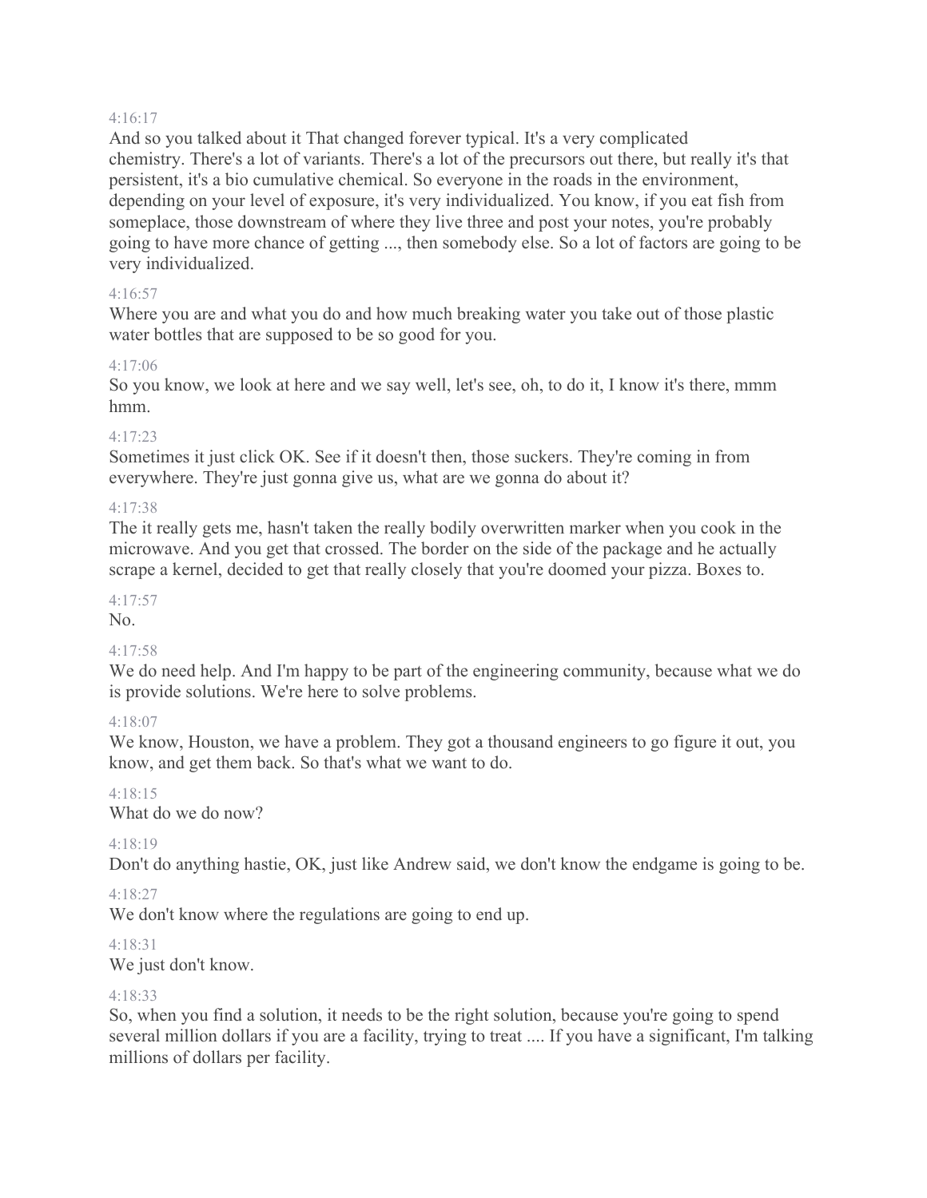4:16:17

And so you talked about it That changed forever typical. It's a very complicated chemistry. There's a lot of variants. There's a lot of the precursors out there, but really it's that persistent, it's a bio cumulative chemical. So everyone in the roads in the environment, depending on your level of exposure, it's very individualized. You know, if you eat fish from someplace, those downstream of where they live three and post your notes, you're probably going to have more chance of getting ..., then somebody else. So a lot of factors are going to be very individualized.

4:16:57

Where you are and what you do and how much breaking water you take out of those plastic water bottles that are supposed to be so good for you.

4:17:06

So you know, we look at here and we say well, let's see, oh, to do it, I know it's there, mmm hmm.

4:17:23

Sometimes it just click OK. See if it doesn't then, those suckers. They're coming in from everywhere. They're just gonna give us, what are we gonna do about it?

4:17:38

The it really gets me, hasn't taken the really bodily overwritten marker when you cook in the microwave. And you get that crossed. The border on the side of the package and he actually scrape a kernel, decided to get that really closely that you're doomed your pizza. Boxes to.

4:17:57

No.

4:17:58

We do need help. And I'm happy to be part of the engineering community, because what we do is provide solutions. We're here to solve problems.

4:18:07

We know, Houston, we have a problem. They got a thousand engineers to go figure it out, you know, and get them back. So that's what we want to do.

4:18:15

What do we do now?

4:18:19

Don't do anything hastie, OK, just like Andrew said, we don't know the endgame is going to be.

4:18:27

We don't know where the regulations are going to end up.

4:18:31

We just don't know.

4:18:33

So, when you find a solution, it needs to be the right solution, because you're going to spend several million dollars if you are a facility, trying to treat .... If you have a significant, I'm talking millions of dollars per facility.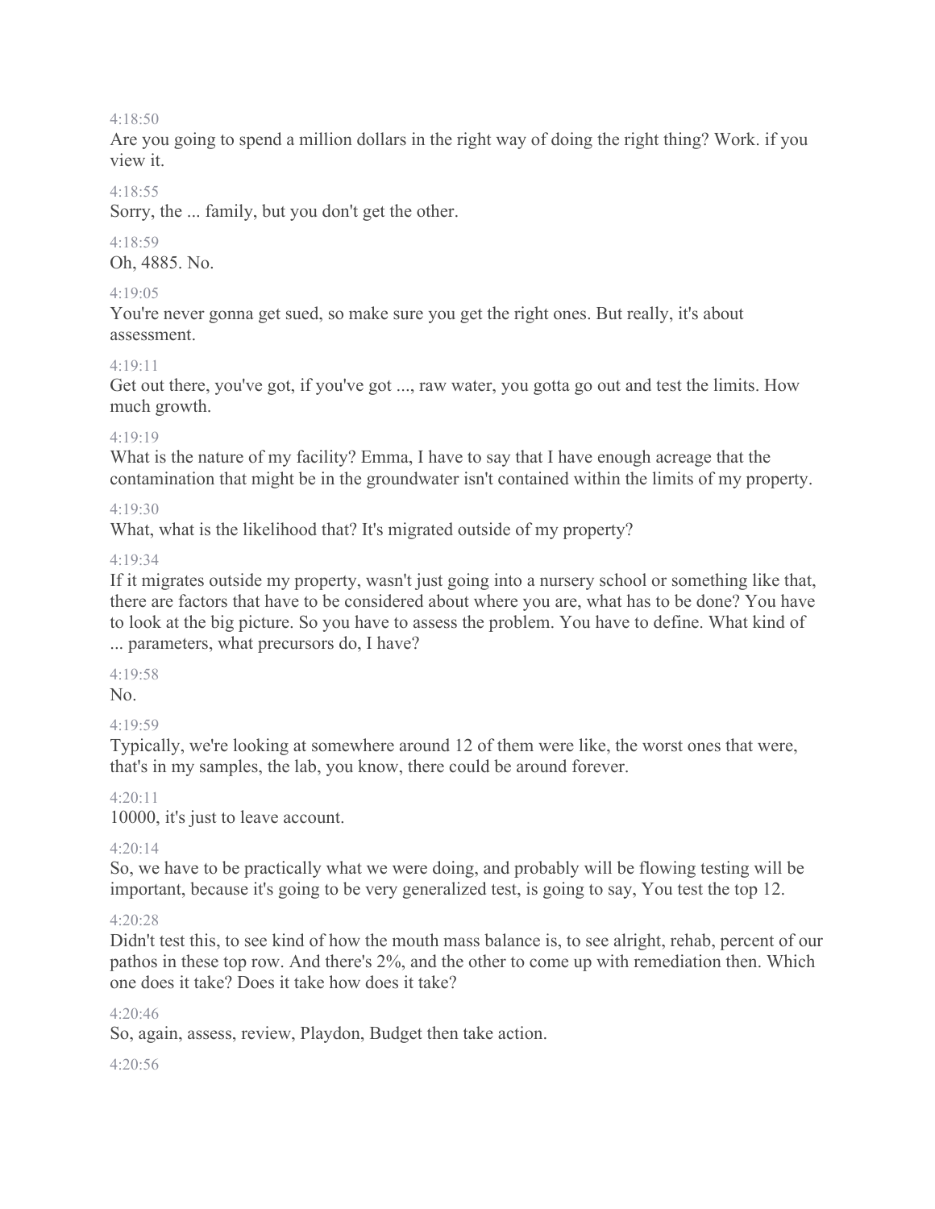4:18:50

Are you going to spend a million dollars in the right way of doing the right thing? Work. if you view it.

4:18:55

Sorry, the ... family, but you don't get the other.

4:18:59

Oh, 4885. No.

4:19:05

You're never gonna get sued, so make sure you get the right ones. But really, it's about assessment.

4:19:11

Get out there, you've got, if you've got ..., raw water, you gotta go out and test the limits. How much growth.

4:19:19

What is the nature of my facility? Emma, I have to say that I have enough acreage that the contamination that might be in the groundwater isn't contained within the limits of my property.

4:19:30

What, what is the likelihood that? It's migrated outside of my property?

4:19:34

If it migrates outside my property, wasn't just going into a nursery school or something like that, there are factors that have to be considered about where you are, what has to be done? You have to look at the big picture. So you have to assess the problem. You have to define. What kind of ... parameters, what precursors do, I have?

4:19:58

No.

4:19:59

Typically, we're looking at somewhere around 12 of them were like, the worst ones that were, that's in my samples, the lab, you know, there could be around forever.

4:20:11

10000, it's just to leave account.

4:20:14

So, we have to be practically what we were doing, and probably will be flowing testing will be important, because it's going to be very generalized test, is going to say, You test the top 12.

4:20:28

Didn't test this, to see kind of how the mouth mass balance is, to see alright, rehab, percent of our pathos in these top row. And there's 2%, and the other to come up with remediation then. Which one does it take? Does it take how does it take?

4:20:46

So, again, assess, review, Playdon, Budget then take action.

4:20:56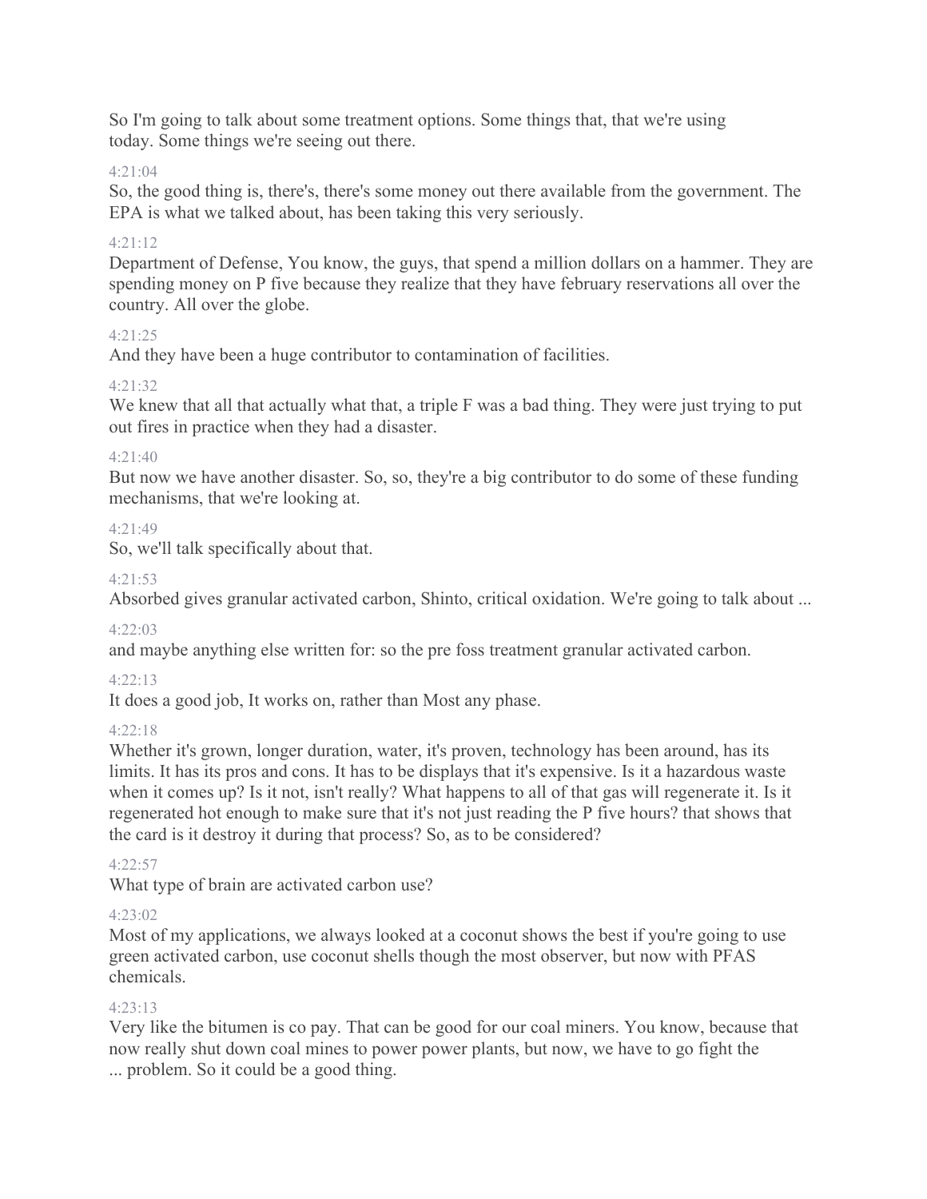So I'm going to talk about some treatment options. Some things that, that we're using today. Some things we're seeing out there.

4:21:04

So, the good thing is, there's, there's some money out there available from the government. The EPA is what we talked about, has been taking this very seriously.

4:21:12

Department of Defense, You know, the guys, that spend a million dollars on a hammer. They are spending money on P five because they realize that they have february reservations all over the country. All over the globe.

4:21:25

And they have been a huge contributor to contamination of facilities.

4:21:32

We knew that all that actually what that, a triple F was a bad thing. They were just trying to put out fires in practice when they had a disaster.

4:21:40

But now we have another disaster. So, so, they're a big contributor to do some of these funding mechanisms, that we're looking at.

4:21:49

So, we'll talk specifically about that.

4:21:53

Absorbed gives granular activated carbon, Shinto, critical oxidation. We're going to talk about ...

4:22:03

and maybe anything else written for: so the pre foss treatment granular activated carbon.

4:22:13

It does a good job, It works on, rather than Most any phase.

4:22:18

Whether it's grown, longer duration, water, it's proven, technology has been around, has its limits. It has its pros and cons. It has to be displays that it's expensive. Is it a hazardous waste when it comes up? Is it not, isn't really? What happens to all of that gas will regenerate it. Is it regenerated hot enough to make sure that it's not just reading the P five hours? that shows that the card is it destroy it during that process? So, as to be considered?

4:22:57

What type of brain are activated carbon use?

4:23:02

Most of my applications, we always looked at a coconut shows the best if you're going to use green activated carbon, use coconut shells though the most observer, but now with PFAS chemicals.

4:23:13

Very like the bitumen is co pay. That can be good for our coal miners. You know, because that now really shut down coal mines to power power plants, but now, we have to go fight the ... problem. So it could be a good thing.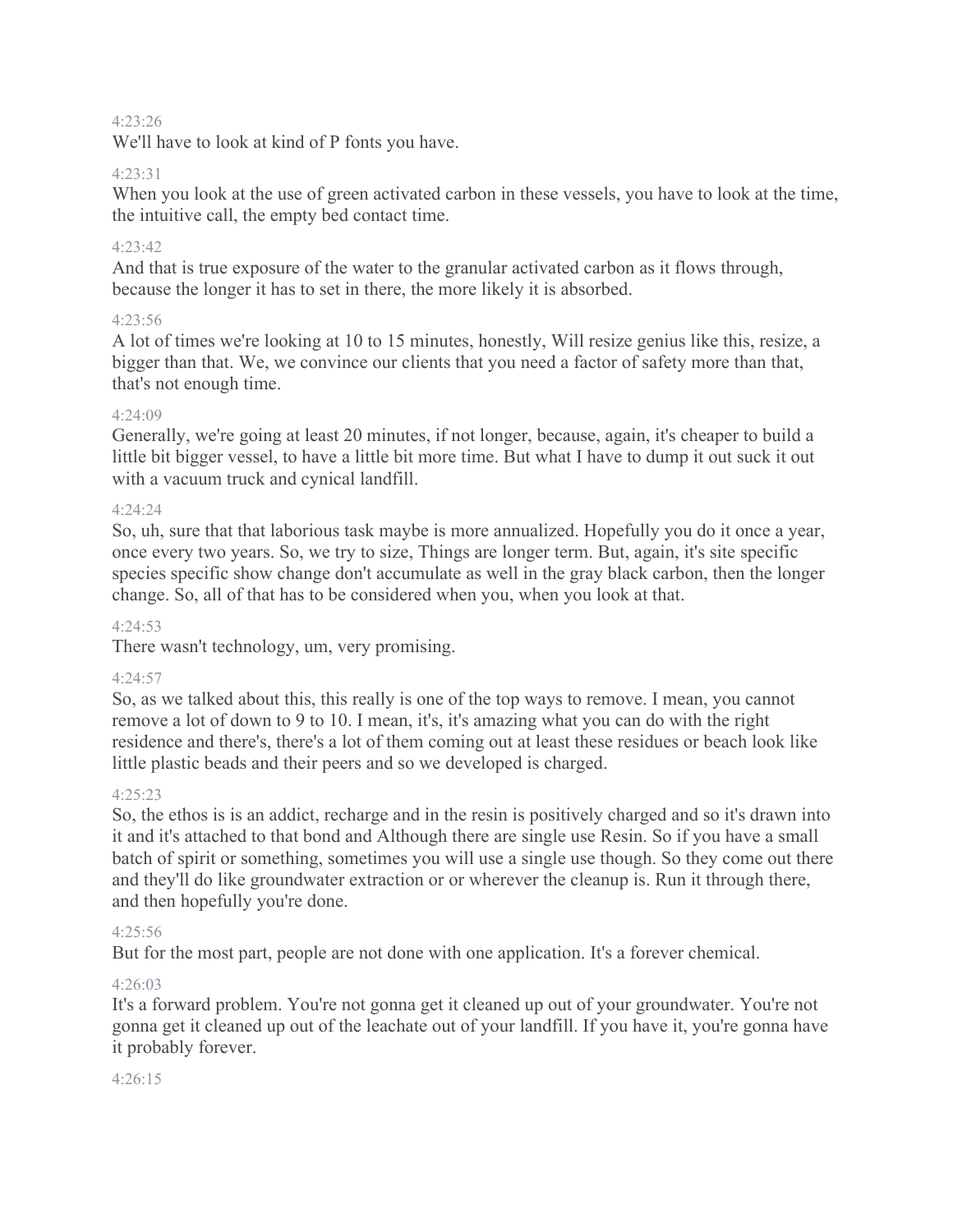4:23:26

We'll have to look at kind of P fonts you have.

4:23:31

When you look at the use of green activated carbon in these vessels, you have to look at the time, the intuitive call, the empty bed contact time.

4:23:42

And that is true exposure of the water to the granular activated carbon as it flows through, because the longer it has to set in there, the more likely it is absorbed.

4:23:56

A lot of times we're looking at 10 to 15 minutes, honestly, Will resize genius like this, resize, a bigger than that. We, we convince our clients that you need a factor of safety more than that, that's not enough time.

4:24:09

Generally, we're going at least 20 minutes, if not longer, because, again, it's cheaper to build a little bit bigger vessel, to have a little bit more time. But what I have to dump it out suck it out with a vacuum truck and cynical landfill.

4:24:24

So, uh, sure that that laborious task maybe is more annualized. Hopefully you do it once a year, once every two years. So, we try to size, Things are longer term. But, again, it's site specific species specific show change don't accumulate as well in the gray black carbon, then the longer change. So, all of that has to be considered when you, when you look at that.

4:24:53

There wasn't technology, um, very promising.

4:24:57

So, as we talked about this, this really is one of the top ways to remove. I mean, you cannot remove a lot of down to 9 to 10. I mean, it's, it's amazing what you can do with the right residence and there's, there's a lot of them coming out at least these residues or beach look like little plastic beads and their peers and so we developed is charged.

4:25:23

So, the ethos is is an addict, recharge and in the resin is positively charged and so it's drawn into it and it's attached to that bond and Although there are single use Resin. So if you have a small batch of spirit or something, sometimes you will use a single use though. So they come out there and they'll do like groundwater extraction or or wherever the cleanup is. Run it through there, and then hopefully you're done.

4:25:56

But for the most part, people are not done with one application. It's a forever chemical.

4:26:03

It's a forward problem. You're not gonna get it cleaned up out of your groundwater. You're not gonna get it cleaned up out of the leachate out of your landfill. If you have it, you're gonna have it probably forever.

4:26:15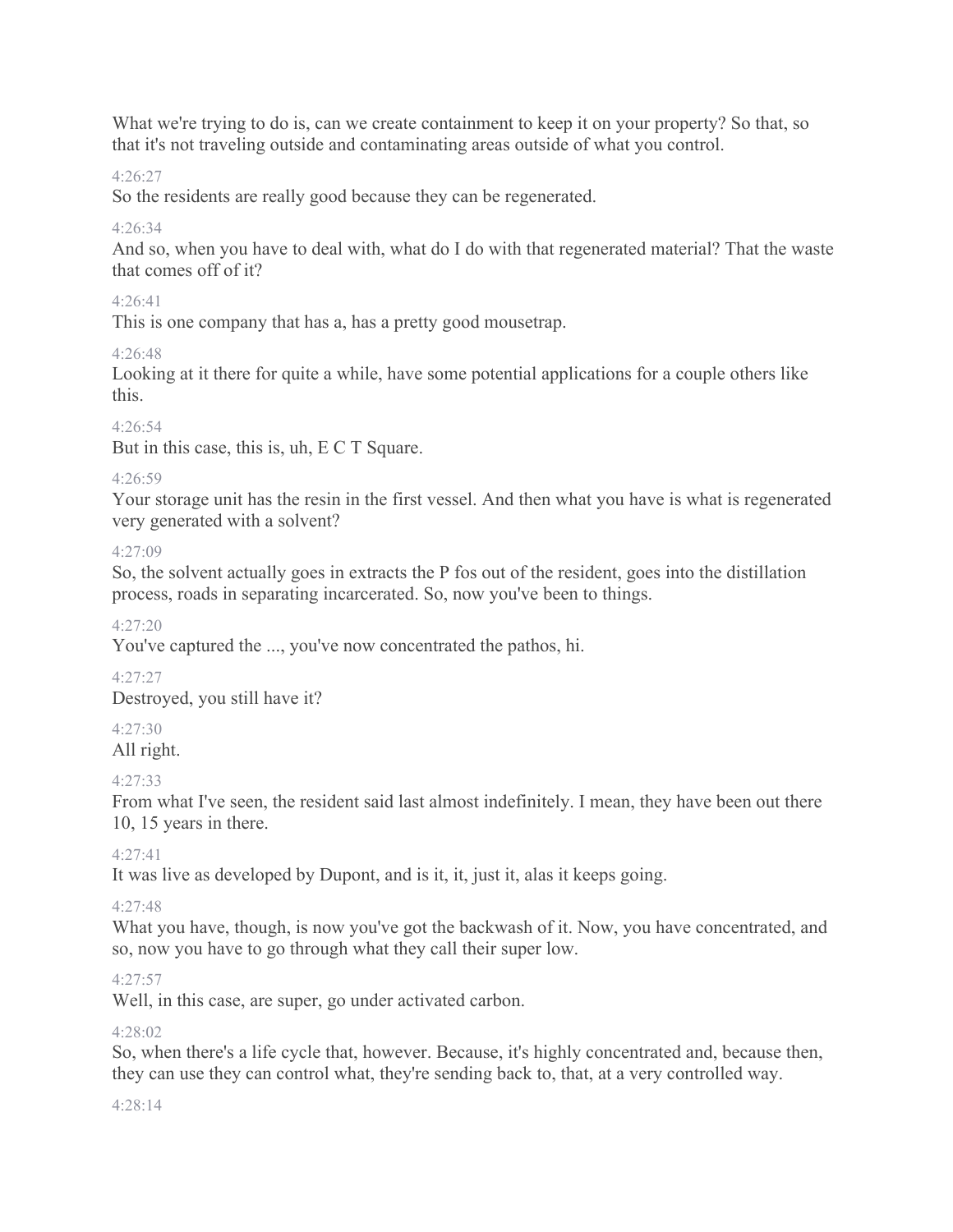What we're trying to do is, can we create containment to keep it on your property? So that, so that it's not traveling outside and contaminating areas outside of what you control.

4:26:27

So the residents are really good because they can be regenerated.

4:26:34

And so, when you have to deal with, what do I do with that regenerated material? That the waste that comes off of it?

4:26:41

This is one company that has a, has a pretty good mousetrap.

4:26:48

Looking at it there for quite a while, have some potential applications for a couple others like this.

4:26:54

But in this case, this is, uh, E C T Square.

4:26:59

Your storage unit has the resin in the first vessel. And then what you have is what is regenerated very generated with a solvent?

4:27:09

So, the solvent actually goes in extracts the P fos out of the resident, goes into the distillation process, roads in separating incarcerated. So, now you've been to things.

4:27:20

You've captured the ..., you've now concentrated the pathos, hi.

4:27:27

Destroyed, you still have it?

4:27:30

All right.

4:27:33

From what I've seen, the resident said last almost indefinitely. I mean, they have been out there 10, 15 years in there.

4:27:41

It was live as developed by Dupont, and is it, it, just it, alas it keeps going.

4:27:48

What you have, though, is now you've got the backwash of it. Now, you have concentrated, and so, now you have to go through what they call their super low.

4:27:57

Well, in this case, are super, go under activated carbon.

4:28:02

So, when there's a life cycle that, however. Because, it's highly concentrated and, because then, they can use they can control what, they're sending back to, that, at a very controlled way.

4:28:14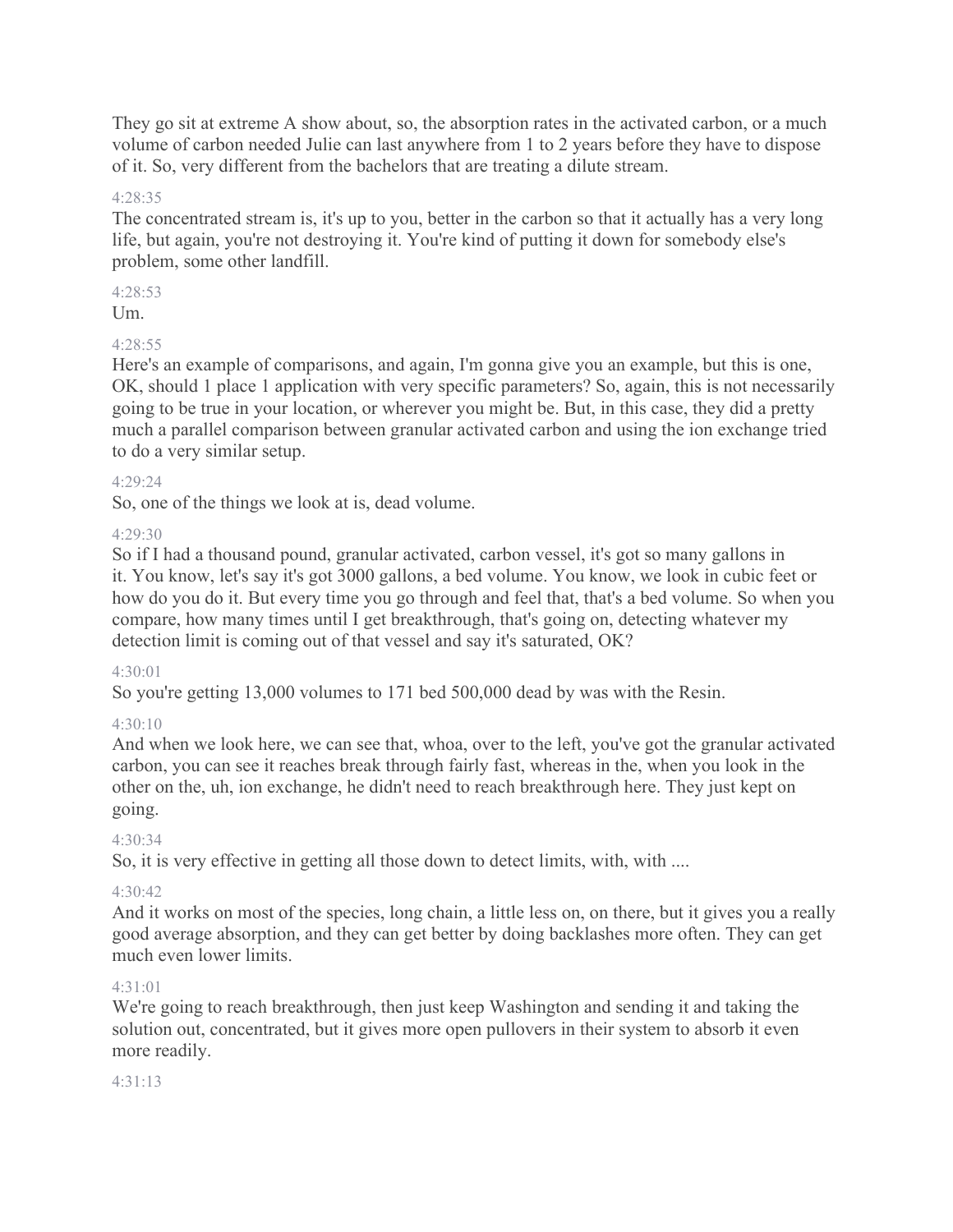They go sit at extreme A show about, so, the absorption rates in the activated carbon, or a much volume of carbon needed Julie can last anywhere from 1 to 2 years before they have to dispose of it. So, very different from the bachelors that are treating a dilute stream.

4:28:35

The concentrated stream is, it's up to you, better in the carbon so that it actually has a very long life, but again, you're not destroying it. You're kind of putting it down for somebody else's problem, some other landfill.

4:28:53

Um.

4:28:55

Here's an example of comparisons, and again, I'm gonna give you an example, but this is one, OK, should 1 place 1 application with very specific parameters? So, again, this is not necessarily going to be true in your location, or wherever you might be. But, in this case, they did a pretty much a parallel comparison between granular activated carbon and using the ion exchange tried to do a very similar setup.

4:29:24

So, one of the things we look at is, dead volume.

4:29:30

So if I had a thousand pound, granular activated, carbon vessel, it's got so many gallons in it. You know, let's say it's got 3000 gallons, a bed volume. You know, we look in cubic feet or how do you do it. But every time you go through and feel that, that's a bed volume. So when you compare, how many times until I get breakthrough, that's going on, detecting whatever my detection limit is coming out of that vessel and say it's saturated, OK?

4:30:01

So you're getting 13,000 volumes to 171 bed 500,000 dead by was with the Resin.

4:30:10

And when we look here, we can see that, whoa, over to the left, you've got the granular activated carbon, you can see it reaches break through fairly fast, whereas in the, when you look in the other on the, uh, ion exchange, he didn't need to reach breakthrough here. They just kept on going.

4:30:34

So, it is very effective in getting all those down to detect limits, with, with ....

4:30:42

And it works on most of the species, long chain, a little less on, on there, but it gives you a really good average absorption, and they can get better by doing backlashes more often. They can get much even lower limits.

4:31:01

We're going to reach breakthrough, then just keep Washington and sending it and taking the solution out, concentrated, but it gives more open pullovers in their system to absorb it even more readily.

4:31:13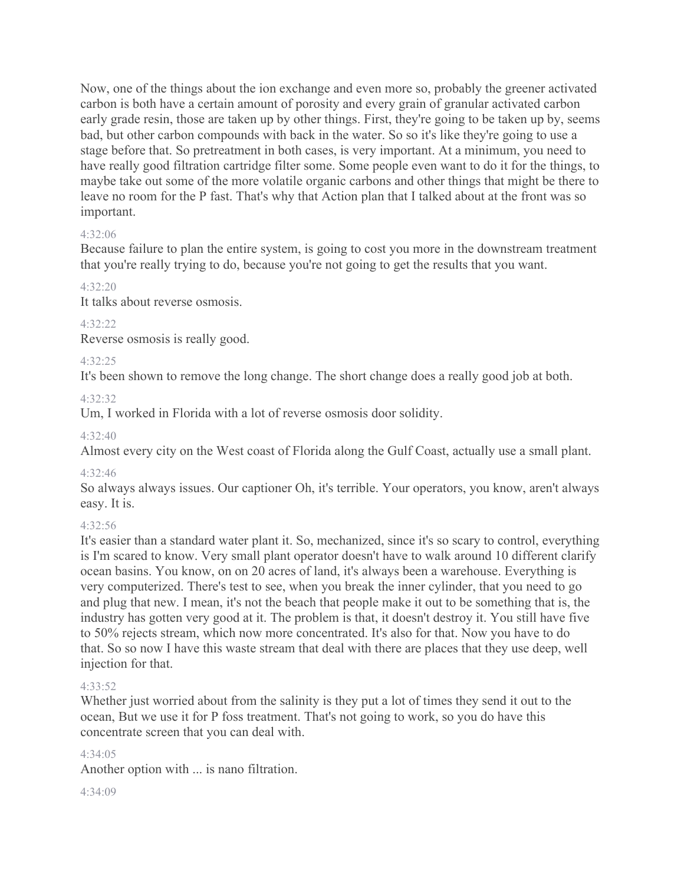Now, one of the things about the ion exchange and even more so, probably the greener activated carbon is both have a certain amount of porosity and every grain of granular activated carbon early grade resin, those are taken up by other things. First, they're going to be taken up by, seems bad, but other carbon compounds with back in the water. So so it's like they're going to use a stage before that. So pretreatment in both cases, is very important. At a minimum, you need to have really good filtration cartridge filter some. Some people even want to do it for the things, to maybe take out some of the more volatile organic carbons and other things that might be there to leave no room for the P fast. That's why that Action plan that I talked about at the front was so important.

4:32:06

Because failure to plan the entire system, is going to cost you more in the downstream treatment that you're really trying to do, because you're not going to get the results that you want.

4:32:20

It talks about reverse osmosis.

4:32:22

Reverse osmosis is really good.

4:32:25

It's been shown to remove the long change. The short change does a really good job at both.

4:32:32

Um, I worked in Florida with a lot of reverse osmosis door solidity.

4:32:40

Almost every city on the West coast of Florida along the Gulf Coast, actually use a small plant.

4:32:46

So always always issues. Our captioner Oh, it's terrible. Your operators, you know, aren't always easy. It is.

4:32:56

It's easier than a standard water plant it. So, mechanized, since it's so scary to control, everything is I'm scared to know. Very small plant operator doesn't have to walk around 10 different clarify ocean basins. You know, on on 20 acres of land, it's always been a warehouse. Everything is very computerized. There's test to see, when you break the inner cylinder, that you need to go and plug that new. I mean, it's not the beach that people make it out to be something that is, the industry has gotten very good at it. The problem is that, it doesn't destroy it. You still have five to 50% rejects stream, which now more concentrated. It's also for that. Now you have to do that. So so now I have this waste stream that deal with there are places that they use deep, well injection for that.

4:33:52

Whether just worried about from the salinity is they put a lot of times they send it out to the ocean, But we use it for P foss treatment. That's not going to work, so you do have this concentrate screen that you can deal with.

4:34:05

Another option with ... is nano filtration.

4:34:09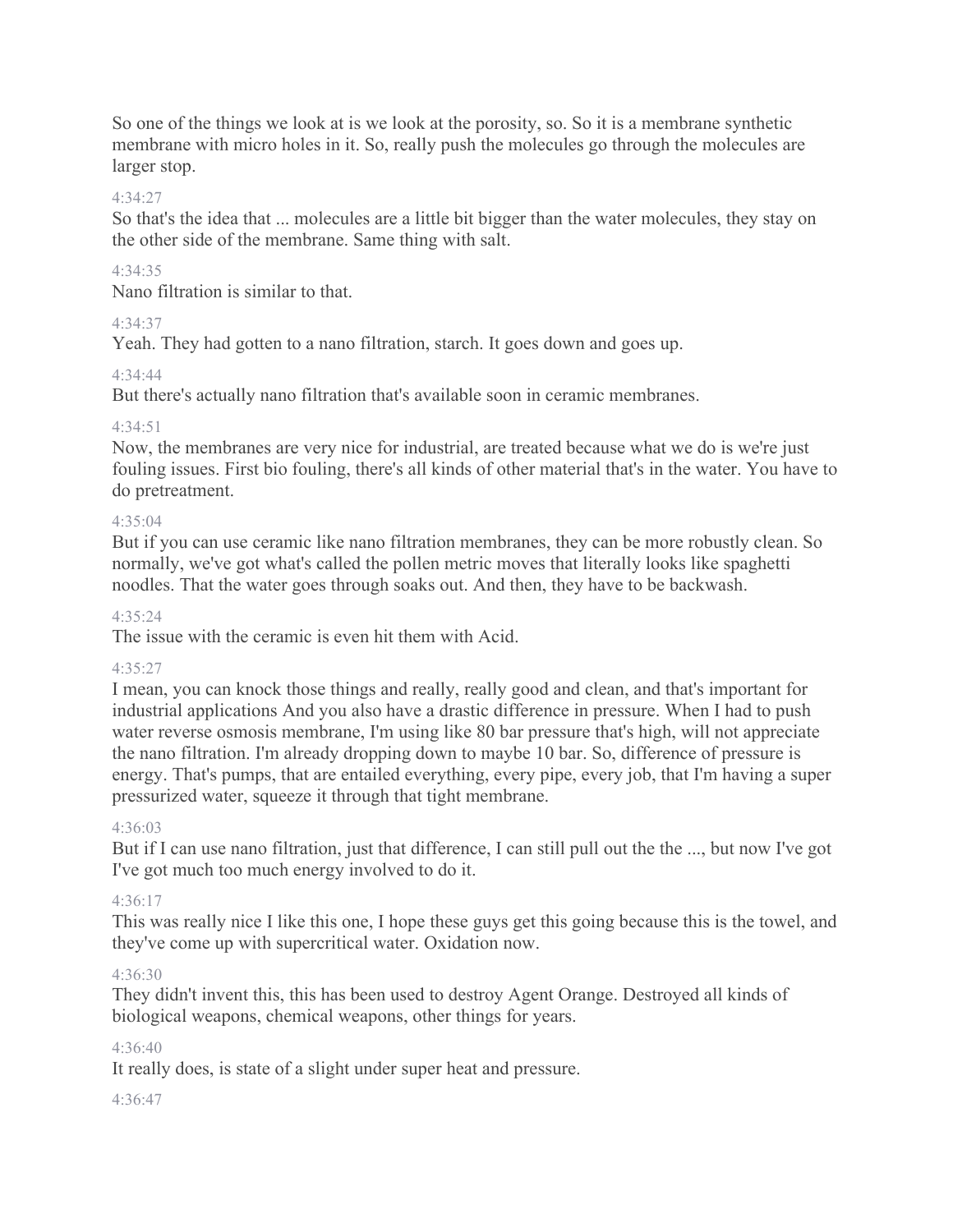So one of the things we look at is we look at the porosity, so. So it is a membrane synthetic membrane with micro holes in it. So, really push the molecules go through the molecules are larger stop.

4:34:27

So that's the idea that ... molecules are a little bit bigger than the water molecules, they stay on the other side of the membrane. Same thing with salt.

4:34:35

Nano filtration is similar to that.

4:34:37

Yeah. They had gotten to a nano filtration, starch. It goes down and goes up.

4:34:44

But there's actually nano filtration that's available soon in ceramic membranes.

4:34:51

Now, the membranes are very nice for industrial, are treated because what we do is we're just fouling issues. First bio fouling, there's all kinds of other material that's in the water. You have to do pretreatment.

4:35:04

But if you can use ceramic like nano filtration membranes, they can be more robustly clean. So normally, we've got what's called the pollen metric moves that literally looks like spaghetti noodles. That the water goes through soaks out. And then, they have to be backwash.

4:35:24

The issue with the ceramic is even hit them with Acid.

4:35:27

I mean, you can knock those things and really, really good and clean, and that's important for industrial applications And you also have a drastic difference in pressure. When I had to push water reverse osmosis membrane, I'm using like 80 bar pressure that's high, will not appreciate the nano filtration. I'm already dropping down to maybe 10 bar. So, difference of pressure is energy. That's pumps, that are entailed everything, every pipe, every job, that I'm having a super pressurized water, squeeze it through that tight membrane.

4:36:03

But if I can use nano filtration, just that difference, I can still pull out the the ..., but now I've got I've got much too much energy involved to do it.

4:36:17

This was really nice I like this one, I hope these guys get this going because this is the towel, and they've come up with supercritical water. Oxidation now.

4:36:30

They didn't invent this, this has been used to destroy Agent Orange. Destroyed all kinds of biological weapons, chemical weapons, other things for years.

4:36:40

It really does, is state of a slight under super heat and pressure.

4:36:47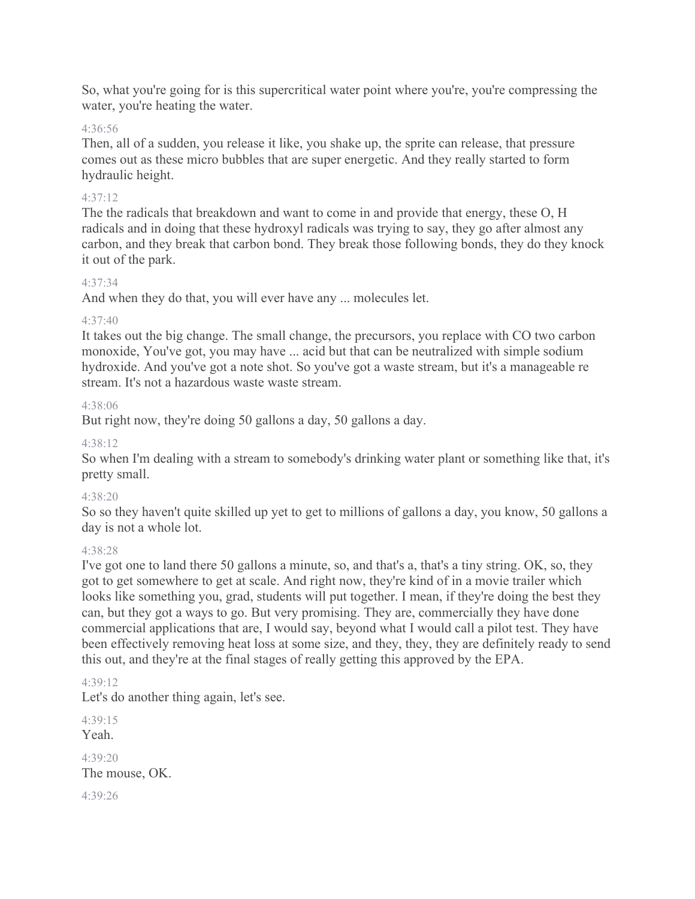So, what you're going for is this supercritical water point where you're, you're compressing the water, you're heating the water.

4:36:56

Then, all of a sudden, you release it like, you shake up, the sprite can release, that pressure comes out as these micro bubbles that are super energetic. And they really started to form hydraulic height.

4:37:12

The the radicals that breakdown and want to come in and provide that energy, these O, H radicals and in doing that these hydroxyl radicals was trying to say, they go after almost any carbon, and they break that carbon bond. They break those following bonds, they do they knock it out of the park.

4:37:34

And when they do that, you will ever have any ... molecules let.

4:37:40

It takes out the big change. The small change, the precursors, you replace with CO two carbon monoxide, You've got, you may have ... acid but that can be neutralized with simple sodium hydroxide. And you've got a note shot. So you've got a waste stream, but it's a manageable re stream. It's not a hazardous waste waste stream.

4:38:06

But right now, they're doing 50 gallons a day, 50 gallons a day.

4:38:12

So when I'm dealing with a stream to somebody's drinking water plant or something like that, it's pretty small.

4:38:20

So so they haven't quite skilled up yet to get to millions of gallons a day, you know, 50 gallons a day is not a whole lot.

4:38:28

I've got one to land there 50 gallons a minute, so, and that's a, that's a tiny string. OK, so, they got to get somewhere to get at scale. And right now, they're kind of in a movie trailer which looks like something you, grad, students will put together. I mean, if they're doing the best they can, but they got a ways to go. But very promising. They are, commercially they have done commercial applications that are, I would say, beyond what I would call a pilot test. They have been effectively removing heat loss at some size, and they, they, they are definitely ready to send this out, and they're at the final stages of really getting this approved by the EPA.

4:39:12

Let's do another thing again, let's see.

4:39:15

Yeah.

4:39:20

The mouse, OK.

4:39:26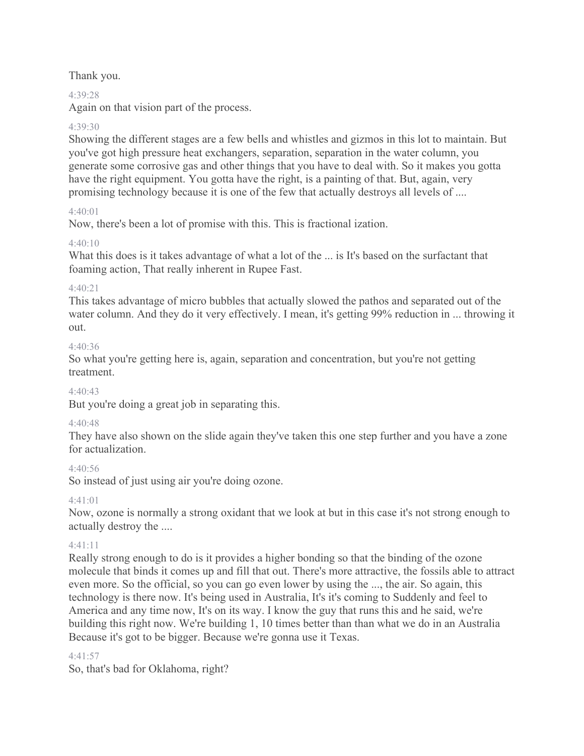Thank you.

4:39:28

Again on that vision part of the process.

4:39:30

Showing the different stages are a few bells and whistles and gizmos in this lot to maintain. But you've got high pressure heat exchangers, separation, separation in the water column, you generate some corrosive gas and other things that you have to deal with. So it makes you gotta have the right equipment. You gotta have the right, is a painting of that. But, again, very promising technology because it is one of the few that actually destroys all levels of ....

4:40:01

Now, there's been a lot of promise with this. This is fractional ization.

4:40:10

What this does is it takes advantage of what a lot of the ... is It's based on the surfactant that foaming action, That really inherent in Rupee Fast.

4:40:21

This takes advantage of micro bubbles that actually slowed the pathos and separated out of the water column. And they do it very effectively. I mean, it's getting 99% reduction in ... throwing it out.

4:40:36

So what you're getting here is, again, separation and concentration, but you're not getting treatment.

4:40:43

But you're doing a great job in separating this.

4:40:48

They have also shown on the slide again they've taken this one step further and you have a zone for actualization.

4:40:56

So instead of just using air you're doing ozone.

4:41:01

Now, ozone is normally a strong oxidant that we look at but in this case it's not strong enough to actually destroy the ....

4:41:11

Really strong enough to do is it provides a higher bonding so that the binding of the ozone molecule that binds it comes up and fill that out. There's more attractive, the fossils able to attract even more. So the official, so you can go even lower by using the ..., the air. So again, this technology is there now. It's being used in Australia, It's it's coming to Suddenly and feel to America and any time now, It's on its way. I know the guy that runs this and he said, we're building this right now. We're building 1, 10 times better than than what we do in an Australia Because it's got to be bigger. Because we're gonna use it Texas.

4:41:57

So, that's bad for Oklahoma, right?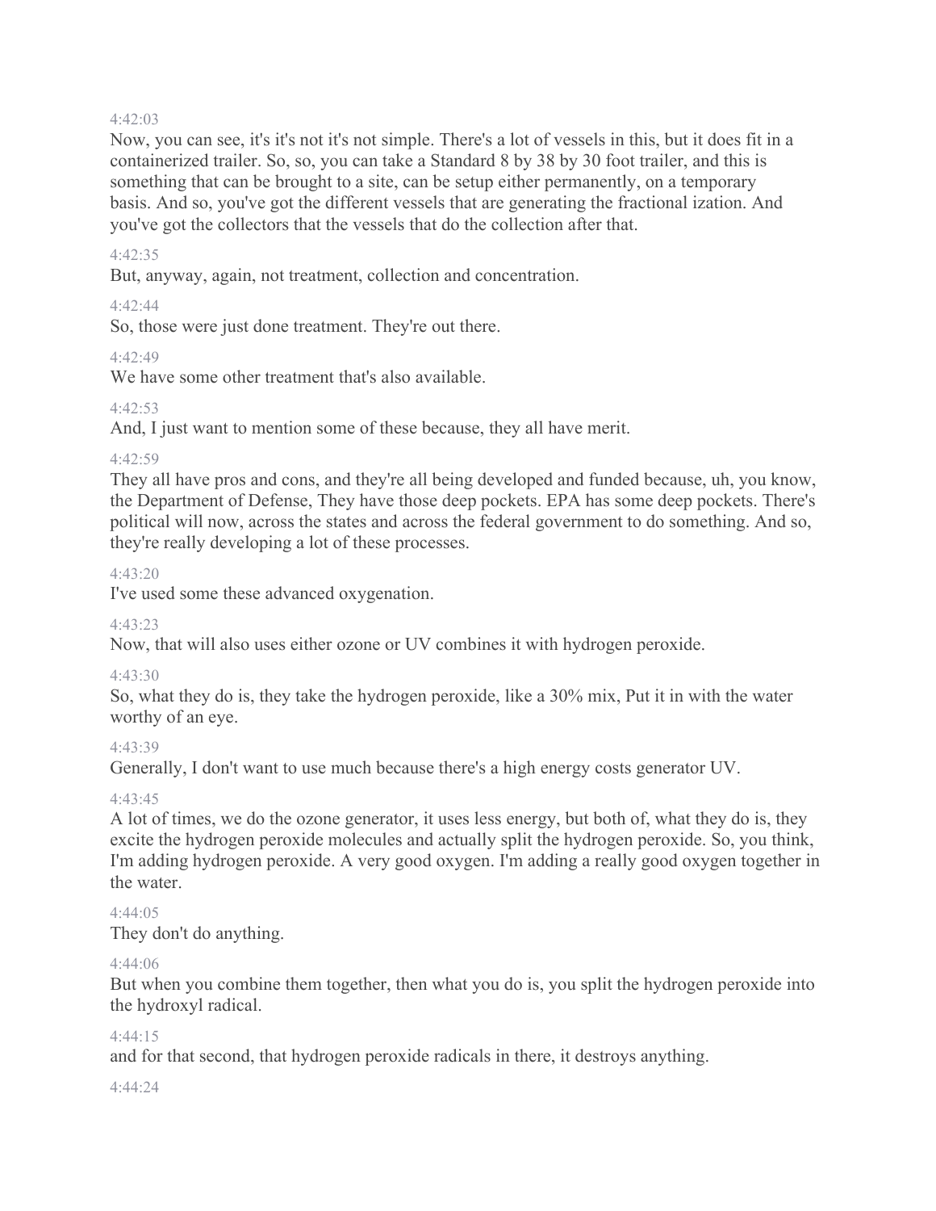4:42:03

Now, you can see, it's it's not it's not simple. There's a lot of vessels in this, but it does fit in a containerized trailer. So, so, you can take a Standard 8 by 38 by 30 foot trailer, and this is something that can be brought to a site, can be setup either permanently, on a temporary basis. And so, you've got the different vessels that are generating the fractional ization. And you've got the collectors that the vessels that do the collection after that.

4:42:35

But, anyway, again, not treatment, collection and concentration.

4:42:44

So, those were just done treatment. They're out there.

4:42:49

We have some other treatment that's also available.

4:42:53

And, I just want to mention some of these because, they all have merit.

4:42:59

They all have pros and cons, and they're all being developed and funded because, uh, you know, the Department of Defense, They have those deep pockets. EPA has some deep pockets. There's political will now, across the states and across the federal government to do something. And so, they're really developing a lot of these processes.

4:43:20

I've used some these advanced oxygenation.

4:43:23

Now, that will also uses either ozone or UV combines it with hydrogen peroxide.

4:43:30

So, what they do is, they take the hydrogen peroxide, like a 30% mix, Put it in with the water worthy of an eye.

4:43:39

Generally, I don't want to use much because there's a high energy costs generator UV.

4:43:45

A lot of times, we do the ozone generator, it uses less energy, but both of, what they do is, they excite the hydrogen peroxide molecules and actually split the hydrogen peroxide. So, you think, I'm adding hydrogen peroxide. A very good oxygen. I'm adding a really good oxygen together in the water.

4:44:05

They don't do anything.

4:44:06

But when you combine them together, then what you do is, you split the hydrogen peroxide into the hydroxyl radical.

4:44:15

and for that second, that hydrogen peroxide radicals in there, it destroys anything.

4:44:24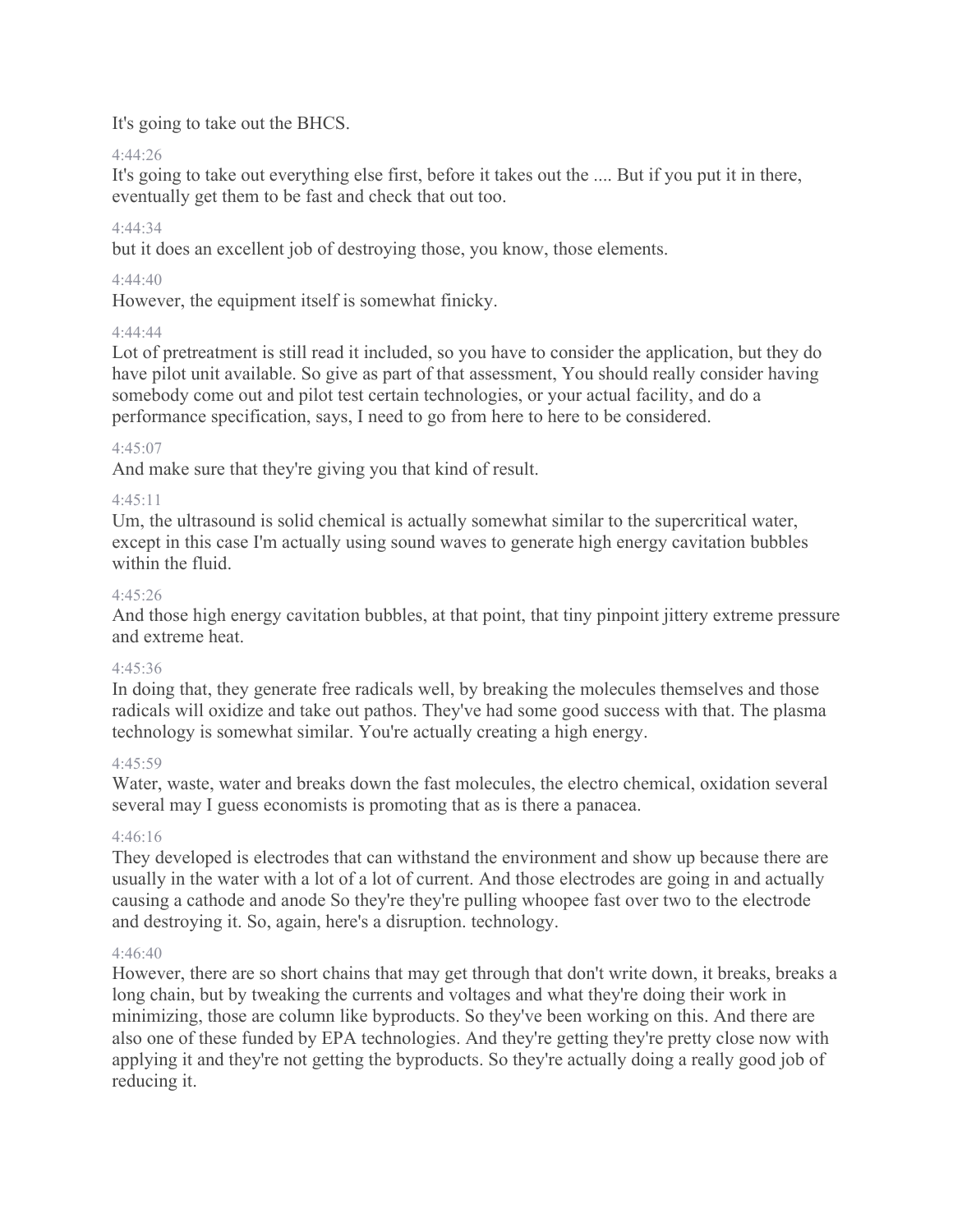It's going to take out the BHCS.

4:44:26

It's going to take out everything else first, before it takes out the .... But if you put it in there, eventually get them to be fast and check that out too.

4:44:34

but it does an excellent job of destroying those, you know, those elements.

4:44:40

However, the equipment itself is somewhat finicky.

4:44:44

Lot of pretreatment is still read it included, so you have to consider the application, but they do have pilot unit available. So give as part of that assessment, You should really consider having somebody come out and pilot test certain technologies, or your actual facility, and do a performance specification, says, I need to go from here to here to be considered.

4:45:07

And make sure that they're giving you that kind of result.

4:45:11

Um, the ultrasound is solid chemical is actually somewhat similar to the supercritical water, except in this case I'm actually using sound waves to generate high energy cavitation bubbles within the fluid.

4:45:26

And those high energy cavitation bubbles, at that point, that tiny pinpoint jittery extreme pressure and extreme heat.

4:45:36

In doing that, they generate free radicals well, by breaking the molecules themselves and those radicals will oxidize and take out pathos. They've had some good success with that. The plasma technology is somewhat similar. You're actually creating a high energy.

4:45:59

Water, waste, water and breaks down the fast molecules, the electro chemical, oxidation several several may I guess economists is promoting that as is there a panacea.

4:46:16

They developed is electrodes that can withstand the environment and show up because there are usually in the water with a lot of a lot of current. And those electrodes are going in and actually causing a cathode and anode So they're they're pulling whoopee fast over two to the electrode and destroying it. So, again, here's a disruption. technology.

4:46:40

However, there are so short chains that may get through that don't write down, it breaks, breaks a long chain, but by tweaking the currents and voltages and what they're doing their work in minimizing, those are column like byproducts. So they've been working on this. And there are also one of these funded by EPA technologies. And they're getting they're pretty close now with applying it and they're not getting the byproducts. So they're actually doing a really good job of reducing it.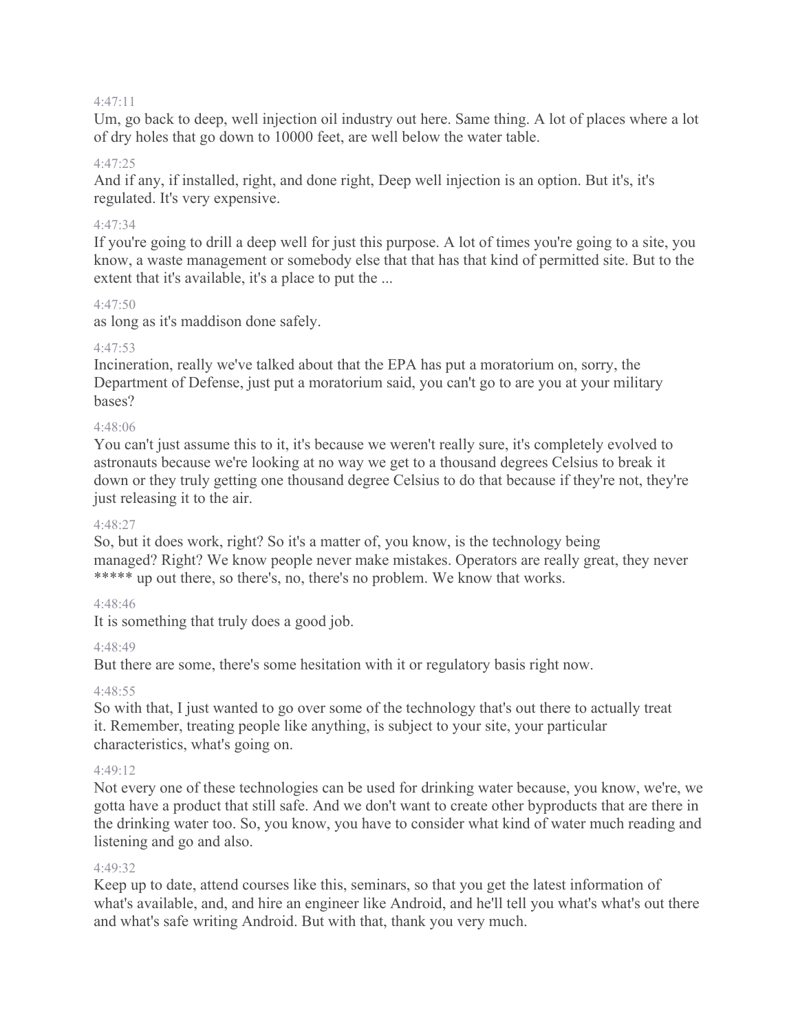4:47:11

Um, go back to deep, well injection oil industry out here. Same thing. A lot of places where a lot of dry holes that go down to 10000 feet, are well below the water table.

4:47:25

And if any, if installed, right, and done right, Deep well injection is an option. But it's, it's regulated. It's very expensive.

4:47:34

If you're going to drill a deep well for just this purpose. A lot of times you're going to a site, you know, a waste management or somebody else that that has that kind of permitted site. But to the extent that it's available, it's a place to put the ...

4:47:50

as long as it's maddison done safely.

4:47:53

Incineration, really we've talked about that the EPA has put a moratorium on, sorry, the Department of Defense, just put a moratorium said, you can't go to are you at your military bases?

4:48:06

You can't just assume this to it, it's because we weren't really sure, it's completely evolved to astronauts because we're looking at no way we get to a thousand degrees Celsius to break it down or they truly getting one thousand degree Celsius to do that because if they're not, they're just releasing it to the air.

4:48:27

So, but it does work, right? So it's a matter of, you know, is the technology being managed? Right? We know people never make mistakes. Operators are really great, they never ***** up out there, so there's, no, there's no problem. We know that works.

4:48:46

It is something that truly does a good job.

4:48:49

But there are some, there's some hesitation with it or regulatory basis right now.

4:48:55

So with that, I just wanted to go over some of the technology that's out there to actually treat it. Remember, treating people like anything, is subject to your site, your particular characteristics, what's going on.

4:49:12

Not every one of these technologies can be used for drinking water because, you know, we're, we gotta have a product that still safe. And we don't want to create other byproducts that are there in the drinking water too. So, you know, you have to consider what kind of water much reading and listening and go and also.

4:49:32

Keep up to date, attend courses like this, seminars, so that you get the latest information of what's available, and, and hire an engineer like Android, and he'll tell you what's what's out there and what's safe writing Android. But with that, thank you very much.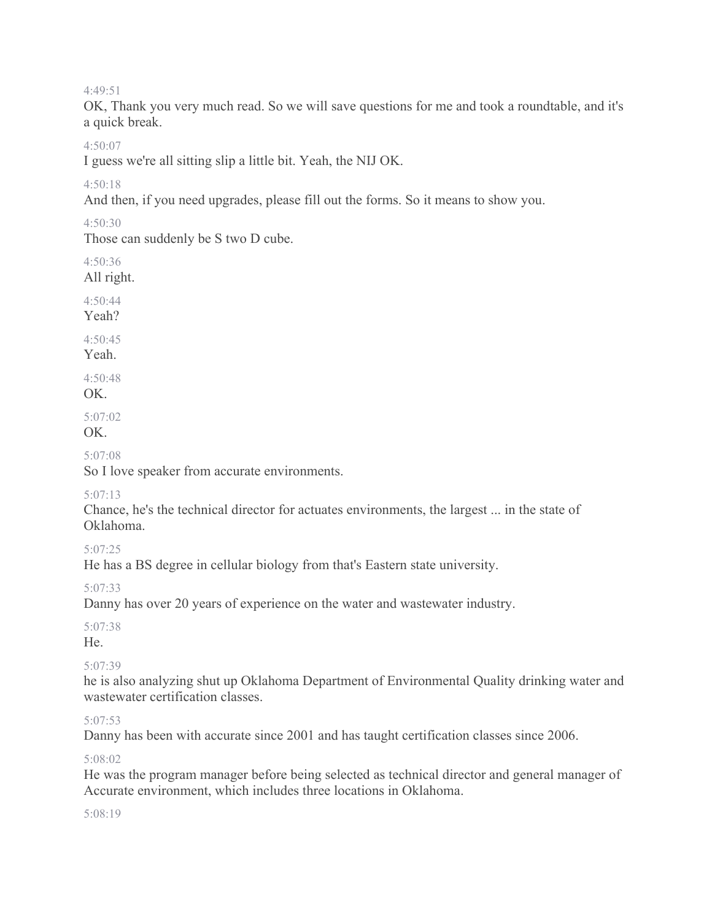4:49:51

OK, Thank you very much read. So we will save questions for me and took a roundtable, and it's a quick break.

4:50:07

I guess we're all sitting slip a little bit. Yeah, the NIJ OK.

4:50:18

And then, if you need upgrades, please fill out the forms. So it means to show you.

4:50:30

Those can suddenly be S two D cube.

4:50:36

All right.

4:50:44

Yeah?

4:50:45

Yeah.

4:50:48

OK.

5:07:02

OK.

5:07:08

So I love speaker from accurate environments.

5:07:13

Chance, he's the technical director for actuates environments, the largest ... in the state of Oklahoma.

5:07:25

He has a BS degree in cellular biology from that's Eastern state university.

5:07:33

Danny has over 20 years of experience on the water and wastewater industry.

5:07:38

He.

5:07:39

he is also analyzing shut up Oklahoma Department of Environmental Quality drinking water and wastewater certification classes.

5:07:53

Danny has been with accurate since 2001 and has taught certification classes since 2006.

5:08:02

He was the program manager before being selected as technical director and general manager of Accurate environment, which includes three locations in Oklahoma.

5:08:19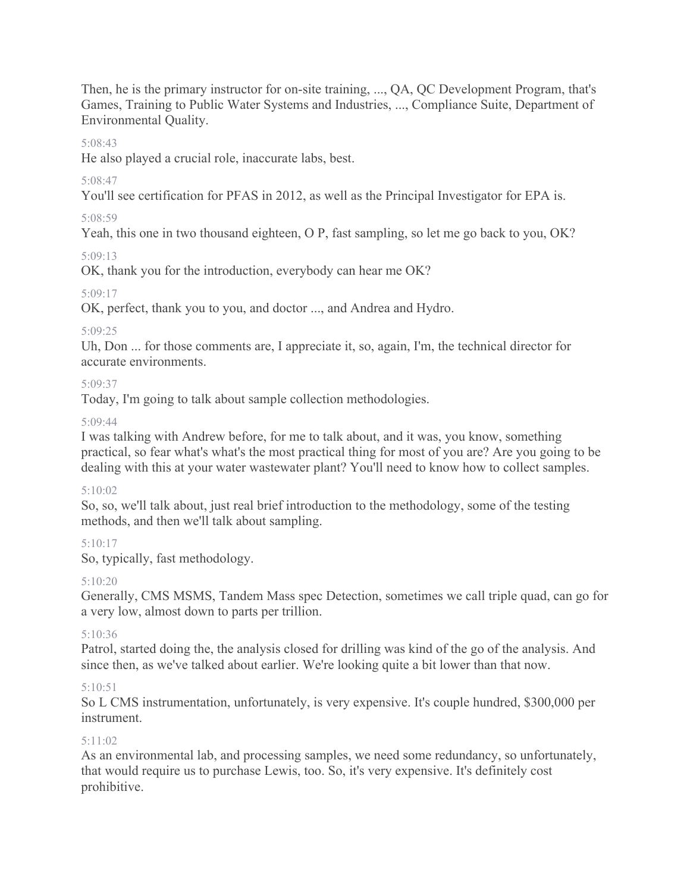Then, he is the primary instructor for on-site training, ..., QA, QC Development Program, that's Games, Training to Public Water Systems and Industries, ..., Compliance Suite, Department of Environmental Quality.

5:08:43
He also played a crucial role, inaccurate labs, best.

5:08:47
You'll see certification for PFAS in 2012, as well as the Principal Investigator for EPA is.

5:08:59
Yeah, this one in two thousand eighteen, O P, fast sampling, so let me go back to you, OK?

5:09:13
OK, thank you for the introduction, everybody can hear me OK?

5:09:17
OK, perfect, thank you to you, and doctor ..., and Andrea and Hydro.

5:09:25
Uh, Don ... for those comments are, I appreciate it, so, again, I'm, the technical director for accurate environments.

5:09:37
Today, I'm going to talk about sample collection methodologies.

5:09:44
I was talking with Andrew before, for me to talk about, and it was, you know, something practical, so fear what's what's the most practical thing for most of you are? Are you going to be dealing with this at your water wastewater plant? You'll need to know how to collect samples.

5:10:02
So, so, we'll talk about, just real brief introduction to the methodology, some of the testing methods, and then we'll talk about sampling.

5:10:17
So, typically, fast methodology.

5:10:20
Generally, CMS MSMS, Tandem Mass spec Detection, sometimes we call triple quad, can go for a very low, almost down to parts per trillion.

5:10:36
Patrol, started doing the, the analysis closed for drilling was kind of the go of the analysis. And since then, as we've talked about earlier. We're looking quite a bit lower than that now.

5:10:51
So L CMS instrumentation, unfortunately, is very expensive. It's couple hundred, $300,000 per instrument.

5:11:02
As an environmental lab, and processing samples, we need some redundancy, so unfortunately, that would require us to purchase Lewis, too. So, it's very expensive. It's definitely cost prohibitive.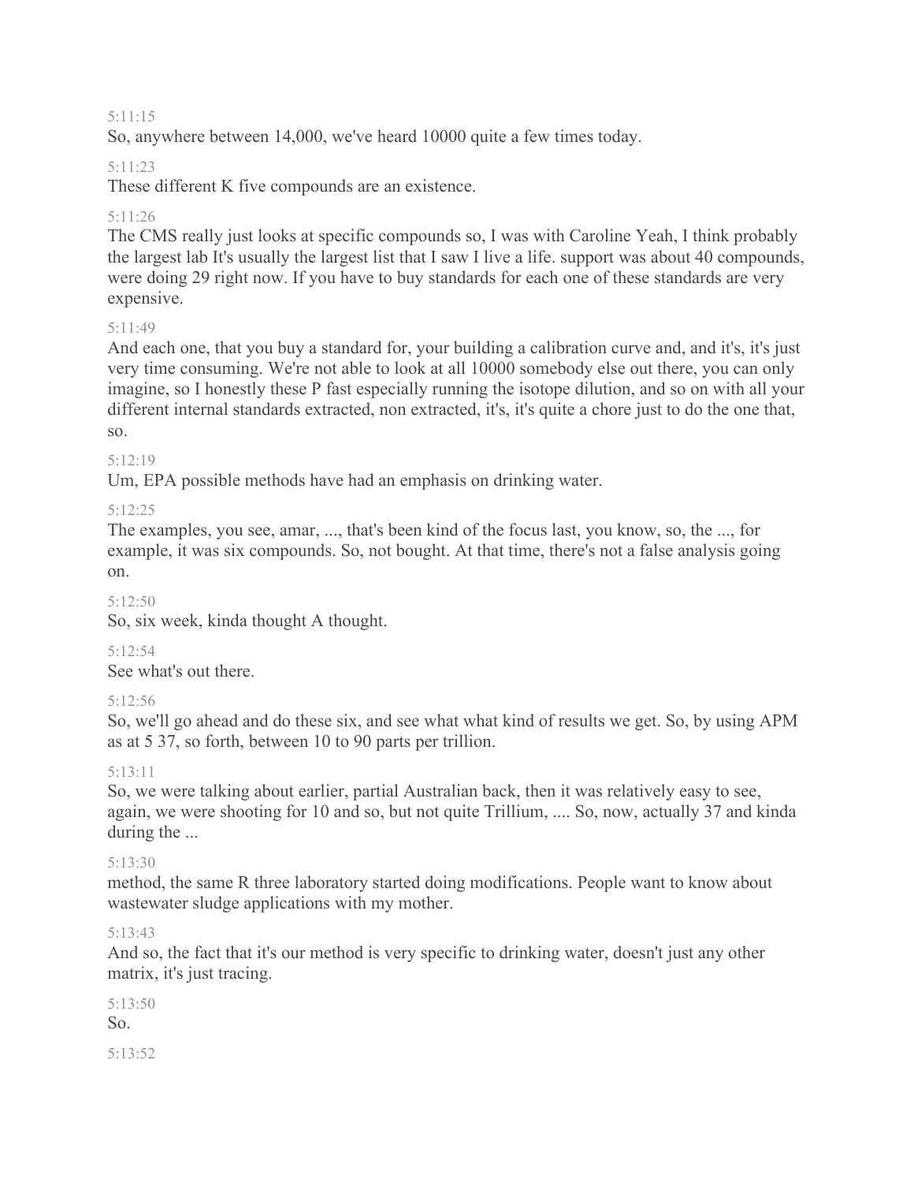5:11:15

So, anywhere between 14,000, we've heard 10000 quite a few times today.

5:11:23

These different K five compounds are an existence.

5:11:26

The CMS really just looks at specific compounds so, I was with Caroline Yeah, I think probably the largest lab It's usually the largest list that I saw I live a life. support was about 40 compounds, were doing 29 right now. If you have to buy standards for each one of these standards are very expensive.

5:11:49

And each one, that you buy a standard for, your building a calibration curve and, and it's, it's just very time consuming. We're not able to look at all 10000 somebody else out there, you can only imagine, so I honestly these P fast especially running the isotope dilution, and so on with all your different internal standards extracted, non extracted, it's, it's quite a chore just to do the one that, so.

5:12:19

Um, EPA possible methods have had an emphasis on drinking water.

5:12:25

The examples, you see, amar, ..., that's been kind of the focus last, you know, so, the ..., for example, it was six compounds. So, not bought. At that time, there's not a false analysis going on.

5:12:50

So, six week, kinda thought A thought.

5:12:54

See what's out there.

5:12:56

So, we'll go ahead and do these six, and see what what kind of results we get. So, by using APM as at 5 37, so forth, between 10 to 90 parts per trillion.

5:13:11

So, we were talking about earlier, partial Australian back, then it was relatively easy to see, again, we were shooting for 10 and so, but not quite Trillium, .... So, now, actually 37 and kinda during the ...

5:13:30

method, the same R three laboratory started doing modifications. People want to know about wastewater sludge applications with my mother.

5:13:43

And so, the fact that it's our method is very specific to drinking water, doesn't just any other matrix, it's just tracing.

5:13:50

So.

5:13:52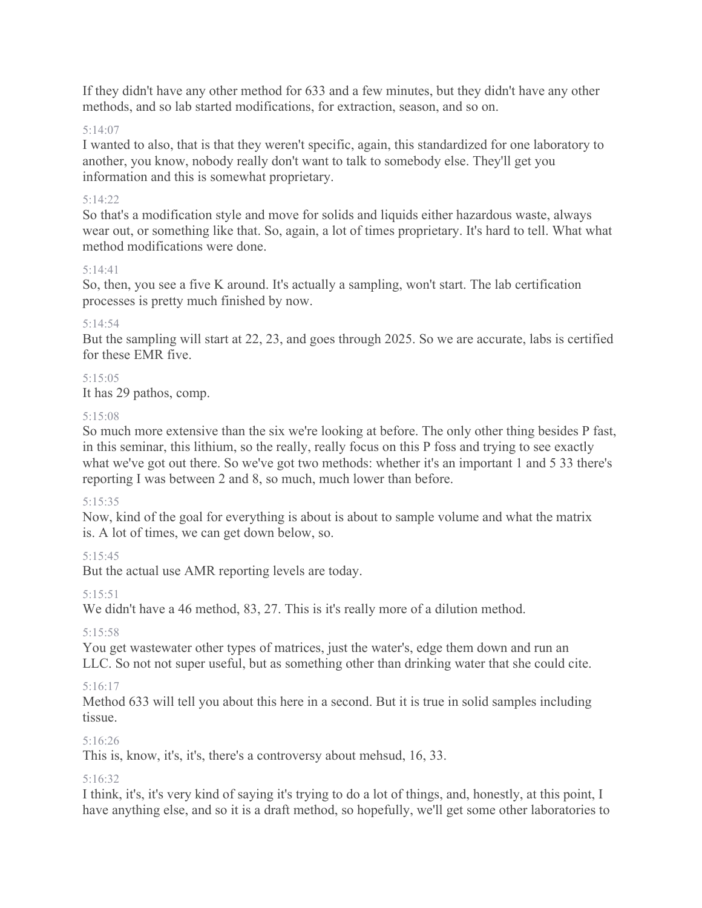If they didn't have any other method for 633 and a few minutes, but they didn't have any other methods, and so lab started modifications, for extraction, season, and so on.

5:14:07

I wanted to also, that is that they weren't specific, again, this standardized for one laboratory to another, you know, nobody really don't want to talk to somebody else. They'll get you information and this is somewhat proprietary.

5:14:22

So that's a modification style and move for solids and liquids either hazardous waste, always wear out, or something like that. So, again, a lot of times proprietary. It's hard to tell. What what method modifications were done.

5:14:41

So, then, you see a five K around. It's actually a sampling, won't start. The lab certification processes is pretty much finished by now.

5:14:54

But the sampling will start at 22, 23, and goes through 2025. So we are accurate, labs is certified for these EMR five.

5:15:05

It has 29 pathos, comp.

5:15:08

So much more extensive than the six we're looking at before. The only other thing besides P fast, in this seminar, this lithium, so the really, really focus on this P foss and trying to see exactly what we've got out there. So we've got two methods: whether it's an important 1 and 5 33 there's reporting I was between 2 and 8, so much, much lower than before.

5:15:35

Now, kind of the goal for everything is about is about to sample volume and what the matrix is. A lot of times, we can get down below, so.

5:15:45

But the actual use AMR reporting levels are today.

5:15:51

We didn't have a 46 method, 83, 27. This is it's really more of a dilution method.

5:15:58

You get wastewater other types of matrices, just the water's, edge them down and run an LLC. So not not super useful, but as something other than drinking water that she could cite.

5:16:17

Method 633 will tell you about this here in a second. But it is true in solid samples including tissue.

5:16:26

This is, know, it's, it's, there's a controversy about mehsud, 16, 33.

5:16:32

I think, it's, it's very kind of saying it's trying to do a lot of things, and, honestly, at this point, I have anything else, and so it is a draft method, so hopefully, we'll get some other laboratories to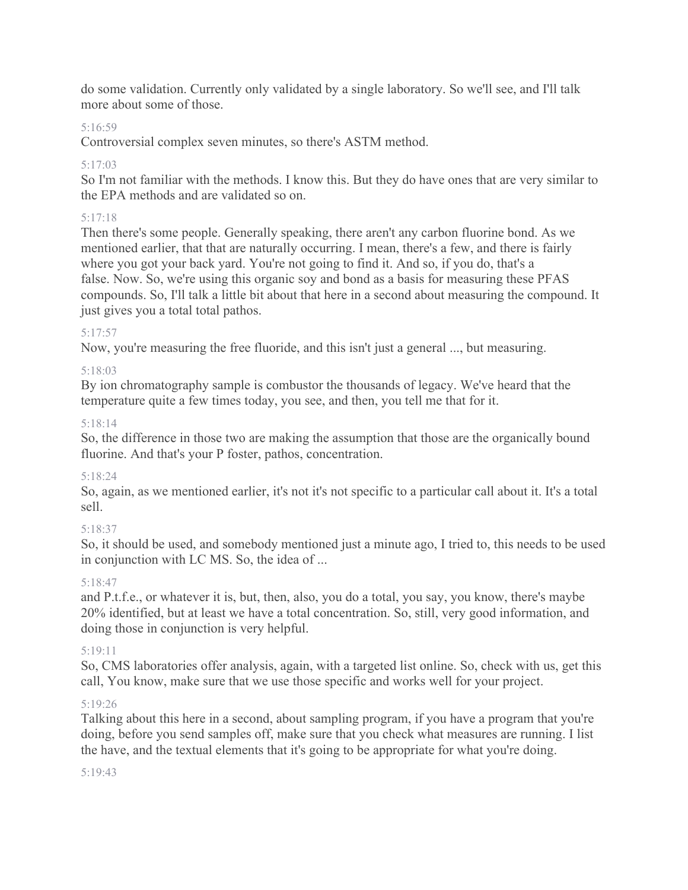do some validation. Currently only validated by a single laboratory. So we'll see, and I'll talk more about some of those.

5:16:59

Controversial complex seven minutes, so there's ASTM method.

5:17:03

So I'm not familiar with the methods. I know this. But they do have ones that are very similar to the EPA methods and are validated so on.

5:17:18

Then there's some people. Generally speaking, there aren't any carbon fluorine bond. As we mentioned earlier, that that are naturally occurring. I mean, there's a few, and there is fairly where you got your back yard. You're not going to find it. And so, if you do, that's a false. Now. So, we're using this organic soy and bond as a basis for measuring these PFAS compounds. So, I'll talk a little bit about that here in a second about measuring the compound. It just gives you a total total pathos.

5:17:57

Now, you're measuring the free fluoride, and this isn't just a general ..., but measuring.

5:18:03

By ion chromatography sample is combustor the thousands of legacy. We've heard that the temperature quite a few times today, you see, and then, you tell me that for it.

5:18:14

So, the difference in those two are making the assumption that those are the organically bound fluorine. And that's your P foster, pathos, concentration.

5:18:24

So, again, as we mentioned earlier, it's not it's not specific to a particular call about it. It's a total sell.

5:18:37

So, it should be used, and somebody mentioned just a minute ago, I tried to, this needs to be used in conjunction with LC MS. So, the idea of ...

5:18:47

and P.t.f.e., or whatever it is, but, then, also, you do a total, you say, you know, there's maybe 20% identified, but at least we have a total concentration. So, still, very good information, and doing those in conjunction is very helpful.

5:19:11

So, CMS laboratories offer analysis, again, with a targeted list online. So, check with us, get this call, You know, make sure that we use those specific and works well for your project.

5:19:26

Talking about this here in a second, about sampling program, if you have a program that you're doing, before you send samples off, make sure that you check what measures are running. I list the have, and the textual elements that it's going to be appropriate for what you're doing.

5:19:43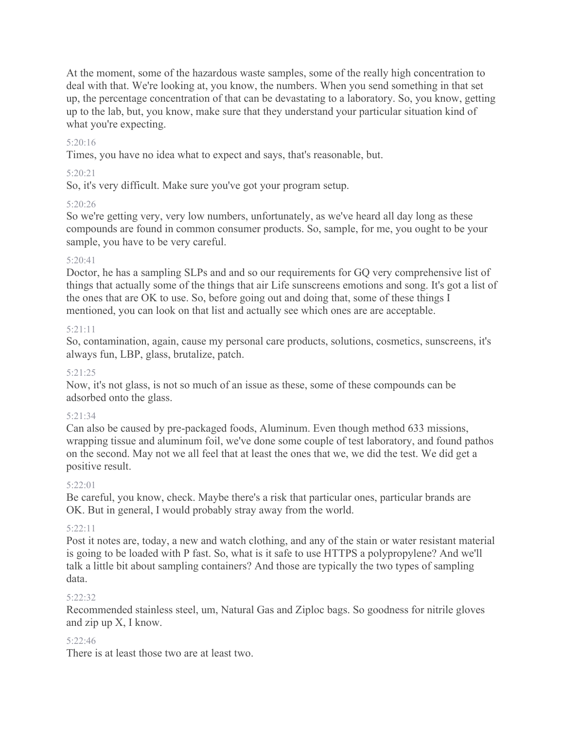At the moment, some of the hazardous waste samples, some of the really high concentration to deal with that. We're looking at, you know, the numbers. When you send something in that set up, the percentage concentration of that can be devastating to a laboratory. So, you know, getting up to the lab, but, you know, make sure that they understand your particular situation kind of what you're expecting.

5:20:16

Times, you have no idea what to expect and says, that's reasonable, but.

5:20:21

So, it's very difficult. Make sure you've got your program setup.

5:20:26

So we're getting very, very low numbers, unfortunately, as we've heard all day long as these compounds are found in common consumer products. So, sample, for me, you ought to be your sample, you have to be very careful.

5:20:41

Doctor, he has a sampling SLPs and and so our requirements for GQ very comprehensive list of things that actually some of the things that air Life sunscreens emotions and song. It's got a list of the ones that are OK to use. So, before going out and doing that, some of these things I mentioned, you can look on that list and actually see which ones are are acceptable.

5:21:11

So, contamination, again, cause my personal care products, solutions, cosmetics, sunscreens, it's always fun, LBP, glass, brutalize, patch.

5:21:25

Now, it's not glass, is not so much of an issue as these, some of these compounds can be adsorbed onto the glass.

5:21:34

Can also be caused by pre-packaged foods, Aluminum. Even though method 633 missions, wrapping tissue and aluminum foil, we've done some couple of test laboratory, and found pathos on the second. May not we all feel that at least the ones that we, we did the test. We did get a positive result.

5:22:01

Be careful, you know, check. Maybe there's a risk that particular ones, particular brands are OK. But in general, I would probably stray away from the world.

5:22:11

Post it notes are, today, a new and watch clothing, and any of the stain or water resistant material is going to be loaded with P fast. So, what is it safe to use HTTPS a polypropylene? And we'll talk a little bit about sampling containers? And those are typically the two types of sampling data.

5:22:32

Recommended stainless steel, um, Natural Gas and Ziploc bags. So goodness for nitrile gloves and zip up X, I know.

5:22:46

There is at least those two are at least two.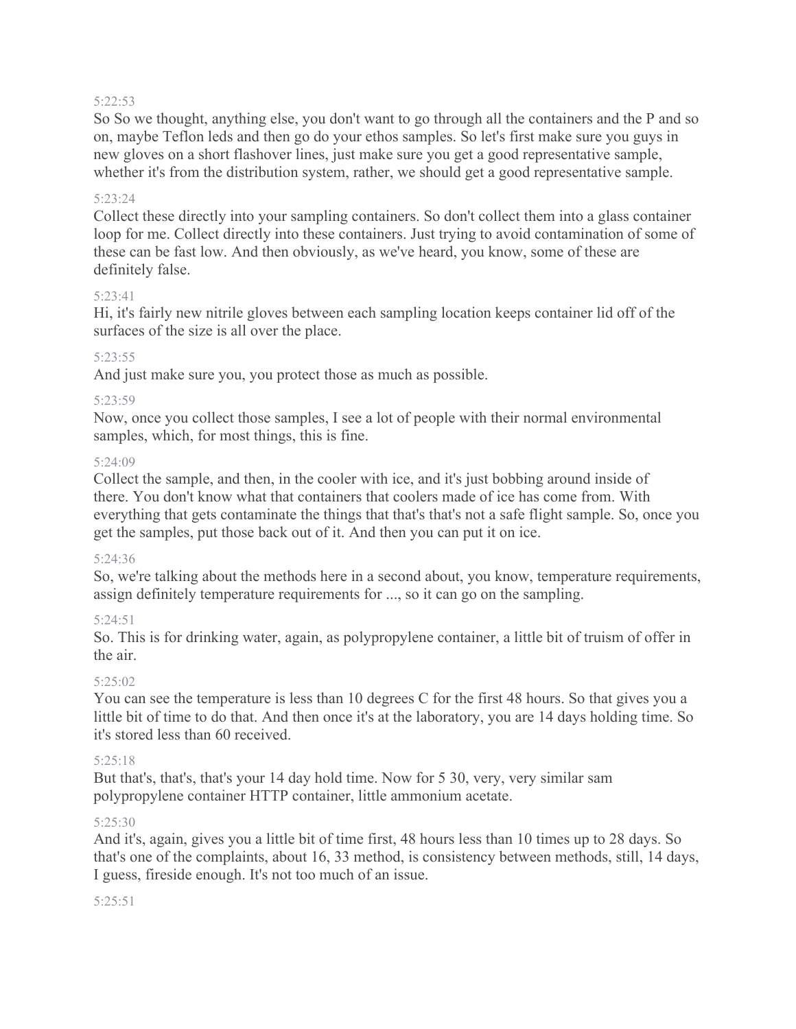5:22:53

So So we thought, anything else, you don't want to go through all the containers and the P and so on, maybe Teflon leds and then go do your ethos samples. So let's first make sure you guys in new gloves on a short flashover lines, just make sure you get a good representative sample, whether it's from the distribution system, rather, we should get a good representative sample.

5:23:24

Collect these directly into your sampling containers. So don't collect them into a glass container loop for me. Collect directly into these containers. Just trying to avoid contamination of some of these can be fast low. And then obviously, as we've heard, you know, some of these are definitely false.

5:23:41

Hi, it's fairly new nitrile gloves between each sampling location keeps container lid off of the surfaces of the size is all over the place.

5:23:55

And just make sure you, you protect those as much as possible.

5:23:59

Now, once you collect those samples, I see a lot of people with their normal environmental samples, which, for most things, this is fine.

5:24:09

Collect the sample, and then, in the cooler with ice, and it's just bobbing around inside of there. You don't know what that containers that coolers made of ice has come from. With everything that gets contaminate the things that that's that's not a safe flight sample. So, once you get the samples, put those back out of it. And then you can put it on ice.

5:24:36

So, we're talking about the methods here in a second about, you know, temperature requirements, assign definitely temperature requirements for ..., so it can go on the sampling.

5:24:51

So. This is for drinking water, again, as polypropylene container, a little bit of truism of offer in the air.

5:25:02

You can see the temperature is less than 10 degrees C for the first 48 hours. So that gives you a little bit of time to do that. And then once it's at the laboratory, you are 14 days holding time. So it's stored less than 60 received.

5:25:18

But that's, that's, that's your 14 day hold time. Now for 5 30, very, very similar sam polypropylene container HTTP container, little ammonium acetate.

5:25:30

And it's, again, gives you a little bit of time first, 48 hours less than 10 times up to 28 days. So that's one of the complaints, about 16, 33 method, is consistency between methods, still, 14 days, I guess, fireside enough. It's not too much of an issue.

5:25:51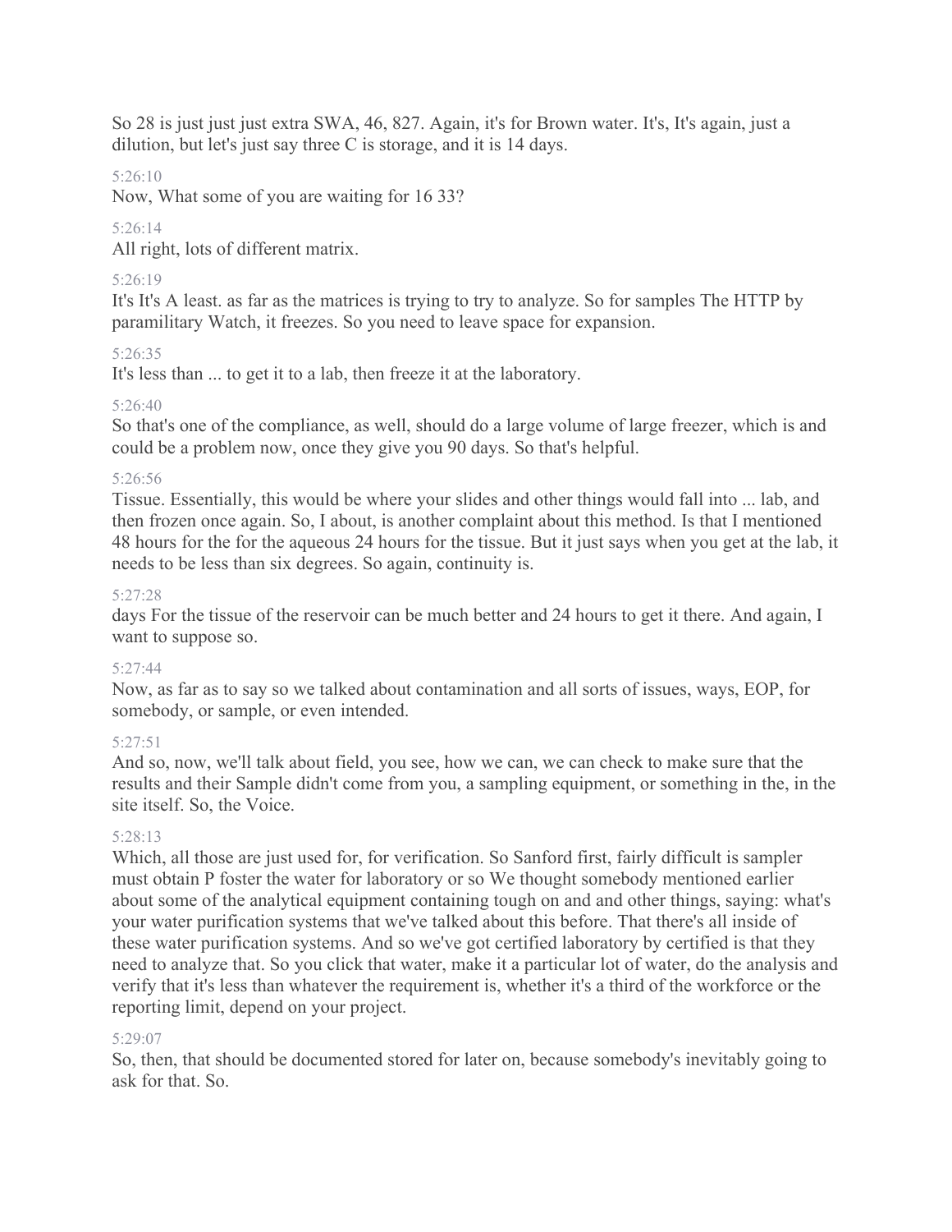So 28 is just just just extra SWA, 46, 827. Again, it's for Brown water. It's, It's again, just a dilution, but let's just say three C is storage, and it is 14 days.

5:26:10

Now, What some of you are waiting for 16 33?

5:26:14

All right, lots of different matrix.

5:26:19

It's It's A least. as far as the matrices is trying to try to analyze. So for samples The HTTP by paramilitary Watch, it freezes. So you need to leave space for expansion.

5:26:35

It's less than ... to get it to a lab, then freeze it at the laboratory.

5:26:40

So that's one of the compliance, as well, should do a large volume of large freezer, which is and could be a problem now, once they give you 90 days. So that's helpful.

5:26:56

Tissue. Essentially, this would be where your slides and other things would fall into ... lab, and then frozen once again. So, I about, is another complaint about this method. Is that I mentioned 48 hours for the for the aqueous 24 hours for the tissue. But it just says when you get at the lab, it needs to be less than six degrees. So again, continuity is.

5:27:28

days For the tissue of the reservoir can be much better and 24 hours to get it there. And again, I want to suppose so.

5:27:44

Now, as far as to say so we talked about contamination and all sorts of issues, ways, EOP, for somebody, or sample, or even intended.

5:27:51

And so, now, we'll talk about field, you see, how we can, we can check to make sure that the results and their Sample didn't come from you, a sampling equipment, or something in the, in the site itself. So, the Voice.

5:28:13

Which, all those are just used for, for verification. So Sanford first, fairly difficult is sampler must obtain P foster the water for laboratory or so We thought somebody mentioned earlier about some of the analytical equipment containing tough on and and other things, saying: what's your water purification systems that we've talked about this before. That there's all inside of these water purification systems. And so we've got certified laboratory by certified is that they need to analyze that. So you click that water, make it a particular lot of water, do the analysis and verify that it's less than whatever the requirement is, whether it's a third of the workforce or the reporting limit, depend on your project.

5:29:07

So, then, that should be documented stored for later on, because somebody's inevitably going to ask for that. So.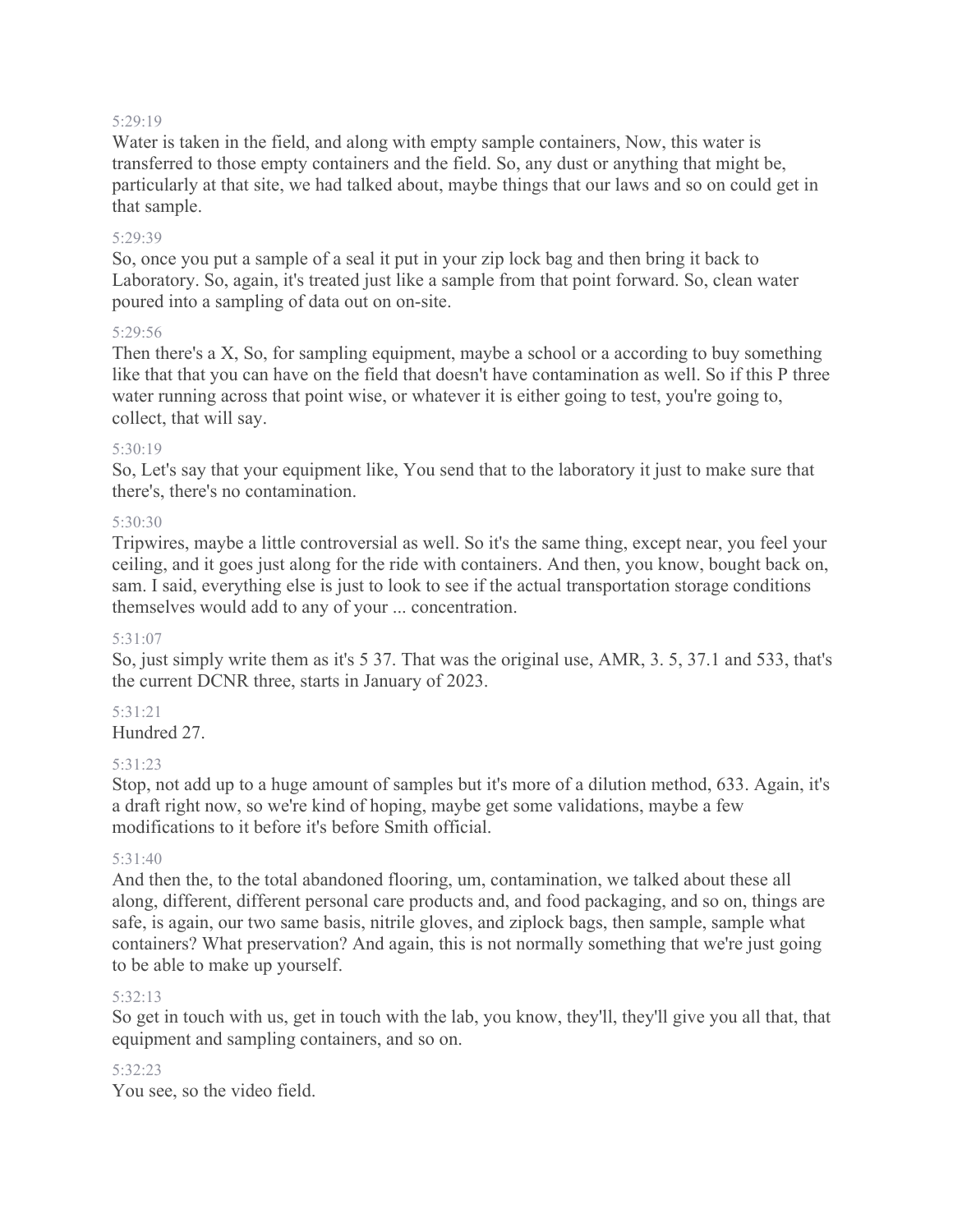5:29:19

Water is taken in the field, and along with empty sample containers, Now, this water is transferred to those empty containers and the field. So, any dust or anything that might be, particularly at that site, we had talked about, maybe things that our laws and so on could get in that sample.

5:29:39

So, once you put a sample of a seal it put in your zip lock bag and then bring it back to Laboratory. So, again, it's treated just like a sample from that point forward. So, clean water poured into a sampling of data out on on-site.

5:29:56

Then there's a X, So, for sampling equipment, maybe a school or a according to buy something like that that you can have on the field that doesn't have contamination as well. So if this P three water running across that point wise, or whatever it is either going to test, you're going to, collect, that will say.

5:30:19

So, Let's say that your equipment like, You send that to the laboratory it just to make sure that there's, there's no contamination.

5:30:30

Tripwires, maybe a little controversial as well. So it's the same thing, except near, you feel your ceiling, and it goes just along for the ride with containers. And then, you know, bought back on, sam. I said, everything else is just to look to see if the actual transportation storage conditions themselves would add to any of your ... concentration.

5:31:07

So, just simply write them as it's 5 37. That was the original use, AMR, 3. 5, 37.1 and 533, that's the current DCNR three, starts in January of 2023.

5:31:21

Hundred 27.

5:31:23

Stop, not add up to a huge amount of samples but it's more of a dilution method, 633. Again, it's a draft right now, so we're kind of hoping, maybe get some validations, maybe a few modifications to it before it's before Smith official.

5:31:40

And then the, to the total abandoned flooring, um, contamination, we talked about these all along, different, different personal care products and, and food packaging, and so on, things are safe, is again, our two same basis, nitrile gloves, and ziplock bags, then sample, sample what containers? What preservation? And again, this is not normally something that we're just going to be able to make up yourself.

5:32:13

So get in touch with us, get in touch with the lab, you know, they'll, they'll give you all that, that equipment and sampling containers, and so on.

5:32:23

You see, so the video field.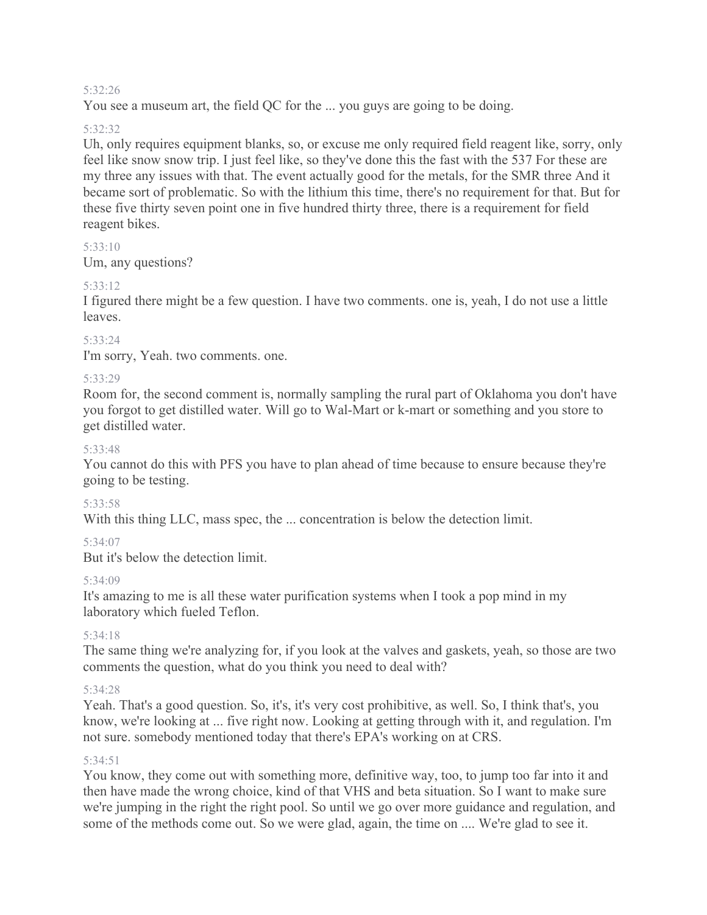5:32:26

You see a museum art, the field QC for the ... you guys are going to be doing.

5:32:32

Uh, only requires equipment blanks, so, or excuse me only required field reagent like, sorry, only feel like snow snow trip. I just feel like, so they've done this the fast with the 537 For these are my three any issues with that. The event actually good for the metals, for the SMR three And it became sort of problematic. So with the lithium this time, there's no requirement for that. But for these five thirty seven point one in five hundred thirty three, there is a requirement for field reagent bikes.

5:33:10

Um, any questions?

5:33:12

I figured there might be a few question. I have two comments. one is, yeah, I do not use a little leaves.

5:33:24

I'm sorry, Yeah. two comments. one.

5:33:29

Room for, the second comment is, normally sampling the rural part of Oklahoma you don't have you forgot to get distilled water. Will go to Wal-Mart or k-mart or something and you store to get distilled water.

5:33:48

You cannot do this with PFS you have to plan ahead of time because to ensure because they're going to be testing.

5:33:58

With this thing LLC, mass spec, the ... concentration is below the detection limit.

5:34:07

But it's below the detection limit.

5:34:09

It's amazing to me is all these water purification systems when I took a pop mind in my laboratory which fueled Teflon.

5:34:18

The same thing we're analyzing for, if you look at the valves and gaskets, yeah, so those are two comments the question, what do you think you need to deal with?

5:34:28

Yeah. That's a good question. So, it's, it's very cost prohibitive, as well. So, I think that's, you know, we're looking at ... five right now. Looking at getting through with it, and regulation. I'm not sure. somebody mentioned today that there's EPA's working on at CRS.

5:34:51

You know, they come out with something more, definitive way, too, to jump too far into it and then have made the wrong choice, kind of that VHS and beta situation. So I want to make sure we're jumping in the right the right pool. So until we go over more guidance and regulation, and some of the methods come out. So we were glad, again, the time on .... We're glad to see it.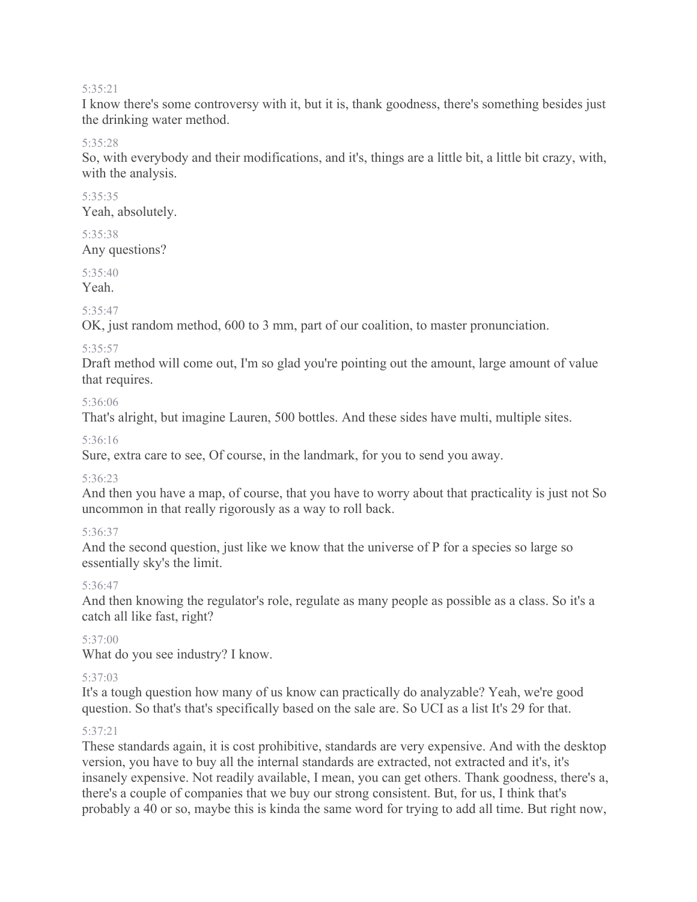5:35:21

I know there's some controversy with it, but it is, thank goodness, there's something besides just the drinking water method.

5:35:28

So, with everybody and their modifications, and it's, things are a little bit, a little bit crazy, with, with the analysis.

5:35:35

Yeah, absolutely.

5:35:38

Any questions?

5:35:40

Yeah.

5:35:47

OK, just random method, 600 to 3 mm, part of our coalition, to master pronunciation.

5:35:57

Draft method will come out, I'm so glad you're pointing out the amount, large amount of value that requires.

5:36:06

That's alright, but imagine Lauren, 500 bottles. And these sides have multi, multiple sites.

5:36:16

Sure, extra care to see, Of course, in the landmark, for you to send you away.

5:36:23

And then you have a map, of course, that you have to worry about that practicality is just not So uncommon in that really rigorously as a way to roll back.

5:36:37

And the second question, just like we know that the universe of P for a species so large so essentially sky's the limit.

5:36:47

And then knowing the regulator's role, regulate as many people as possible as a class. So it's a catch all like fast, right?

5:37:00

What do you see industry? I know.

5:37:03

It's a tough question how many of us know can practically do analyzable? Yeah, we're good question. So that's that's specifically based on the sale are. So UCI as a list It's 29 for that.

5:37:21

These standards again, it is cost prohibitive, standards are very expensive. And with the desktop version, you have to buy all the internal standards are extracted, not extracted and it's, it's insanely expensive. Not readily available, I mean, you can get others. Thank goodness, there's a, there's a couple of companies that we buy our strong consistent. But, for us, I think that's probably a 40 or so, maybe this is kinda the same word for trying to add all time. But right now,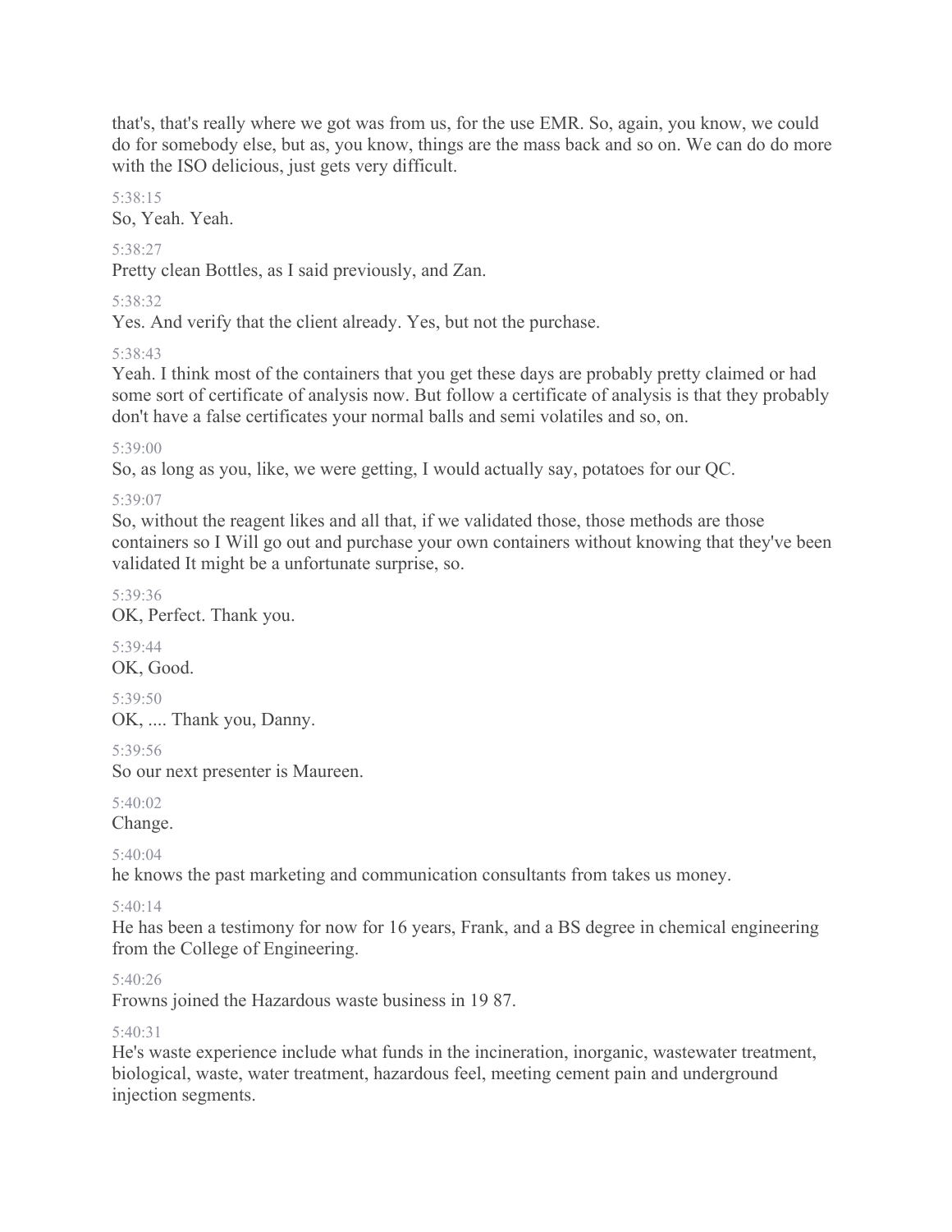that's, that's really where we got was from us, for the use EMR. So, again, you know, we could do for somebody else, but as, you know, things are the mass back and so on. We can do do more with the ISO delicious, just gets very difficult.

5:38:15

So, Yeah. Yeah.

5:38:27

Pretty clean Bottles, as I said previously, and Zan.

5:38:32

Yes. And verify that the client already. Yes, but not the purchase.

5:38:43

Yeah. I think most of the containers that you get these days are probably pretty claimed or had some sort of certificate of analysis now. But follow a certificate of analysis is that they probably don't have a false certificates your normal balls and semi volatiles and so, on.

5:39:00

So, as long as you, like, we were getting, I would actually say, potatoes for our QC.

5:39:07

So, without the reagent likes and all that, if we validated those, those methods are those containers so I Will go out and purchase your own containers without knowing that they've been validated It might be a unfortunate surprise, so.

5:39:36

OK, Perfect. Thank you.

5:39:44

OK, Good.

5:39:50

OK, .... Thank you, Danny.

5:39:56

So our next presenter is Maureen.

5:40:02

Change.

5:40:04

he knows the past marketing and communication consultants from takes us money.

5:40:14

He has been a testimony for now for 16 years, Frank, and a BS degree in chemical engineering from the College of Engineering.

5:40:26

Frowns joined the Hazardous waste business in 19 87.

5:40:31

He's waste experience include what funds in the incineration, inorganic, wastewater treatment, biological, waste, water treatment, hazardous feel, meeting cement pain and underground injection segments.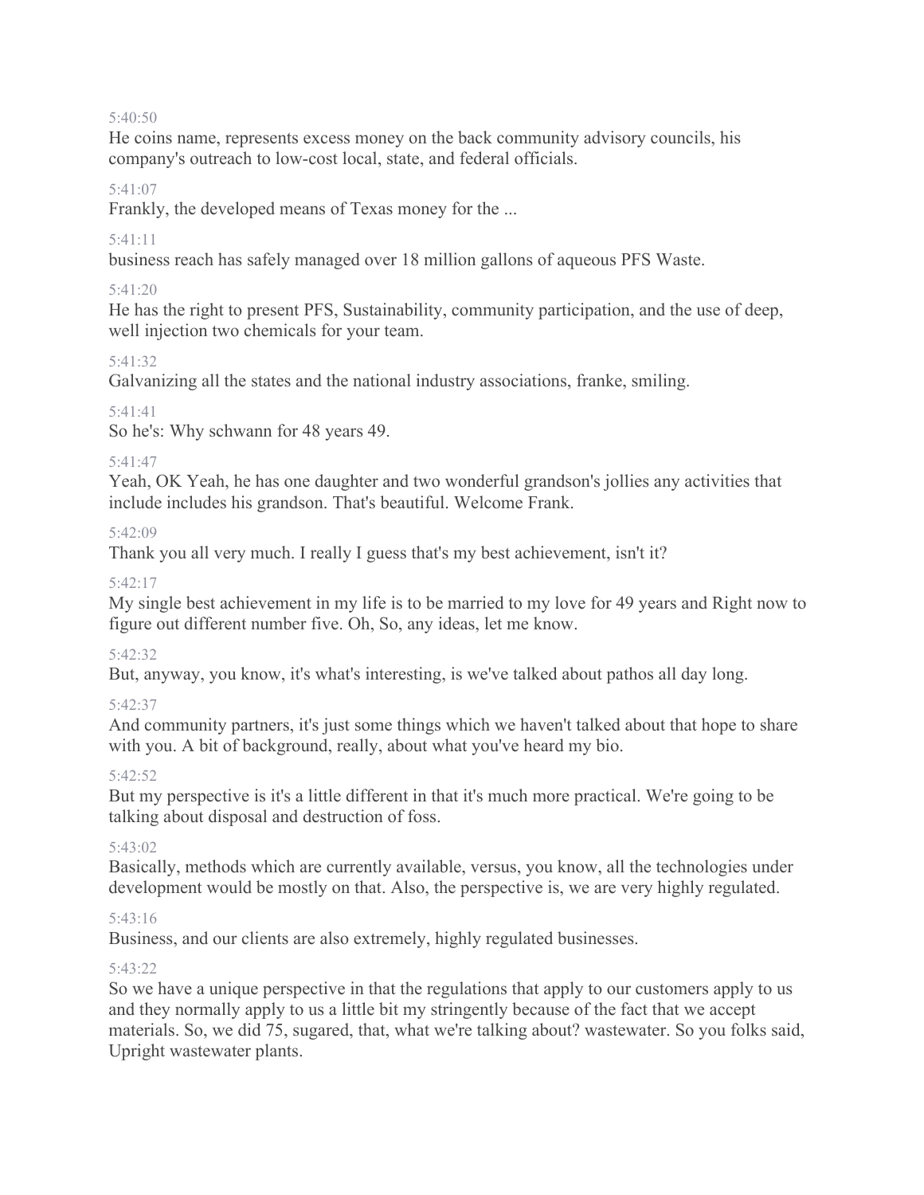5:40:50

He coins name, represents excess money on the back community advisory councils, his company's outreach to low-cost local, state, and federal officials.

5:41:07

Frankly, the developed means of Texas money for the ...

5:41:11

business reach has safely managed over 18 million gallons of aqueous PFS Waste.

5:41:20

He has the right to present PFS, Sustainability, community participation, and the use of deep, well injection two chemicals for your team.

5:41:32

Galvanizing all the states and the national industry associations, franke, smiling.

5:41:41

So he's: Why schwann for 48 years 49.

5:41:47

Yeah, OK Yeah, he has one daughter and two wonderful grandson's jollies any activities that include includes his grandson. That's beautiful. Welcome Frank.

5:42:09

Thank you all very much. I really I guess that's my best achievement, isn't it?

5:42:17

My single best achievement in my life is to be married to my love for 49 years and Right now to figure out different number five. Oh, So, any ideas, let me know.

5:42:32

But, anyway, you know, it's what's interesting, is we've talked about pathos all day long.

5:42:37

And community partners, it's just some things which we haven't talked about that hope to share with you. A bit of background, really, about what you've heard my bio.

5:42:52

But my perspective is it's a little different in that it's much more practical. We're going to be talking about disposal and destruction of foss.

5:43:02

Basically, methods which are currently available, versus, you know, all the technologies under development would be mostly on that. Also, the perspective is, we are very highly regulated.

5:43:16

Business, and our clients are also extremely, highly regulated businesses.

5:43:22

So we have a unique perspective in that the regulations that apply to our customers apply to us and they normally apply to us a little bit my stringently because of the fact that we accept materials. So, we did 75, sugared, that, what we're talking about? wastewater. So you folks said, Upright wastewater plants.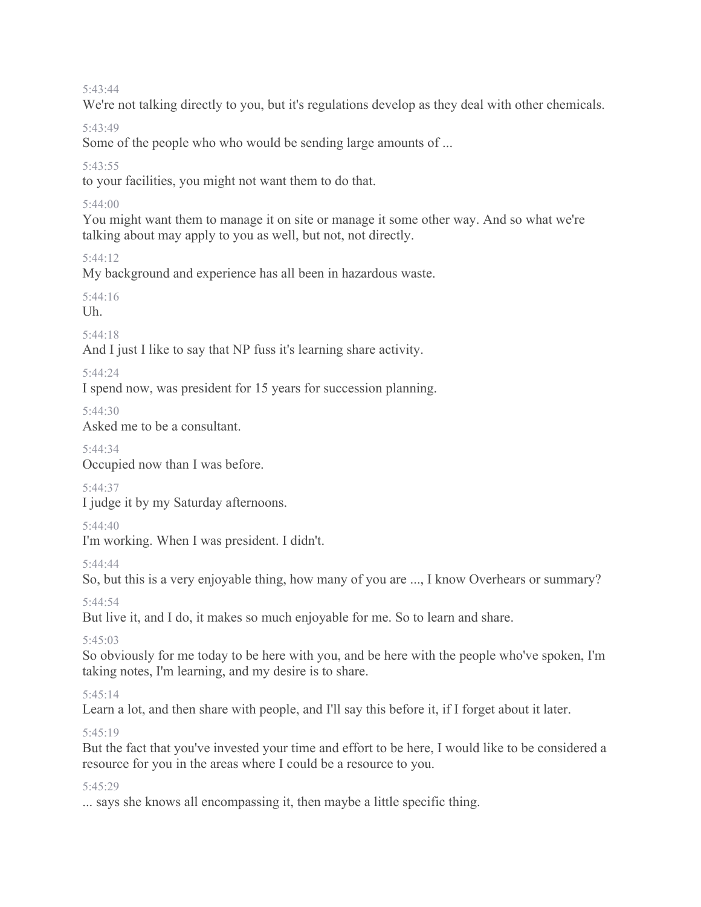5:43:44
We're not talking directly to you, but it's regulations develop as they deal with other chemicals.

5:43:49
Some of the people who who would be sending large amounts of ...

5:43:55
to your facilities, you might not want them to do that.

5:44:00
You might want them to manage it on site or manage it some other way. And so what we're talking about may apply to you as well, but not, not directly.

5:44:12
My background and experience has all been in hazardous waste.

5:44:16
Uh.

5:44:18
And I just I like to say that NP fuss it's learning share activity.

5:44:24
I spend now, was president for 15 years for succession planning.

5:44:30
Asked me to be a consultant.

5:44:34
Occupied now than I was before.

5:44:37
I judge it by my Saturday afternoons.

5:44:40
I'm working. When I was president. I didn't.

5:44:44
So, but this is a very enjoyable thing, how many of you are ..., I know Overhears or summary?

5:44:54
But live it, and I do, it makes so much enjoyable for me. So to learn and share.

5:45:03
So obviously for me today to be here with you, and be here with the people who've spoken, I'm taking notes, I'm learning, and my desire is to share.

5:45:14
Learn a lot, and then share with people, and I'll say this before it, if I forget about it later.

5:45:19
But the fact that you've invested your time and effort to be here, I would like to be considered a resource for you in the areas where I could be a resource to you.

5:45:29
... says she knows all encompassing it, then maybe a little specific thing.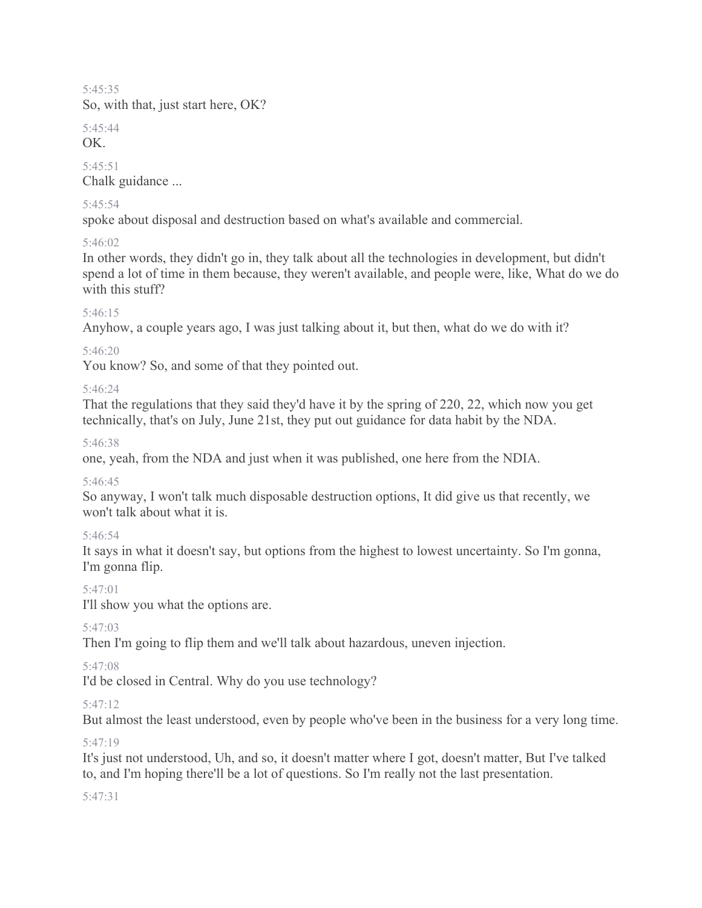5:45:35
So, with that, just start here, OK?

5:45:44
OK.

5:45:51
Chalk guidance ...

5:45:54
spoke about disposal and destruction based on what's available and commercial.

5:46:02
In other words, they didn't go in, they talk about all the technologies in development, but didn't spend a lot of time in them because, they weren't available, and people were, like, What do we do with this stuff?

5:46:15
Anyhow, a couple years ago, I was just talking about it, but then, what do we do with it?

5:46:20
You know? So, and some of that they pointed out.

5:46:24
That the regulations that they said they'd have it by the spring of 220, 22, which now you get technically, that's on July, June 21st, they put out guidance for data habit by the NDA.

5:46:38
one, yeah, from the NDA and just when it was published, one here from the NDIA.

5:46:45
So anyway, I won't talk much disposable destruction options, It did give us that recently, we won't talk about what it is.

5:46:54
It says in what it doesn't say, but options from the highest to lowest uncertainty. So I'm gonna, I'm gonna flip.

5:47:01
I'll show you what the options are.

5:47:03
Then I'm going to flip them and we'll talk about hazardous, uneven injection.

5:47:08
I'd be closed in Central. Why do you use technology?

5:47:12
But almost the least understood, even by people who've been in the business for a very long time.

5:47:19
It's just not understood, Uh, and so, it doesn't matter where I got, doesn't matter, But I've talked to, and I'm hoping there'll be a lot of questions. So I'm really not the last presentation.

5:47:31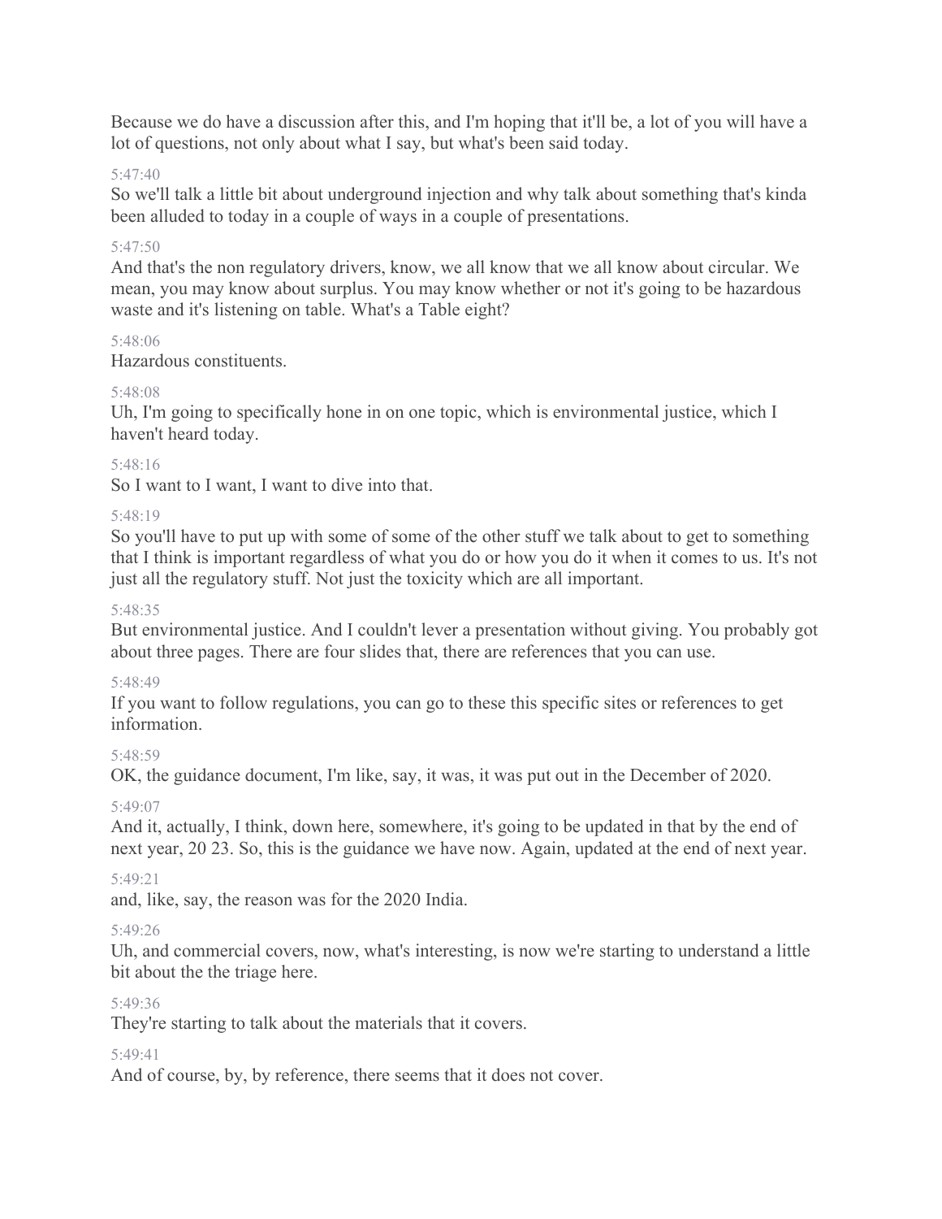Because we do have a discussion after this, and I'm hoping that it'll be, a lot of you will have a lot of questions, not only about what I say, but what's been said today.

5:47:40

So we'll talk a little bit about underground injection and why talk about something that's kinda been alluded to today in a couple of ways in a couple of presentations.

5:47:50

And that's the non regulatory drivers, know, we all know that we all know about circular. We mean, you may know about surplus. You may know whether or not it's going to be hazardous waste and it's listening on table. What's a Table eight?

5:48:06

Hazardous constituents.

5:48:08

Uh, I'm going to specifically hone in on one topic, which is environmental justice, which I haven't heard today.

5:48:16

So I want to I want, I want to dive into that.

5:48:19

So you'll have to put up with some of some of the other stuff we talk about to get to something that I think is important regardless of what you do or how you do it when it comes to us. It's not just all the regulatory stuff. Not just the toxicity which are all important.

5:48:35

But environmental justice. And I couldn't lever a presentation without giving. You probably got about three pages. There are four slides that, there are references that you can use.

5:48:49

If you want to follow regulations, you can go to these this specific sites or references to get information.

5:48:59

OK, the guidance document, I'm like, say, it was, it was put out in the December of 2020.

5:49:07

And it, actually, I think, down here, somewhere, it's going to be updated in that by the end of next year, 20 23. So, this is the guidance we have now. Again, updated at the end of next year.

5:49:21

and, like, say, the reason was for the 2020 India.

5:49:26

Uh, and commercial covers, now, what's interesting, is now we're starting to understand a little bit about the the triage here.

5:49:36

They're starting to talk about the materials that it covers.

5:49:41

And of course, by, by reference, there seems that it does not cover.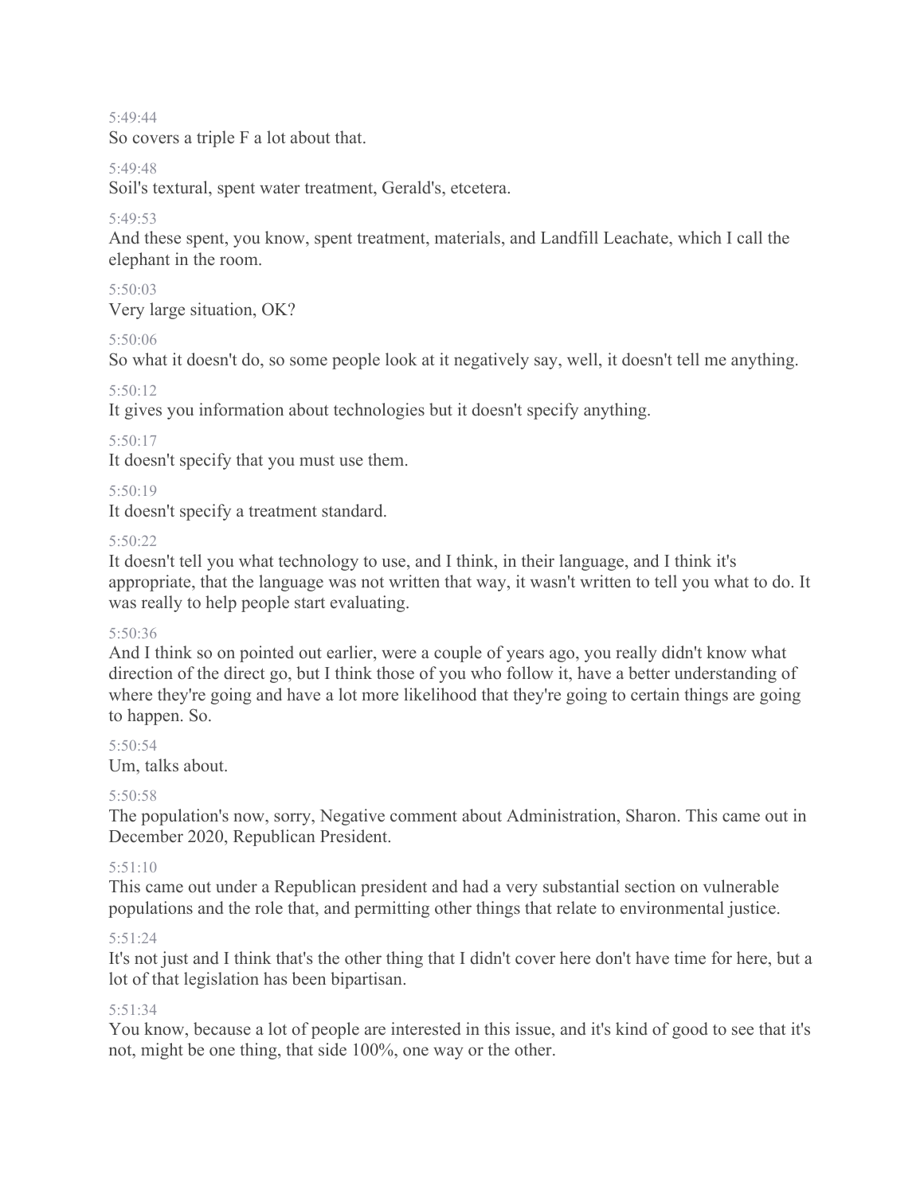5:49:44

So covers a triple F a lot about that.

5:49:48

Soil's textural, spent water treatment, Gerald's, etcetera.

5:49:53

And these spent, you know, spent treatment, materials, and Landfill Leachate, which I call the elephant in the room.

5:50:03

Very large situation, OK?

5:50:06

So what it doesn't do, so some people look at it negatively say, well, it doesn't tell me anything.

5:50:12

It gives you information about technologies but it doesn't specify anything.

5:50:17

It doesn't specify that you must use them.

5:50:19

It doesn't specify a treatment standard.

5:50:22

It doesn't tell you what technology to use, and I think, in their language, and I think it's appropriate, that the language was not written that way, it wasn't written to tell you what to do. It was really to help people start evaluating.

5:50:36

And I think so on pointed out earlier, were a couple of years ago, you really didn't know what direction of the direct go, but I think those of you who follow it, have a better understanding of where they're going and have a lot more likelihood that they're going to certain things are going to happen. So.

5:50:54

Um, talks about.

5:50:58

The population's now, sorry, Negative comment about Administration, Sharon. This came out in December 2020, Republican President.

5:51:10

This came out under a Republican president and had a very substantial section on vulnerable populations and the role that, and permitting other things that relate to environmental justice.

5:51:24

It's not just and I think that's the other thing that I didn't cover here don't have time for here, but a lot of that legislation has been bipartisan.

5:51:34

You know, because a lot of people are interested in this issue, and it's kind of good to see that it's not, might be one thing, that side 100%, one way or the other.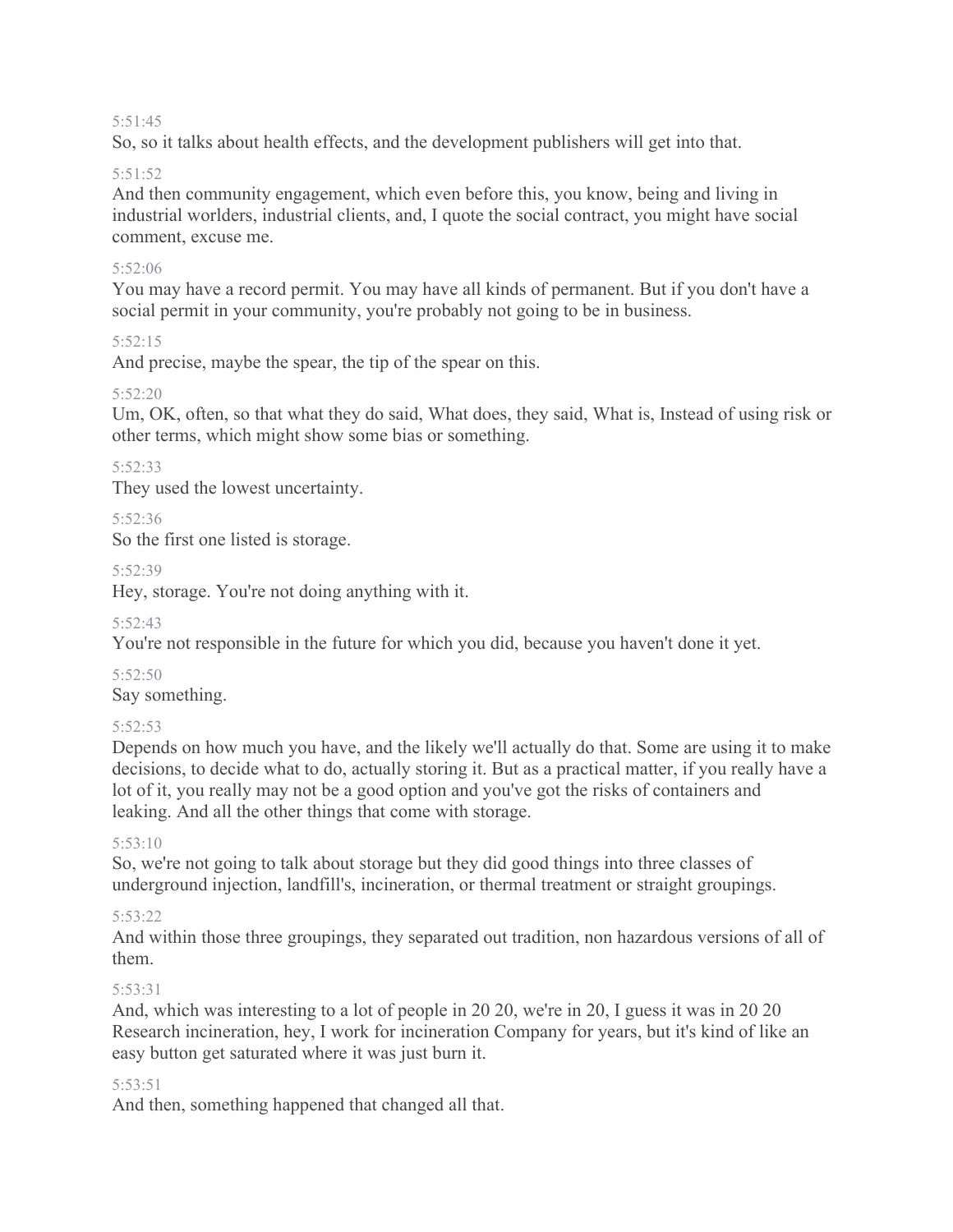5:51:45

So, so it talks about health effects, and the development publishers will get into that.

5:51:52

And then community engagement, which even before this, you know, being and living in industrial worlders, industrial clients, and, I quote the social contract, you might have social comment, excuse me.

5:52:06

You may have a record permit. You may have all kinds of permanent. But if you don't have a social permit in your community, you're probably not going to be in business.

5:52:15

And precise, maybe the spear, the tip of the spear on this.

5:52:20

Um, OK, often, so that what they do said, What does, they said, What is, Instead of using risk or other terms, which might show some bias or something.

5:52:33

They used the lowest uncertainty.

5:52:36

So the first one listed is storage.

5:52:39

Hey, storage. You're not doing anything with it.

5:52:43

You're not responsible in the future for which you did, because you haven't done it yet.

5:52:50

Say something.

5:52:53

Depends on how much you have, and the likely we'll actually do that. Some are using it to make decisions, to decide what to do, actually storing it. But as a practical matter, if you really have a lot of it, you really may not be a good option and you've got the risks of containers and leaking. And all the other things that come with storage.

5:53:10

So, we're not going to talk about storage but they did good things into three classes of underground injection, landfill's, incineration, or thermal treatment or straight groupings.

5:53:22

And within those three groupings, they separated out tradition, non hazardous versions of all of them.

5:53:31

And, which was interesting to a lot of people in 20 20, we're in 20, I guess it was in 20 20 Research incineration, hey, I work for incineration Company for years, but it's kind of like an easy button get saturated where it was just burn it.

5:53:51

And then, something happened that changed all that.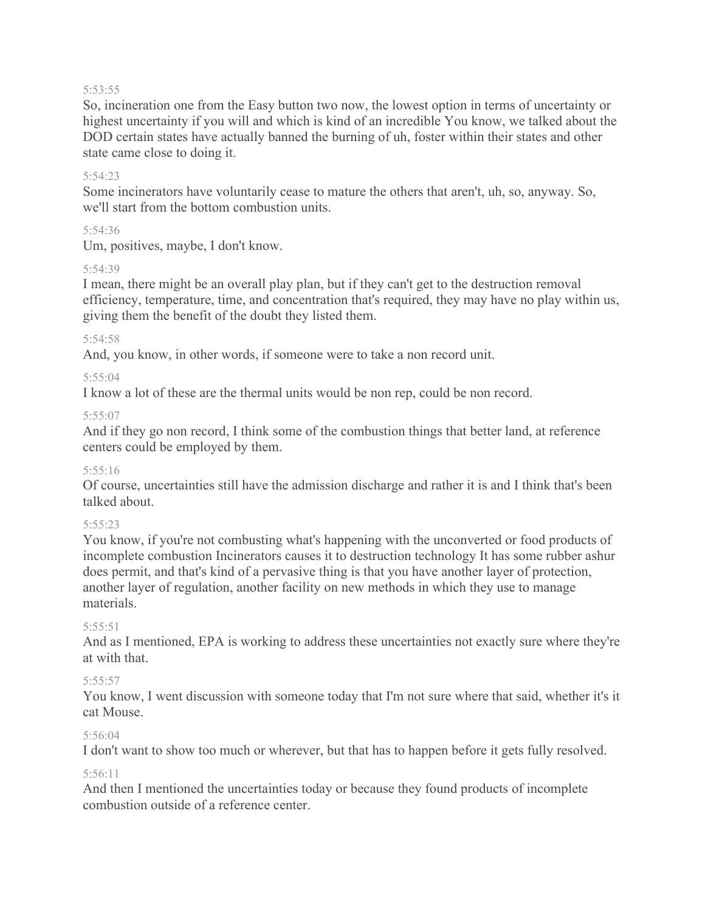5:53:55

So, incineration one from the Easy button two now, the lowest option in terms of uncertainty or highest uncertainty if you will and which is kind of an incredible You know, we talked about the DOD certain states have actually banned the burning of uh, foster within their states and other state came close to doing it.

5:54:23

Some incinerators have voluntarily cease to mature the others that aren't, uh, so, anyway. So, we'll start from the bottom combustion units.

5:54:36

Um, positives, maybe, I don't know.

5:54:39

I mean, there might be an overall play plan, but if they can't get to the destruction removal efficiency, temperature, time, and concentration that's required, they may have no play within us, giving them the benefit of the doubt they listed them.

5:54:58

And, you know, in other words, if someone were to take a non record unit.

5:55:04

I know a lot of these are the thermal units would be non rep, could be non record.

5:55:07

And if they go non record, I think some of the combustion things that better land, at reference centers could be employed by them.

5:55:16

Of course, uncertainties still have the admission discharge and rather it is and I think that's been talked about.

5:55:23

You know, if you're not combusting what's happening with the unconverted or food products of incomplete combustion Incinerators causes it to destruction technology It has some rubber ashur does permit, and that's kind of a pervasive thing is that you have another layer of protection, another layer of regulation, another facility on new methods in which they use to manage materials.

5:55:51

And as I mentioned, EPA is working to address these uncertainties not exactly sure where they're at with that.

5:55:57

You know, I went discussion with someone today that I'm not sure where that said, whether it's it cat Mouse.

5:56:04

I don't want to show too much or wherever, but that has to happen before it gets fully resolved.

5:56:11

And then I mentioned the uncertainties today or because they found products of incomplete combustion outside of a reference center.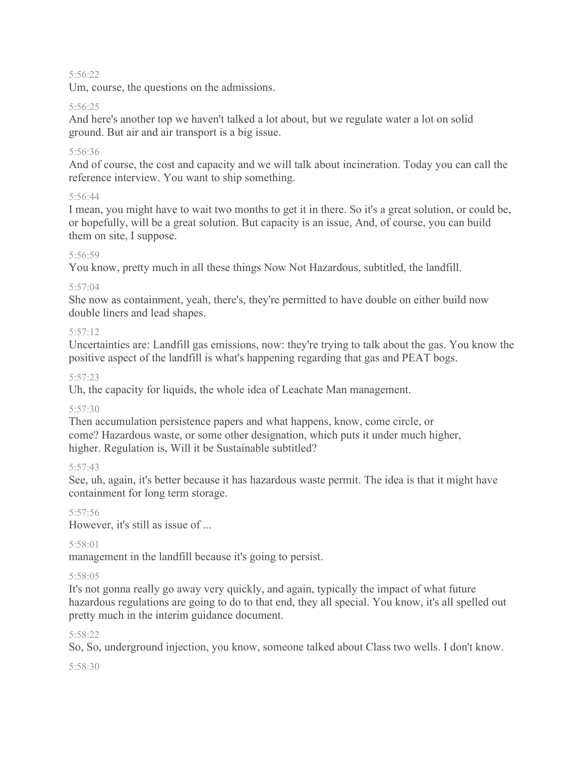5:56:22

Um, course, the questions on the admissions.

5:56:25

And here's another top we haven't talked a lot about, but we regulate water a lot on solid ground. But air and air transport is a big issue.

5:56:36

And of course, the cost and capacity and we will talk about incineration. Today you can call the reference interview. You want to ship something.

5:56:44

I mean, you might have to wait two months to get it in there. So it's a great solution, or could be, or hopefully, will be a great solution. But capacity is an issue, And, of course, you can build them on site, I suppose.

5:56:59

You know, pretty much in all these things Now Not Hazardous, subtitled, the landfill.

5:57:04

She now as containment, yeah, there's, they're permitted to have double on either build now double liners and lead shapes.

5:57:12

Uncertainties are: Landfill gas emissions, now: they're trying to talk about the gas. You know the positive aspect of the landfill is what's happening regarding that gas and PEAT bogs.

5:57:23

Uh, the capacity for liquids, the whole idea of Leachate Man management.

5:57:30

Then accumulation persistence papers and what happens, know, come circle, or come? Hazardous waste, or some other designation, which puts it under much higher, higher. Regulation is, Will it be Sustainable subtitled?

5:57:43

See, uh, again, it's better because it has hazardous waste permit. The idea is that it might have containment for long term storage.

5:57:56

However, it's still as issue of ...

5:58:01

management in the landfill because it's going to persist.

5:58:05

It's not gonna really go away very quickly, and again, typically the impact of what future hazardous regulations are going to do to that end, they all special. You know, it's all spelled out pretty much in the interim guidance document.

5:58:22

So, So, underground injection, you know, someone talked about Class two wells. I don't know.

5:58:30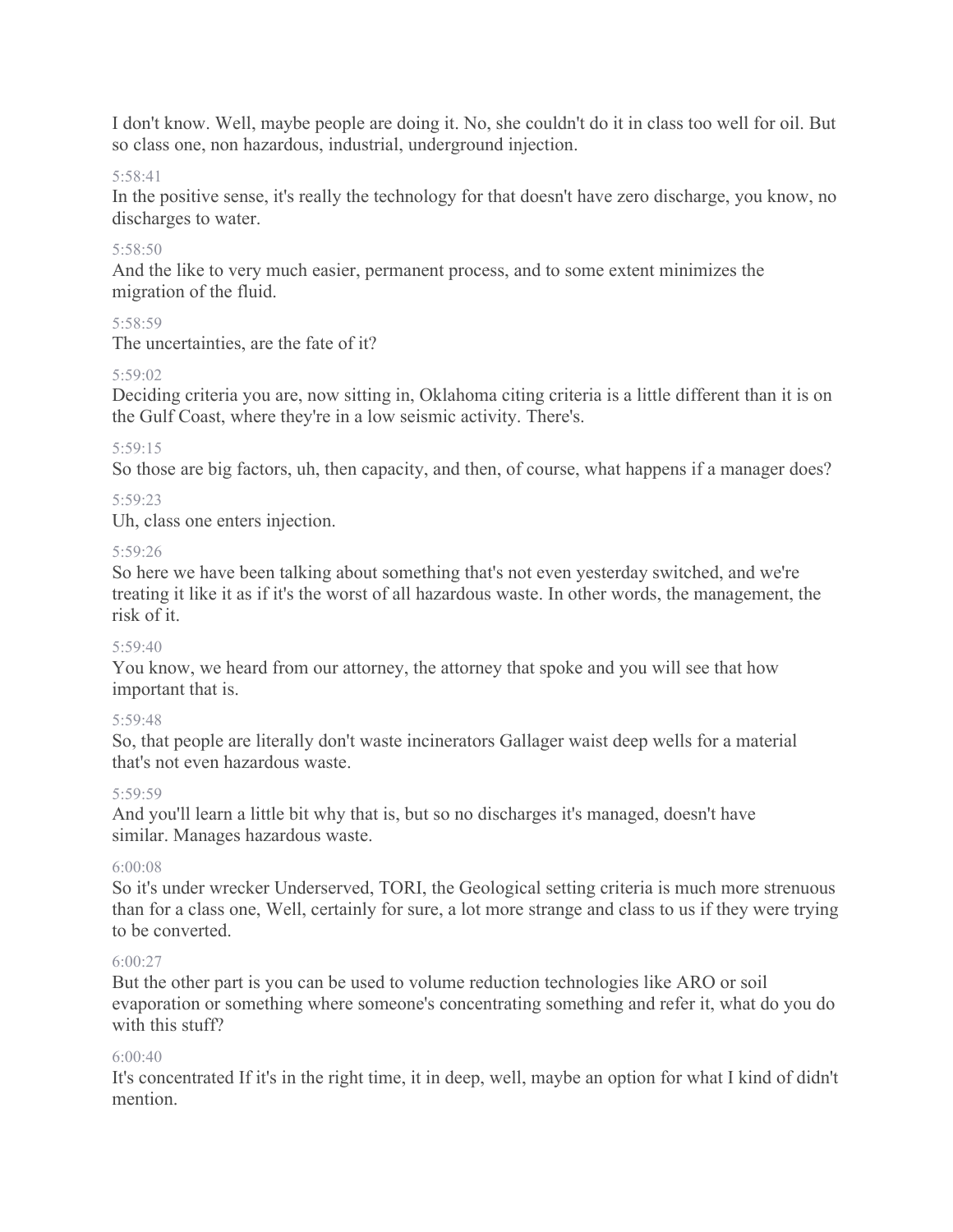I don't know. Well, maybe people are doing it. No, she couldn't do it in class too well for oil. But so class one, non hazardous, industrial, underground injection.

5:58:41

In the positive sense, it's really the technology for that doesn't have zero discharge, you know, no discharges to water.

5:58:50

And the like to very much easier, permanent process, and to some extent minimizes the migration of the fluid.

5:58:59

The uncertainties, are the fate of it?

5:59:02

Deciding criteria you are, now sitting in, Oklahoma citing criteria is a little different than it is on the Gulf Coast, where they're in a low seismic activity. There's.

5:59:15

So those are big factors, uh, then capacity, and then, of course, what happens if a manager does?

5:59:23

Uh, class one enters injection.

5:59:26

So here we have been talking about something that's not even yesterday switched, and we're treating it like it as if it's the worst of all hazardous waste. In other words, the management, the risk of it.

5:59:40

You know, we heard from our attorney, the attorney that spoke and you will see that how important that is.

5:59:48

So, that people are literally don't waste incinerators Gallager waist deep wells for a material that's not even hazardous waste.

5:59:59

And you'll learn a little bit why that is, but so no discharges it's managed, doesn't have similar. Manages hazardous waste.

6:00:08

So it's under wrecker Underserved, TORI, the Geological setting criteria is much more strenuous than for a class one, Well, certainly for sure, a lot more strange and class to us if they were trying to be converted.

6:00:27

But the other part is you can be used to volume reduction technologies like ARO or soil evaporation or something where someone's concentrating something and refer it, what do you do with this stuff?

6:00:40

It's concentrated If it's in the right time, it in deep, well, maybe an option for what I kind of didn't mention.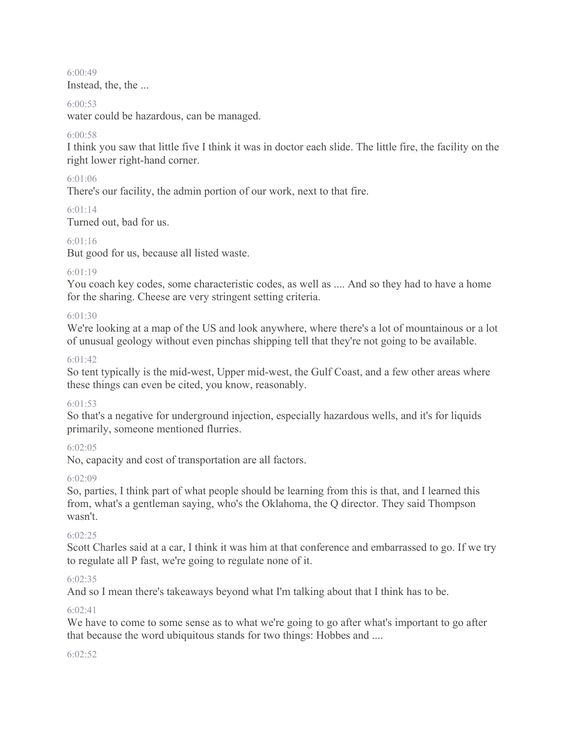6:00:49

Instead, the, the ...

6:00:53

water could be hazardous, can be managed.

6:00:58

I think you saw that little five I think it was in doctor each slide. The little fire, the facility on the right lower right-hand corner.

6:01:06

There's our facility, the admin portion of our work, next to that fire.

6:01:14

Turned out, bad for us.

6:01:16

But good for us, because all listed waste.

6:01:19

You coach key codes, some characteristic codes, as well as .... And so they had to have a home for the sharing. Cheese are very stringent setting criteria.

6:01:30

We're looking at a map of the US and look anywhere, where there's a lot of mountainous or a lot of unusual geology without even pinchas shipping tell that they're not going to be available.

6:01:42

So tent typically is the mid-west, Upper mid-west, the Gulf Coast, and a few other areas where these things can even be cited, you know, reasonably.

6:01:53

So that's a negative for underground injection, especially hazardous wells, and it's for liquids primarily, someone mentioned flurries.

6:02:05

No, capacity and cost of transportation are all factors.

6:02:09

So, parties, I think part of what people should be learning from this is that, and I learned this from, what's a gentleman saying, who's the Oklahoma, the Q director. They said Thompson wasn't.

6:02:25

Scott Charles said at a car, I think it was him at that conference and embarrassed to go. If we try to regulate all P fast, we're going to regulate none of it.

6:02:35

And so I mean there's takeaways beyond what I'm talking about that I think has to be.

6:02:41

We have to come to some sense as to what we're going to go after what's important to go after that because the word ubiquitous stands for two things: Hobbes and ....

6:02:52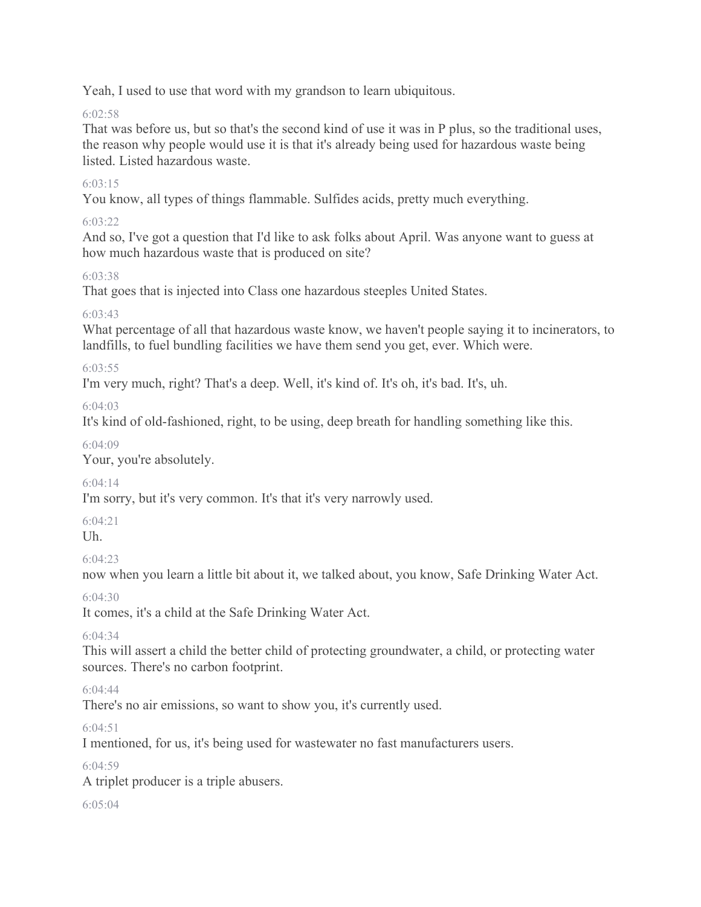Yeah, I used to use that word with my grandson to learn ubiquitous.

6:02:58

That was before us, but so that's the second kind of use it was in P plus, so the traditional uses, the reason why people would use it is that it's already being used for hazardous waste being listed. Listed hazardous waste.

6:03:15

You know, all types of things flammable. Sulfides acids, pretty much everything.

6:03:22

And so, I've got a question that I'd like to ask folks about April. Was anyone want to guess at how much hazardous waste that is produced on site?

6:03:38

That goes that is injected into Class one hazardous steeples United States.

6:03:43

What percentage of all that hazardous waste know, we haven't people saying it to incinerators, to landfills, to fuel bundling facilities we have them send you get, ever. Which were.

6:03:55

I'm very much, right? That's a deep. Well, it's kind of. It's oh, it's bad. It's, uh.

6:04:03

It's kind of old-fashioned, right, to be using, deep breath for handling something like this.

6:04:09

Your, you're absolutely.

6:04:14

I'm sorry, but it's very common. It's that it's very narrowly used.

6:04:21

Uh.

6:04:23

now when you learn a little bit about it, we talked about, you know, Safe Drinking Water Act.

6:04:30

It comes, it's a child at the Safe Drinking Water Act.

6:04:34

This will assert a child the better child of protecting groundwater, a child, or protecting water sources. There's no carbon footprint.

6:04:44

There's no air emissions, so want to show you, it's currently used.

6:04:51

I mentioned, for us, it's being used for wastewater no fast manufacturers users.

6:04:59

A triplet producer is a triple abusers.

6:05:04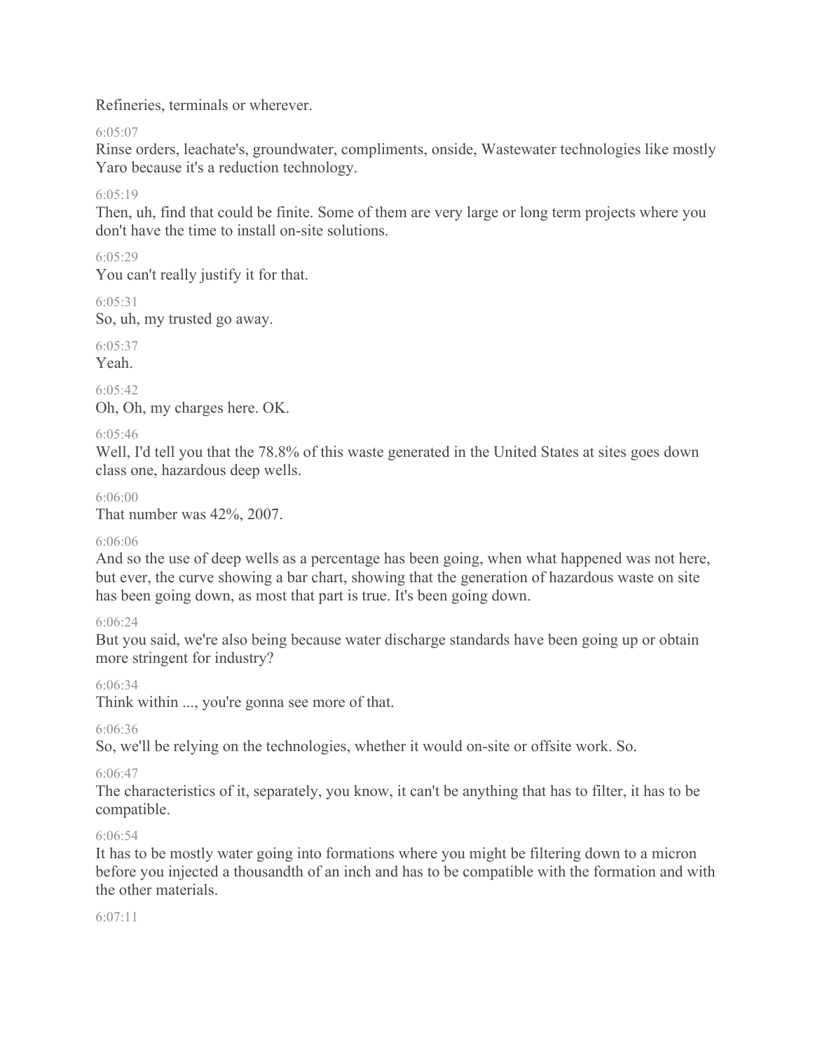Refineries, terminals or wherever.

6:05:07

Rinse orders, leachate's, groundwater, compliments, onside, Wastewater technologies like mostly Yaro because it's a reduction technology.

6:05:19

Then, uh, find that could be finite. Some of them are very large or long term projects where you don't have the time to install on-site solutions.

6:05:29

You can't really justify it for that.

6:05:31

So, uh, my trusted go away.

6:05:37

Yeah.

6:05:42

Oh, Oh, my charges here. OK.

6:05:46

Well, I'd tell you that the 78.8% of this waste generated in the United States at sites goes down class one, hazardous deep wells.

6:06:00

That number was 42%, 2007.

6:06:06

And so the use of deep wells as a percentage has been going, when what happened was not here, but ever, the curve showing a bar chart, showing that the generation of hazardous waste on site has been going down, as most that part is true. It's been going down.

6:06:24

But you said, we're also being because water discharge standards have been going up or obtain more stringent for industry?

6:06:34

Think within ..., you're gonna see more of that.

6:06:36

So, we'll be relying on the technologies, whether it would on-site or offsite work. So.

6:06:47

The characteristics of it, separately, you know, it can't be anything that has to filter, it has to be compatible.

6:06:54

It has to be mostly water going into formations where you might be filtering down to a micron before you injected a thousandth of an inch and has to be compatible with the formation and with the other materials.

6:07:11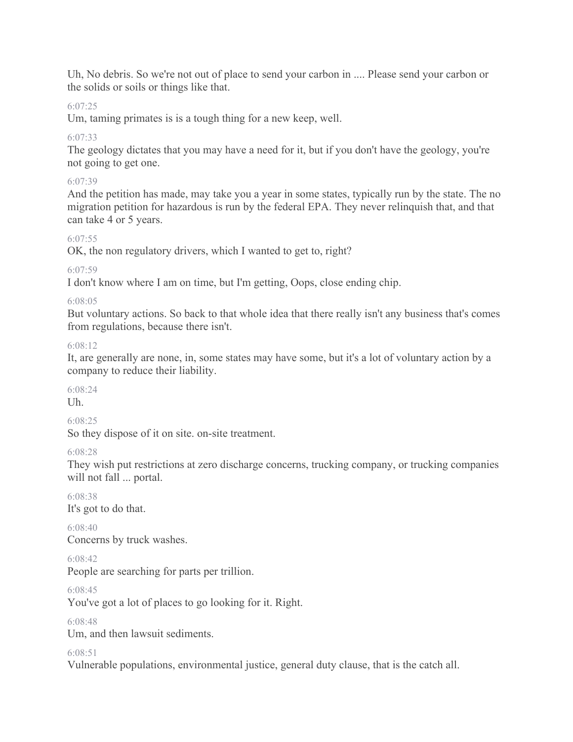Uh, No debris. So we're not out of place to send your carbon in .... Please send your carbon or the solids or soils or things like that.

6:07:25

Um, taming primates is is a tough thing for a new keep, well.

6:07:33

The geology dictates that you may have a need for it, but if you don't have the geology, you're not going to get one.

6:07:39

And the petition has made, may take you a year in some states, typically run by the state. The no migration petition for hazardous is run by the federal EPA. They never relinquish that, and that can take 4 or 5 years.

6:07:55

OK, the non regulatory drivers, which I wanted to get to, right?

6:07:59

I don't know where I am on time, but I'm getting, Oops, close ending chip.

6:08:05

But voluntary actions. So back to that whole idea that there really isn't any business that's comes from regulations, because there isn't.

6:08:12

It, are generally are none, in, some states may have some, but it's a lot of voluntary action by a company to reduce their liability.

6:08:24

Uh.

6:08:25

So they dispose of it on site. on-site treatment.

6:08:28

They wish put restrictions at zero discharge concerns, trucking company, or trucking companies will not fall ... portal.

6:08:38

It's got to do that.

6:08:40

Concerns by truck washes.

6:08:42

People are searching for parts per trillion.

6:08:45

You've got a lot of places to go looking for it. Right.

6:08:48

Um, and then lawsuit sediments.

6:08:51

Vulnerable populations, environmental justice, general duty clause, that is the catch all.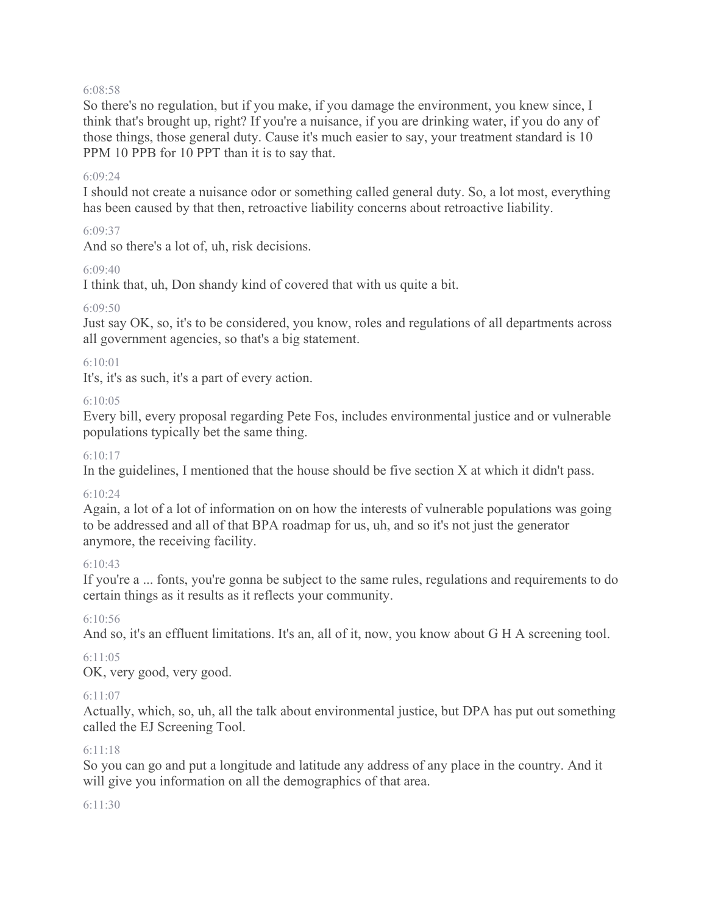6:08:58

So there's no regulation, but if you make, if you damage the environment, you knew since, I think that's brought up, right? If you're a nuisance, if you are drinking water, if you do any of those things, those general duty. Cause it's much easier to say, your treatment standard is 10 PPM 10 PPB for 10 PPT than it is to say that.

6:09:24

I should not create a nuisance odor or something called general duty. So, a lot most, everything has been caused by that then, retroactive liability concerns about retroactive liability.

6:09:37

And so there's a lot of, uh, risk decisions.

6:09:40

I think that, uh, Don shandy kind of covered that with us quite a bit.

6:09:50

Just say OK, so, it's to be considered, you know, roles and regulations of all departments across all government agencies, so that's a big statement.

6:10:01

It's, it's as such, it's a part of every action.

6:10:05

Every bill, every proposal regarding Pete Fos, includes environmental justice and or vulnerable populations typically bet the same thing.

6:10:17

In the guidelines, I mentioned that the house should be five section X at which it didn't pass.

6:10:24

Again, a lot of a lot of information on on how the interests of vulnerable populations was going to be addressed and all of that BPA roadmap for us, uh, and so it's not just the generator anymore, the receiving facility.

6:10:43

If you're a ... fonts, you're gonna be subject to the same rules, regulations and requirements to do certain things as it results as it reflects your community.

6:10:56

And so, it's an effluent limitations. It's an, all of it, now, you know about G H A screening tool.

6:11:05

OK, very good, very good.

6:11:07

Actually, which, so, uh, all the talk about environmental justice, but DPA has put out something called the EJ Screening Tool.

6:11:18

So you can go and put a longitude and latitude any address of any place in the country. And it will give you information on all the demographics of that area.

6:11:30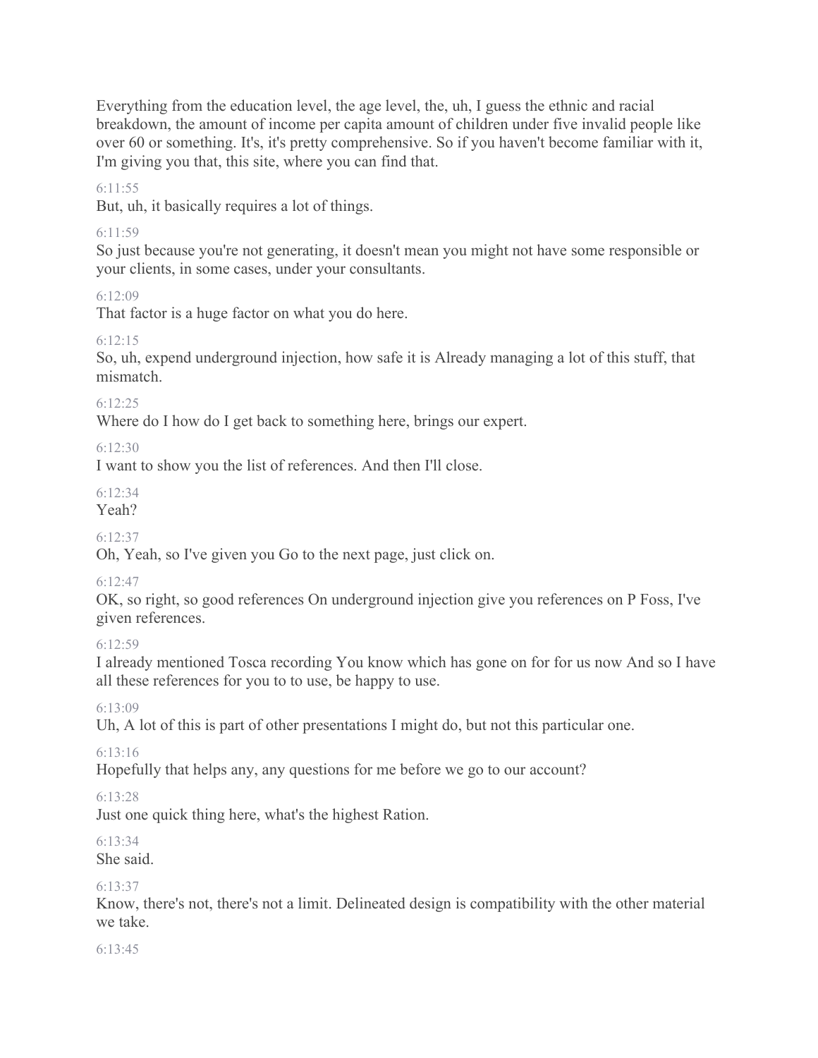Everything from the education level, the age level, the, uh, I guess the ethnic and racial breakdown, the amount of income per capita amount of children under five invalid people like over 60 or something. It's, it's pretty comprehensive. So if you haven't become familiar with it, I'm giving you that, this site, where you can find that.

6:11:55

But, uh, it basically requires a lot of things.

6:11:59

So just because you're not generating, it doesn't mean you might not have some responsible or your clients, in some cases, under your consultants.

6:12:09

That factor is a huge factor on what you do here.

6:12:15

So, uh, expend underground injection, how safe it is Already managing a lot of this stuff, that mismatch.

6:12:25

Where do I how do I get back to something here, brings our expert.

6:12:30

I want to show you the list of references. And then I'll close.

6:12:34

Yeah?

6:12:37

Oh, Yeah, so I've given you Go to the next page, just click on.

6:12:47

OK, so right, so good references On underground injection give you references on P Foss, I've given references.

6:12:59

I already mentioned Tosca recording You know which has gone on for for us now And so I have all these references for you to to use, be happy to use.

6:13:09

Uh, A lot of this is part of other presentations I might do, but not this particular one.

6:13:16

Hopefully that helps any, any questions for me before we go to our account?

6:13:28

Just one quick thing here, what's the highest Ration.

6:13:34

She said.

6:13:37

Know, there's not, there's not a limit. Delineated design is compatibility with the other material we take.

6:13:45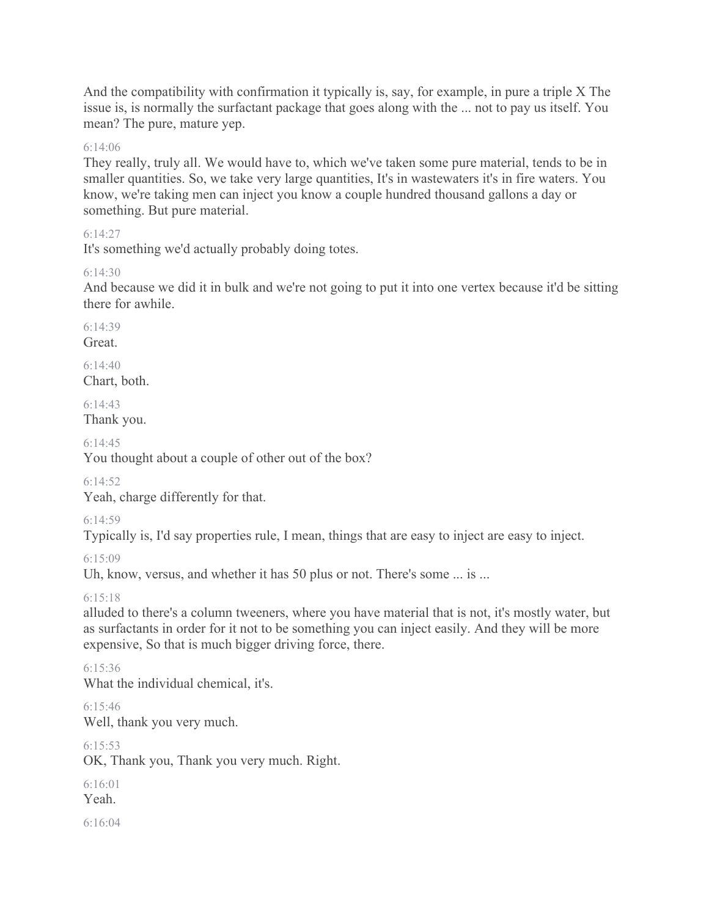And the compatibility with confirmation it typically is, say, for example, in pure a triple X The issue is, is normally the surfactant package that goes along with the ... not to pay us itself. You mean? The pure, mature yep.

6:14:06

They really, truly all. We would have to, which we've taken some pure material, tends to be in smaller quantities. So, we take very large quantities, It's in wastewaters it's in fire waters. You know, we're taking men can inject you know a couple hundred thousand gallons a day or something. But pure material.

6:14:27

It's something we'd actually probably doing totes.

6:14:30

And because we did it in bulk and we're not going to put it into one vertex because it'd be sitting there for awhile.

6:14:39

Great.

6:14:40

Chart, both.

6:14:43

Thank you.

6:14:45

You thought about a couple of other out of the box?

6:14:52

Yeah, charge differently for that.

6:14:59

Typically is, I'd say properties rule, I mean, things that are easy to inject are easy to inject.

6:15:09

Uh, know, versus, and whether it has 50 plus or not. There's some ... is ...

6:15:18

alluded to there's a column tweeners, where you have material that is not, it's mostly water, but as surfactants in order for it not to be something you can inject easily. And they will be more expensive, So that is much bigger driving force, there.

6:15:36

What the individual chemical, it's.

6:15:46

Well, thank you very much.

6:15:53

OK, Thank you, Thank you very much. Right.

6:16:01

Yeah.

6:16:04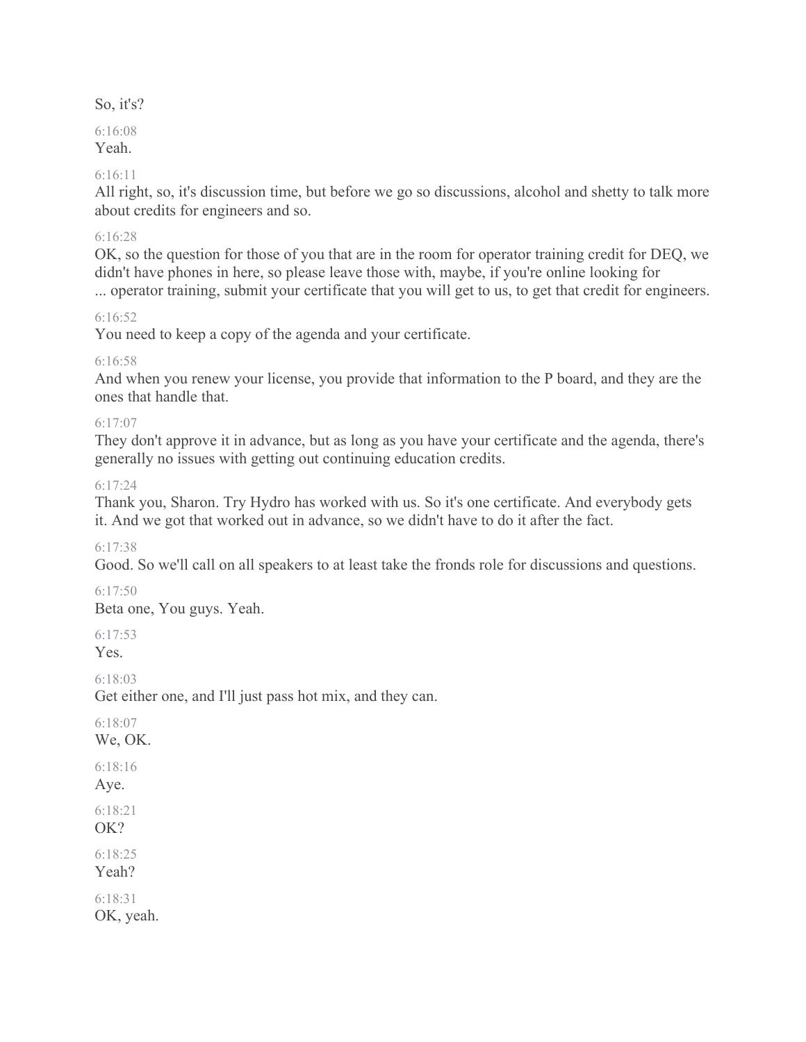So, it's?

6:16:08
Yeah.

6:16:11
All right, so, it's discussion time, but before we go so discussions, alcohol and shetty to talk more about credits for engineers and so.

6:16:28
OK, so the question for those of you that are in the room for operator training credit for DEQ, we didn't have phones in here, so please leave those with, maybe, if you're online looking for ... operator training, submit your certificate that you will get to us, to get that credit for engineers.

6:16:52
You need to keep a copy of the agenda and your certificate.

6:16:58
And when you renew your license, you provide that information to the P board, and they are the ones that handle that.

6:17:07
They don't approve it in advance, but as long as you have your certificate and the agenda, there's generally no issues with getting out continuing education credits.

6:17:24
Thank you, Sharon. Try Hydro has worked with us. So it's one certificate. And everybody gets it. And we got that worked out in advance, so we didn't have to do it after the fact.

6:17:38
Good. So we'll call on all speakers to at least take the fronds role for discussions and questions.

6:17:50
Beta one, You guys. Yeah.

6:17:53
Yes.

6:18:03
Get either one, and I'll just pass hot mix, and they can.

6:18:07
We, OK.

6:18:16
Aye.

6:18:21
OK?

6:18:25
Yeah?

6:18:31
OK, yeah.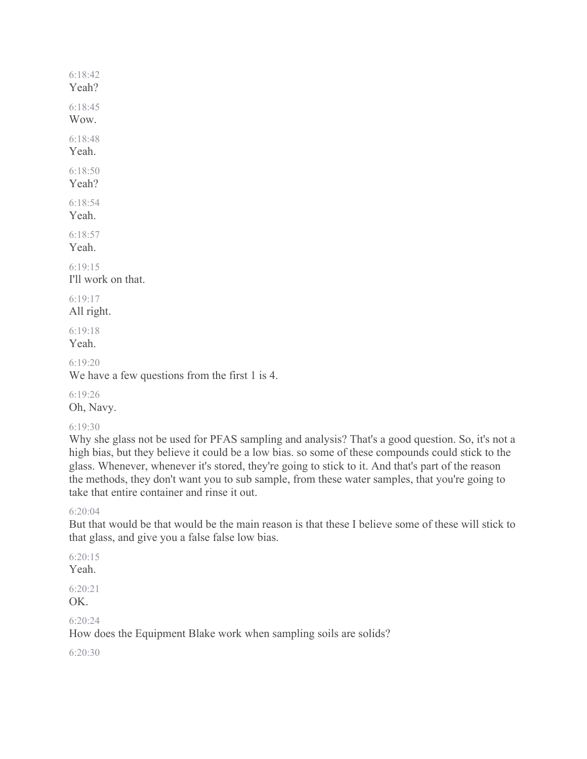6:18:42
Yeah?

6:18:45
Wow.

6:18:48
Yeah.

6:18:50
Yeah?

6:18:54
Yeah.

6:18:57
Yeah.

6:19:15
I'll work on that.

6:19:17
All right.

6:19:18
Yeah.

6:19:20
We have a few questions from the first 1 is 4.

6:19:26
Oh, Navy.

6:19:30
Why she glass not be used for PFAS sampling and analysis? That's a good question. So, it's not a high bias, but they believe it could be a low bias. so some of these compounds could stick to the glass. Whenever, whenever it's stored, they're going to stick to it. And that's part of the reason the methods, they don't want you to sub sample, from these water samples, that you're going to take that entire container and rinse it out.

6:20:04
But that would be that would be the main reason is that these I believe some of these will stick to that glass, and give you a false false low bias.

6:20:15
Yeah.

6:20:21
OK.

6:20:24
How does the Equipment Blake work when sampling soils are solids?

6:20:30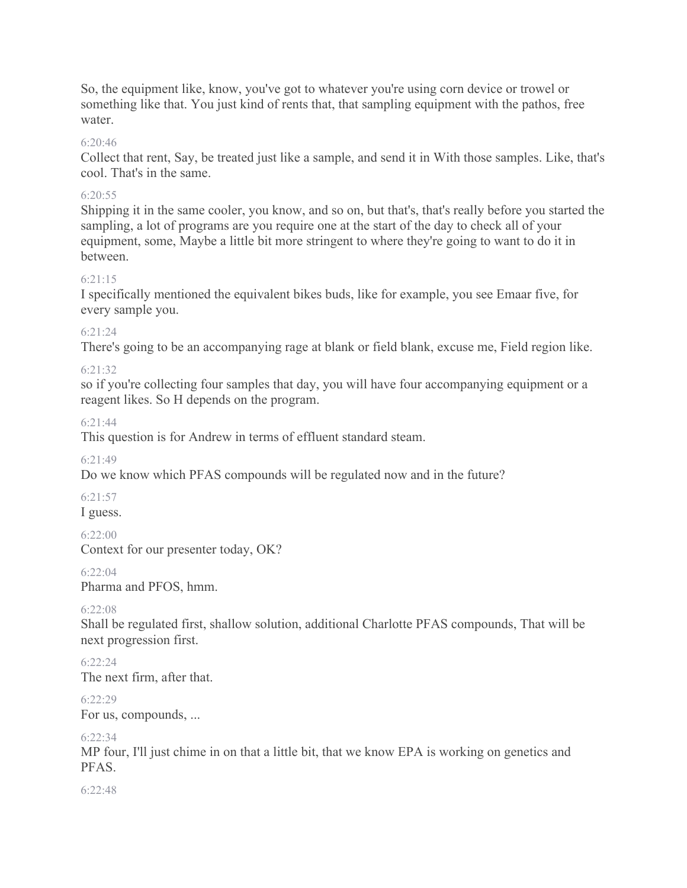So, the equipment like, know, you've got to whatever you're using corn device or trowel or something like that. You just kind of rents that, that sampling equipment with the pathos, free water.

6:20:46

Collect that rent, Say, be treated just like a sample, and send it in With those samples. Like, that's cool. That's in the same.

6:20:55

Shipping it in the same cooler, you know, and so on, but that's, that's really before you started the sampling, a lot of programs are you require one at the start of the day to check all of your equipment, some, Maybe a little bit more stringent to where they're going to want to do it in between.

6:21:15

I specifically mentioned the equivalent bikes buds, like for example, you see Emaar five, for every sample you.

6:21:24

There's going to be an accompanying rage at blank or field blank, excuse me, Field region like.

6:21:32

so if you're collecting four samples that day, you will have four accompanying equipment or a reagent likes. So H depends on the program.

6:21:44

This question is for Andrew in terms of effluent standard steam.

6:21:49

Do we know which PFAS compounds will be regulated now and in the future?

6:21:57

I guess.

6:22:00

Context for our presenter today, OK?

6:22:04

Pharma and PFOS, hmm.

6:22:08

Shall be regulated first, shallow solution, additional Charlotte PFAS compounds, That will be next progression first.

6:22:24

The next firm, after that.

6:22:29

For us, compounds, ...

6:22:34

MP four, I'll just chime in on that a little bit, that we know EPA is working on genetics and PFAS.

6:22:48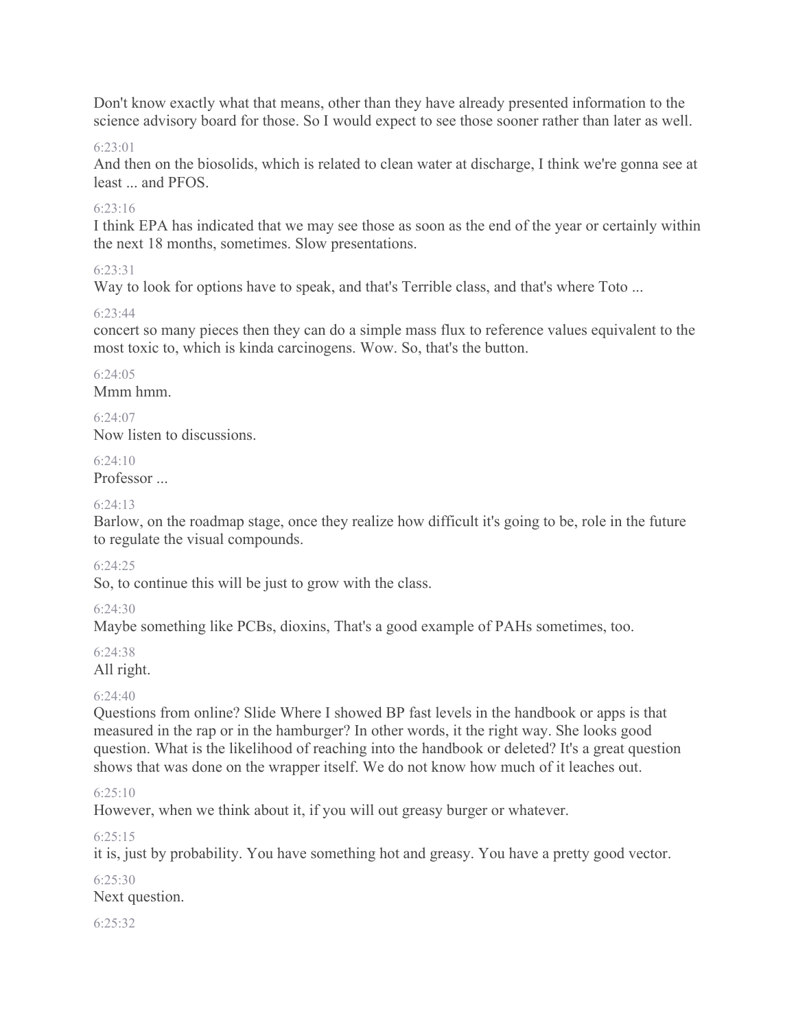Don't know exactly what that means, other than they have already presented information to the science advisory board for those. So I would expect to see those sooner rather than later as well.

6:23:01

And then on the biosolids, which is related to clean water at discharge, I think we're gonna see at least ... and PFOS.

6:23:16

I think EPA has indicated that we may see those as soon as the end of the year or certainly within the next 18 months, sometimes. Slow presentations.

6:23:31

Way to look for options have to speak, and that's Terrible class, and that's where Toto ...

6:23:44

concert so many pieces then they can do a simple mass flux to reference values equivalent to the most toxic to, which is kinda carcinogens. Wow. So, that's the button.

6:24:05

Mmm hmm.

6:24:07

Now listen to discussions.

6:24:10

Professor ...

6:24:13

Barlow, on the roadmap stage, once they realize how difficult it's going to be, role in the future to regulate the visual compounds.

6:24:25

So, to continue this will be just to grow with the class.

6:24:30

Maybe something like PCBs, dioxins, That's a good example of PAHs sometimes, too.

6:24:38

All right.

6:24:40

Questions from online? Slide Where I showed BP fast levels in the handbook or apps is that measured in the rap or in the hamburger? In other words, it the right way. She looks good question. What is the likelihood of reaching into the handbook or deleted? It's a great question shows that was done on the wrapper itself. We do not know how much of it leaches out.

6:25:10

However, when we think about it, if you will out greasy burger or whatever.

6:25:15

it is, just by probability. You have something hot and greasy. You have a pretty good vector.

6:25:30

Next question.

6:25:32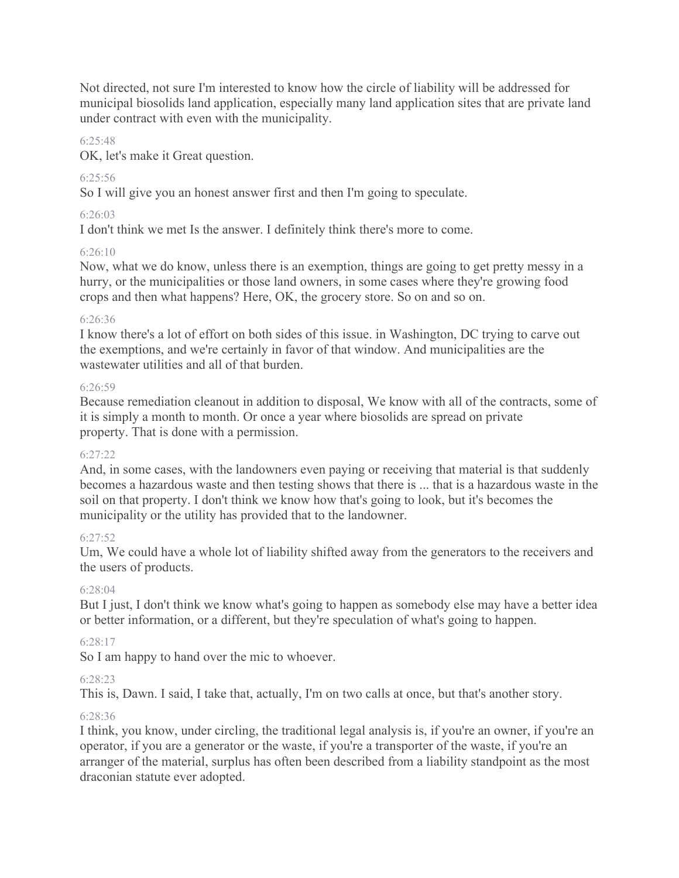Not directed, not sure I'm interested to know how the circle of liability will be addressed for municipal biosolids land application, especially many land application sites that are private land under contract with even with the municipality.

6:25:48

OK, let's make it Great question.

6:25:56

So I will give you an honest answer first and then I'm going to speculate.

6:26:03

I don't think we met Is the answer. I definitely think there's more to come.

6:26:10

Now, what we do know, unless there is an exemption, things are going to get pretty messy in a hurry, or the municipalities or those land owners, in some cases where they're growing food crops and then what happens? Here, OK, the grocery store. So on and so on.

6:26:36

I know there's a lot of effort on both sides of this issue. in Washington, DC trying to carve out the exemptions, and we're certainly in favor of that window. And municipalities are the wastewater utilities and all of that burden.

6:26:59

Because remediation cleanout in addition to disposal, We know with all of the contracts, some of it is simply a month to month. Or once a year where biosolids are spread on private property. That is done with a permission.

6:27:22

And, in some cases, with the landowners even paying or receiving that material is that suddenly becomes a hazardous waste and then testing shows that there is ... that is a hazardous waste in the soil on that property. I don't think we know how that's going to look, but it's becomes the municipality or the utility has provided that to the landowner.

6:27:52

Um, We could have a whole lot of liability shifted away from the generators to the receivers and the users of products.

6:28:04

But I just, I don't think we know what's going to happen as somebody else may have a better idea or better information, or a different, but they're speculation of what's going to happen.

6:28:17

So I am happy to hand over the mic to whoever.

6:28:23

This is, Dawn. I said, I take that, actually, I'm on two calls at once, but that's another story.

6:28:36

I think, you know, under circling, the traditional legal analysis is, if you're an owner, if you're an operator, if you are a generator or the waste, if you're a transporter of the waste, if you're an arranger of the material, surplus has often been described from a liability standpoint as the most draconian statute ever adopted.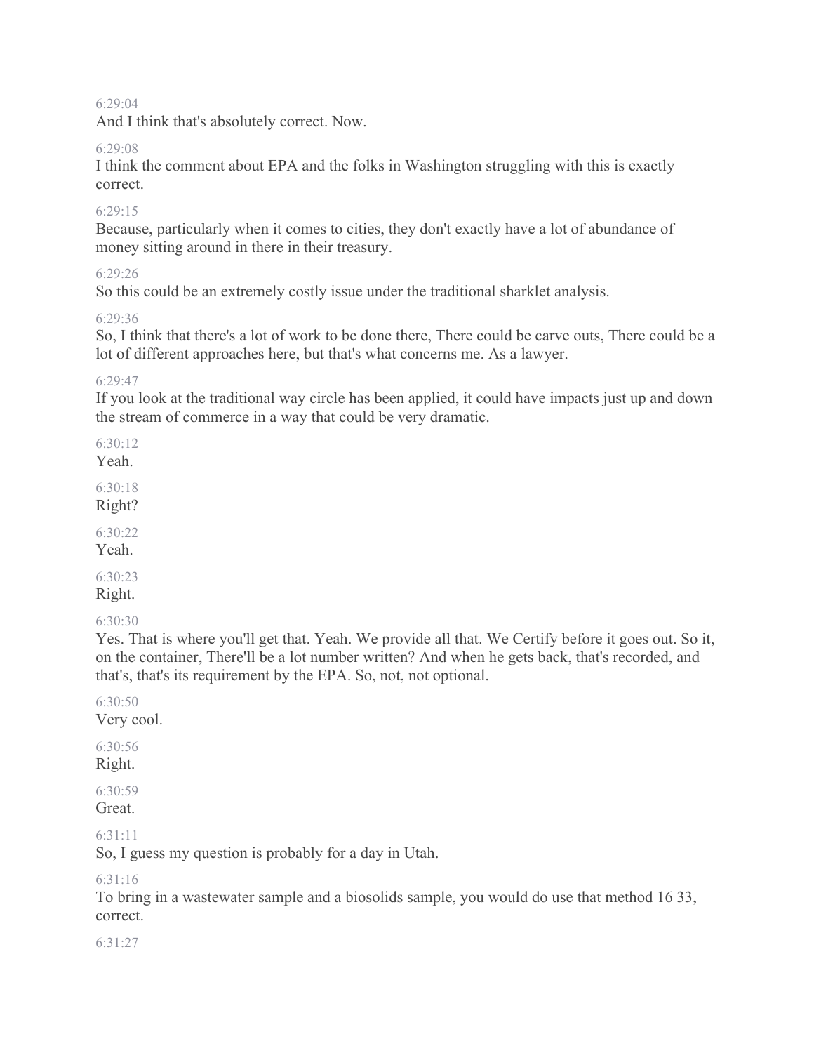6:29:04

And I think that's absolutely correct. Now.

6:29:08

I think the comment about EPA and the folks in Washington struggling with this is exactly correct.

6:29:15

Because, particularly when it comes to cities, they don't exactly have a lot of abundance of money sitting around in there in their treasury.

6:29:26

So this could be an extremely costly issue under the traditional sharklet analysis.

6:29:36

So, I think that there's a lot of work to be done there, There could be carve outs, There could be a lot of different approaches here, but that's what concerns me. As a lawyer.

6:29:47

If you look at the traditional way circle has been applied, it could have impacts just up and down the stream of commerce in a way that could be very dramatic.

6:30:12

Yeah.

6:30:18

Right?

6:30:22

Yeah.

6:30:23

Right.

6:30:30

Yes. That is where you'll get that. Yeah. We provide all that. We Certify before it goes out. So it, on the container, There'll be a lot number written? And when he gets back, that's recorded, and that's, that's its requirement by the EPA. So, not, not optional.

6:30:50

Very cool.

6:30:56

Right.

6:30:59

Great.

6:31:11

So, I guess my question is probably for a day in Utah.

6:31:16

To bring in a wastewater sample and a biosolids sample, you would do use that method 16 33, correct.

6:31:27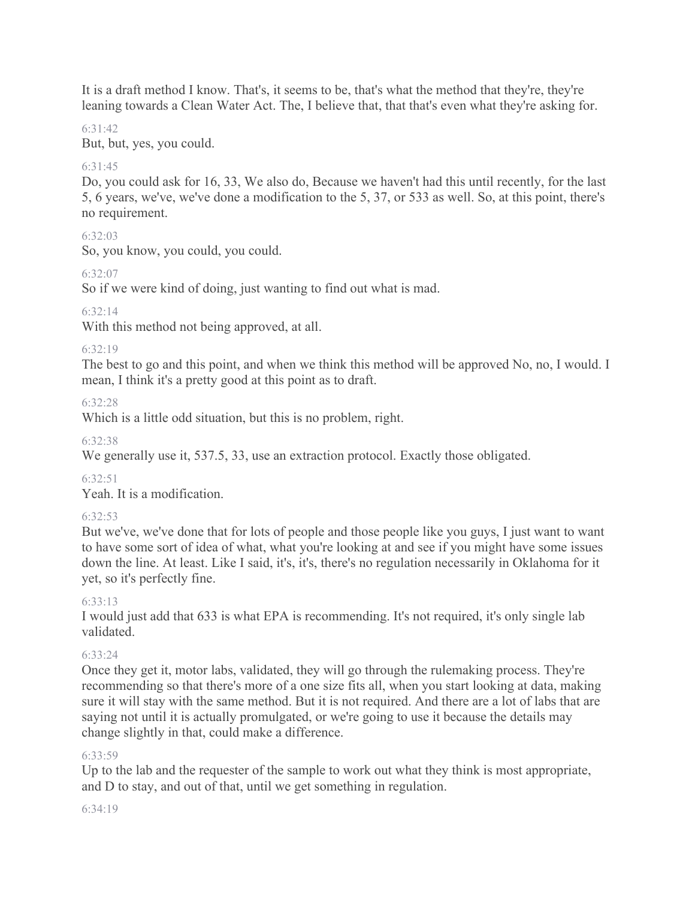It is a draft method I know. That's, it seems to be, that's what the method that they're, they're leaning towards a Clean Water Act. The, I believe that, that that's even what they're asking for.

6:31:42

But, but, yes, you could.

6:31:45

Do, you could ask for 16, 33, We also do, Because we haven't had this until recently, for the last 5, 6 years, we've, we've done a modification to the 5, 37, or 533 as well. So, at this point, there's no requirement.

6:32:03

So, you know, you could, you could.

6:32:07

So if we were kind of doing, just wanting to find out what is mad.

6:32:14

With this method not being approved, at all.

6:32:19

The best to go and this point, and when we think this method will be approved No, no, I would. I mean, I think it's a pretty good at this point as to draft.

6:32:28

Which is a little odd situation, but this is no problem, right.

6:32:38

We generally use it, 537.5, 33, use an extraction protocol. Exactly those obligated.

6:32:51

Yeah. It is a modification.

6:32:53

But we've, we've done that for lots of people and those people like you guys, I just want to want to have some sort of idea of what, what you're looking at and see if you might have some issues down the line. At least. Like I said, it's, it's, there's no regulation necessarily in Oklahoma for it yet, so it's perfectly fine.

6:33:13

I would just add that 633 is what EPA is recommending. It's not required, it's only single lab validated.

6:33:24

Once they get it, motor labs, validated, they will go through the rulemaking process. They're recommending so that there's more of a one size fits all, when you start looking at data, making sure it will stay with the same method. But it is not required. And there are a lot of labs that are saying not until it is actually promulgated, or we're going to use it because the details may change slightly in that, could make a difference.

6:33:59

Up to the lab and the requester of the sample to work out what they think is most appropriate, and D to stay, and out of that, until we get something in regulation.

6:34:19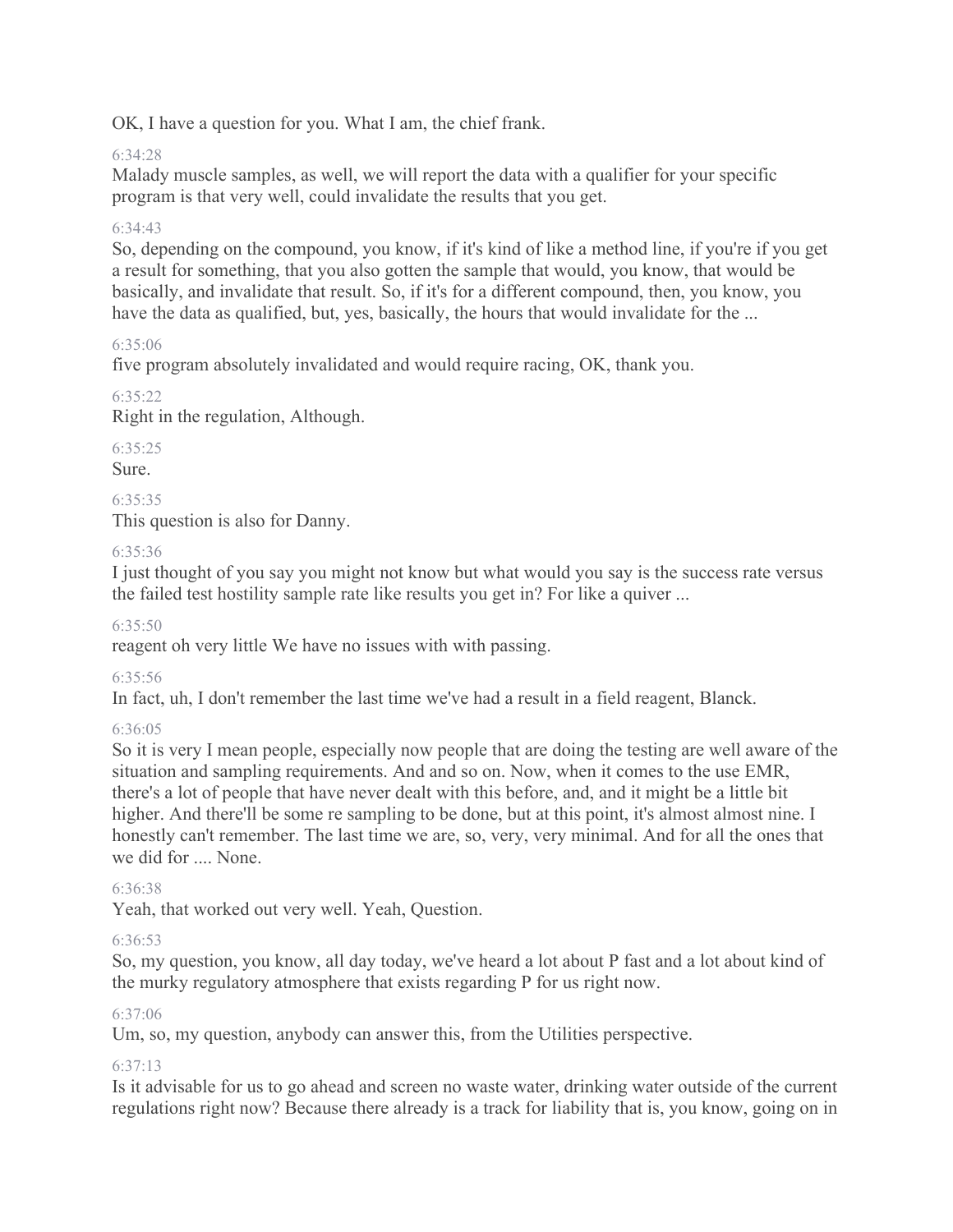OK, I have a question for you. What I am, the chief frank.

6:34:28

Malady muscle samples, as well, we will report the data with a qualifier for your specific program is that very well, could invalidate the results that you get.

6:34:43

So, depending on the compound, you know, if it's kind of like a method line, if you're if you get a result for something, that you also gotten the sample that would, you know, that would be basically, and invalidate that result. So, if it's for a different compound, then, you know, you have the data as qualified, but, yes, basically, the hours that would invalidate for the ...

6:35:06

five program absolutely invalidated and would require racing, OK, thank you.

6:35:22

Right in the regulation, Although.

6:35:25

Sure.

6:35:35

This question is also for Danny.

6:35:36

I just thought of you say you might not know but what would you say is the success rate versus the failed test hostility sample rate like results you get in? For like a quiver ...

6:35:50

reagent oh very little We have no issues with with passing.

6:35:56

In fact, uh, I don't remember the last time we've had a result in a field reagent, Blanck.

6:36:05

So it is very I mean people, especially now people that are doing the testing are well aware of the situation and sampling requirements. And and so on. Now, when it comes to the use EMR, there's a lot of people that have never dealt with this before, and, and it might be a little bit higher. And there'll be some re sampling to be done, but at this point, it's almost almost nine. I honestly can't remember. The last time we are, so, very, very minimal. And for all the ones that we did for .... None.

6:36:38

Yeah, that worked out very well. Yeah, Question.

6:36:53

So, my question, you know, all day today, we've heard a lot about P fast and a lot about kind of the murky regulatory atmosphere that exists regarding P for us right now.

6:37:06

Um, so, my question, anybody can answer this, from the Utilities perspective.

6:37:13

Is it advisable for us to go ahead and screen no waste water, drinking water outside of the current regulations right now? Because there already is a track for liability that is, you know, going on in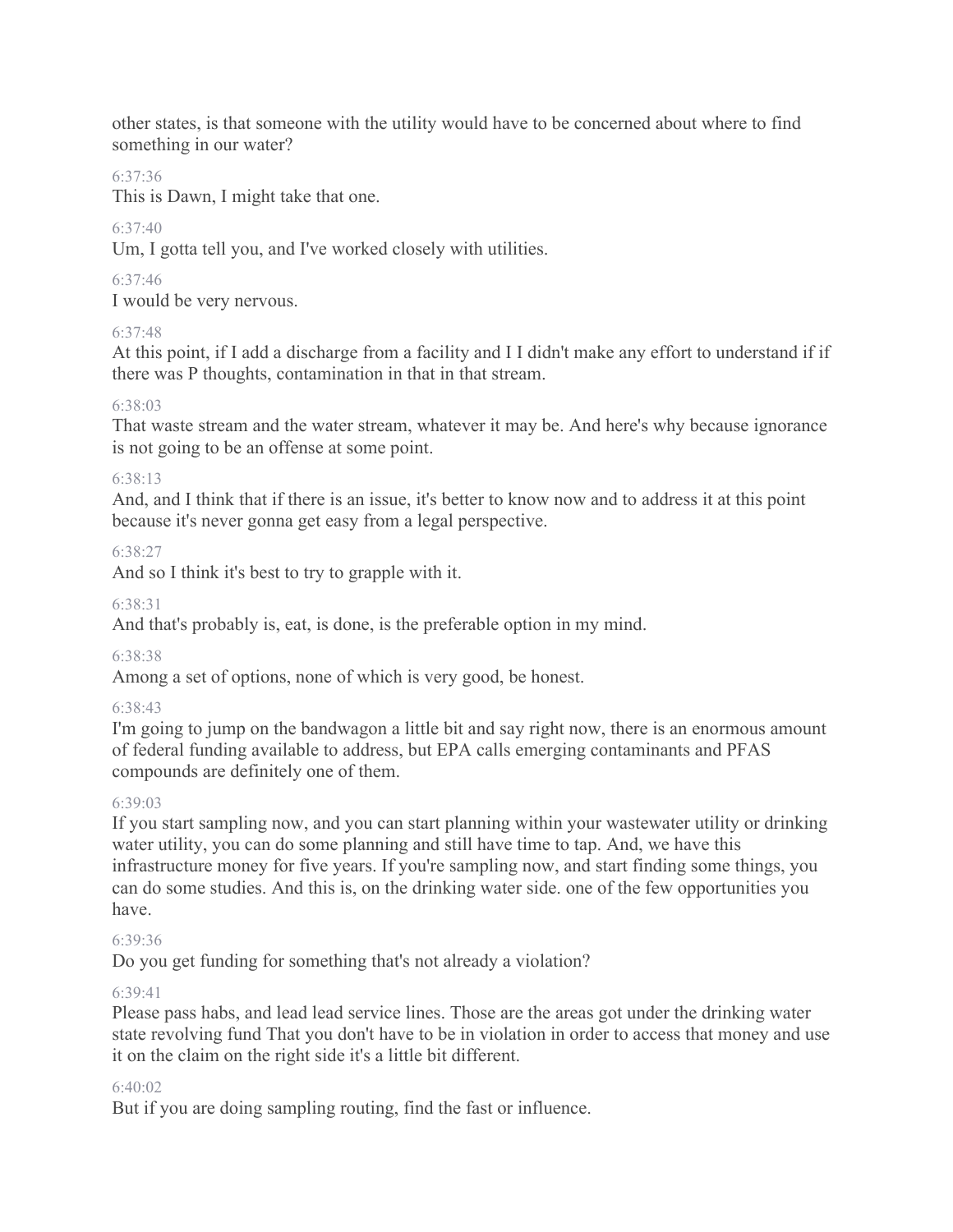other states, is that someone with the utility would have to be concerned about where to find something in our water?

6:37:36

This is Dawn, I might take that one.

6:37:40

Um, I gotta tell you, and I've worked closely with utilities.

6:37:46

I would be very nervous.

6:37:48

At this point, if I add a discharge from a facility and I I didn't make any effort to understand if if there was P thoughts, contamination in that in that stream.

6:38:03

That waste stream and the water stream, whatever it may be. And here's why because ignorance is not going to be an offense at some point.

6:38:13

And, and I think that if there is an issue, it's better to know now and to address it at this point because it's never gonna get easy from a legal perspective.

6:38:27

And so I think it's best to try to grapple with it.

6:38:31

And that's probably is, eat, is done, is the preferable option in my mind.

6:38:38

Among a set of options, none of which is very good, be honest.

6:38:43

I'm going to jump on the bandwagon a little bit and say right now, there is an enormous amount of federal funding available to address, but EPA calls emerging contaminants and PFAS compounds are definitely one of them.

6:39:03

If you start sampling now, and you can start planning within your wastewater utility or drinking water utility, you can do some planning and still have time to tap. And, we have this infrastructure money for five years. If you're sampling now, and start finding some things, you can do some studies. And this is, on the drinking water side. one of the few opportunities you have.

6:39:36

Do you get funding for something that's not already a violation?

6:39:41

Please pass habs, and lead lead service lines. Those are the areas got under the drinking water state revolving fund That you don't have to be in violation in order to access that money and use it on the claim on the right side it's a little bit different.

6:40:02

But if you are doing sampling routing, find the fast or influence.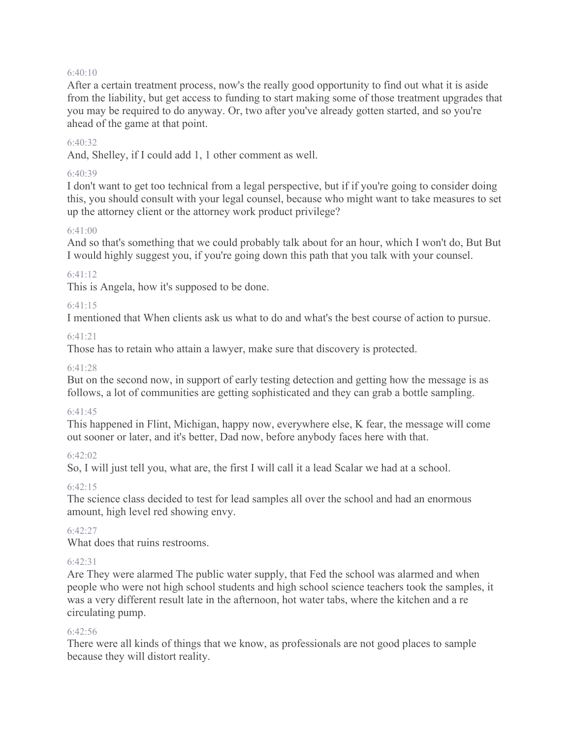6:40:10

After a certain treatment process, now's the really good opportunity to find out what it is aside from the liability, but get access to funding to start making some of those treatment upgrades that you may be required to do anyway. Or, two after you've already gotten started, and so you're ahead of the game at that point.

6:40:32

And, Shelley, if I could add 1, 1 other comment as well.

6:40:39

I don't want to get too technical from a legal perspective, but if if you're going to consider doing this, you should consult with your legal counsel, because who might want to take measures to set up the attorney client or the attorney work product privilege?

6:41:00

And so that's something that we could probably talk about for an hour, which I won't do, But But I would highly suggest you, if you're going down this path that you talk with your counsel.

6:41:12

This is Angela, how it's supposed to be done.

6:41:15

I mentioned that When clients ask us what to do and what's the best course of action to pursue.

6:41:21

Those has to retain who attain a lawyer, make sure that discovery is protected.

6:41:28

But on the second now, in support of early testing detection and getting how the message is as follows, a lot of communities are getting sophisticated and they can grab a bottle sampling.

6:41:45

This happened in Flint, Michigan, happy now, everywhere else, K fear, the message will come out sooner or later, and it's better, Dad now, before anybody faces here with that.

6:42:02

So, I will just tell you, what are, the first I will call it a lead Scalar we had at a school.

6:42:15

The science class decided to test for lead samples all over the school and had an enormous amount, high level red showing envy.

6:42:27

What does that ruins restrooms.

6:42:31

Are They were alarmed The public water supply, that Fed the school was alarmed and when people who were not high school students and high school science teachers took the samples, it was a very different result late in the afternoon, hot water tabs, where the kitchen and a re circulating pump.

6:42:56

There were all kinds of things that we know, as professionals are not good places to sample because they will distort reality.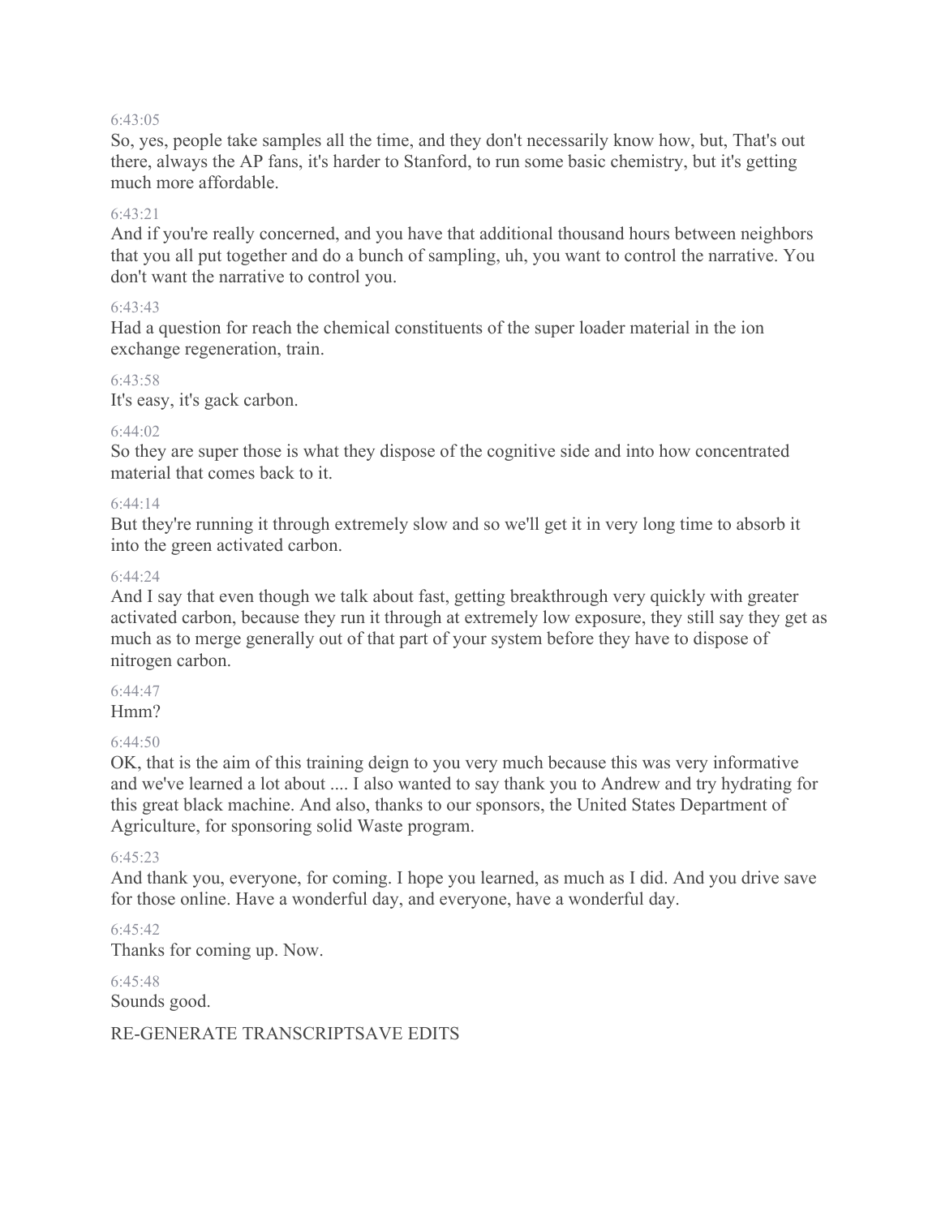6:43:05

So, yes, people take samples all the time, and they don't necessarily know how, but, That's out there, always the AP fans, it's harder to Stanford, to run some basic chemistry, but it's getting much more affordable.

6:43:21

And if you're really concerned, and you have that additional thousand hours between neighbors that you all put together and do a bunch of sampling, uh, you want to control the narrative. You don't want the narrative to control you.

6:43:43

Had a question for reach the chemical constituents of the super loader material in the ion exchange regeneration, train.

6:43:58

It's easy, it's gack carbon.

6:44:02

So they are super those is what they dispose of the cognitive side and into how concentrated material that comes back to it.

6:44:14

But they're running it through extremely slow and so we'll get it in very long time to absorb it into the green activated carbon.

6:44:24

And I say that even though we talk about fast, getting breakthrough very quickly with greater activated carbon, because they run it through at extremely low exposure, they still say they get as much as to merge generally out of that part of your system before they have to dispose of nitrogen carbon.

6:44:47

Hmm?

6:44:50

OK, that is the aim of this training deign to you very much because this was very informative and we've learned a lot about .... I also wanted to say thank you to Andrew and try hydrating for this great black machine. And also, thanks to our sponsors, the United States Department of Agriculture, for sponsoring solid Waste program.

6:45:23

And thank you, everyone, for coming. I hope you learned, as much as I did. And you drive save for those online. Have a wonderful day, and everyone, have a wonderful day.

6:45:42

Thanks for coming up. Now.

6:45:48

Sounds good.

RE-GENERATE TRANSCRIPTSAVE EDITS